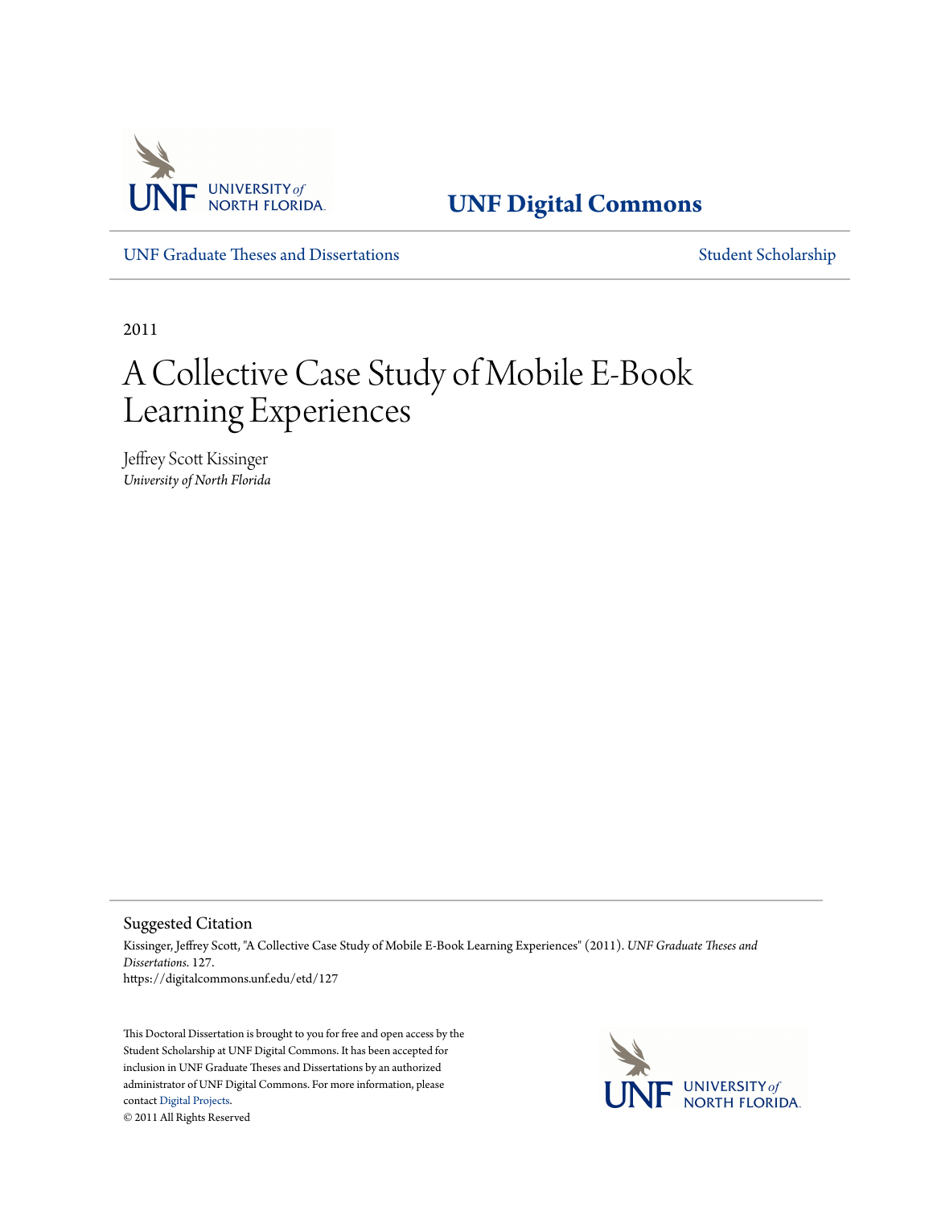**UNF Digital Commons**

UNF Graduate Theses and Dissertations — Student Scholarship

2011

# A Collective Case Study of Mobile E-Book Learning Experiences

Jeffrey Scott Kissinger
*University of North Florida*

## Suggested Citation

Kissinger, Jeffrey Scott, "A Collective Case Study of Mobile E-Book Learning Experiences" (2011). *UNF Graduate Theses and Dissertations*. 127.
https://digitalcommons.unf.edu/etd/127

This Doctoral Dissertation is brought to you for free and open access by the Student Scholarship at UNF Digital Commons. It has been accepted for inclusion in UNF Graduate Theses and Dissertations by an authorized administrator of UNF Digital Commons. For more information, please contact Digital Projects.
© 2011 All Rights Reserved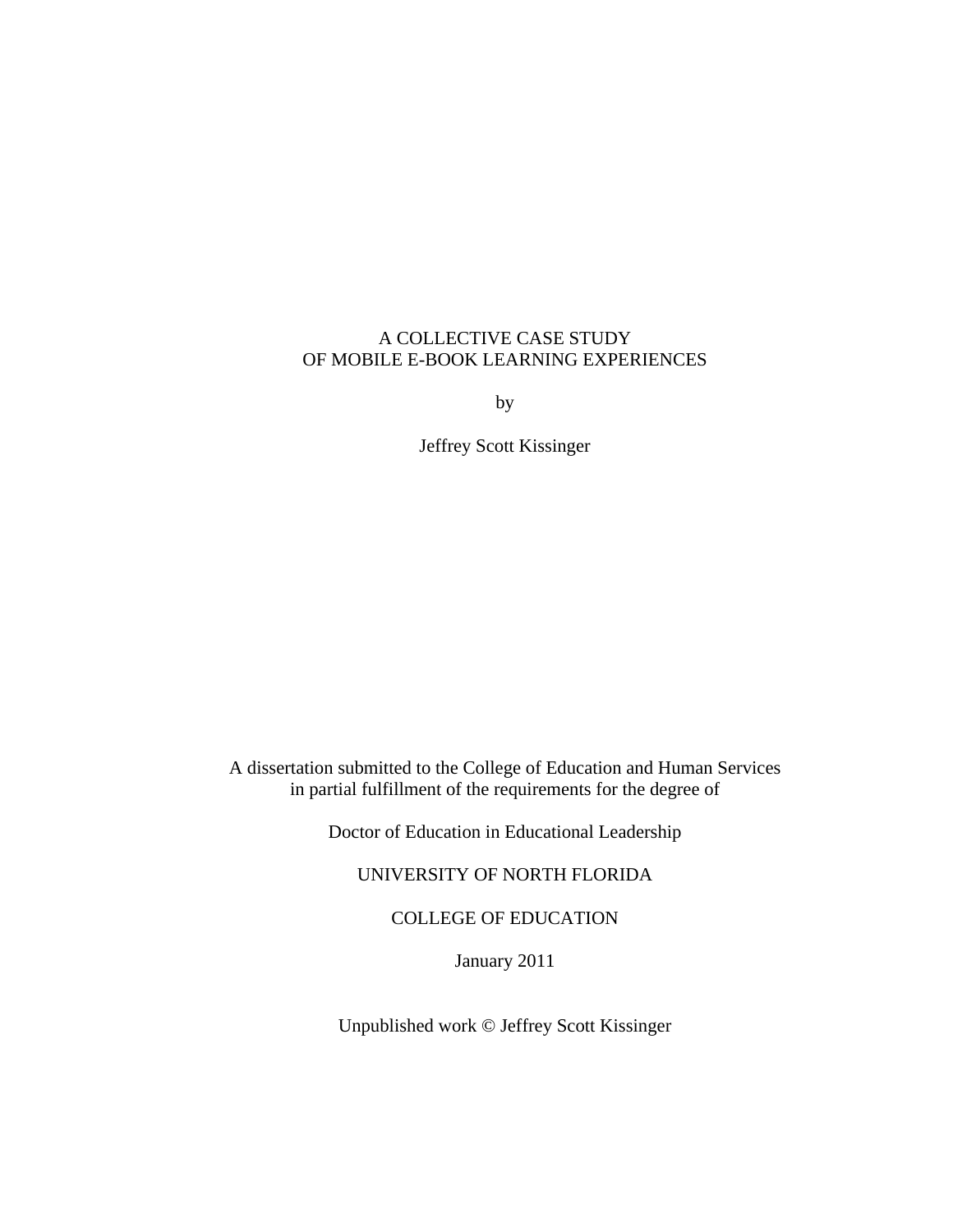# A COLLECTIVE CASE STUDY OF MOBILE E-BOOK LEARNING EXPERIENCES

by

Jeffrey Scott Kissinger

A dissertation submitted to the College of Education and Human Services in partial fulfillment of the requirements for the degree of

Doctor of Education in Educational Leadership

UNIVERSITY OF NORTH FLORIDA

COLLEGE OF EDUCATION

January 2011

Unpublished work © Jeffrey Scott Kissinger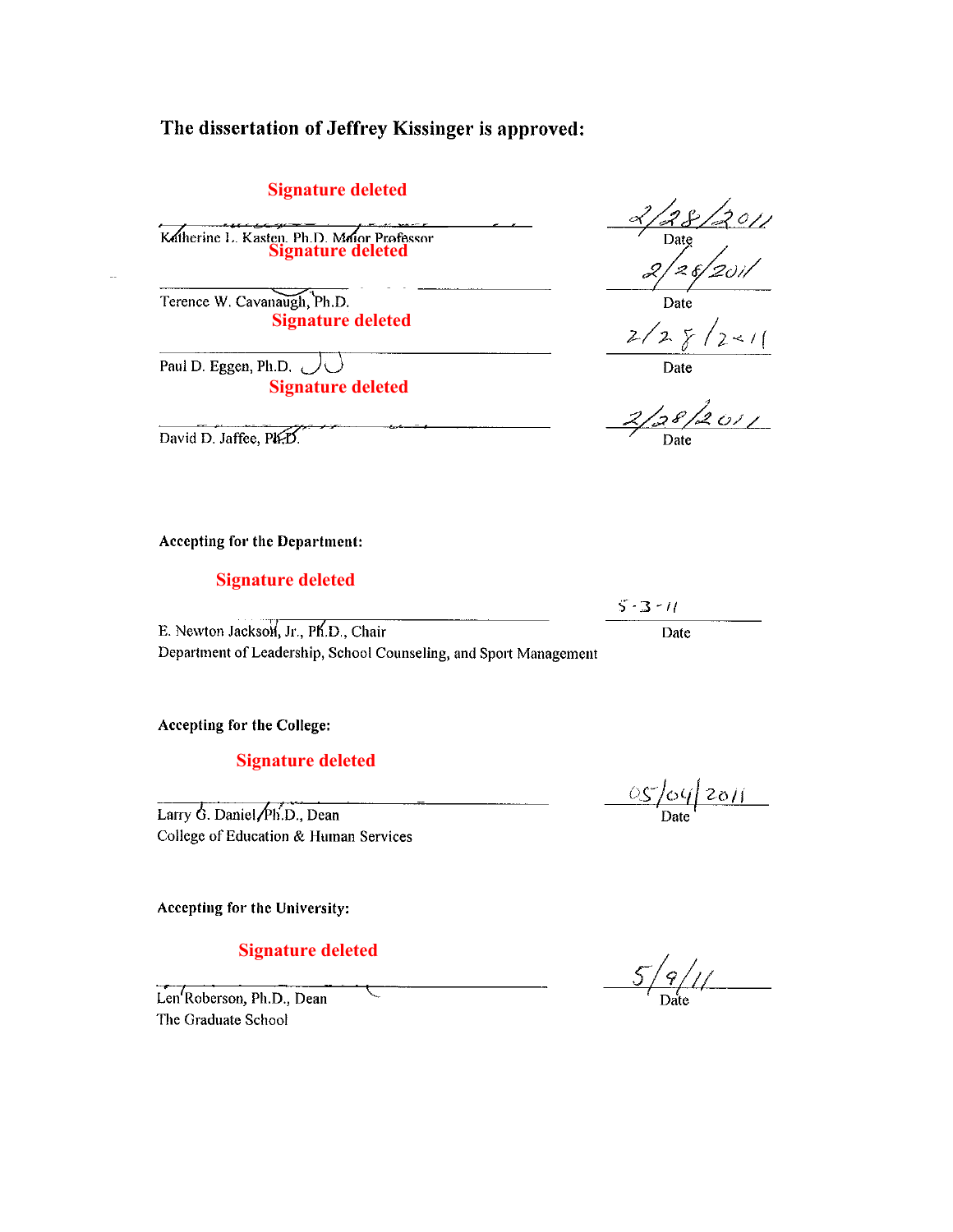**The dissertation of Jeffrey Kissinger is approved:**

Signature deleted

Katherine L. Kasten, Ph.D. Major Professor — 2/28/2011 Date

Signature deleted

Terence W. Cavanaugh, Ph.D. — 2/28/2011 Date

Signature deleted

Paul D. Eggen, Ph.D. — 2/28/2011 Date

Signature deleted

David D. Jaffee, Ph.D. — 2/28/2011 Date

**Accepting for the Department:**

Signature deleted

E. Newton Jackson, Jr., Ph.D., Chair — 5-3-11 Date
Department of Leadership, School Counseling, and Sport Management

**Accepting for the College:**

Signature deleted

Larry G. Daniel, Ph.D., Dean — 05/04/2011 Date
College of Education & Human Services

**Accepting for the University:**

Signature deleted

Len Roberson, Ph.D., Dean — 5/9/11 Date
The Graduate School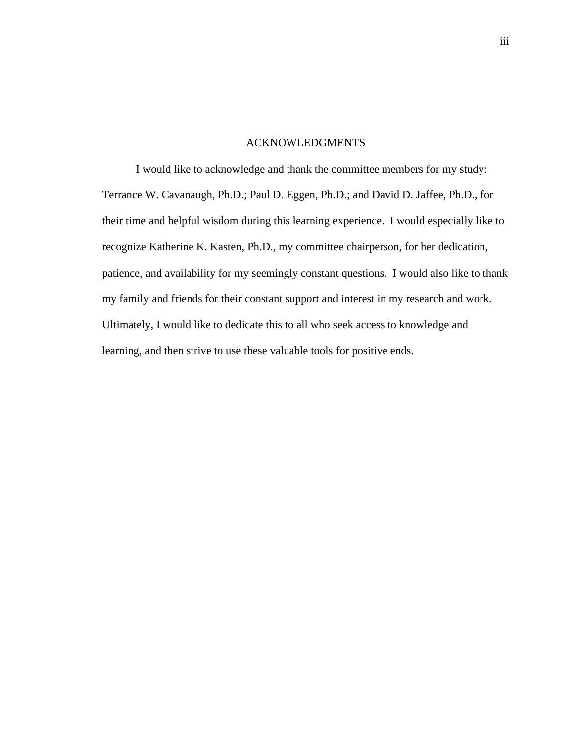# ACKNOWLEDGMENTS

I would like to acknowledge and thank the committee members for my study: Terrance W. Cavanaugh, Ph.D.; Paul D. Eggen, Ph.D.; and David D. Jaffee, Ph.D., for their time and helpful wisdom during this learning experience. I would especially like to recognize Katherine K. Kasten, Ph.D., my committee chairperson, for her dedication, patience, and availability for my seemingly constant questions. I would also like to thank my family and friends for their constant support and interest in my research and work. Ultimately, I would like to dedicate this to all who seek access to knowledge and learning, and then strive to use these valuable tools for positive ends.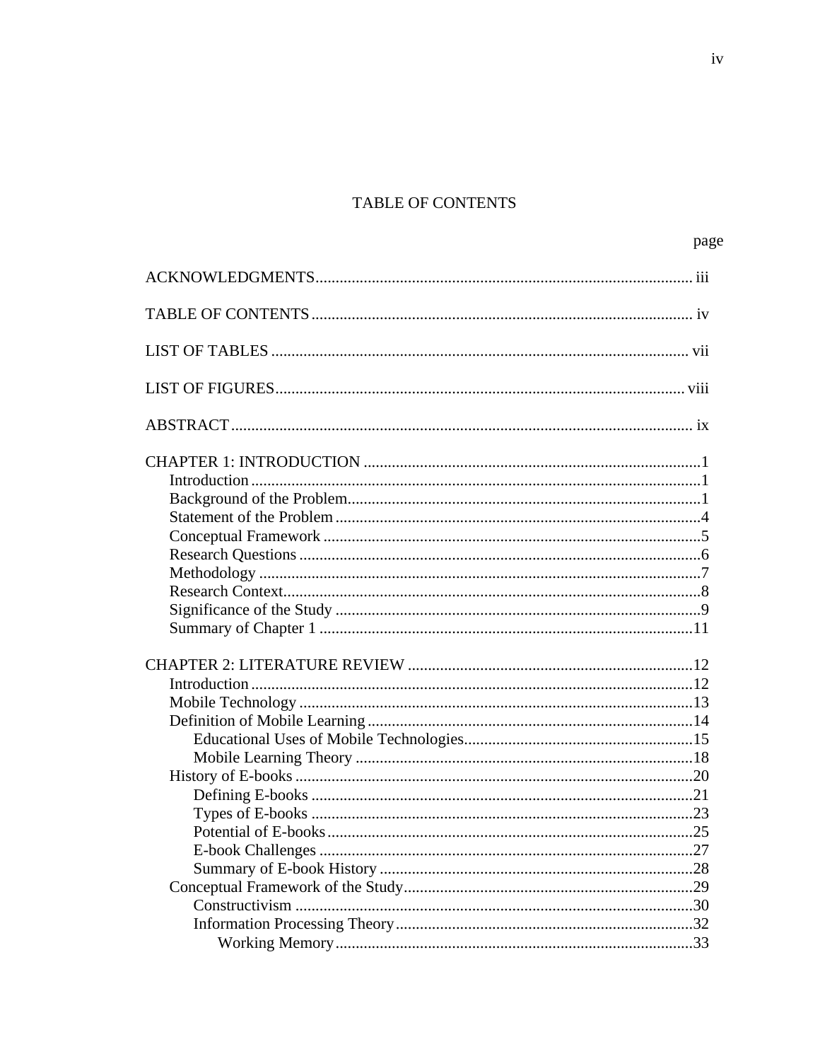# TABLE OF CONTENTS

page

ACKNOWLEDGMENTS ............ iii

TABLE OF CONTENTS ............ iv

LIST OF TABLES ............ vii

LIST OF FIGURES ............ viii

ABSTRACT ............ ix

CHAPTER 1: INTRODUCTION ............ 1
- Introduction ............ 1
- Background of the Problem ............ 1
- Statement of the Problem ............ 4
- Conceptual Framework ............ 5
- Research Questions ............ 6
- Methodology ............ 7
- Research Context ............ 8
- Significance of the Study ............ 9
- Summary of Chapter 1 ............ 11

CHAPTER 2: LITERATURE REVIEW ............ 12
- Introduction ............ 12
- Mobile Technology ............ 13
- Definition of Mobile Learning ............ 14
  - Educational Uses of Mobile Technologies ............ 15
  - Mobile Learning Theory ............ 18
- History of E-books ............ 20
  - Defining E-books ............ 21
  - Types of E-books ............ 23
  - Potential of E-books ............ 25
  - E-book Challenges ............ 27
  - Summary of E-book History ............ 28
- Conceptual Framework of the Study ............ 29
  - Constructivism ............ 30
  - Information Processing Theory ............ 32
    - Working Memory ............ 33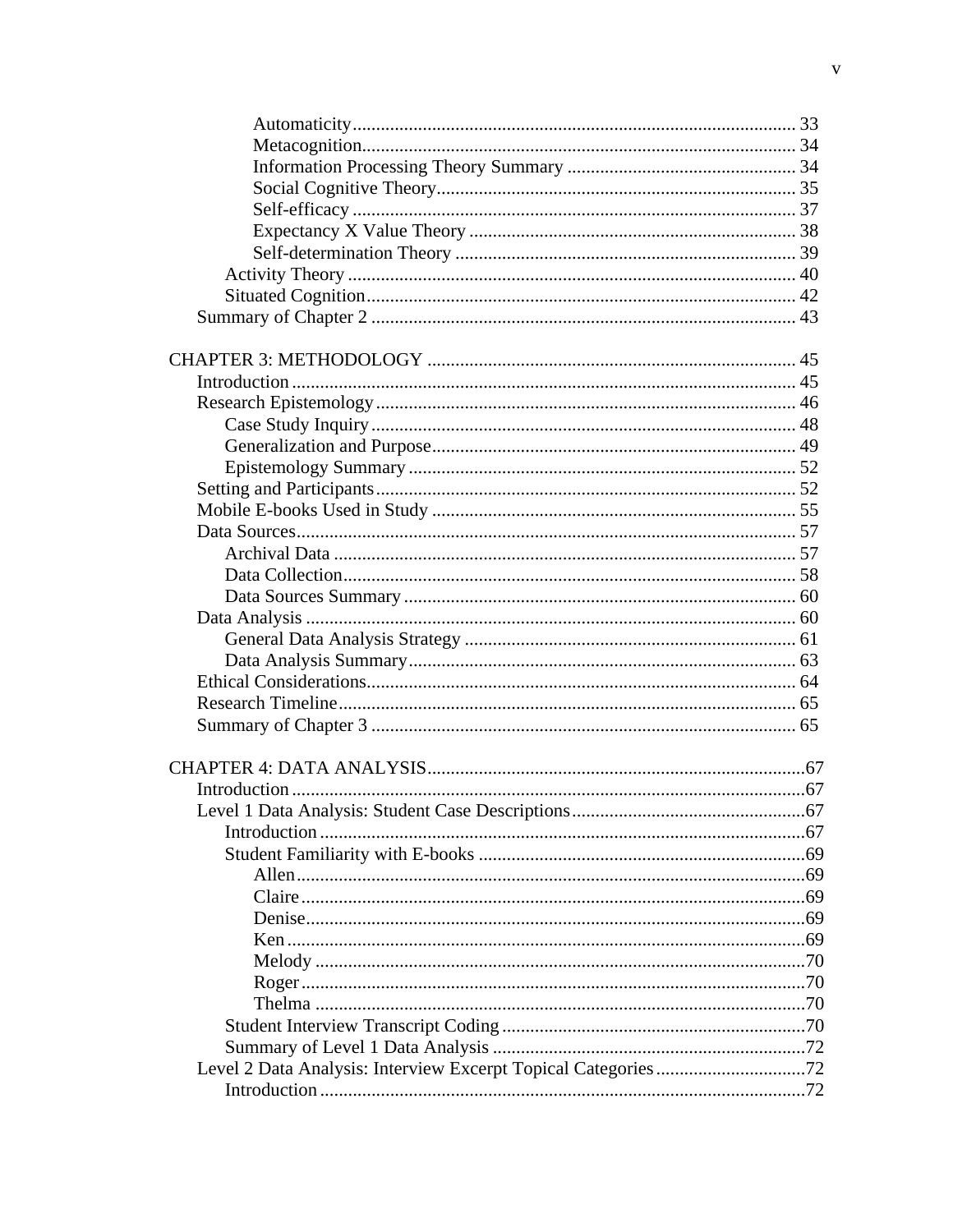Automaticity .......... 33
Metacognition .......... 34
Information Processing Theory Summary .......... 34
Social Cognitive Theory .......... 35
Self-efficacy .......... 37
Expectancy X Value Theory .......... 38
Self-determination Theory .......... 39
Activity Theory .......... 40
Situated Cognition .......... 42
Summary of Chapter 2 .......... 43

CHAPTER 3: METHODOLOGY .......... 45
Introduction .......... 45
Research Epistemology .......... 46
Case Study Inquiry .......... 48
Generalization and Purpose .......... 49
Epistemology Summary .......... 52
Setting and Participants .......... 52
Mobile E-books Used in Study .......... 55
Data Sources .......... 57
Archival Data .......... 57
Data Collection .......... 58
Data Sources Summary .......... 60
Data Analysis .......... 60
General Data Analysis Strategy .......... 61
Data Analysis Summary .......... 63
Ethical Considerations .......... 64
Research Timeline .......... 65
Summary of Chapter 3 .......... 65

CHAPTER 4: DATA ANALYSIS .......... 67
Introduction .......... 67
Level 1 Data Analysis: Student Case Descriptions .......... 67
Introduction .......... 67
Student Familiarity with E-books .......... 69
Allen .......... 69
Claire .......... 69
Denise .......... 69
Ken .......... 69
Melody .......... 70
Roger .......... 70
Thelma .......... 70
Student Interview Transcript Coding .......... 70
Summary of Level 1 Data Analysis .......... 72
Level 2 Data Analysis: Interview Excerpt Topical Categories .......... 72
Introduction .......... 72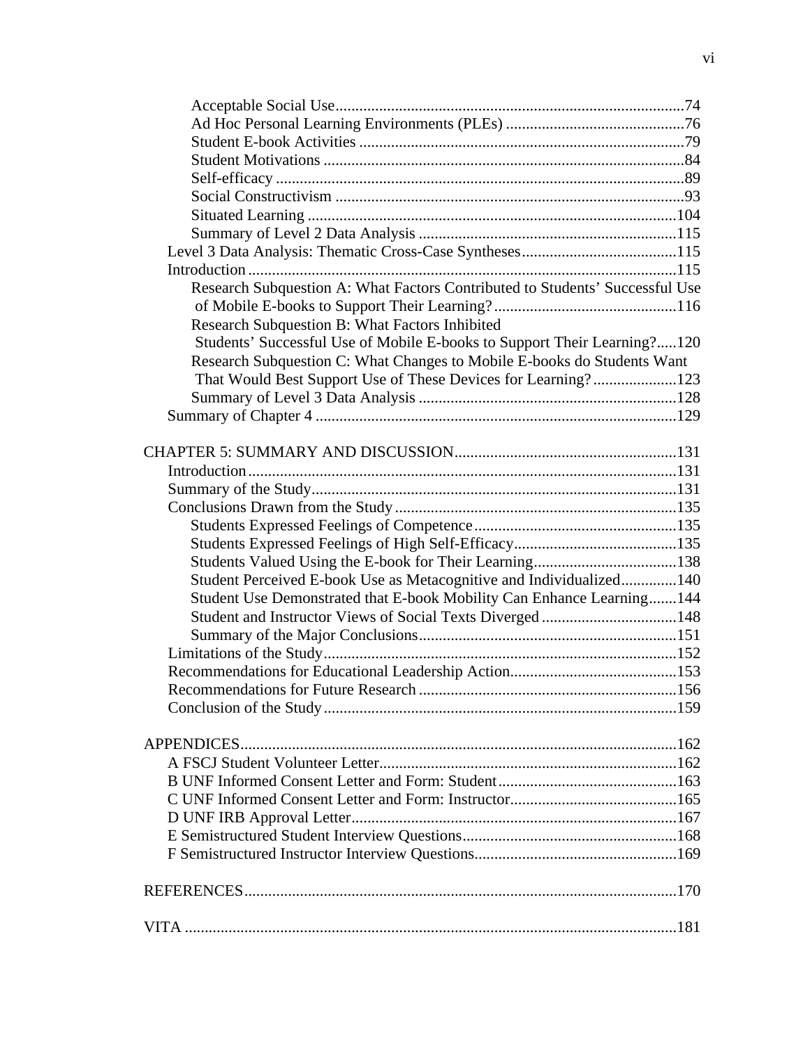Acceptable Social Use.......................................................................................74
Ad Hoc Personal Learning Environments (PLEs) .............................................76
Student E-book Activities .................................................................................79
Student Motivations ..........................................................................................84
Self-efficacy ......................................................................................................89
Social Constructivism .......................................................................................93
Situated Learning ............................................................................................104
Summary of Level 2 Data Analysis ................................................................115
Level 3 Data Analysis: Thematic Cross-Case Syntheses.......................................115
Introduction ...........................................................................................................115
Research Subquestion A: What Factors Contributed to Students' Successful Use of Mobile E-books to Support Their Learning?.............................................116
Research Subquestion B: What Factors Inhibited Students' Successful Use of Mobile E-books to Support Their Learning?.....120
Research Subquestion C: What Changes to Mobile E-books do Students Want That Would Best Support Use of These Devices for Learning?.....................123
Summary of Level 3 Data Analysis ................................................................128
Summary of Chapter 4 ..........................................................................................129

CHAPTER 5: SUMMARY AND DISCUSSION.......................................................131
Introduction ...........................................................................................................131
Summary of the Study...........................................................................................131
Conclusions Drawn from the Study......................................................................135
Students Expressed Feelings of Competence..................................................135
Students Expressed Feelings of High Self-Efficacy.........................................135
Students Valued Using the E-book for Their Learning....................................138
Student Perceived E-book Use as Metacognitive and Individualized..............140
Student Use Demonstrated that E-book Mobility Can Enhance Learning.......144
Student and Instructor Views of Social Texts Diverged..................................148
Summary of the Major Conclusions................................................................151
Limitations of the Study........................................................................................152
Recommendations for Educational Leadership Action.........................................153
Recommendations for Future Research ................................................................156
Conclusion of the Study........................................................................................159

APPENDICES............................................................................................................162
A FSCJ Student Volunteer Letter..........................................................................162
B UNF Informed Consent Letter and Form: Student............................................163
C UNF Informed Consent Letter and Form: Instructor.........................................165
D UNF IRB Approval Letter.................................................................................167
E Semistructured Student Interview Questions.....................................................168
F Semistructured Instructor Interview Questions..................................................169

REFERENCES...........................................................................................................170

VITA ..........................................................................................................................181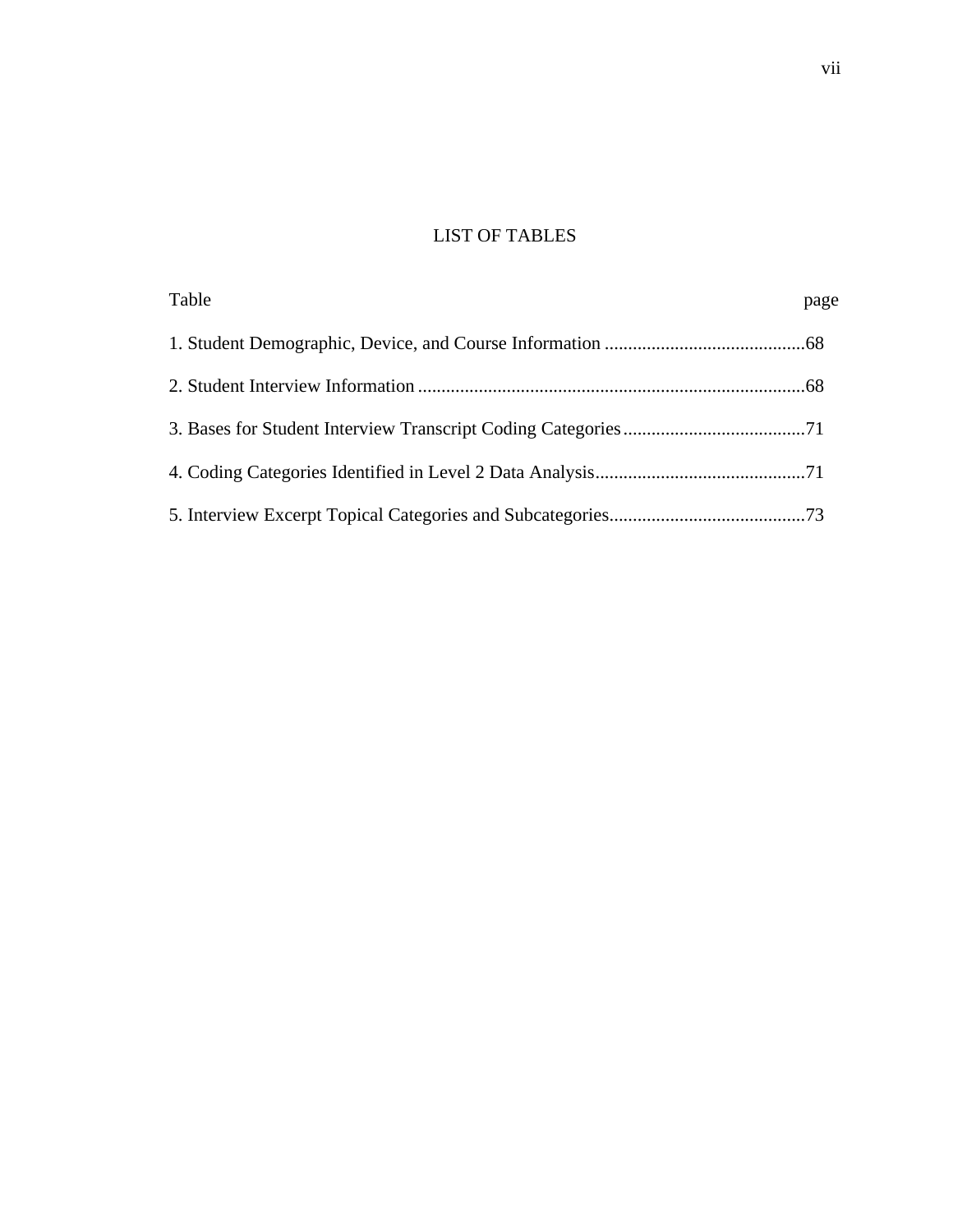# LIST OF TABLES

| Table | page |
|---|---|
| 1. Student Demographic, Device, and Course Information | 68 |
| 2. Student Interview Information | 68 |
| 3. Bases for Student Interview Transcript Coding Categories | 71 |
| 4. Coding Categories Identified in Level 2 Data Analysis | 71 |
| 5. Interview Excerpt Topical Categories and Subcategories | 73 |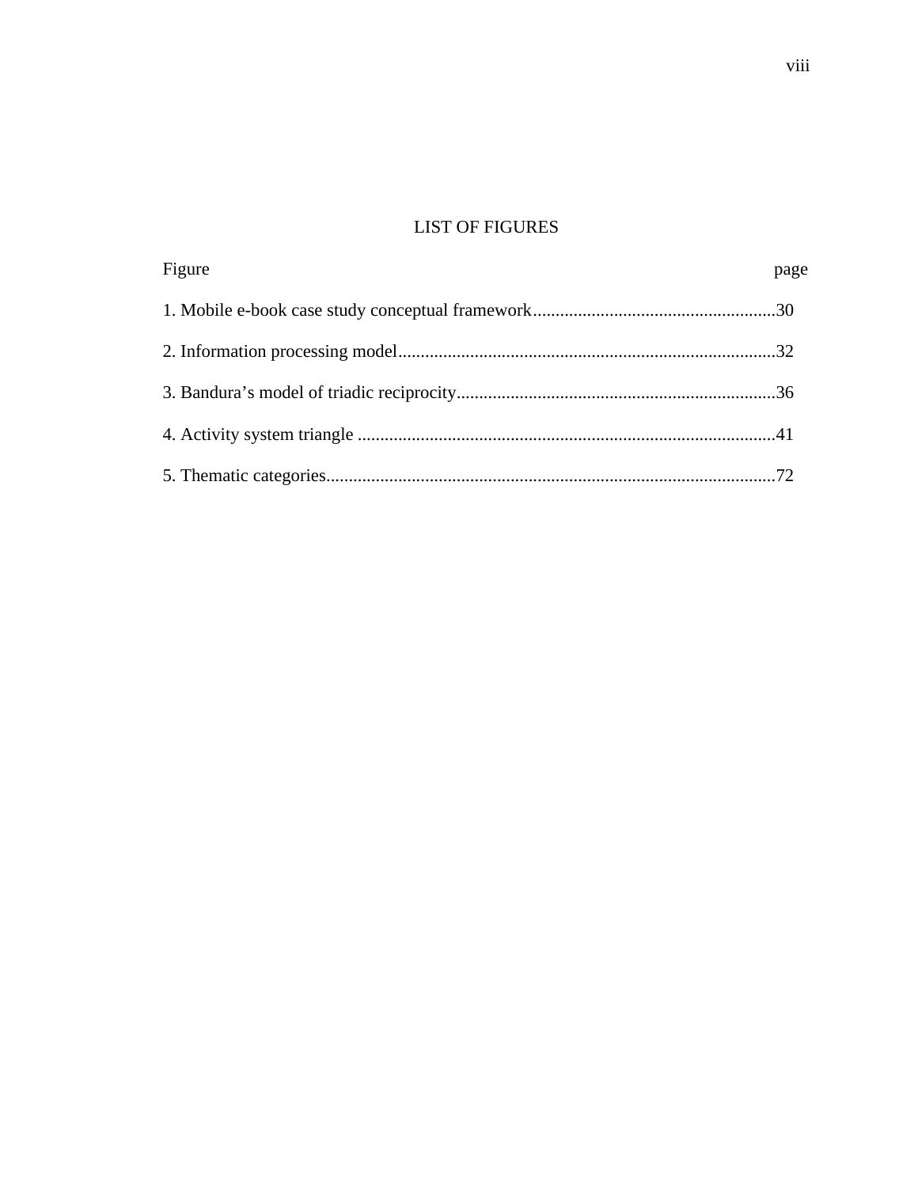# LIST OF FIGURES

Figure page

1. Mobile e-book case study conceptual framework......................................................30

2. Information processing model....................................................................................32

3. Bandura's model of triadic reciprocity.......................................................................36

4. Activity system triangle .............................................................................................41

5. Thematic categories....................................................................................................72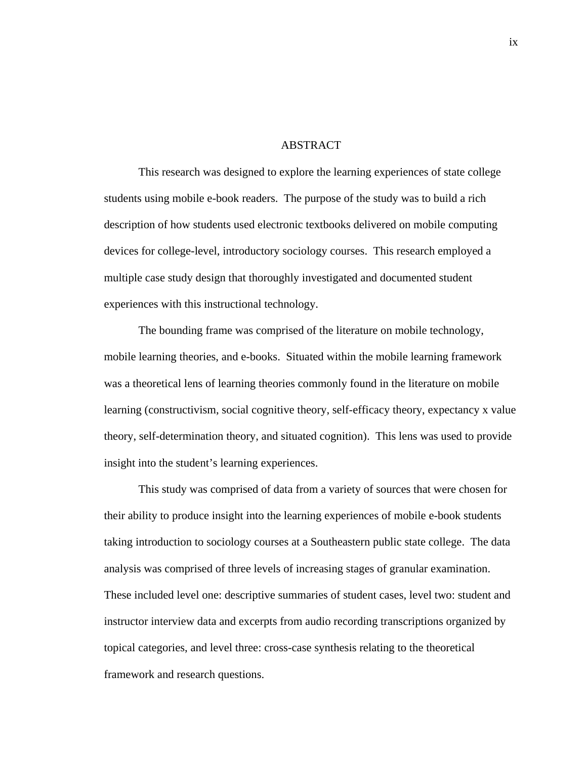# ABSTRACT

This research was designed to explore the learning experiences of state college students using mobile e-book readers. The purpose of the study was to build a rich description of how students used electronic textbooks delivered on mobile computing devices for college-level, introductory sociology courses. This research employed a multiple case study design that thoroughly investigated and documented student experiences with this instructional technology.

The bounding frame was comprised of the literature on mobile technology, mobile learning theories, and e-books. Situated within the mobile learning framework was a theoretical lens of learning theories commonly found in the literature on mobile learning (constructivism, social cognitive theory, self-efficacy theory, expectancy x value theory, self-determination theory, and situated cognition). This lens was used to provide insight into the student's learning experiences.

This study was comprised of data from a variety of sources that were chosen for their ability to produce insight into the learning experiences of mobile e-book students taking introduction to sociology courses at a Southeastern public state college. The data analysis was comprised of three levels of increasing stages of granular examination. These included level one: descriptive summaries of student cases, level two: student and instructor interview data and excerpts from audio recording transcriptions organized by topical categories, and level three: cross-case synthesis relating to the theoretical framework and research questions.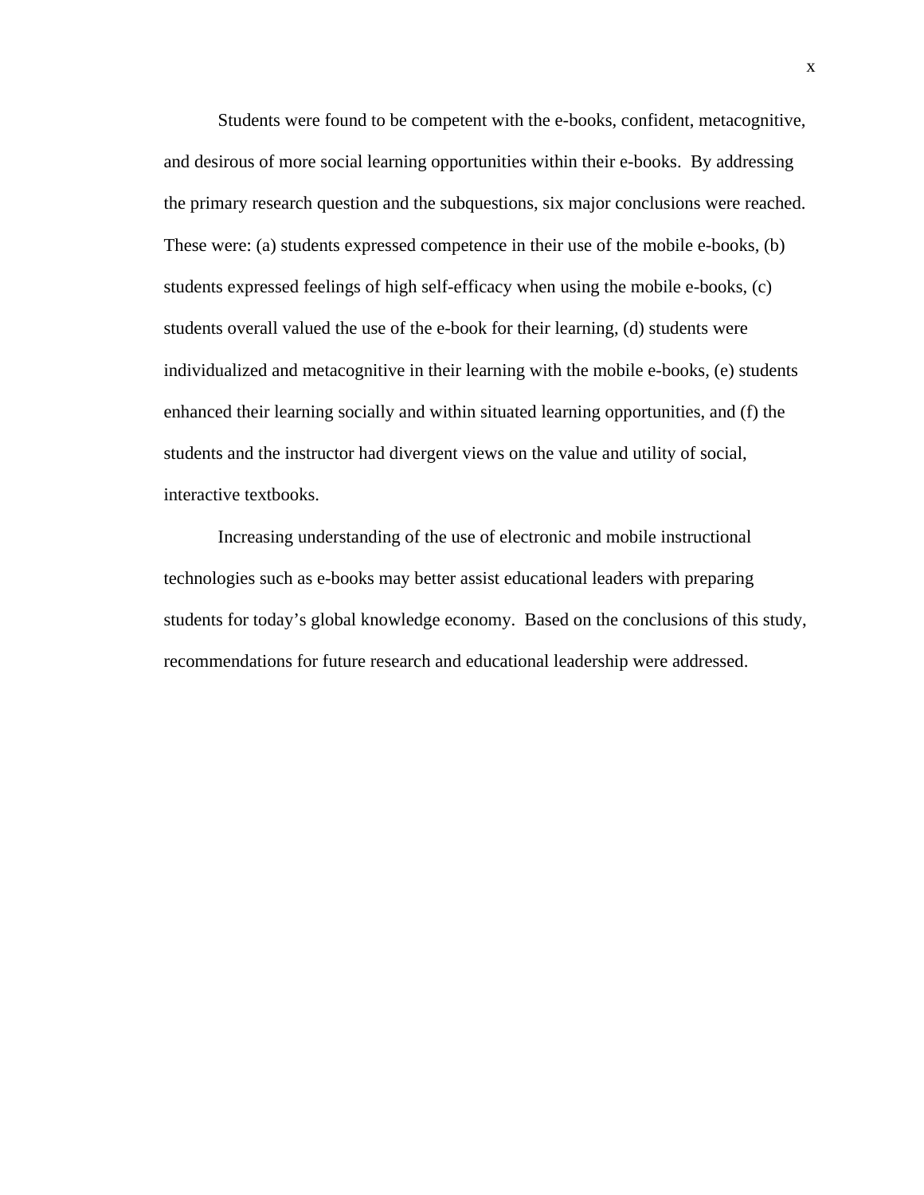Students were found to be competent with the e-books, confident, metacognitive, and desirous of more social learning opportunities within their e-books. By addressing the primary research question and the subquestions, six major conclusions were reached. These were: (a) students expressed competence in their use of the mobile e-books, (b) students expressed feelings of high self-efficacy when using the mobile e-books, (c) students overall valued the use of the e-book for their learning, (d) students were individualized and metacognitive in their learning with the mobile e-books, (e) students enhanced their learning socially and within situated learning opportunities, and (f) the students and the instructor had divergent views on the value and utility of social, interactive textbooks.

Increasing understanding of the use of electronic and mobile instructional technologies such as e-books may better assist educational leaders with preparing students for today's global knowledge economy. Based on the conclusions of this study, recommendations for future research and educational leadership were addressed.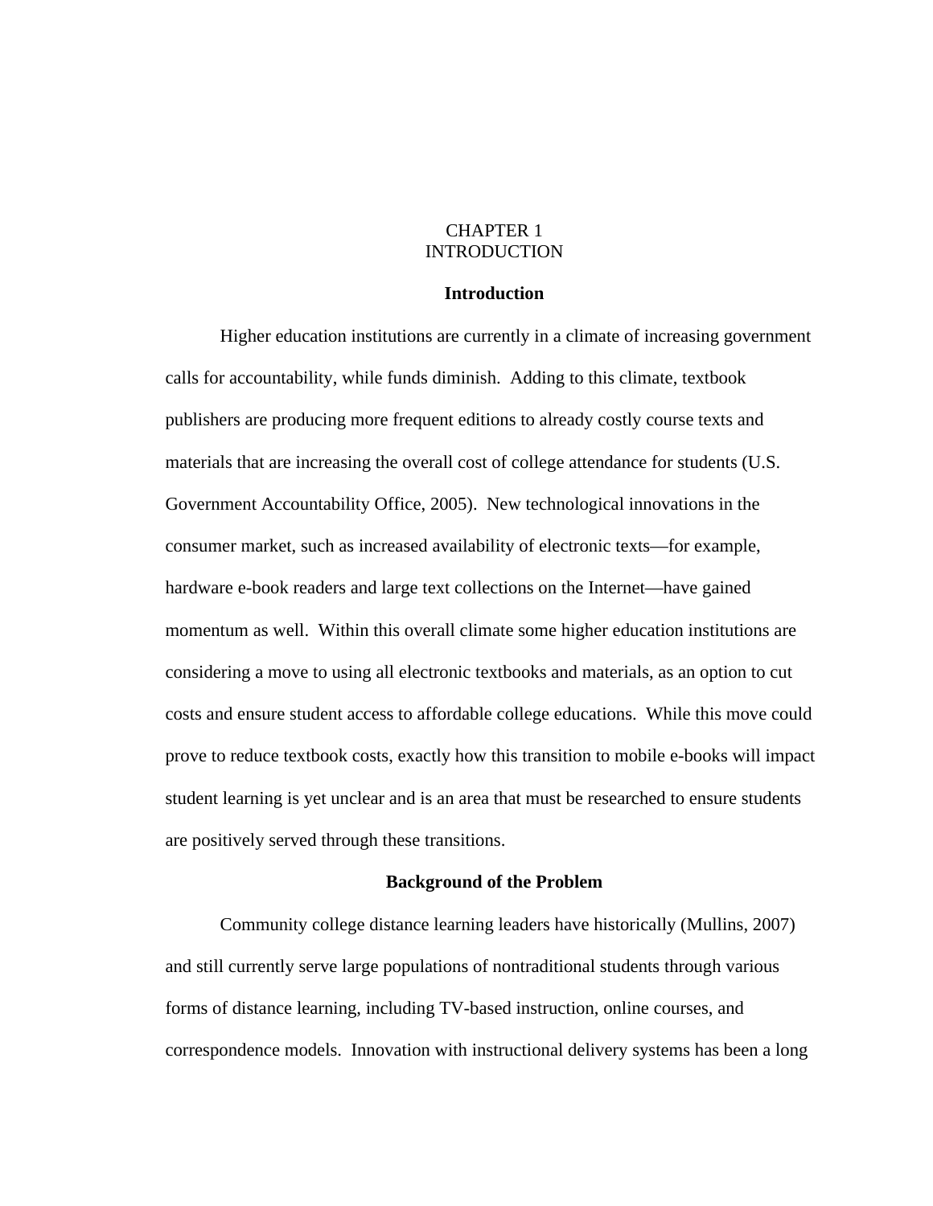# CHAPTER 1
# INTRODUCTION

## Introduction

Higher education institutions are currently in a climate of increasing government calls for accountability, while funds diminish. Adding to this climate, textbook publishers are producing more frequent editions to already costly course texts and materials that are increasing the overall cost of college attendance for students (U.S. Government Accountability Office, 2005). New technological innovations in the consumer market, such as increased availability of electronic texts—for example, hardware e-book readers and large text collections on the Internet—have gained momentum as well. Within this overall climate some higher education institutions are considering a move to using all electronic textbooks and materials, as an option to cut costs and ensure student access to affordable college educations. While this move could prove to reduce textbook costs, exactly how this transition to mobile e-books will impact student learning is yet unclear and is an area that must be researched to ensure students are positively served through these transitions.

## Background of the Problem

Community college distance learning leaders have historically (Mullins, 2007) and still currently serve large populations of nontraditional students through various forms of distance learning, including TV-based instruction, online courses, and correspondence models. Innovation with instructional delivery systems has been a long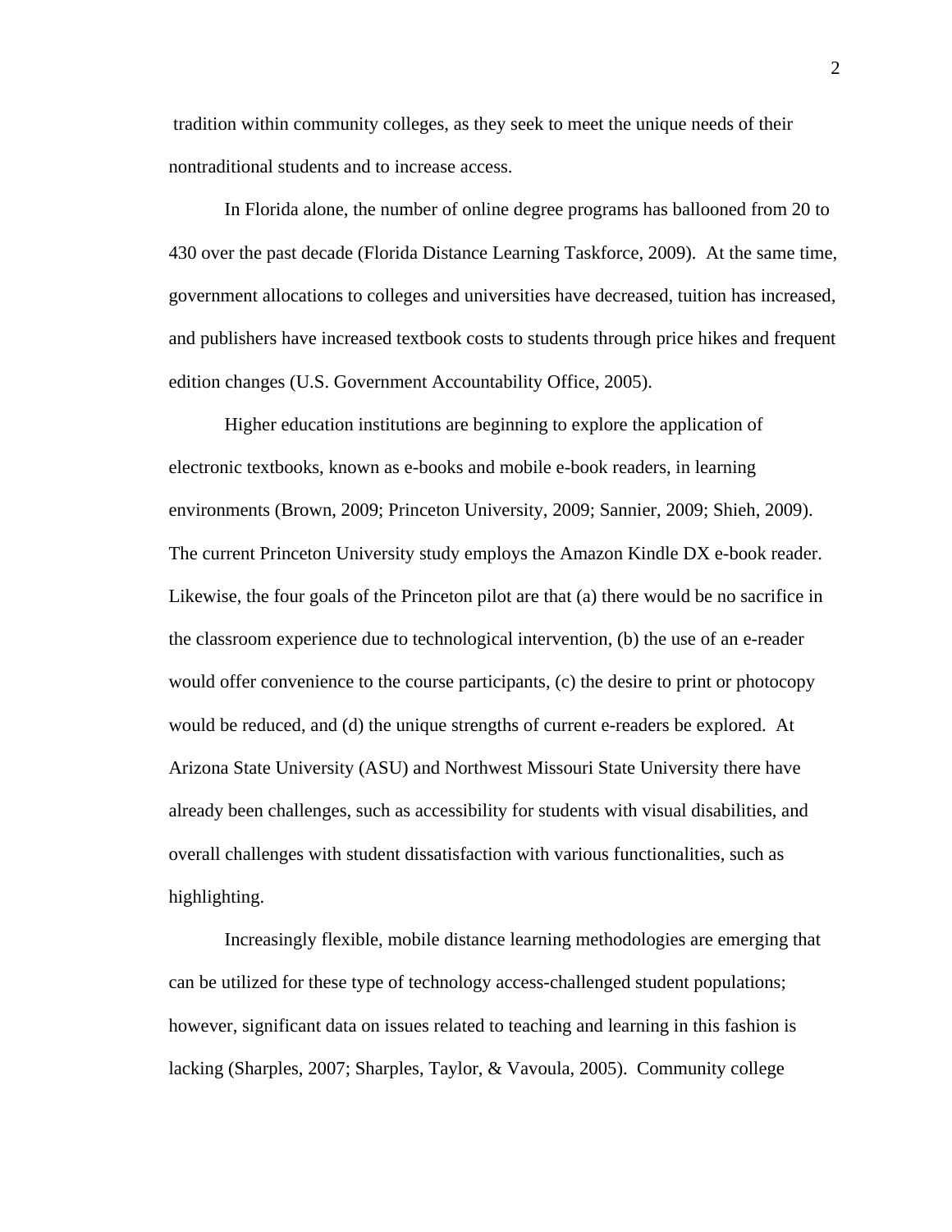tradition within community colleges, as they seek to meet the unique needs of their nontraditional students and to increase access.

In Florida alone, the number of online degree programs has ballooned from 20 to 430 over the past decade (Florida Distance Learning Taskforce, 2009). At the same time, government allocations to colleges and universities have decreased, tuition has increased, and publishers have increased textbook costs to students through price hikes and frequent edition changes (U.S. Government Accountability Office, 2005).

Higher education institutions are beginning to explore the application of electronic textbooks, known as e-books and mobile e-book readers, in learning environments (Brown, 2009; Princeton University, 2009; Sannier, 2009; Shieh, 2009). The current Princeton University study employs the Amazon Kindle DX e-book reader. Likewise, the four goals of the Princeton pilot are that (a) there would be no sacrifice in the classroom experience due to technological intervention, (b) the use of an e-reader would offer convenience to the course participants, (c) the desire to print or photocopy would be reduced, and (d) the unique strengths of current e-readers be explored. At Arizona State University (ASU) and Northwest Missouri State University there have already been challenges, such as accessibility for students with visual disabilities, and overall challenges with student dissatisfaction with various functionalities, such as highlighting.

Increasingly flexible, mobile distance learning methodologies are emerging that can be utilized for these type of technology access-challenged student populations; however, significant data on issues related to teaching and learning in this fashion is lacking (Sharples, 2007; Sharples, Taylor, & Vavoula, 2005). Community college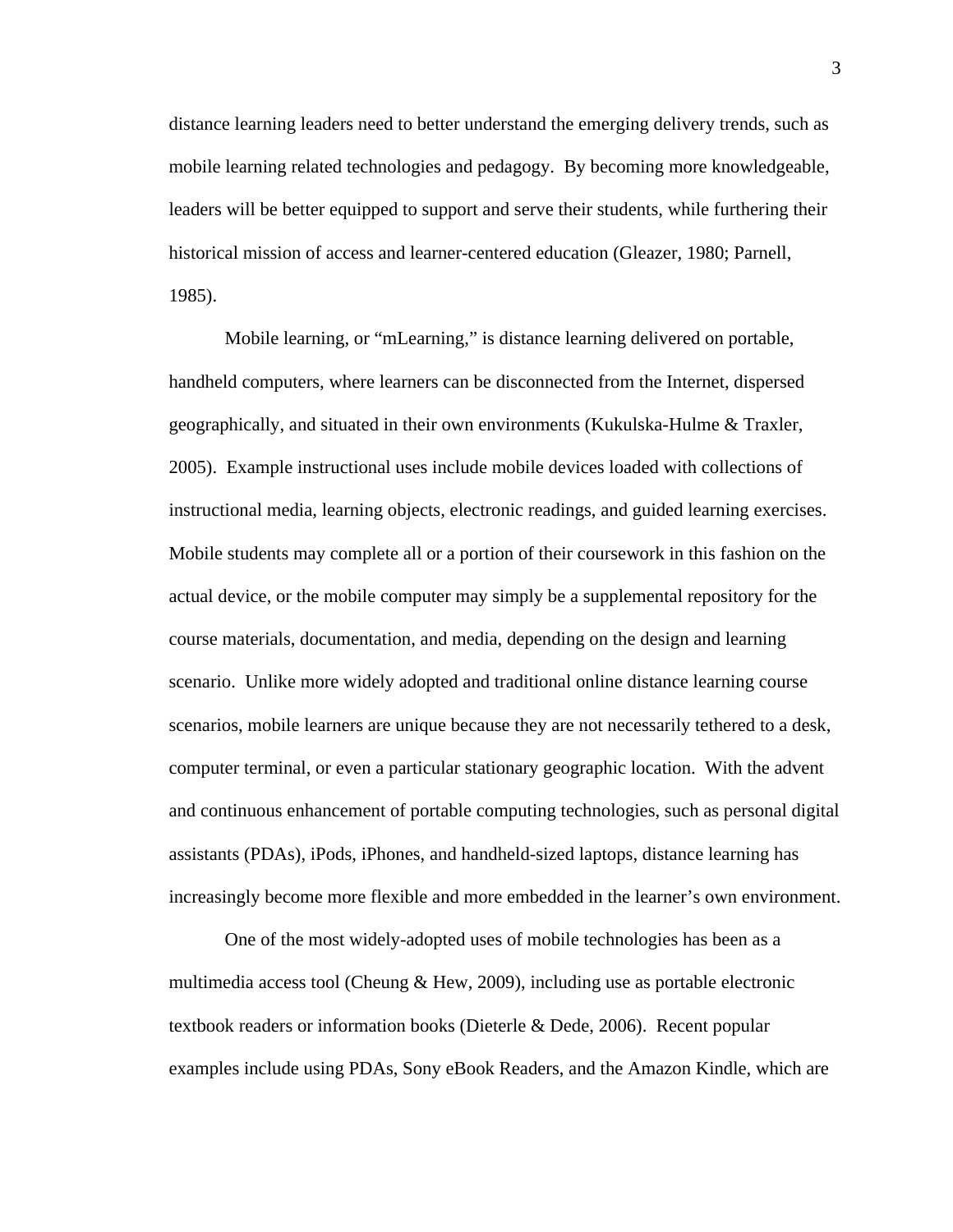distance learning leaders need to better understand the emerging delivery trends, such as mobile learning related technologies and pedagogy.  By becoming more knowledgeable, leaders will be better equipped to support and serve their students, while furthering their historical mission of access and learner-centered education (Gleazer, 1980; Parnell, 1985).

Mobile learning, or "mLearning," is distance learning delivered on portable, handheld computers, where learners can be disconnected from the Internet, dispersed geographically, and situated in their own environments (Kukulska-Hulme & Traxler, 2005).  Example instructional uses include mobile devices loaded with collections of instructional media, learning objects, electronic readings, and guided learning exercises. Mobile students may complete all or a portion of their coursework in this fashion on the actual device, or the mobile computer may simply be a supplemental repository for the course materials, documentation, and media, depending on the design and learning scenario.  Unlike more widely adopted and traditional online distance learning course scenarios, mobile learners are unique because they are not necessarily tethered to a desk, computer terminal, or even a particular stationary geographic location.  With the advent and continuous enhancement of portable computing technologies, such as personal digital assistants (PDAs), iPods, iPhones, and handheld-sized laptops, distance learning has increasingly become more flexible and more embedded in the learner's own environment.

One of the most widely-adopted uses of mobile technologies has been as a multimedia access tool (Cheung & Hew, 2009), including use as portable electronic textbook readers or information books (Dieterle & Dede, 2006).  Recent popular examples include using PDAs, Sony eBook Readers, and the Amazon Kindle, which are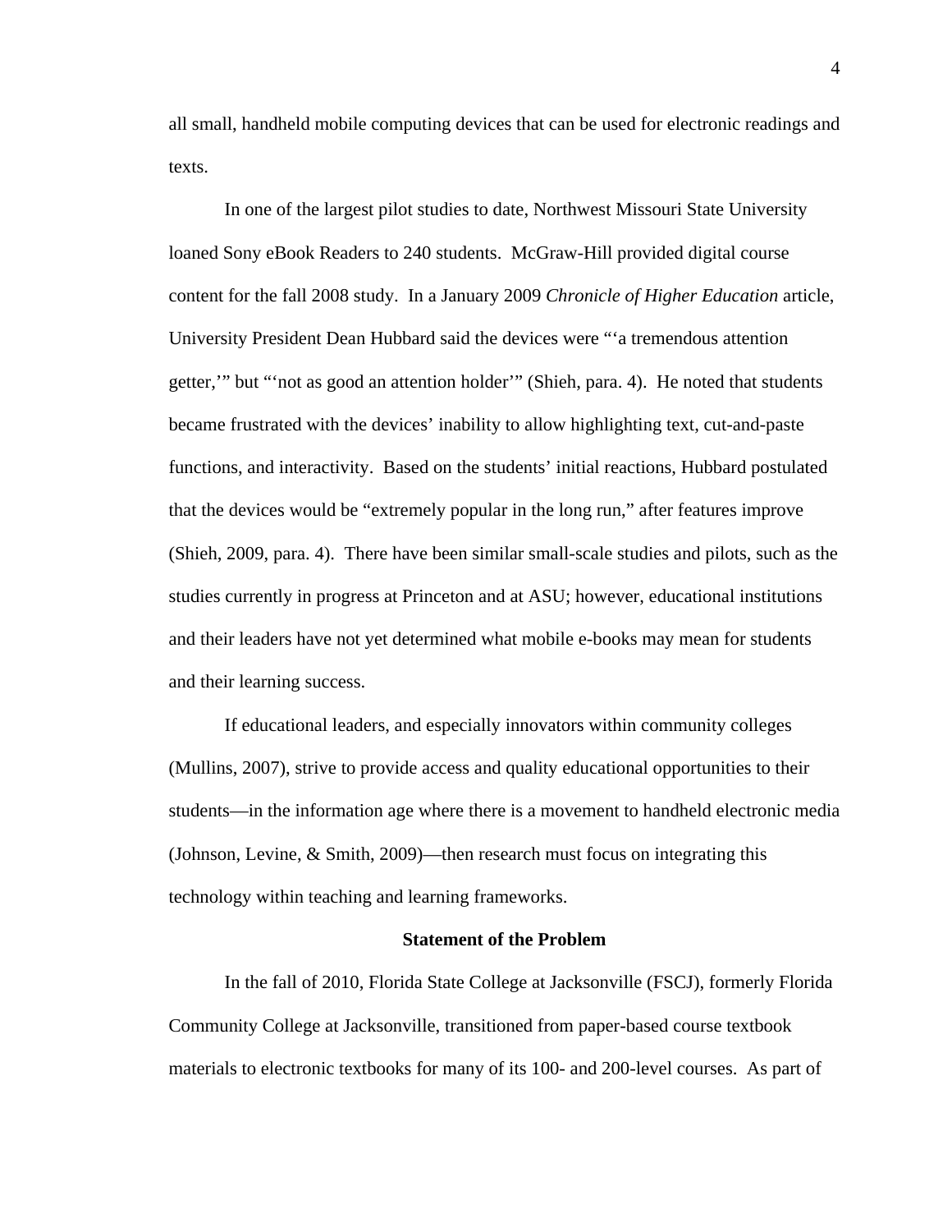all small, handheld mobile computing devices that can be used for electronic readings and texts.

In one of the largest pilot studies to date, Northwest Missouri State University loaned Sony eBook Readers to 240 students. McGraw-Hill provided digital course content for the fall 2008 study. In a January 2009 *Chronicle of Higher Education* article, University President Dean Hubbard said the devices were "'a tremendous attention getter,'" but "'not as good an attention holder'" (Shieh, para. 4). He noted that students became frustrated with the devices' inability to allow highlighting text, cut-and-paste functions, and interactivity. Based on the students' initial reactions, Hubbard postulated that the devices would be "extremely popular in the long run," after features improve (Shieh, 2009, para. 4). There have been similar small-scale studies and pilots, such as the studies currently in progress at Princeton and at ASU; however, educational institutions and their leaders have not yet determined what mobile e-books may mean for students and their learning success.

If educational leaders, and especially innovators within community colleges (Mullins, 2007), strive to provide access and quality educational opportunities to their students—in the information age where there is a movement to handheld electronic media (Johnson, Levine, & Smith, 2009)—then research must focus on integrating this technology within teaching and learning frameworks.

## Statement of the Problem

In the fall of 2010, Florida State College at Jacksonville (FSCJ), formerly Florida Community College at Jacksonville, transitioned from paper-based course textbook materials to electronic textbooks for many of its 100- and 200-level courses. As part of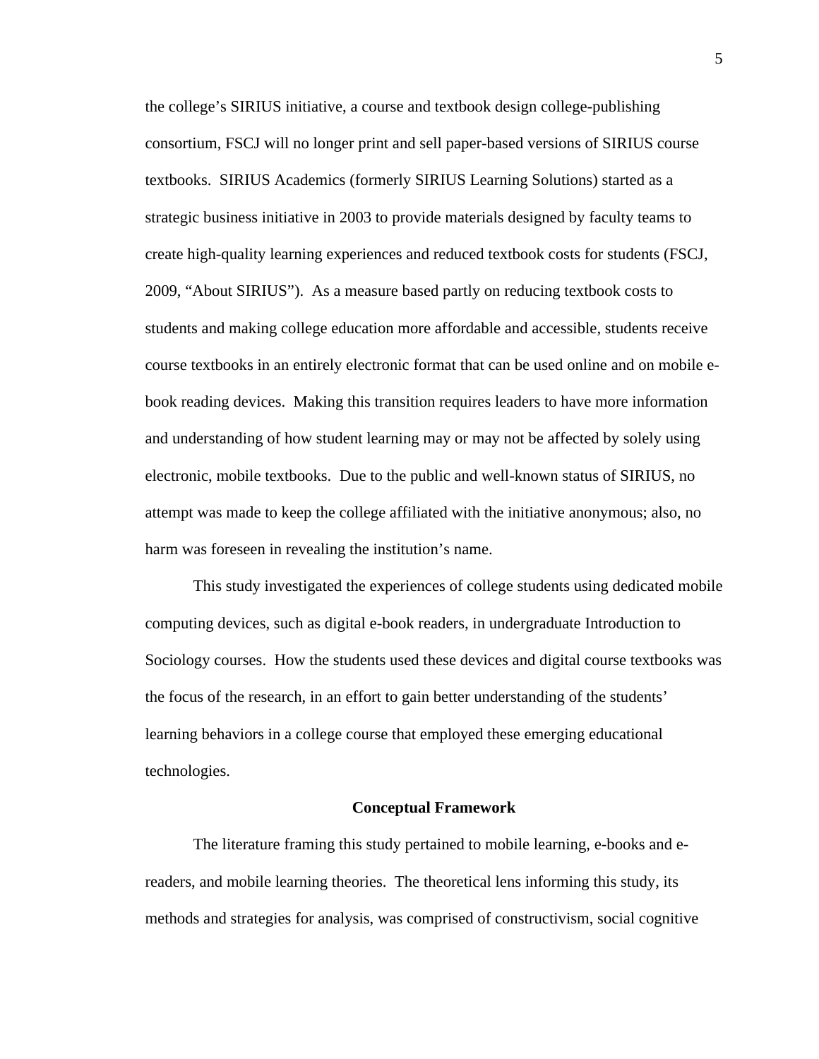the college's SIRIUS initiative, a course and textbook design college-publishing consortium, FSCJ will no longer print and sell paper-based versions of SIRIUS course textbooks. SIRIUS Academics (formerly SIRIUS Learning Solutions) started as a strategic business initiative in 2003 to provide materials designed by faculty teams to create high-quality learning experiences and reduced textbook costs for students (FSCJ, 2009, "About SIRIUS"). As a measure based partly on reducing textbook costs to students and making college education more affordable and accessible, students receive course textbooks in an entirely electronic format that can be used online and on mobile e-book reading devices. Making this transition requires leaders to have more information and understanding of how student learning may or may not be affected by solely using electronic, mobile textbooks. Due to the public and well-known status of SIRIUS, no attempt was made to keep the college affiliated with the initiative anonymous; also, no harm was foreseen in revealing the institution's name.

This study investigated the experiences of college students using dedicated mobile computing devices, such as digital e-book readers, in undergraduate Introduction to Sociology courses. How the students used these devices and digital course textbooks was the focus of the research, in an effort to gain better understanding of the students' learning behaviors in a college course that employed these emerging educational technologies.

## Conceptual Framework

The literature framing this study pertained to mobile learning, e-books and e-readers, and mobile learning theories. The theoretical lens informing this study, its methods and strategies for analysis, was comprised of constructivism, social cognitive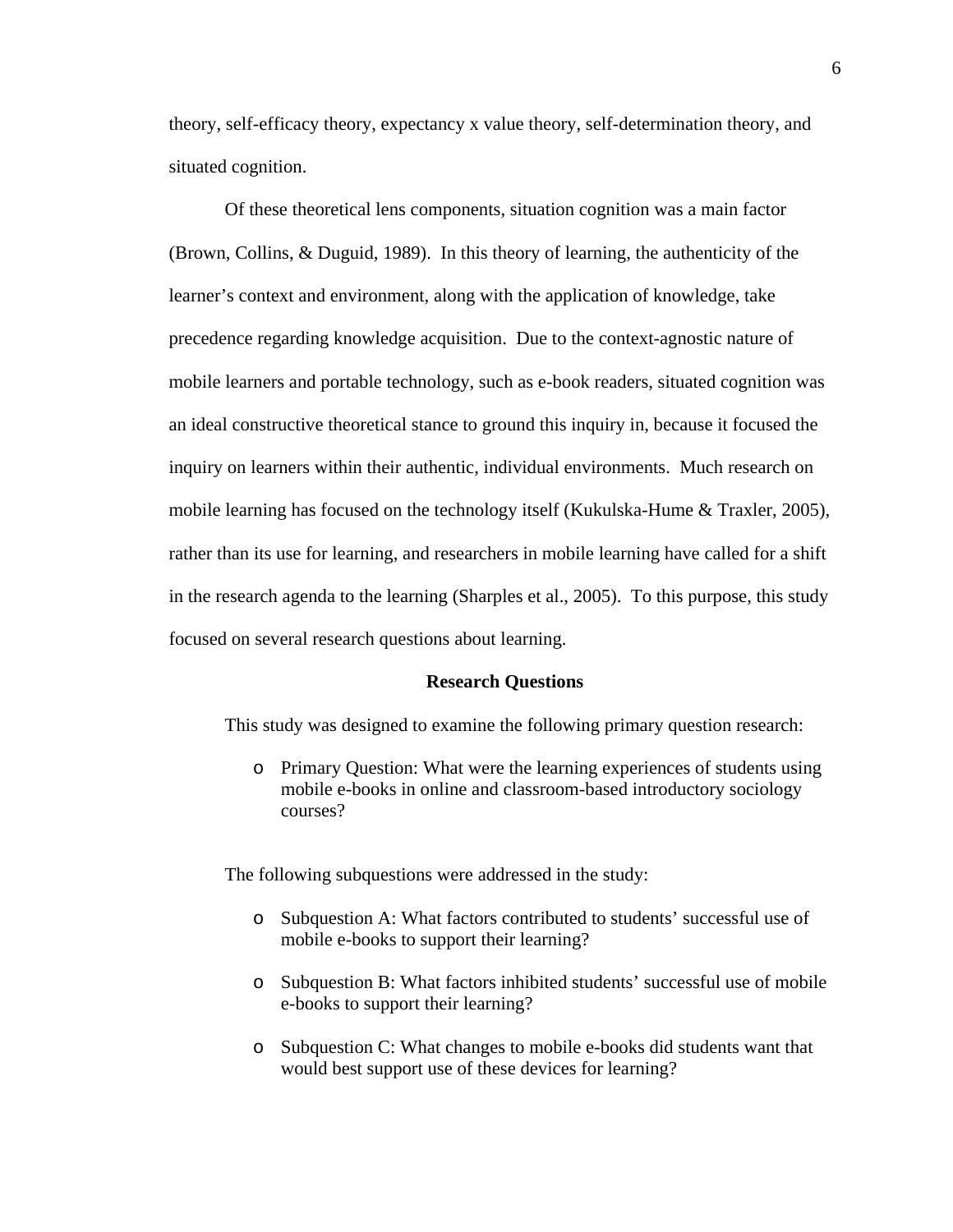theory, self-efficacy theory, expectancy x value theory, self-determination theory, and situated cognition.

Of these theoretical lens components, situation cognition was a main factor (Brown, Collins, & Duguid, 1989). In this theory of learning, the authenticity of the learner's context and environment, along with the application of knowledge, take precedence regarding knowledge acquisition. Due to the context-agnostic nature of mobile learners and portable technology, such as e-book readers, situated cognition was an ideal constructive theoretical stance to ground this inquiry in, because it focused the inquiry on learners within their authentic, individual environments. Much research on mobile learning has focused on the technology itself (Kukulska-Hume & Traxler, 2005), rather than its use for learning, and researchers in mobile learning have called for a shift in the research agenda to the learning (Sharples et al., 2005). To this purpose, this study focused on several research questions about learning.

## Research Questions

This study was designed to examine the following primary question research:

- Primary Question: What were the learning experiences of students using mobile e-books in online and classroom-based introductory sociology courses?

The following subquestions were addressed in the study:

- Subquestion A: What factors contributed to students' successful use of mobile e-books to support their learning?
- Subquestion B: What factors inhibited students' successful use of mobile e-books to support their learning?
- Subquestion C: What changes to mobile e-books did students want that would best support use of these devices for learning?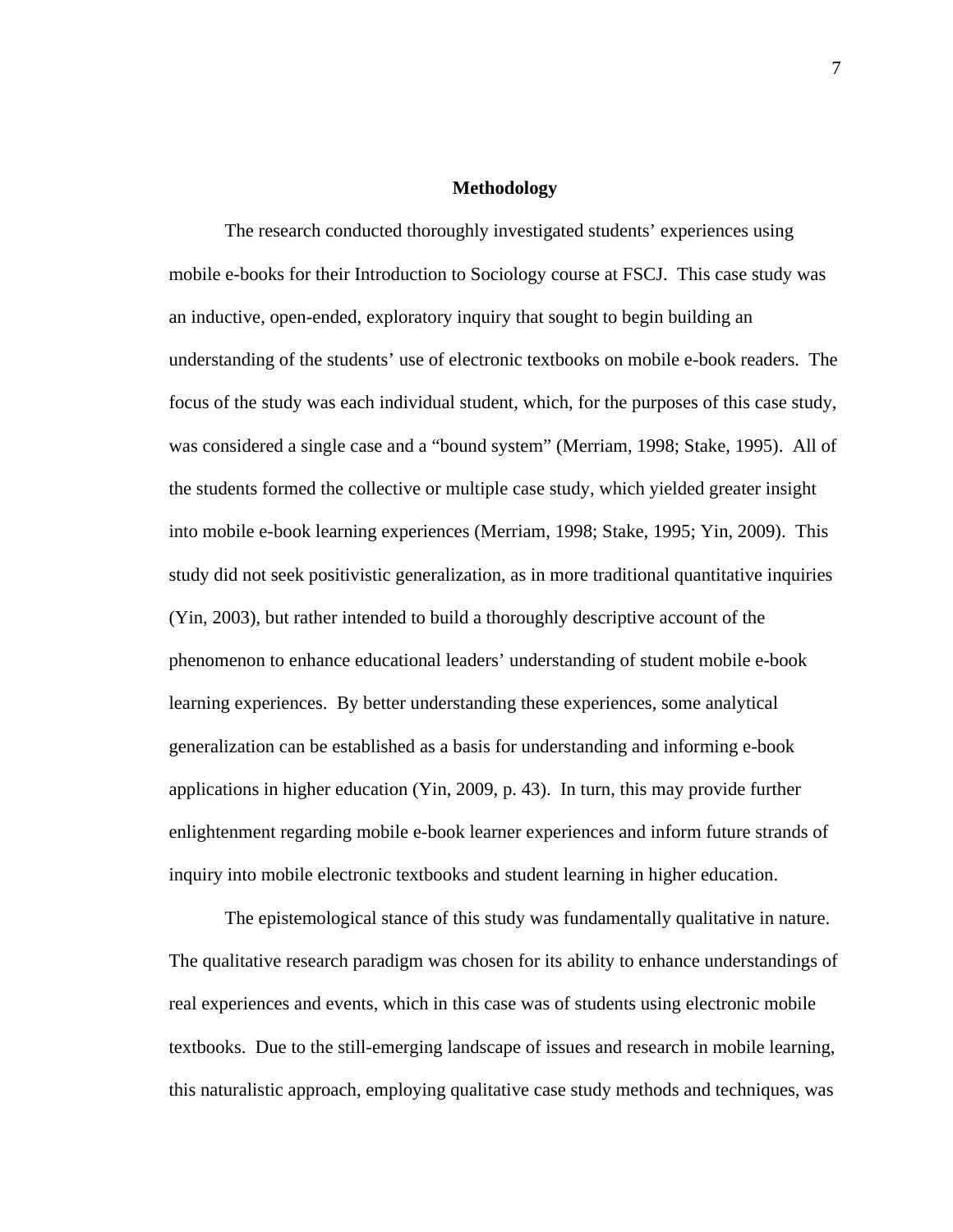## Methodology

The research conducted thoroughly investigated students' experiences using mobile e-books for their Introduction to Sociology course at FSCJ. This case study was an inductive, open-ended, exploratory inquiry that sought to begin building an understanding of the students' use of electronic textbooks on mobile e-book readers. The focus of the study was each individual student, which, for the purposes of this case study, was considered a single case and a "bound system" (Merriam, 1998; Stake, 1995). All of the students formed the collective or multiple case study, which yielded greater insight into mobile e-book learning experiences (Merriam, 1998; Stake, 1995; Yin, 2009). This study did not seek positivistic generalization, as in more traditional quantitative inquiries (Yin, 2003), but rather intended to build a thoroughly descriptive account of the phenomenon to enhance educational leaders' understanding of student mobile e-book learning experiences. By better understanding these experiences, some analytical generalization can be established as a basis for understanding and informing e-book applications in higher education (Yin, 2009, p. 43). In turn, this may provide further enlightenment regarding mobile e-book learner experiences and inform future strands of inquiry into mobile electronic textbooks and student learning in higher education.

The epistemological stance of this study was fundamentally qualitative in nature. The qualitative research paradigm was chosen for its ability to enhance understandings of real experiences and events, which in this case was of students using electronic mobile textbooks. Due to the still-emerging landscape of issues and research in mobile learning, this naturalistic approach, employing qualitative case study methods and techniques, was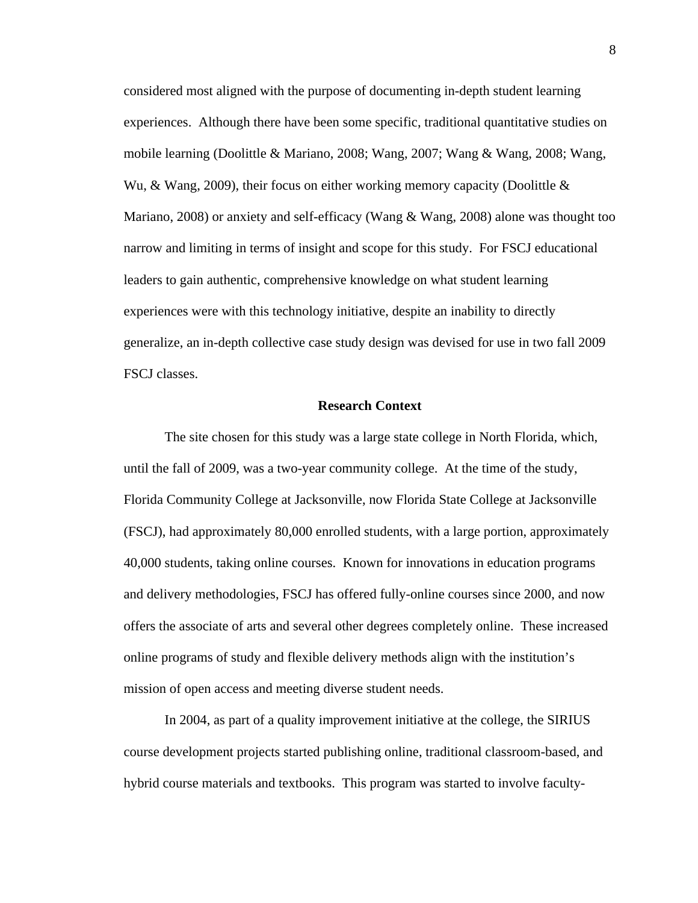considered most aligned with the purpose of documenting in-depth student learning experiences. Although there have been some specific, traditional quantitative studies on mobile learning (Doolittle & Mariano, 2008; Wang, 2007; Wang & Wang, 2008; Wang, Wu, & Wang, 2009), their focus on either working memory capacity (Doolittle & Mariano, 2008) or anxiety and self-efficacy (Wang & Wang, 2008) alone was thought too narrow and limiting in terms of insight and scope for this study. For FSCJ educational leaders to gain authentic, comprehensive knowledge on what student learning experiences were with this technology initiative, despite an inability to directly generalize, an in-depth collective case study design was devised for use in two fall 2009 FSCJ classes.

## Research Context

The site chosen for this study was a large state college in North Florida, which, until the fall of 2009, was a two-year community college. At the time of the study, Florida Community College at Jacksonville, now Florida State College at Jacksonville (FSCJ), had approximately 80,000 enrolled students, with a large portion, approximately 40,000 students, taking online courses. Known for innovations in education programs and delivery methodologies, FSCJ has offered fully-online courses since 2000, and now offers the associate of arts and several other degrees completely online. These increased online programs of study and flexible delivery methods align with the institution's mission of open access and meeting diverse student needs.

In 2004, as part of a quality improvement initiative at the college, the SIRIUS course development projects started publishing online, traditional classroom-based, and hybrid course materials and textbooks. This program was started to involve faculty-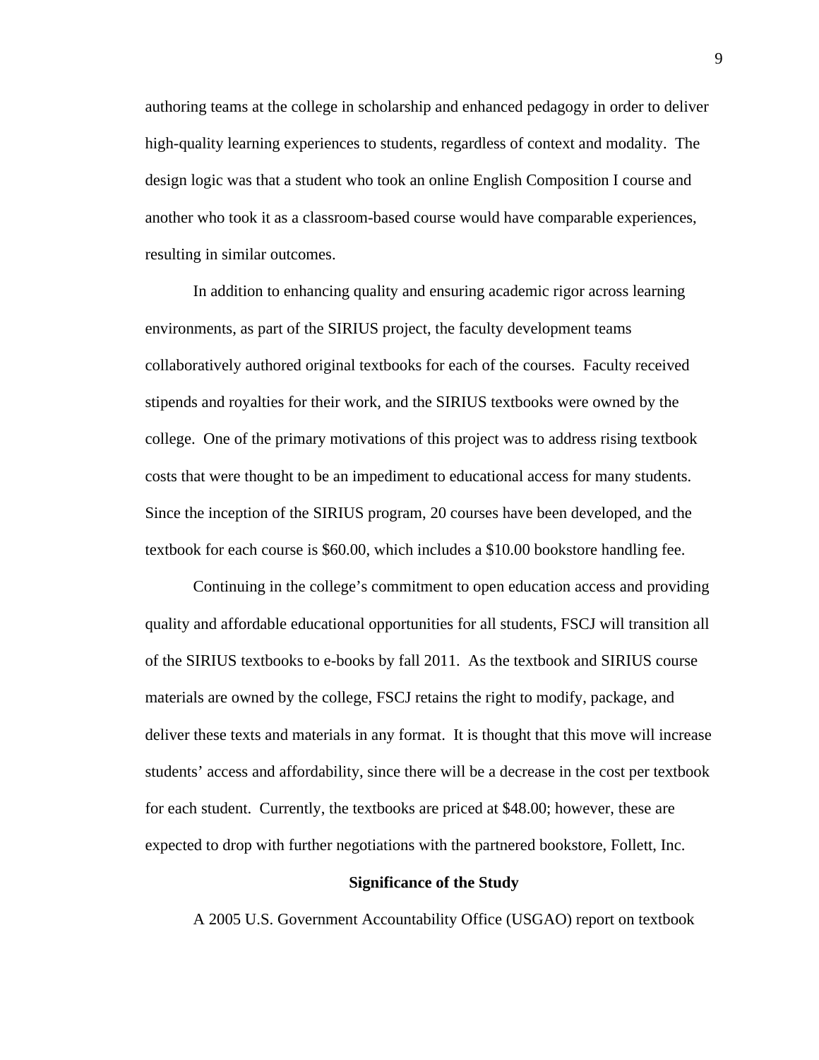authoring teams at the college in scholarship and enhanced pedagogy in order to deliver high-quality learning experiences to students, regardless of context and modality. The design logic was that a student who took an online English Composition I course and another who took it as a classroom-based course would have comparable experiences, resulting in similar outcomes.

In addition to enhancing quality and ensuring academic rigor across learning environments, as part of the SIRIUS project, the faculty development teams collaboratively authored original textbooks for each of the courses. Faculty received stipends and royalties for their work, and the SIRIUS textbooks were owned by the college. One of the primary motivations of this project was to address rising textbook costs that were thought to be an impediment to educational access for many students. Since the inception of the SIRIUS program, 20 courses have been developed, and the textbook for each course is $60.00, which includes a $10.00 bookstore handling fee.

Continuing in the college's commitment to open education access and providing quality and affordable educational opportunities for all students, FSCJ will transition all of the SIRIUS textbooks to e-books by fall 2011. As the textbook and SIRIUS course materials are owned by the college, FSCJ retains the right to modify, package, and deliver these texts and materials in any format. It is thought that this move will increase students' access and affordability, since there will be a decrease in the cost per textbook for each student. Currently, the textbooks are priced at $48.00; however, these are expected to drop with further negotiations with the partnered bookstore, Follett, Inc.

## Significance of the Study

A 2005 U.S. Government Accountability Office (USGAO) report on textbook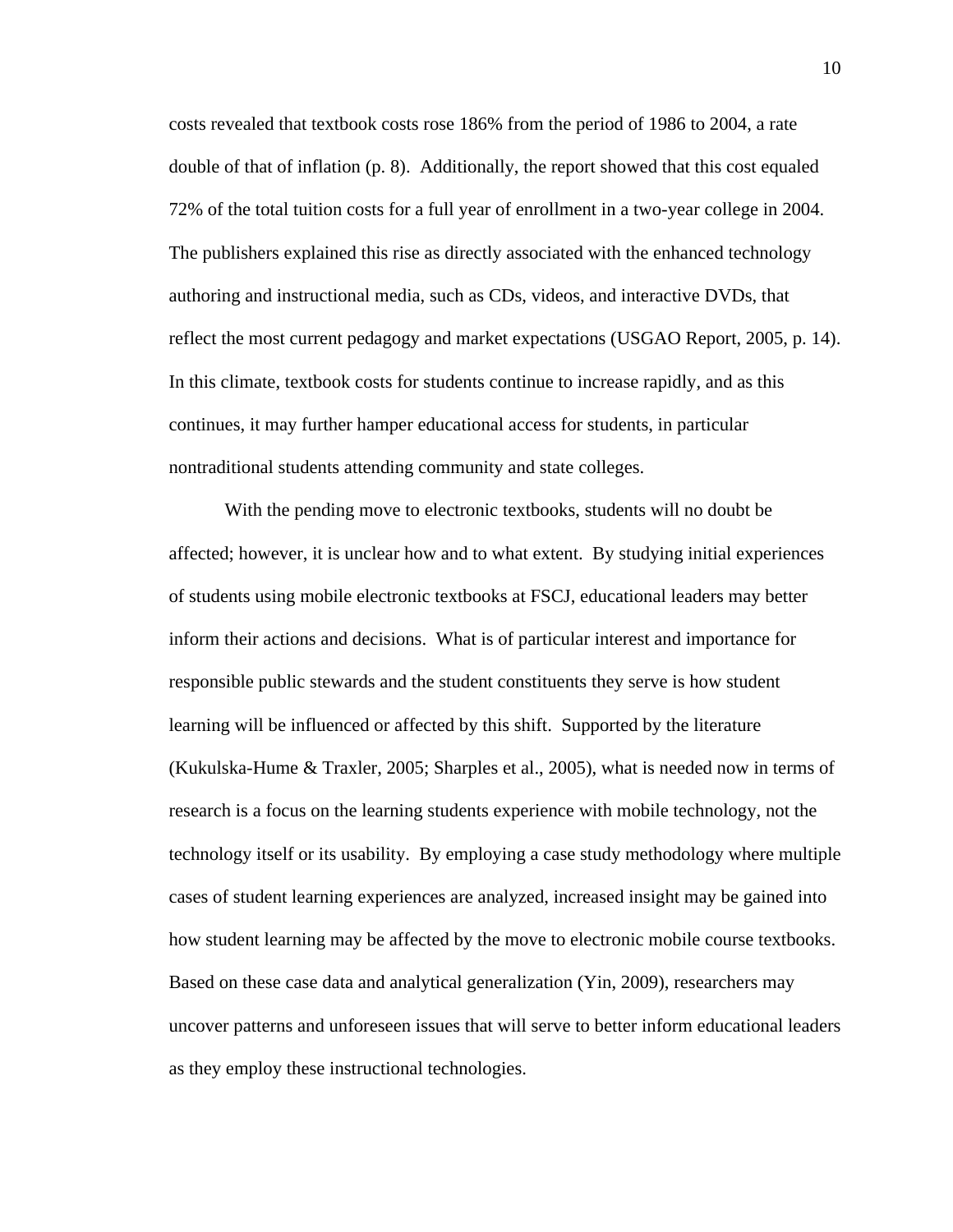costs revealed that textbook costs rose 186% from the period of 1986 to 2004, a rate double of that of inflation (p. 8). Additionally, the report showed that this cost equaled 72% of the total tuition costs for a full year of enrollment in a two-year college in 2004. The publishers explained this rise as directly associated with the enhanced technology authoring and instructional media, such as CDs, videos, and interactive DVDs, that reflect the most current pedagogy and market expectations (USGAO Report, 2005, p. 14). In this climate, textbook costs for students continue to increase rapidly, and as this continues, it may further hamper educational access for students, in particular nontraditional students attending community and state colleges.

With the pending move to electronic textbooks, students will no doubt be affected; however, it is unclear how and to what extent. By studying initial experiences of students using mobile electronic textbooks at FSCJ, educational leaders may better inform their actions and decisions. What is of particular interest and importance for responsible public stewards and the student constituents they serve is how student learning will be influenced or affected by this shift. Supported by the literature (Kukulska-Hume & Traxler, 2005; Sharples et al., 2005), what is needed now in terms of research is a focus on the learning students experience with mobile technology, not the technology itself or its usability. By employing a case study methodology where multiple cases of student learning experiences are analyzed, increased insight may be gained into how student learning may be affected by the move to electronic mobile course textbooks. Based on these case data and analytical generalization (Yin, 2009), researchers may uncover patterns and unforeseen issues that will serve to better inform educational leaders as they employ these instructional technologies.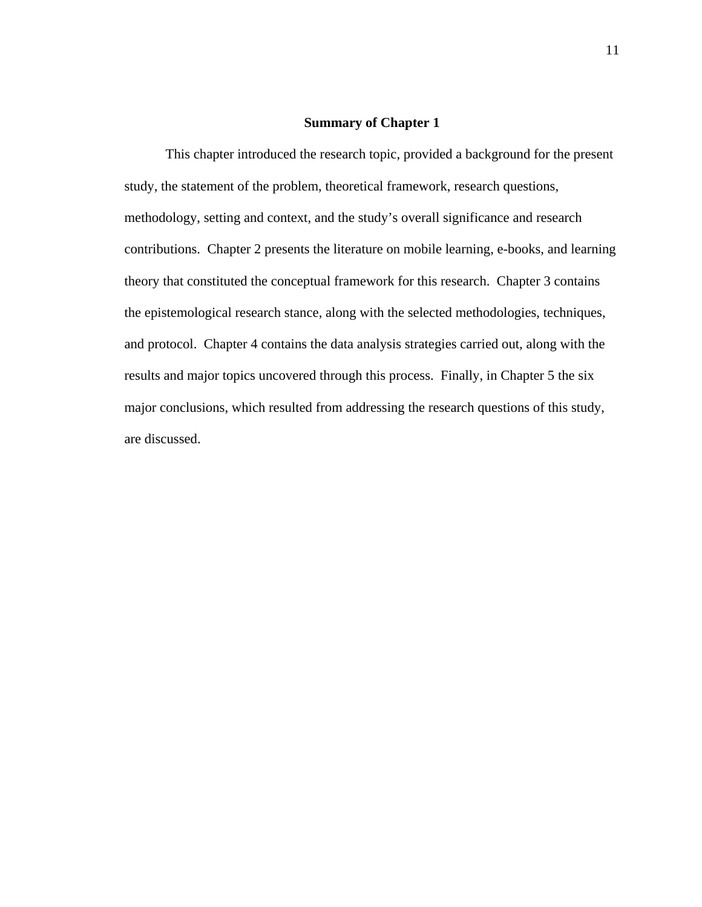## Summary of Chapter 1

This chapter introduced the research topic, provided a background for the present study, the statement of the problem, theoretical framework, research questions, methodology, setting and context, and the study's overall significance and research contributions. Chapter 2 presents the literature on mobile learning, e-books, and learning theory that constituted the conceptual framework for this research. Chapter 3 contains the epistemological research stance, along with the selected methodologies, techniques, and protocol. Chapter 4 contains the data analysis strategies carried out, along with the results and major topics uncovered through this process. Finally, in Chapter 5 the six major conclusions, which resulted from addressing the research questions of this study, are discussed.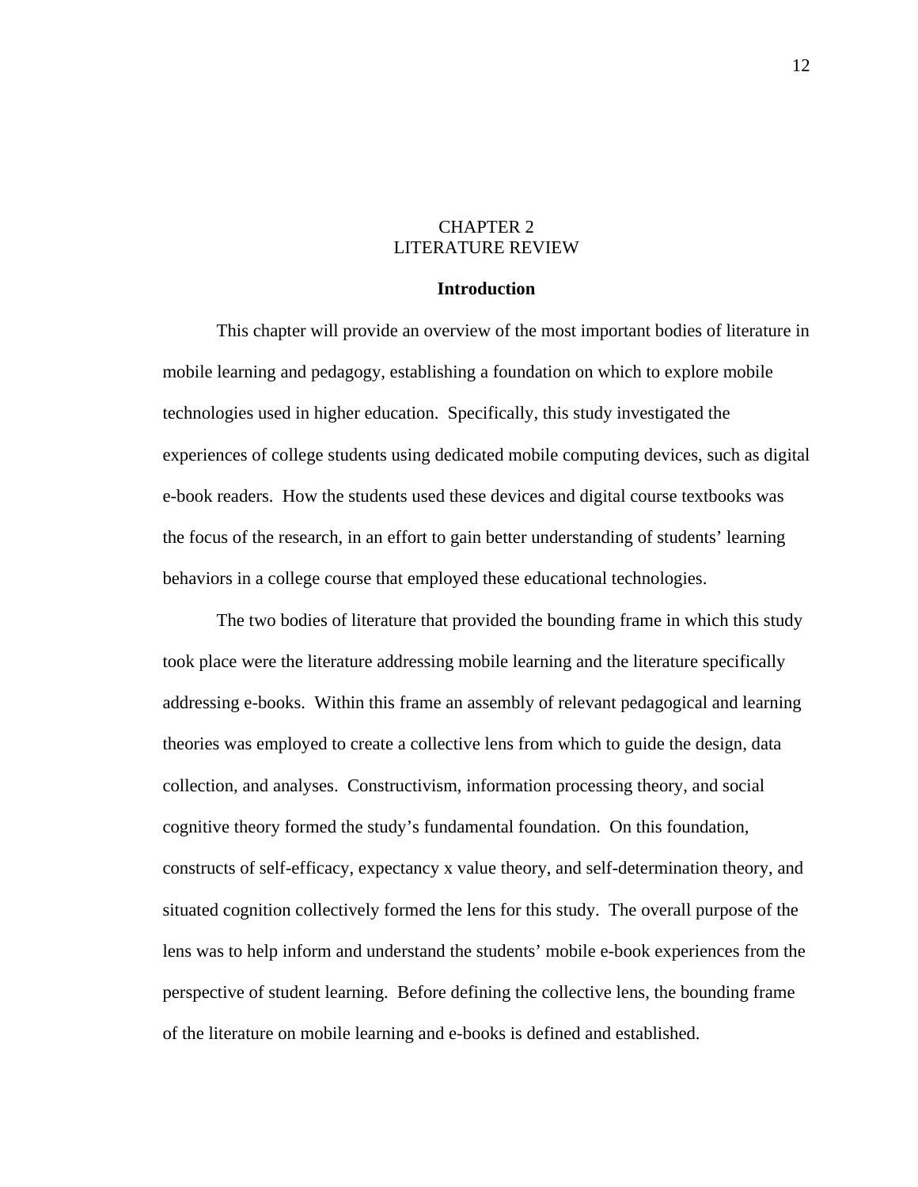# CHAPTER 2
# LITERATURE REVIEW

## Introduction

This chapter will provide an overview of the most important bodies of literature in mobile learning and pedagogy, establishing a foundation on which to explore mobile technologies used in higher education. Specifically, this study investigated the experiences of college students using dedicated mobile computing devices, such as digital e-book readers. How the students used these devices and digital course textbooks was the focus of the research, in an effort to gain better understanding of students' learning behaviors in a college course that employed these educational technologies.

The two bodies of literature that provided the bounding frame in which this study took place were the literature addressing mobile learning and the literature specifically addressing e-books. Within this frame an assembly of relevant pedagogical and learning theories was employed to create a collective lens from which to guide the design, data collection, and analyses. Constructivism, information processing theory, and social cognitive theory formed the study's fundamental foundation. On this foundation, constructs of self-efficacy, expectancy x value theory, and self-determination theory, and situated cognition collectively formed the lens for this study. The overall purpose of the lens was to help inform and understand the students' mobile e-book experiences from the perspective of student learning. Before defining the collective lens, the bounding frame of the literature on mobile learning and e-books is defined and established.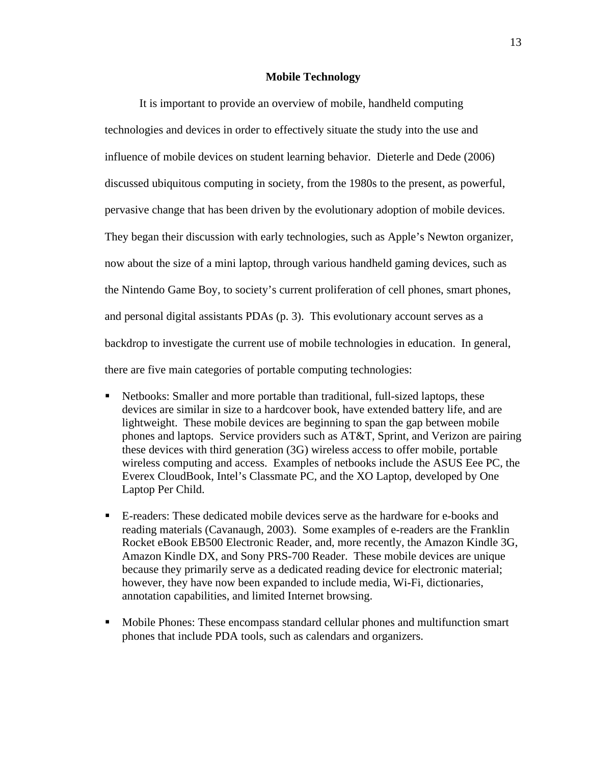## Mobile Technology

It is important to provide an overview of mobile, handheld computing technologies and devices in order to effectively situate the study into the use and influence of mobile devices on student learning behavior. Dieterle and Dede (2006) discussed ubiquitous computing in society, from the 1980s to the present, as powerful, pervasive change that has been driven by the evolutionary adoption of mobile devices. They began their discussion with early technologies, such as Apple's Newton organizer, now about the size of a mini laptop, through various handheld gaming devices, such as the Nintendo Game Boy, to society's current proliferation of cell phones, smart phones, and personal digital assistants PDAs (p. 3). This evolutionary account serves as a backdrop to investigate the current use of mobile technologies in education. In general, there are five main categories of portable computing technologies:

- Netbooks: Smaller and more portable than traditional, full-sized laptops, these devices are similar in size to a hardcover book, have extended battery life, and are lightweight. These mobile devices are beginning to span the gap between mobile phones and laptops. Service providers such as AT&T, Sprint, and Verizon are pairing these devices with third generation (3G) wireless access to offer mobile, portable wireless computing and access. Examples of netbooks include the ASUS Eee PC, the Everex CloudBook, Intel's Classmate PC, and the XO Laptop, developed by One Laptop Per Child.

- E-readers: These dedicated mobile devices serve as the hardware for e-books and reading materials (Cavanaugh, 2003). Some examples of e-readers are the Franklin Rocket eBook EB500 Electronic Reader, and, more recently, the Amazon Kindle 3G, Amazon Kindle DX, and Sony PRS-700 Reader. These mobile devices are unique because they primarily serve as a dedicated reading device for electronic material; however, they have now been expanded to include media, Wi-Fi, dictionaries, annotation capabilities, and limited Internet browsing.

- Mobile Phones: These encompass standard cellular phones and multifunction smart phones that include PDA tools, such as calendars and organizers.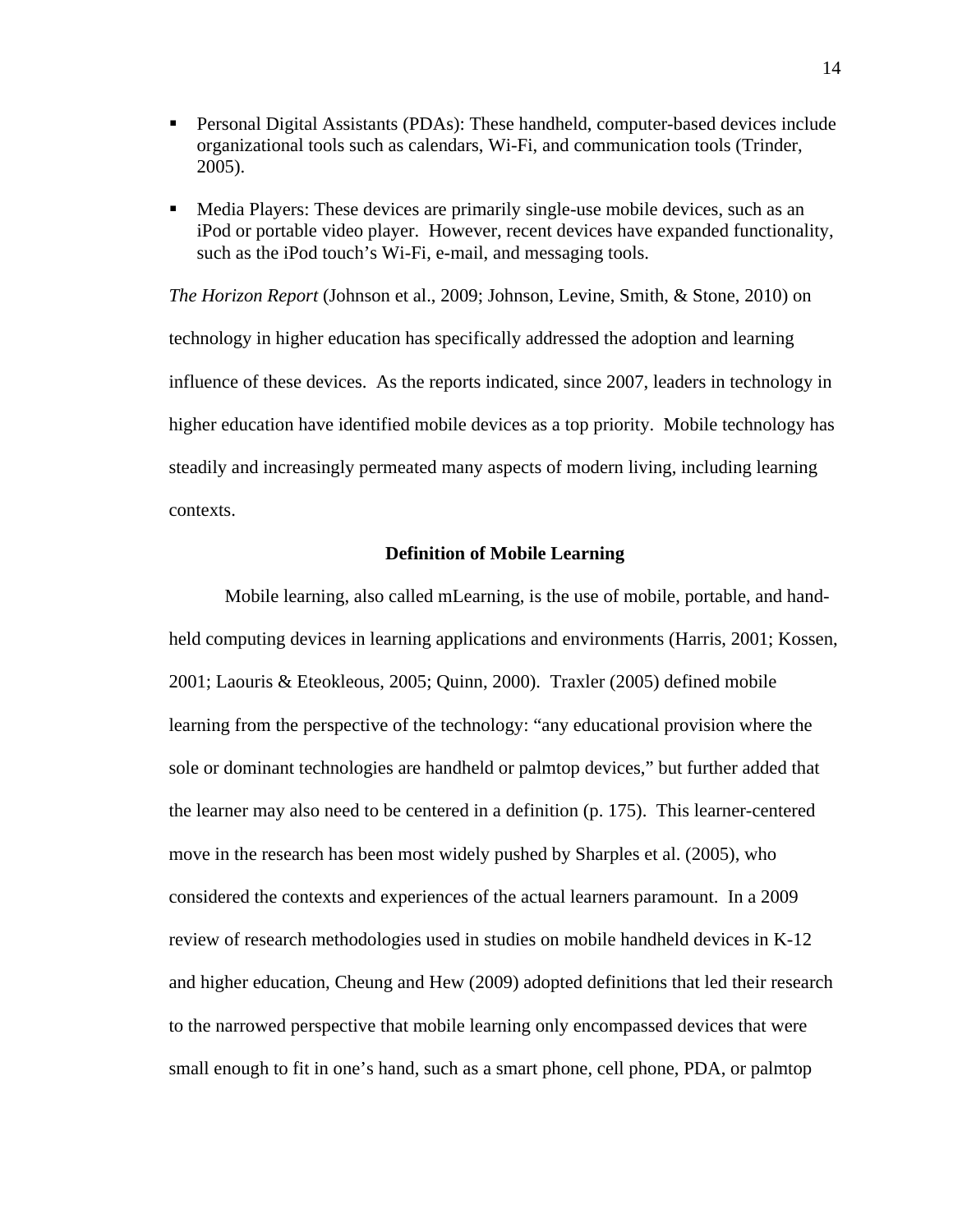- Personal Digital Assistants (PDAs): These handheld, computer-based devices include organizational tools such as calendars, Wi-Fi, and communication tools (Trinder, 2005).
- Media Players: These devices are primarily single-use mobile devices, such as an iPod or portable video player. However, recent devices have expanded functionality, such as the iPod touch's Wi-Fi, e-mail, and messaging tools.

*The Horizon Report* (Johnson et al., 2009; Johnson, Levine, Smith, & Stone, 2010) on technology in higher education has specifically addressed the adoption and learning influence of these devices. As the reports indicated, since 2007, leaders in technology in higher education have identified mobile devices as a top priority. Mobile technology has steadily and increasingly permeated many aspects of modern living, including learning contexts.

## Definition of Mobile Learning

Mobile learning, also called mLearning, is the use of mobile, portable, and hand-held computing devices in learning applications and environments (Harris, 2001; Kossen, 2001; Laouris & Eteokleous, 2005; Quinn, 2000). Traxler (2005) defined mobile learning from the perspective of the technology: "any educational provision where the sole or dominant technologies are handheld or palmtop devices," but further added that the learner may also need to be centered in a definition (p. 175). This learner-centered move in the research has been most widely pushed by Sharples et al. (2005), who considered the contexts and experiences of the actual learners paramount. In a 2009 review of research methodologies used in studies on mobile handheld devices in K-12 and higher education, Cheung and Hew (2009) adopted definitions that led their research to the narrowed perspective that mobile learning only encompassed devices that were small enough to fit in one's hand, such as a smart phone, cell phone, PDA, or palmtop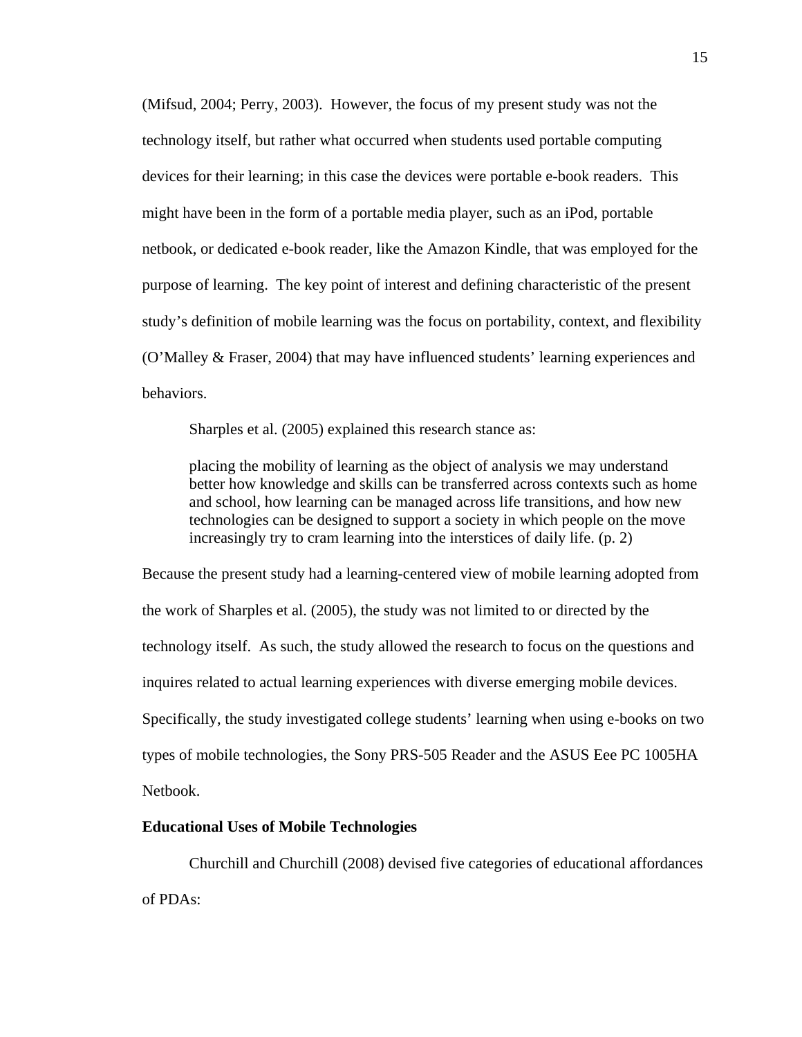(Mifsud, 2004; Perry, 2003). However, the focus of my present study was not the technology itself, but rather what occurred when students used portable computing devices for their learning; in this case the devices were portable e-book readers. This might have been in the form of a portable media player, such as an iPod, portable netbook, or dedicated e-book reader, like the Amazon Kindle, that was employed for the purpose of learning. The key point of interest and defining characteristic of the present study's definition of mobile learning was the focus on portability, context, and flexibility (O'Malley & Fraser, 2004) that may have influenced students' learning experiences and behaviors.

Sharples et al. (2005) explained this research stance as:

> placing the mobility of learning as the object of analysis we may understand better how knowledge and skills can be transferred across contexts such as home and school, how learning can be managed across life transitions, and how new technologies can be designed to support a society in which people on the move increasingly try to cram learning into the interstices of daily life. (p. 2)

Because the present study had a learning-centered view of mobile learning adopted from the work of Sharples et al. (2005), the study was not limited to or directed by the technology itself. As such, the study allowed the research to focus on the questions and inquires related to actual learning experiences with diverse emerging mobile devices. Specifically, the study investigated college students' learning when using e-books on two types of mobile technologies, the Sony PRS-505 Reader and the ASUS Eee PC 1005HA Netbook.

**Educational Uses of Mobile Technologies**

Churchill and Churchill (2008) devised five categories of educational affordances of PDAs: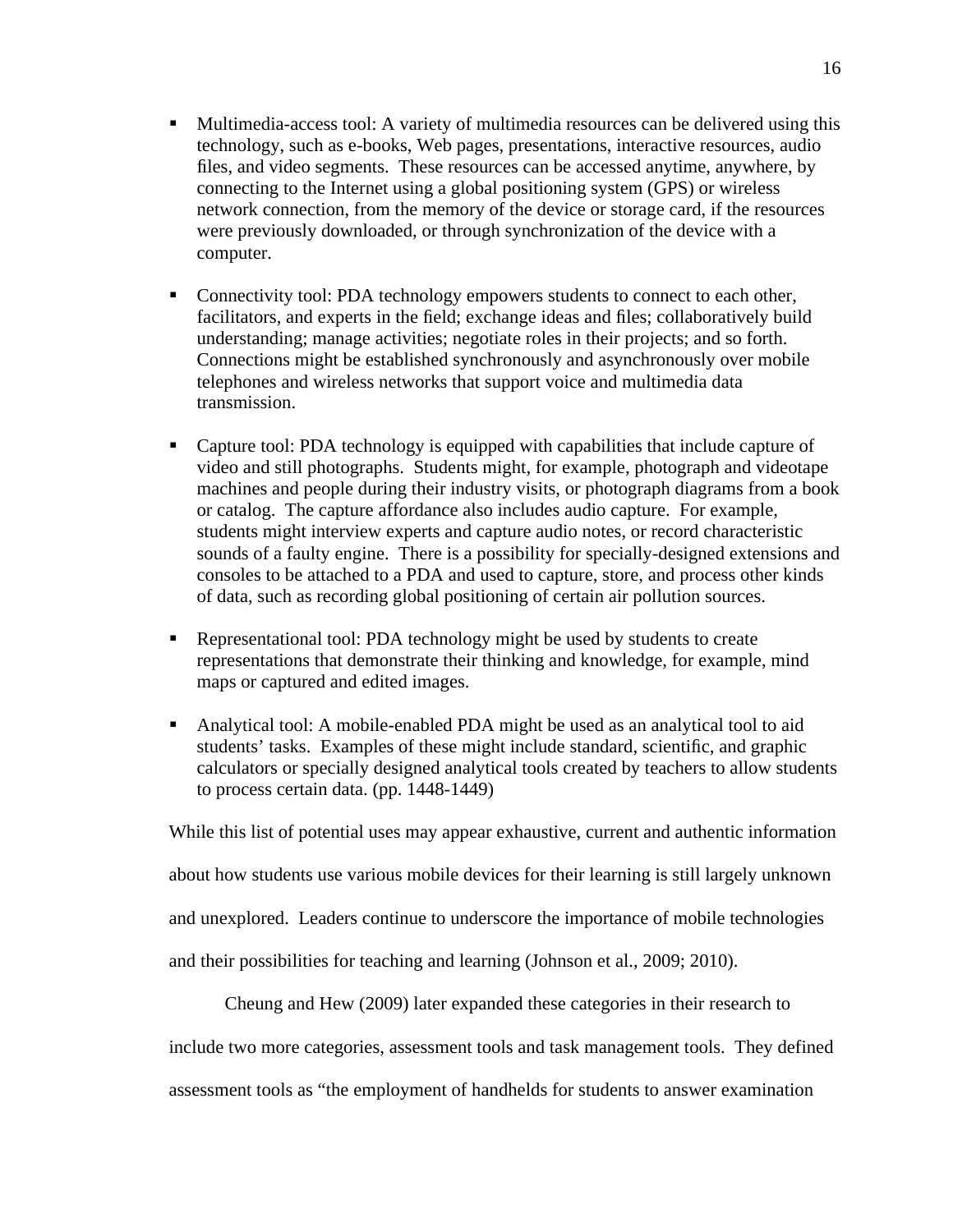- Multimedia-access tool: A variety of multimedia resources can be delivered using this technology, such as e-books, Web pages, presentations, interactive resources, audio files, and video segments. These resources can be accessed anytime, anywhere, by connecting to the Internet using a global positioning system (GPS) or wireless network connection, from the memory of the device or storage card, if the resources were previously downloaded, or through synchronization of the device with a computer.

- Connectivity tool: PDA technology empowers students to connect to each other, facilitators, and experts in the field; exchange ideas and files; collaboratively build understanding; manage activities; negotiate roles in their projects; and so forth. Connections might be established synchronously and asynchronously over mobile telephones and wireless networks that support voice and multimedia data transmission.

- Capture tool: PDA technology is equipped with capabilities that include capture of video and still photographs. Students might, for example, photograph and videotape machines and people during their industry visits, or photograph diagrams from a book or catalog. The capture affordance also includes audio capture. For example, students might interview experts and capture audio notes, or record characteristic sounds of a faulty engine. There is a possibility for specially-designed extensions and consoles to be attached to a PDA and used to capture, store, and process other kinds of data, such as recording global positioning of certain air pollution sources.

- Representational tool: PDA technology might be used by students to create representations that demonstrate their thinking and knowledge, for example, mind maps or captured and edited images.

- Analytical tool: A mobile-enabled PDA might be used as an analytical tool to aid students' tasks. Examples of these might include standard, scientific, and graphic calculators or specially designed analytical tools created by teachers to allow students to process certain data. (pp. 1448-1449)

While this list of potential uses may appear exhaustive, current and authentic information about how students use various mobile devices for their learning is still largely unknown and unexplored. Leaders continue to underscore the importance of mobile technologies and their possibilities for teaching and learning (Johnson et al., 2009; 2010).

Cheung and Hew (2009) later expanded these categories in their research to include two more categories, assessment tools and task management tools. They defined assessment tools as "the employment of handhelds for students to answer examination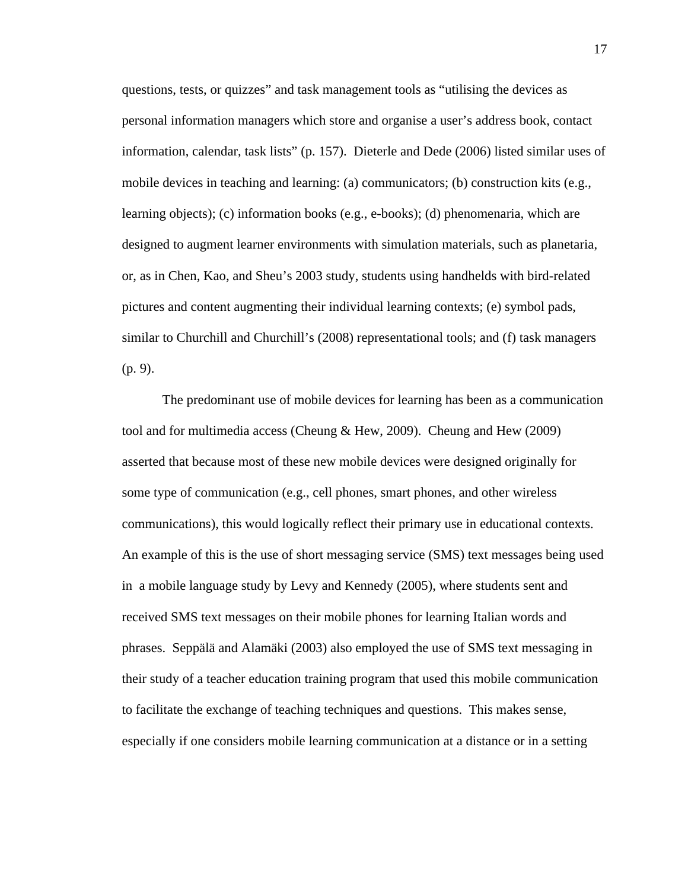questions, tests, or quizzes" and task management tools as "utilising the devices as personal information managers which store and organise a user's address book, contact information, calendar, task lists" (p. 157). Dieterle and Dede (2006) listed similar uses of mobile devices in teaching and learning: (a) communicators; (b) construction kits (e.g., learning objects); (c) information books (e.g., e-books); (d) phenomenaria, which are designed to augment learner environments with simulation materials, such as planetaria, or, as in Chen, Kao, and Sheu's 2003 study, students using handhelds with bird-related pictures and content augmenting their individual learning contexts; (e) symbol pads, similar to Churchill and Churchill's (2008) representational tools; and (f) task managers (p. 9).

The predominant use of mobile devices for learning has been as a communication tool and for multimedia access (Cheung & Hew, 2009). Cheung and Hew (2009) asserted that because most of these new mobile devices were designed originally for some type of communication (e.g., cell phones, smart phones, and other wireless communications), this would logically reflect their primary use in educational contexts. An example of this is the use of short messaging service (SMS) text messages being used in a mobile language study by Levy and Kennedy (2005), where students sent and received SMS text messages on their mobile phones for learning Italian words and phrases. Seppälä and Alamäki (2003) also employed the use of SMS text messaging in their study of a teacher education training program that used this mobile communication to facilitate the exchange of teaching techniques and questions. This makes sense, especially if one considers mobile learning communication at a distance or in a setting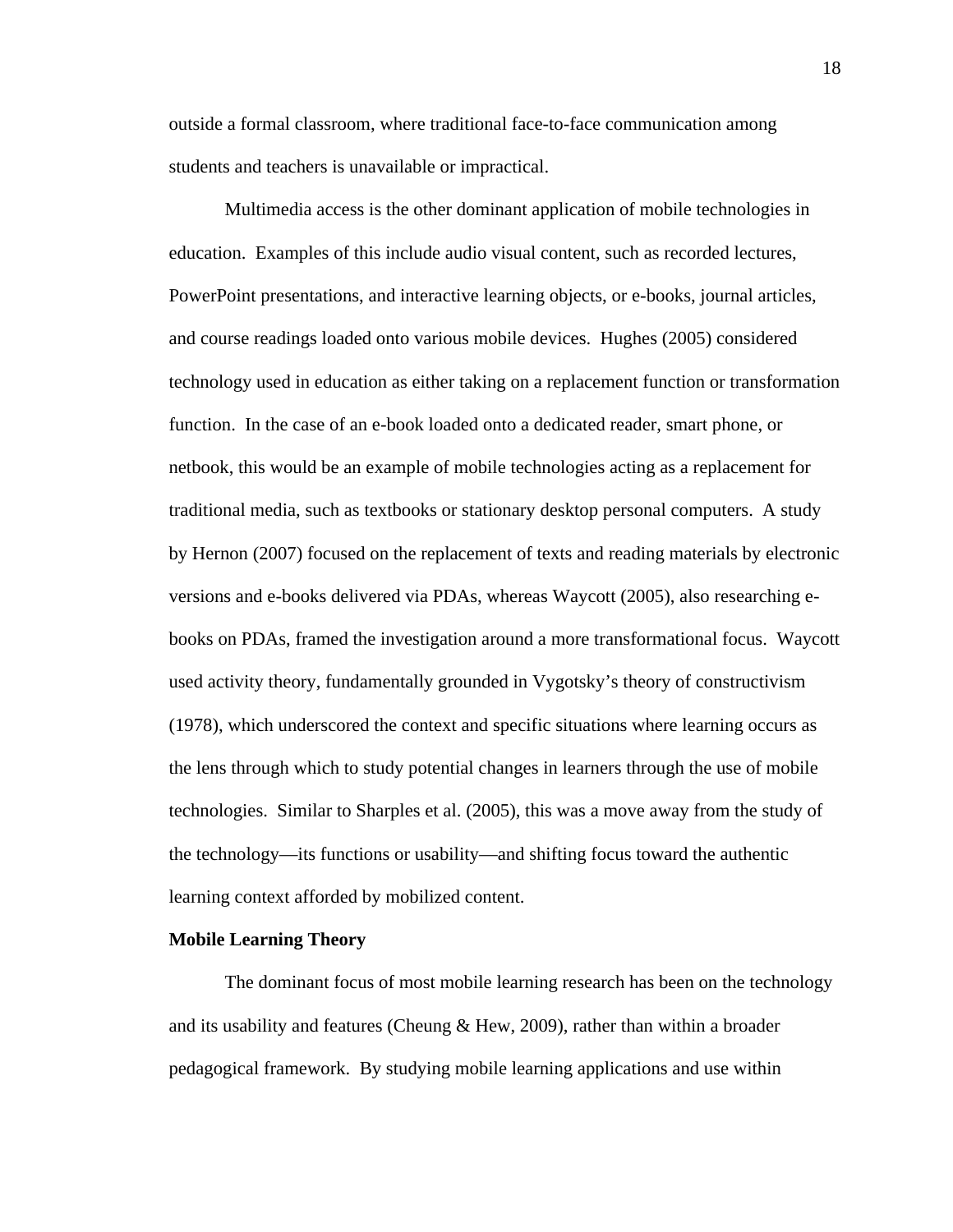outside a formal classroom, where traditional face-to-face communication among students and teachers is unavailable or impractical.

Multimedia access is the other dominant application of mobile technologies in education. Examples of this include audio visual content, such as recorded lectures, PowerPoint presentations, and interactive learning objects, or e-books, journal articles, and course readings loaded onto various mobile devices. Hughes (2005) considered technology used in education as either taking on a replacement function or transformation function. In the case of an e-book loaded onto a dedicated reader, smart phone, or netbook, this would be an example of mobile technologies acting as a replacement for traditional media, such as textbooks or stationary desktop personal computers. A study by Hernon (2007) focused on the replacement of texts and reading materials by electronic versions and e-books delivered via PDAs, whereas Waycott (2005), also researching e-books on PDAs, framed the investigation around a more transformational focus. Waycott used activity theory, fundamentally grounded in Vygotsky's theory of constructivism (1978), which underscored the context and specific situations where learning occurs as the lens through which to study potential changes in learners through the use of mobile technologies. Similar to Sharples et al. (2005), this was a move away from the study of the technology—its functions or usability—and shifting focus toward the authentic learning context afforded by mobilized content.

## Mobile Learning Theory

The dominant focus of most mobile learning research has been on the technology and its usability and features (Cheung & Hew, 2009), rather than within a broader pedagogical framework. By studying mobile learning applications and use within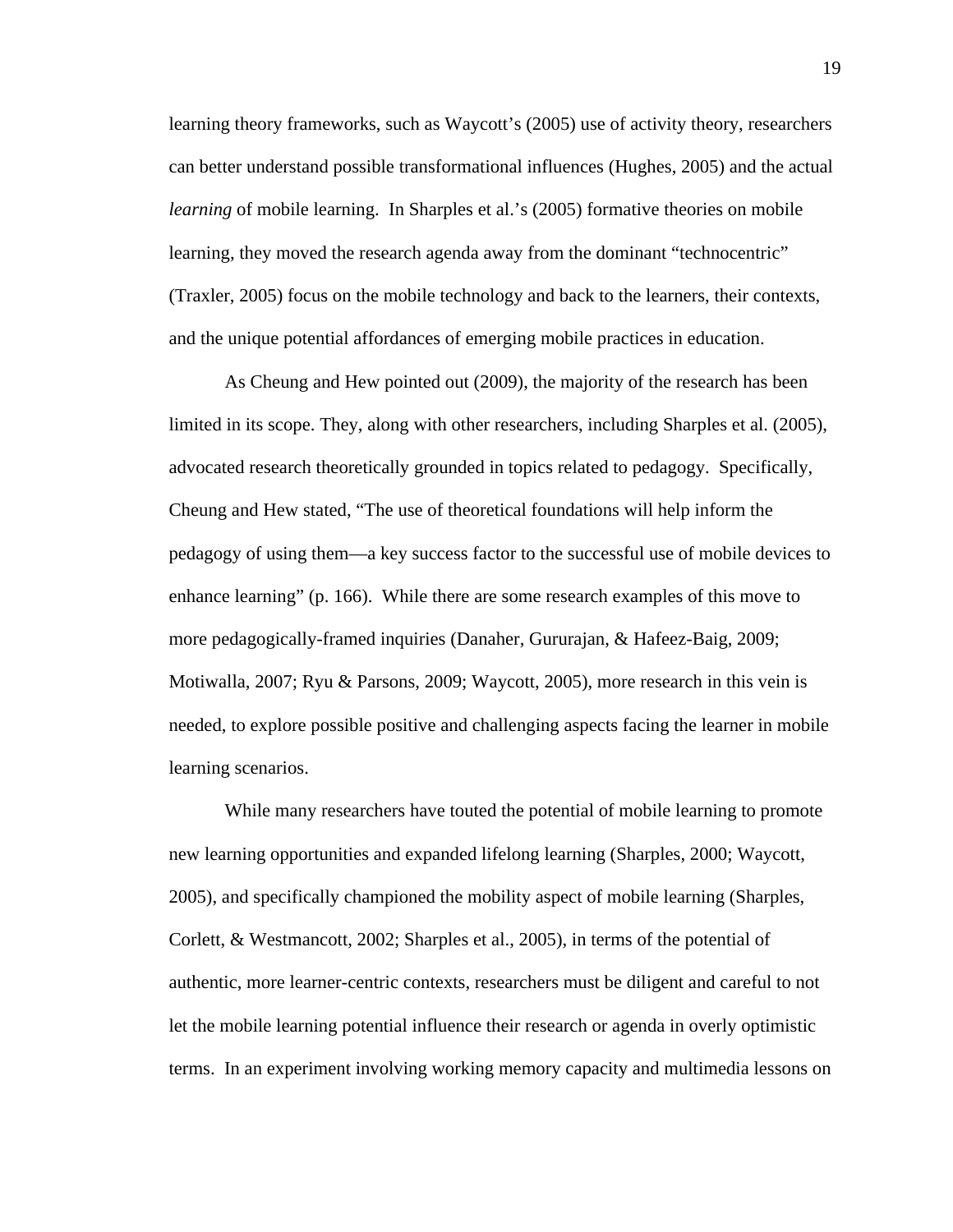learning theory frameworks, such as Waycott's (2005) use of activity theory, researchers can better understand possible transformational influences (Hughes, 2005) and the actual *learning* of mobile learning. In Sharples et al.'s (2005) formative theories on mobile learning, they moved the research agenda away from the dominant "technocentric" (Traxler, 2005) focus on the mobile technology and back to the learners, their contexts, and the unique potential affordances of emerging mobile practices in education.

As Cheung and Hew pointed out (2009), the majority of the research has been limited in its scope. They, along with other researchers, including Sharples et al. (2005), advocated research theoretically grounded in topics related to pedagogy. Specifically, Cheung and Hew stated, "The use of theoretical foundations will help inform the pedagogy of using them—a key success factor to the successful use of mobile devices to enhance learning" (p. 166). While there are some research examples of this move to more pedagogically-framed inquiries (Danaher, Gururajan, & Hafeez-Baig, 2009; Motiwalla, 2007; Ryu & Parsons, 2009; Waycott, 2005), more research in this vein is needed, to explore possible positive and challenging aspects facing the learner in mobile learning scenarios.

While many researchers have touted the potential of mobile learning to promote new learning opportunities and expanded lifelong learning (Sharples, 2000; Waycott, 2005), and specifically championed the mobility aspect of mobile learning (Sharples, Corlett, & Westmancott, 2002; Sharples et al., 2005), in terms of the potential of authentic, more learner-centric contexts, researchers must be diligent and careful to not let the mobile learning potential influence their research or agenda in overly optimistic terms. In an experiment involving working memory capacity and multimedia lessons on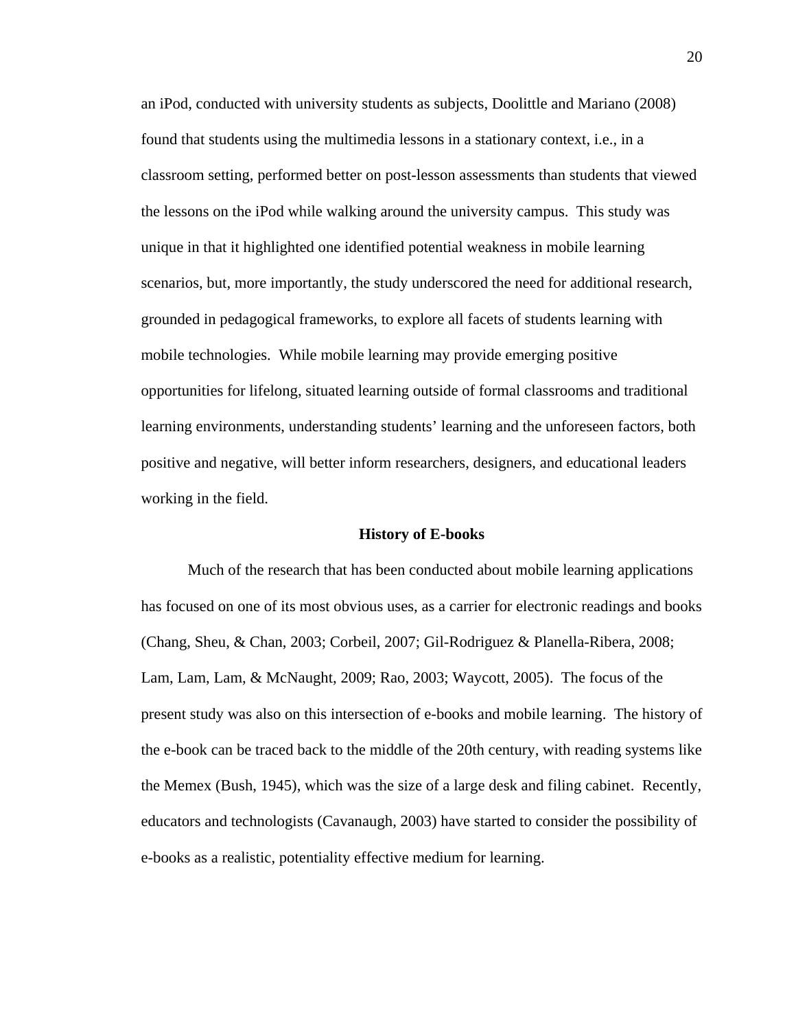an iPod, conducted with university students as subjects, Doolittle and Mariano (2008) found that students using the multimedia lessons in a stationary context, i.e., in a classroom setting, performed better on post-lesson assessments than students that viewed the lessons on the iPod while walking around the university campus. This study was unique in that it highlighted one identified potential weakness in mobile learning scenarios, but, more importantly, the study underscored the need for additional research, grounded in pedagogical frameworks, to explore all facets of students learning with mobile technologies. While mobile learning may provide emerging positive opportunities for lifelong, situated learning outside of formal classrooms and traditional learning environments, understanding students' learning and the unforeseen factors, both positive and negative, will better inform researchers, designers, and educational leaders working in the field.

## History of E-books

Much of the research that has been conducted about mobile learning applications has focused on one of its most obvious uses, as a carrier for electronic readings and books (Chang, Sheu, & Chan, 2003; Corbeil, 2007; Gil-Rodriguez & Planella-Ribera, 2008; Lam, Lam, Lam, & McNaught, 2009; Rao, 2003; Waycott, 2005). The focus of the present study was also on this intersection of e-books and mobile learning. The history of the e-book can be traced back to the middle of the 20th century, with reading systems like the Memex (Bush, 1945), which was the size of a large desk and filing cabinet. Recently, educators and technologists (Cavanaugh, 2003) have started to consider the possibility of e-books as a realistic, potentiality effective medium for learning.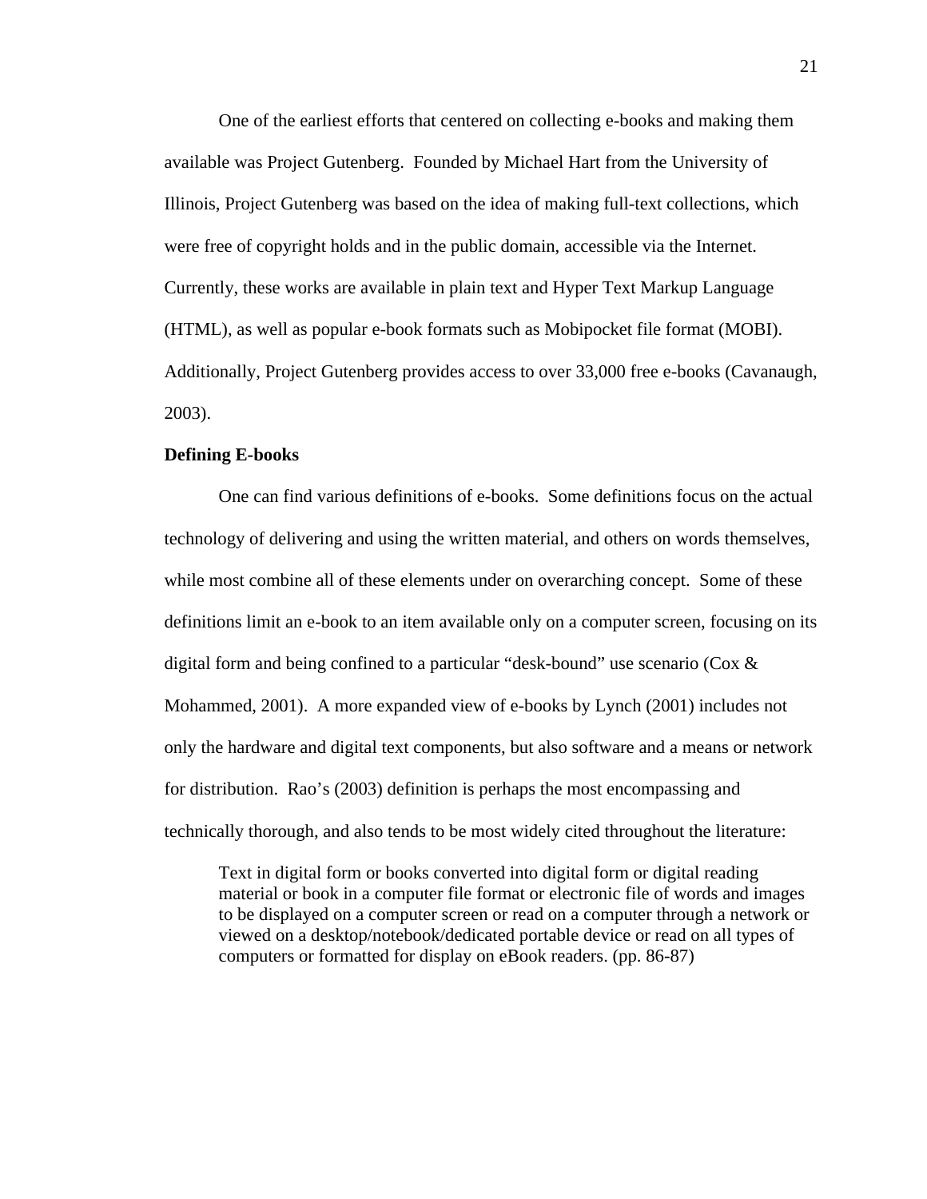One of the earliest efforts that centered on collecting e-books and making them available was Project Gutenberg. Founded by Michael Hart from the University of Illinois, Project Gutenberg was based on the idea of making full-text collections, which were free of copyright holds and in the public domain, accessible via the Internet. Currently, these works are available in plain text and Hyper Text Markup Language (HTML), as well as popular e-book formats such as Mobipocket file format (MOBI). Additionally, Project Gutenberg provides access to over 33,000 free e-books (Cavanaugh, 2003).

**Defining E-books**

One can find various definitions of e-books. Some definitions focus on the actual technology of delivering and using the written material, and others on words themselves, while most combine all of these elements under on overarching concept. Some of these definitions limit an e-book to an item available only on a computer screen, focusing on its digital form and being confined to a particular "desk-bound" use scenario (Cox & Mohammed, 2001). A more expanded view of e-books by Lynch (2001) includes not only the hardware and digital text components, but also software and a means or network for distribution. Rao's (2003) definition is perhaps the most encompassing and technically thorough, and also tends to be most widely cited throughout the literature:

> Text in digital form or books converted into digital form or digital reading material or book in a computer file format or electronic file of words and images to be displayed on a computer screen or read on a computer through a network or viewed on a desktop/notebook/dedicated portable device or read on all types of computers or formatted for display on eBook readers. (pp. 86-87)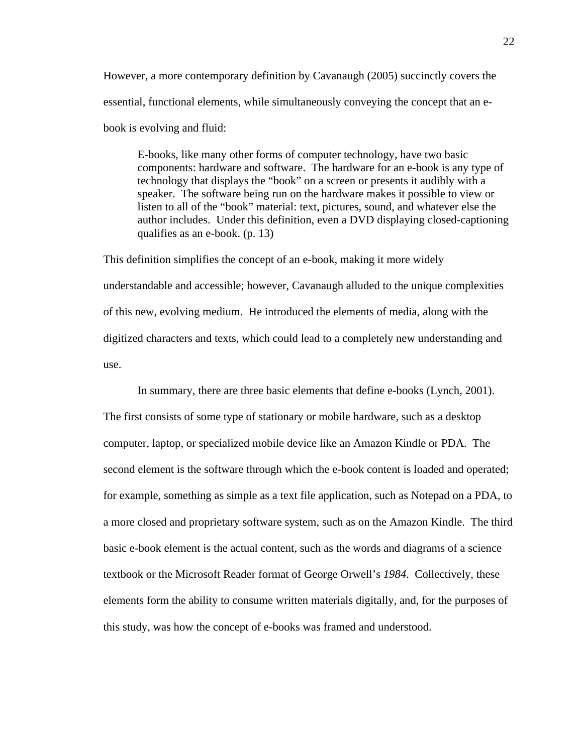However, a more contemporary definition by Cavanaugh (2005) succinctly covers the essential, functional elements, while simultaneously conveying the concept that an e-book is evolving and fluid:

> E-books, like many other forms of computer technology, have two basic components: hardware and software. The hardware for an e-book is any type of technology that displays the “book” on a screen or presents it audibly with a speaker. The software being run on the hardware makes it possible to view or listen to all of the “book” material: text, pictures, sound, and whatever else the author includes. Under this definition, even a DVD displaying closed-captioning qualifies as an e-book. (p. 13)

This definition simplifies the concept of an e-book, making it more widely understandable and accessible; however, Cavanaugh alluded to the unique complexities of this new, evolving medium. He introduced the elements of media, along with the digitized characters and texts, which could lead to a completely new understanding and use.

In summary, there are three basic elements that define e-books (Lynch, 2001). The first consists of some type of stationary or mobile hardware, such as a desktop computer, laptop, or specialized mobile device like an Amazon Kindle or PDA. The second element is the software through which the e-book content is loaded and operated; for example, something as simple as a text file application, such as Notepad on a PDA, to a more closed and proprietary software system, such as on the Amazon Kindle. The third basic e-book element is the actual content, such as the words and diagrams of a science textbook or the Microsoft Reader format of George Orwell’s *1984*. Collectively, these elements form the ability to consume written materials digitally, and, for the purposes of this study, was how the concept of e-books was framed and understood.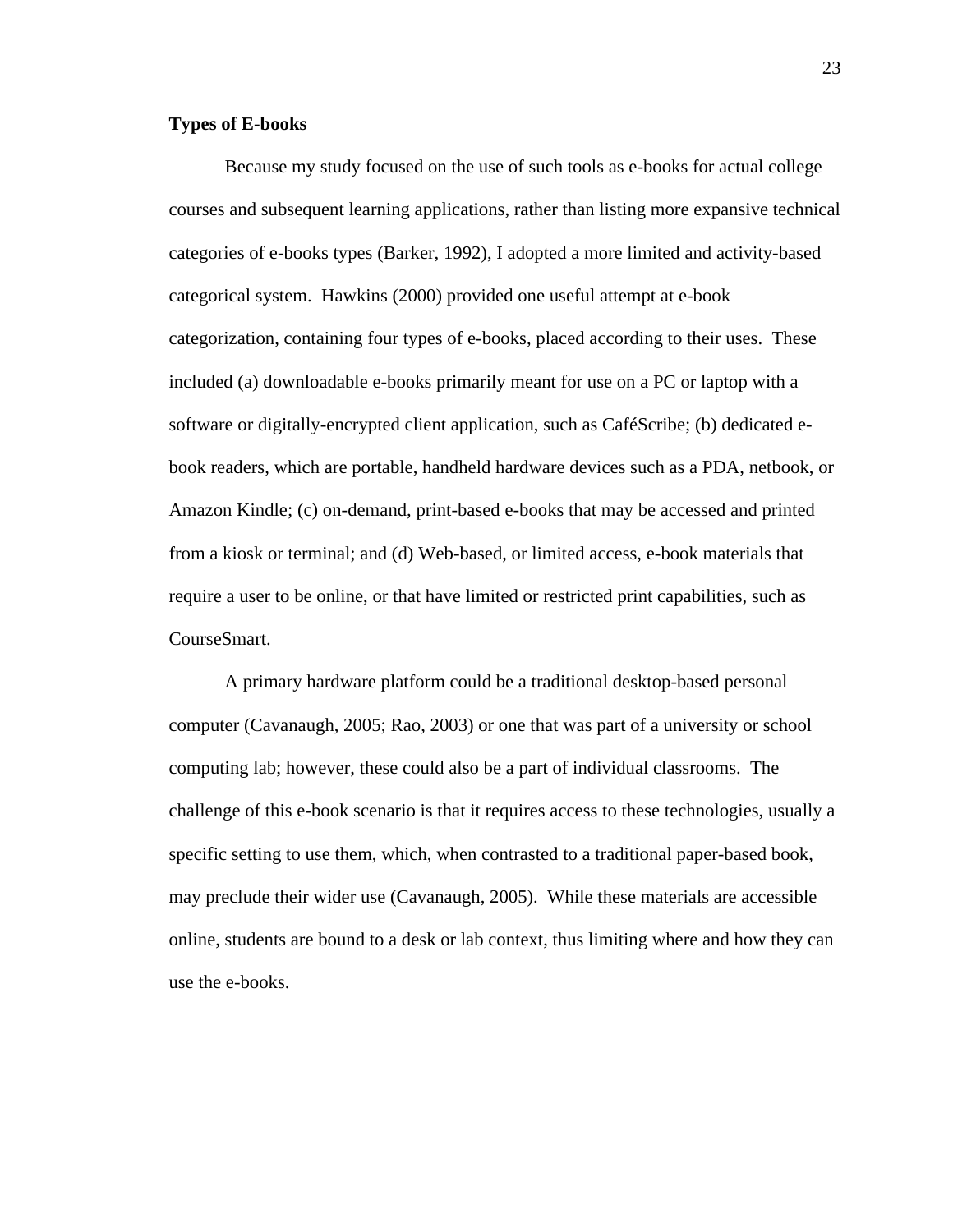**Types of E-books**

Because my study focused on the use of such tools as e-books for actual college courses and subsequent learning applications, rather than listing more expansive technical categories of e-books types (Barker, 1992), I adopted a more limited and activity-based categorical system. Hawkins (2000) provided one useful attempt at e-book categorization, containing four types of e-books, placed according to their uses. These included (a) downloadable e-books primarily meant for use on a PC or laptop with a software or digitally-encrypted client application, such as CaféScribe; (b) dedicated e-book readers, which are portable, handheld hardware devices such as a PDA, netbook, or Amazon Kindle; (c) on-demand, print-based e-books that may be accessed and printed from a kiosk or terminal; and (d) Web-based, or limited access, e-book materials that require a user to be online, or that have limited or restricted print capabilities, such as CourseSmart.

A primary hardware platform could be a traditional desktop-based personal computer (Cavanaugh, 2005; Rao, 2003) or one that was part of a university or school computing lab; however, these could also be a part of individual classrooms. The challenge of this e-book scenario is that it requires access to these technologies, usually a specific setting to use them, which, when contrasted to a traditional paper-based book, may preclude their wider use (Cavanaugh, 2005). While these materials are accessible online, students are bound to a desk or lab context, thus limiting where and how they can use the e-books.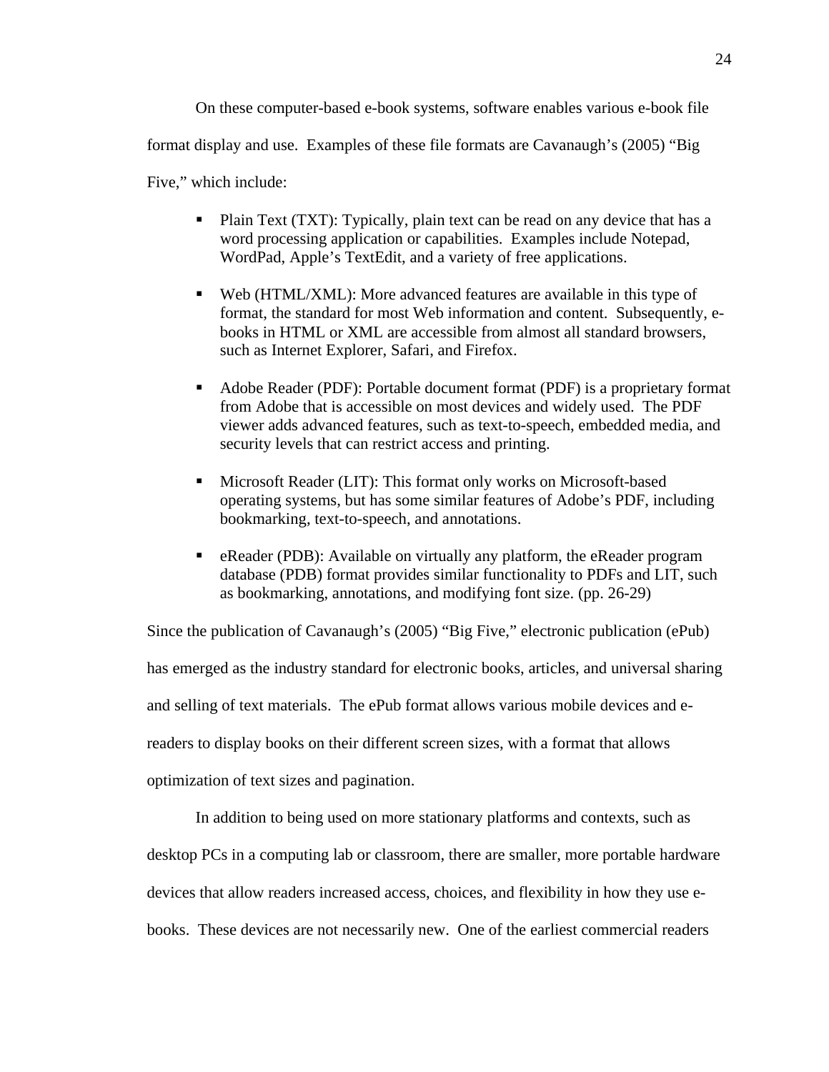On these computer-based e-book systems, software enables various e-book file format display and use. Examples of these file formats are Cavanaugh's (2005) "Big Five," which include:

- Plain Text (TXT): Typically, plain text can be read on any device that has a word processing application or capabilities. Examples include Notepad, WordPad, Apple's TextEdit, and a variety of free applications.

- Web (HTML/XML): More advanced features are available in this type of format, the standard for most Web information and content. Subsequently, e-books in HTML or XML are accessible from almost all standard browsers, such as Internet Explorer, Safari, and Firefox.

- Adobe Reader (PDF): Portable document format (PDF) is a proprietary format from Adobe that is accessible on most devices and widely used. The PDF viewer adds advanced features, such as text-to-speech, embedded media, and security levels that can restrict access and printing.

- Microsoft Reader (LIT): This format only works on Microsoft-based operating systems, but has some similar features of Adobe's PDF, including bookmarking, text-to-speech, and annotations.

- eReader (PDB): Available on virtually any platform, the eReader program database (PDB) format provides similar functionality to PDFs and LIT, such as bookmarking, annotations, and modifying font size. (pp. 26-29)

Since the publication of Cavanaugh's (2005) "Big Five," electronic publication (ePub) has emerged as the industry standard for electronic books, articles, and universal sharing and selling of text materials. The ePub format allows various mobile devices and e-readers to display books on their different screen sizes, with a format that allows optimization of text sizes and pagination.

In addition to being used on more stationary platforms and contexts, such as desktop PCs in a computing lab or classroom, there are smaller, more portable hardware devices that allow readers increased access, choices, and flexibility in how they use e-books. These devices are not necessarily new. One of the earliest commercial readers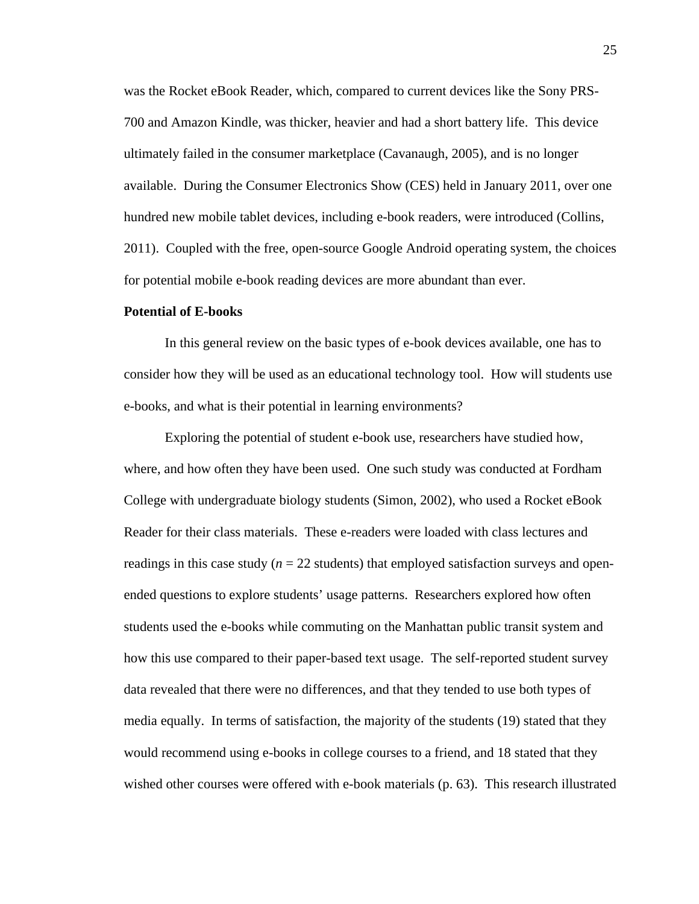was the Rocket eBook Reader, which, compared to current devices like the Sony PRS-700 and Amazon Kindle, was thicker, heavier and had a short battery life. This device ultimately failed in the consumer marketplace (Cavanaugh, 2005), and is no longer available. During the Consumer Electronics Show (CES) held in January 2011, over one hundred new mobile tablet devices, including e-book readers, were introduced (Collins, 2011). Coupled with the free, open-source Google Android operating system, the choices for potential mobile e-book reading devices are more abundant than ever.

**Potential of E-books**

In this general review on the basic types of e-book devices available, one has to consider how they will be used as an educational technology tool. How will students use e-books, and what is their potential in learning environments?

Exploring the potential of student e-book use, researchers have studied how, where, and how often they have been used. One such study was conducted at Fordham College with undergraduate biology students (Simon, 2002), who used a Rocket eBook Reader for their class materials. These e-readers were loaded with class lectures and readings in this case study ($n$ = 22 students) that employed satisfaction surveys and open-ended questions to explore students' usage patterns. Researchers explored how often students used the e-books while commuting on the Manhattan public transit system and how this use compared to their paper-based text usage. The self-reported student survey data revealed that there were no differences, and that they tended to use both types of media equally. In terms of satisfaction, the majority of the students (19) stated that they would recommend using e-books in college courses to a friend, and 18 stated that they wished other courses were offered with e-book materials (p. 63). This research illustrated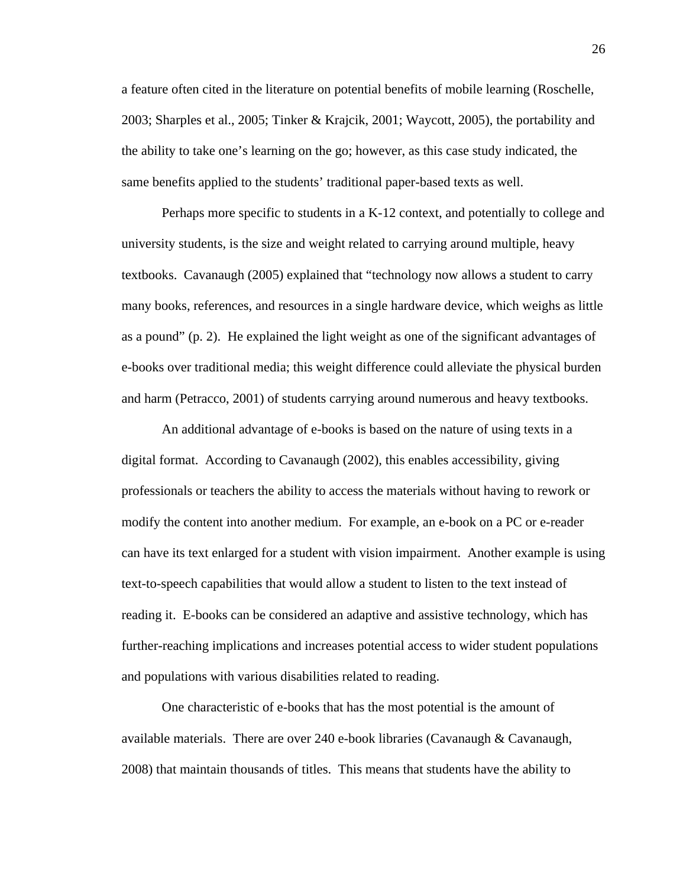a feature often cited in the literature on potential benefits of mobile learning (Roschelle, 2003; Sharples et al., 2005; Tinker & Krajcik, 2001; Waycott, 2005), the portability and the ability to take one's learning on the go; however, as this case study indicated, the same benefits applied to the students' traditional paper-based texts as well.

Perhaps more specific to students in a K-12 context, and potentially to college and university students, is the size and weight related to carrying around multiple, heavy textbooks. Cavanaugh (2005) explained that "technology now allows a student to carry many books, references, and resources in a single hardware device, which weighs as little as a pound" (p. 2). He explained the light weight as one of the significant advantages of e-books over traditional media; this weight difference could alleviate the physical burden and harm (Petracco, 2001) of students carrying around numerous and heavy textbooks.

An additional advantage of e-books is based on the nature of using texts in a digital format. According to Cavanaugh (2002), this enables accessibility, giving professionals or teachers the ability to access the materials without having to rework or modify the content into another medium. For example, an e-book on a PC or e-reader can have its text enlarged for a student with vision impairment. Another example is using text-to-speech capabilities that would allow a student to listen to the text instead of reading it. E-books can be considered an adaptive and assistive technology, which has further-reaching implications and increases potential access to wider student populations and populations with various disabilities related to reading.

One characteristic of e-books that has the most potential is the amount of available materials. There are over 240 e-book libraries (Cavanaugh & Cavanaugh, 2008) that maintain thousands of titles. This means that students have the ability to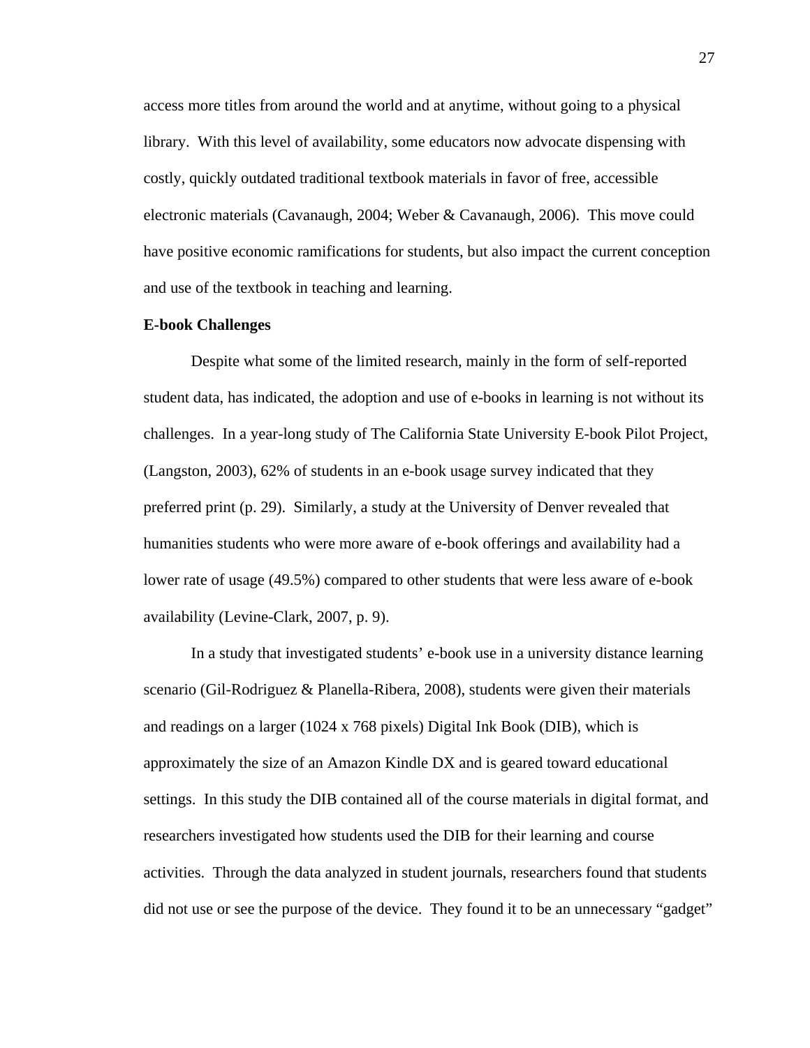access more titles from around the world and at anytime, without going to a physical library. With this level of availability, some educators now advocate dispensing with costly, quickly outdated traditional textbook materials in favor of free, accessible electronic materials (Cavanaugh, 2004; Weber & Cavanaugh, 2006). This move could have positive economic ramifications for students, but also impact the current conception and use of the textbook in teaching and learning.

**E-book Challenges**

Despite what some of the limited research, mainly in the form of self-reported student data, has indicated, the adoption and use of e-books in learning is not without its challenges. In a year-long study of The California State University E-book Pilot Project, (Langston, 2003), 62% of students in an e-book usage survey indicated that they preferred print (p. 29). Similarly, a study at the University of Denver revealed that humanities students who were more aware of e-book offerings and availability had a lower rate of usage (49.5%) compared to other students that were less aware of e-book availability (Levine-Clark, 2007, p. 9).

In a study that investigated students' e-book use in a university distance learning scenario (Gil-Rodriguez & Planella-Ribera, 2008), students were given their materials and readings on a larger (1024 x 768 pixels) Digital Ink Book (DIB), which is approximately the size of an Amazon Kindle DX and is geared toward educational settings. In this study the DIB contained all of the course materials in digital format, and researchers investigated how students used the DIB for their learning and course activities. Through the data analyzed in student journals, researchers found that students did not use or see the purpose of the device. They found it to be an unnecessary "gadget"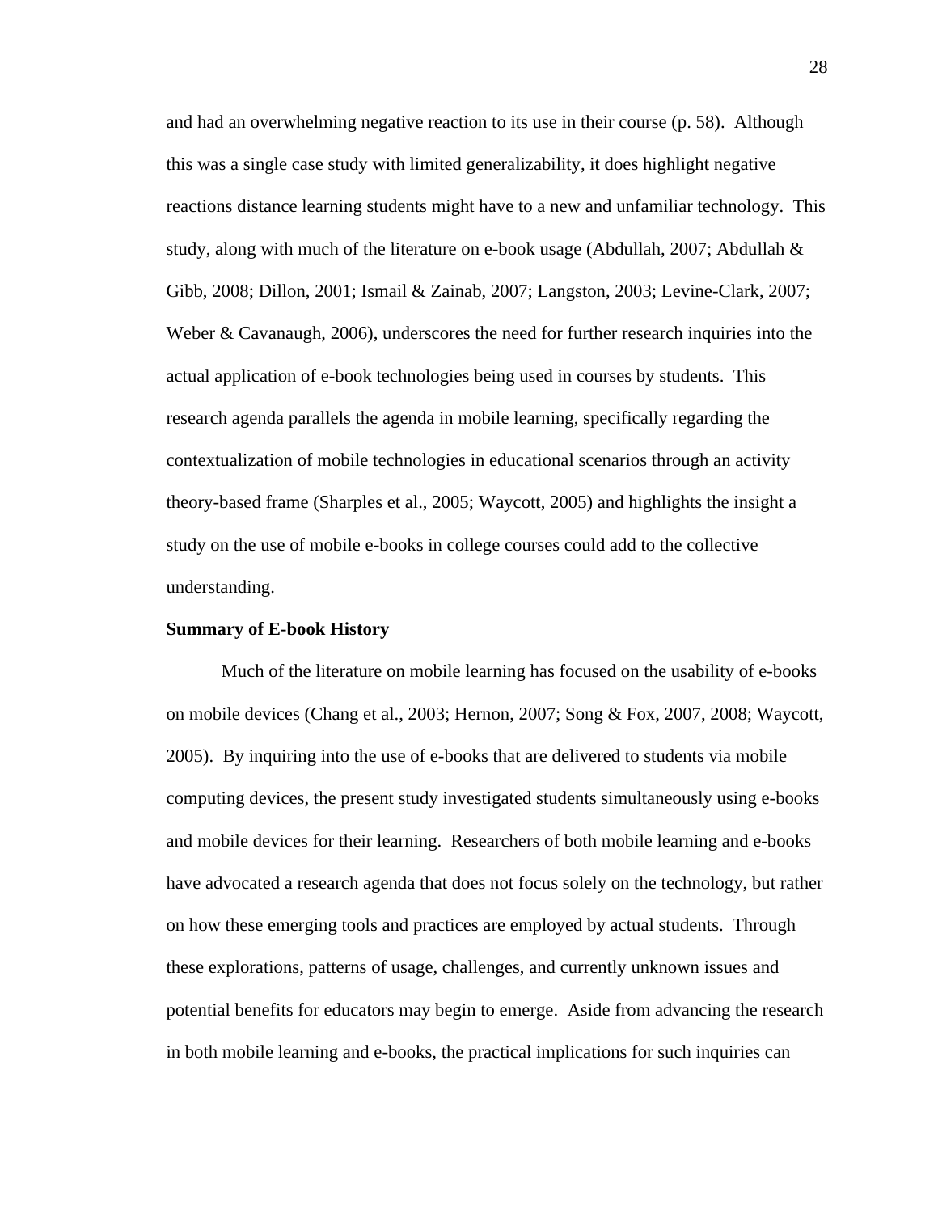and had an overwhelming negative reaction to its use in their course (p. 58). Although this was a single case study with limited generalizability, it does highlight negative reactions distance learning students might have to a new and unfamiliar technology. This study, along with much of the literature on e-book usage (Abdullah, 2007; Abdullah & Gibb, 2008; Dillon, 2001; Ismail & Zainab, 2007; Langston, 2003; Levine-Clark, 2007; Weber & Cavanaugh, 2006), underscores the need for further research inquiries into the actual application of e-book technologies being used in courses by students. This research agenda parallels the agenda in mobile learning, specifically regarding the contextualization of mobile technologies in educational scenarios through an activity theory-based frame (Sharples et al., 2005; Waycott, 2005) and highlights the insight a study on the use of mobile e-books in college courses could add to the collective understanding.

**Summary of E-book History**

Much of the literature on mobile learning has focused on the usability of e-books on mobile devices (Chang et al., 2003; Hernon, 2007; Song & Fox, 2007, 2008; Waycott, 2005). By inquiring into the use of e-books that are delivered to students via mobile computing devices, the present study investigated students simultaneously using e-books and mobile devices for their learning. Researchers of both mobile learning and e-books have advocated a research agenda that does not focus solely on the technology, but rather on how these emerging tools and practices are employed by actual students. Through these explorations, patterns of usage, challenges, and currently unknown issues and potential benefits for educators may begin to emerge. Aside from advancing the research in both mobile learning and e-books, the practical implications for such inquiries can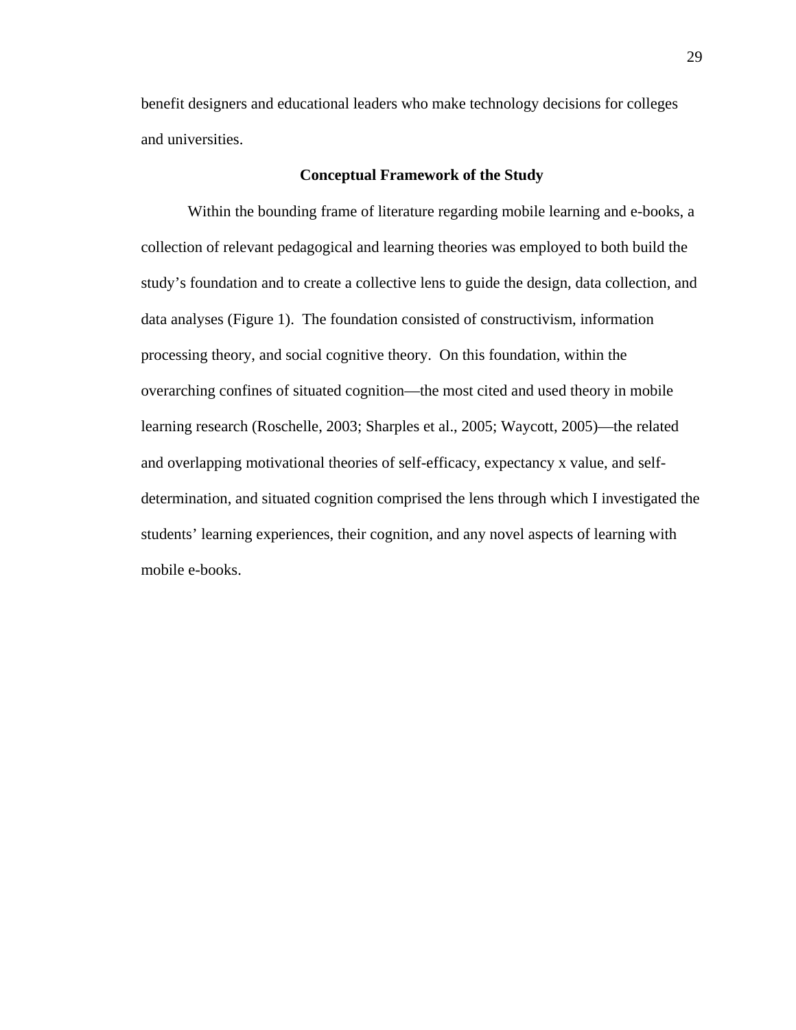benefit designers and educational leaders who make technology decisions for colleges and universities.

## Conceptual Framework of the Study

Within the bounding frame of literature regarding mobile learning and e-books, a collection of relevant pedagogical and learning theories was employed to both build the study's foundation and to create a collective lens to guide the design, data collection, and data analyses (Figure 1). The foundation consisted of constructivism, information processing theory, and social cognitive theory. On this foundation, within the overarching confines of situated cognition—the most cited and used theory in mobile learning research (Roschelle, 2003; Sharples et al., 2005; Waycott, 2005)—the related and overlapping motivational theories of self-efficacy, expectancy x value, and self-determination, and situated cognition comprised the lens through which I investigated the students' learning experiences, their cognition, and any novel aspects of learning with mobile e-books.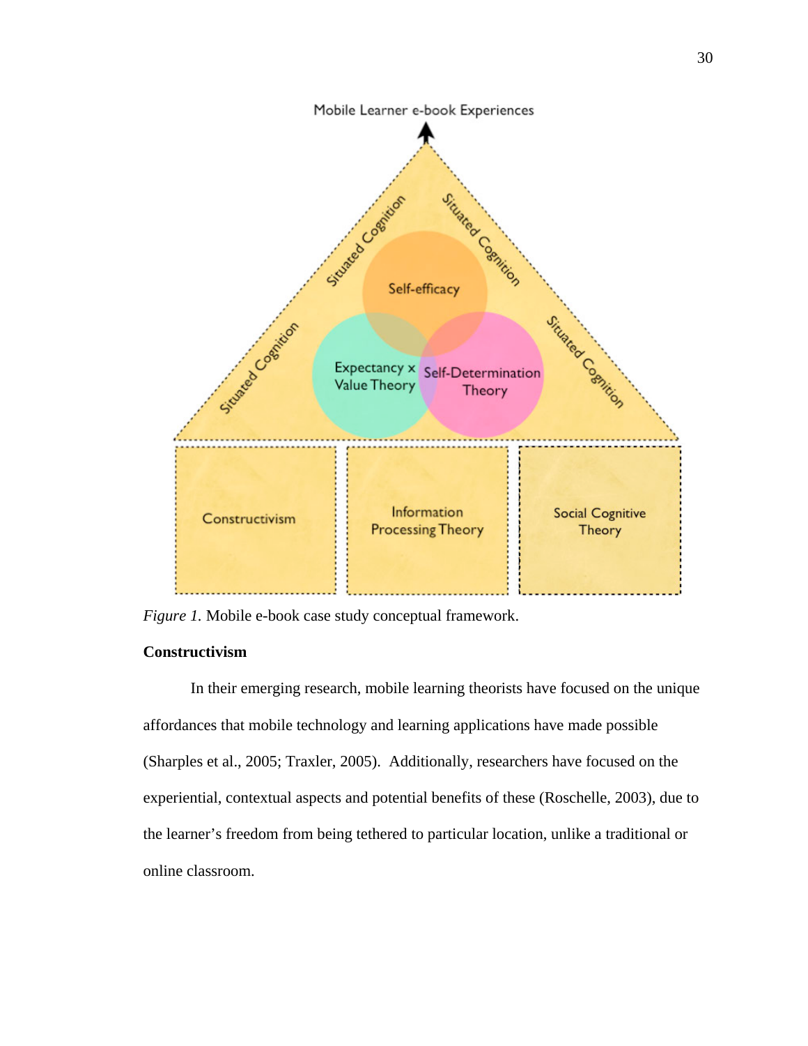Mobile Learner e-book Experiences

Situated Cognition

Self-efficacy

Expectancy x Value Theory

Self-Determination Theory

Constructivism

Information Processing Theory

Social Cognitive Theory

*Figure 1.* Mobile e-book case study conceptual framework.

**Constructivism**

In their emerging research, mobile learning theorists have focused on the unique affordances that mobile technology and learning applications have made possible (Sharples et al., 2005; Traxler, 2005). Additionally, researchers have focused on the experiential, contextual aspects and potential benefits of these (Roschelle, 2003), due to the learner's freedom from being tethered to particular location, unlike a traditional or online classroom.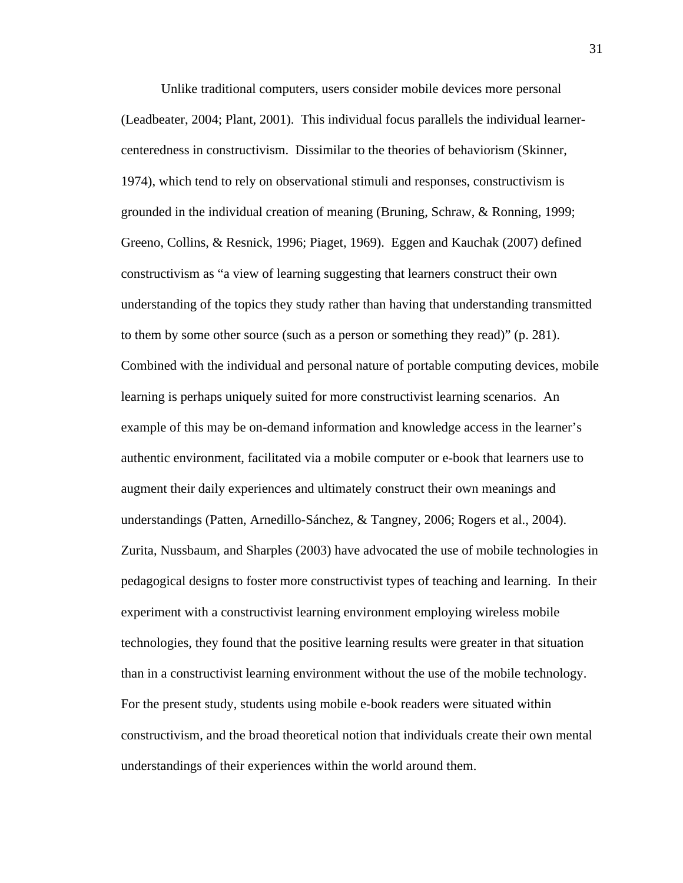Unlike traditional computers, users consider mobile devices more personal (Leadbeater, 2004; Plant, 2001). This individual focus parallels the individual learner-centeredness in constructivism. Dissimilar to the theories of behaviorism (Skinner, 1974), which tend to rely on observational stimuli and responses, constructivism is grounded in the individual creation of meaning (Bruning, Schraw, & Ronning, 1999; Greeno, Collins, & Resnick, 1996; Piaget, 1969). Eggen and Kauchak (2007) defined constructivism as “a view of learning suggesting that learners construct their own understanding of the topics they study rather than having that understanding transmitted to them by some other source (such as a person or something they read)” (p. 281). Combined with the individual and personal nature of portable computing devices, mobile learning is perhaps uniquely suited for more constructivist learning scenarios. An example of this may be on-demand information and knowledge access in the learner’s authentic environment, facilitated via a mobile computer or e-book that learners use to augment their daily experiences and ultimately construct their own meanings and understandings (Patten, Arnedillo-Sánchez, & Tangney, 2006; Rogers et al., 2004). Zurita, Nussbaum, and Sharples (2003) have advocated the use of mobile technologies in pedagogical designs to foster more constructivist types of teaching and learning. In their experiment with a constructivist learning environment employing wireless mobile technologies, they found that the positive learning results were greater in that situation than in a constructivist learning environment without the use of the mobile technology. For the present study, students using mobile e-book readers were situated within constructivism, and the broad theoretical notion that individuals create their own mental understandings of their experiences within the world around them.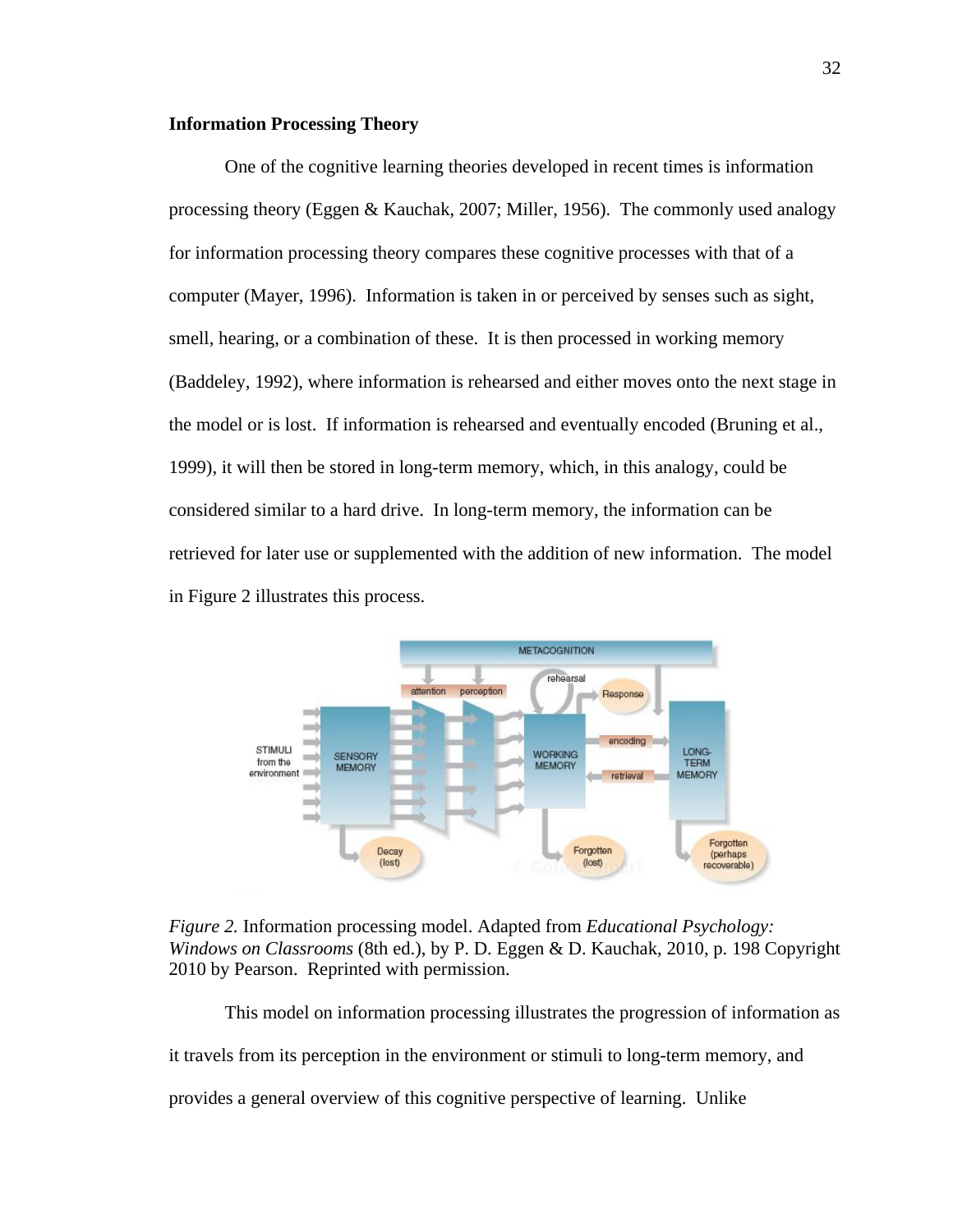**Information Processing Theory**

One of the cognitive learning theories developed in recent times is information processing theory (Eggen & Kauchak, 2007; Miller, 1956). The commonly used analogy for information processing theory compares these cognitive processes with that of a computer (Mayer, 1996). Information is taken in or perceived by senses such as sight, smell, hearing, or a combination of these. It is then processed in working memory (Baddeley, 1992), where information is rehearsed and either moves onto the next stage in the model or is lost. If information is rehearsed and eventually encoded (Bruning et al., 1999), it will then be stored in long-term memory, which, in this analogy, could be considered similar to a hard drive. In long-term memory, the information can be retrieved for later use or supplemented with the addition of new information. The model in Figure 2 illustrates this process.

*Figure 2.* Information processing model. Adapted from *Educational Psychology: Windows on Classrooms* (8th ed.), by P. D. Eggen & D. Kauchak, 2010, p. 198 Copyright 2010 by Pearson. Reprinted with permission.

This model on information processing illustrates the progression of information as it travels from its perception in the environment or stimuli to long-term memory, and provides a general overview of this cognitive perspective of learning. Unlike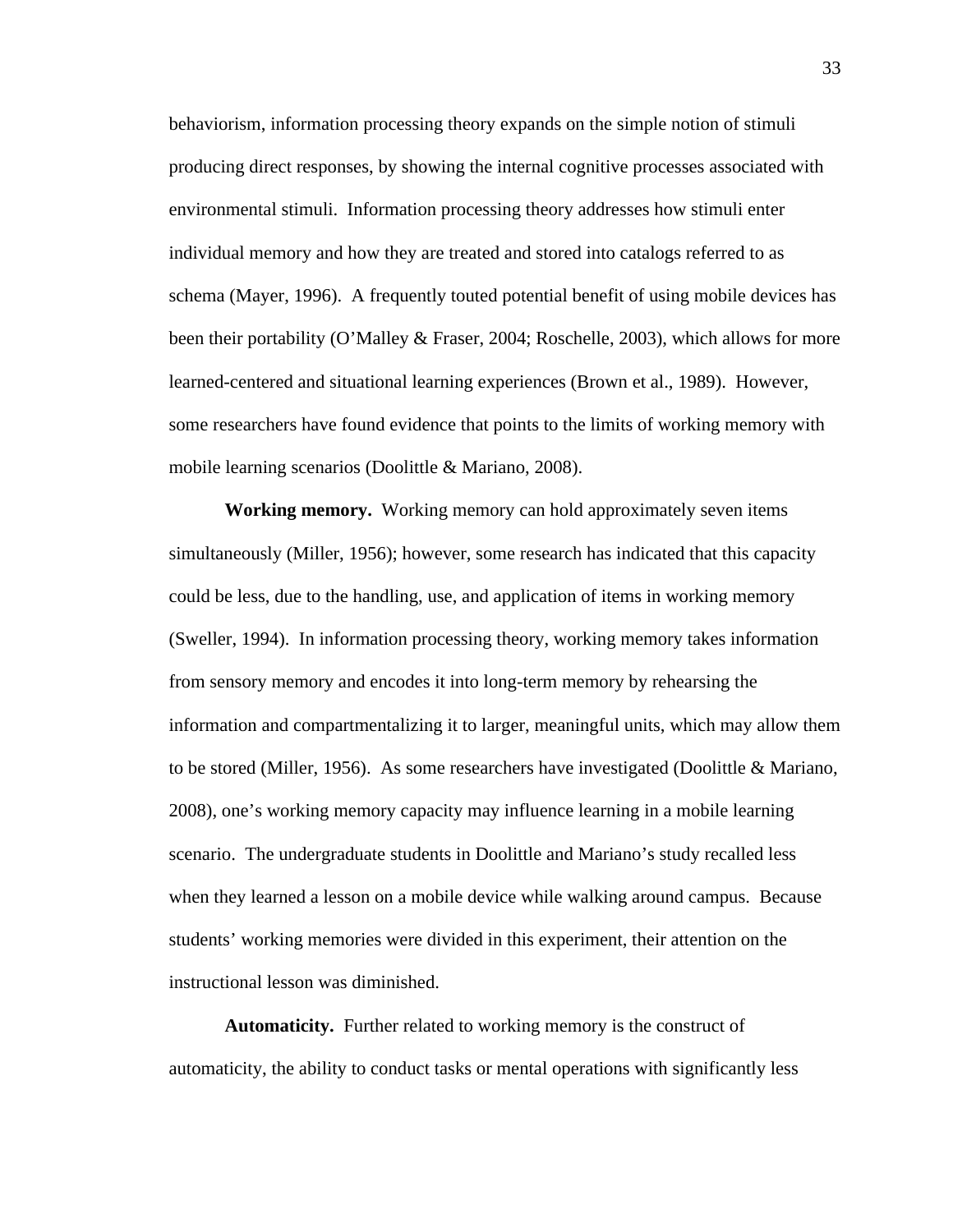behaviorism, information processing theory expands on the simple notion of stimuli producing direct responses, by showing the internal cognitive processes associated with environmental stimuli. Information processing theory addresses how stimuli enter individual memory and how they are treated and stored into catalogs referred to as schema (Mayer, 1996). A frequently touted potential benefit of using mobile devices has been their portability (O'Malley & Fraser, 2004; Roschelle, 2003), which allows for more learned-centered and situational learning experiences (Brown et al., 1989). However, some researchers have found evidence that points to the limits of working memory with mobile learning scenarios (Doolittle & Mariano, 2008).

**Working memory.** Working memory can hold approximately seven items simultaneously (Miller, 1956); however, some research has indicated that this capacity could be less, due to the handling, use, and application of items in working memory (Sweller, 1994). In information processing theory, working memory takes information from sensory memory and encodes it into long-term memory by rehearsing the information and compartmentalizing it to larger, meaningful units, which may allow them to be stored (Miller, 1956). As some researchers have investigated (Doolittle & Mariano, 2008), one's working memory capacity may influence learning in a mobile learning scenario. The undergraduate students in Doolittle and Mariano's study recalled less when they learned a lesson on a mobile device while walking around campus. Because students' working memories were divided in this experiment, their attention on the instructional lesson was diminished.

**Automaticity.** Further related to working memory is the construct of automaticity, the ability to conduct tasks or mental operations with significantly less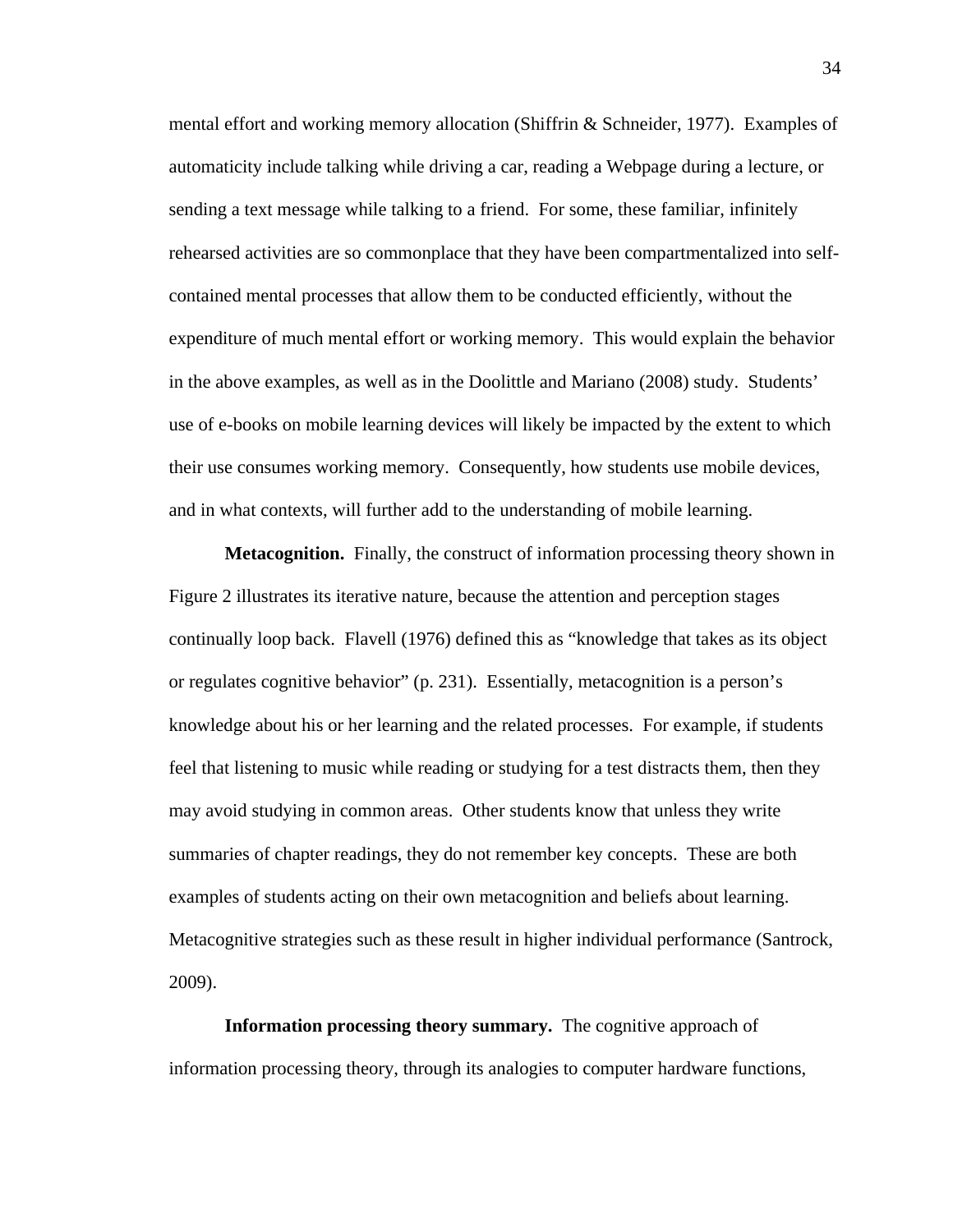mental effort and working memory allocation (Shiffrin & Schneider, 1977). Examples of automaticity include talking while driving a car, reading a Webpage during a lecture, or sending a text message while talking to a friend. For some, these familiar, infinitely rehearsed activities are so commonplace that they have been compartmentalized into self-contained mental processes that allow them to be conducted efficiently, without the expenditure of much mental effort or working memory. This would explain the behavior in the above examples, as well as in the Doolittle and Mariano (2008) study. Students' use of e-books on mobile learning devices will likely be impacted by the extent to which their use consumes working memory. Consequently, how students use mobile devices, and in what contexts, will further add to the understanding of mobile learning.

**Metacognition.** Finally, the construct of information processing theory shown in Figure 2 illustrates its iterative nature, because the attention and perception stages continually loop back. Flavell (1976) defined this as "knowledge that takes as its object or regulates cognitive behavior" (p. 231). Essentially, metacognition is a person's knowledge about his or her learning and the related processes. For example, if students feel that listening to music while reading or studying for a test distracts them, then they may avoid studying in common areas. Other students know that unless they write summaries of chapter readings, they do not remember key concepts. These are both examples of students acting on their own metacognition and beliefs about learning. Metacognitive strategies such as these result in higher individual performance (Santrock, 2009).

**Information processing theory summary.** The cognitive approach of information processing theory, through its analogies to computer hardware functions,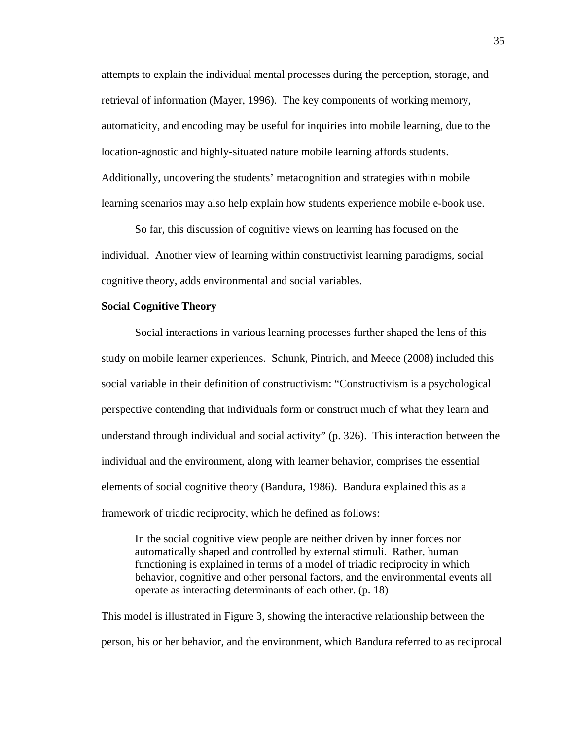attempts to explain the individual mental processes during the perception, storage, and retrieval of information (Mayer, 1996). The key components of working memory, automaticity, and encoding may be useful for inquiries into mobile learning, due to the location-agnostic and highly-situated nature mobile learning affords students. Additionally, uncovering the students' metacognition and strategies within mobile learning scenarios may also help explain how students experience mobile e-book use.

So far, this discussion of cognitive views on learning has focused on the individual. Another view of learning within constructivist learning paradigms, social cognitive theory, adds environmental and social variables.

**Social Cognitive Theory**

Social interactions in various learning processes further shaped the lens of this study on mobile learner experiences. Schunk, Pintrich, and Meece (2008) included this social variable in their definition of constructivism: "Constructivism is a psychological perspective contending that individuals form or construct much of what they learn and understand through individual and social activity" (p. 326). This interaction between the individual and the environment, along with learner behavior, comprises the essential elements of social cognitive theory (Bandura, 1986). Bandura explained this as a framework of triadic reciprocity, which he defined as follows:

> In the social cognitive view people are neither driven by inner forces nor automatically shaped and controlled by external stimuli. Rather, human functioning is explained in terms of a model of triadic reciprocity in which behavior, cognitive and other personal factors, and the environmental events all operate as interacting determinants of each other. (p. 18)

This model is illustrated in Figure 3, showing the interactive relationship between the person, his or her behavior, and the environment, which Bandura referred to as reciprocal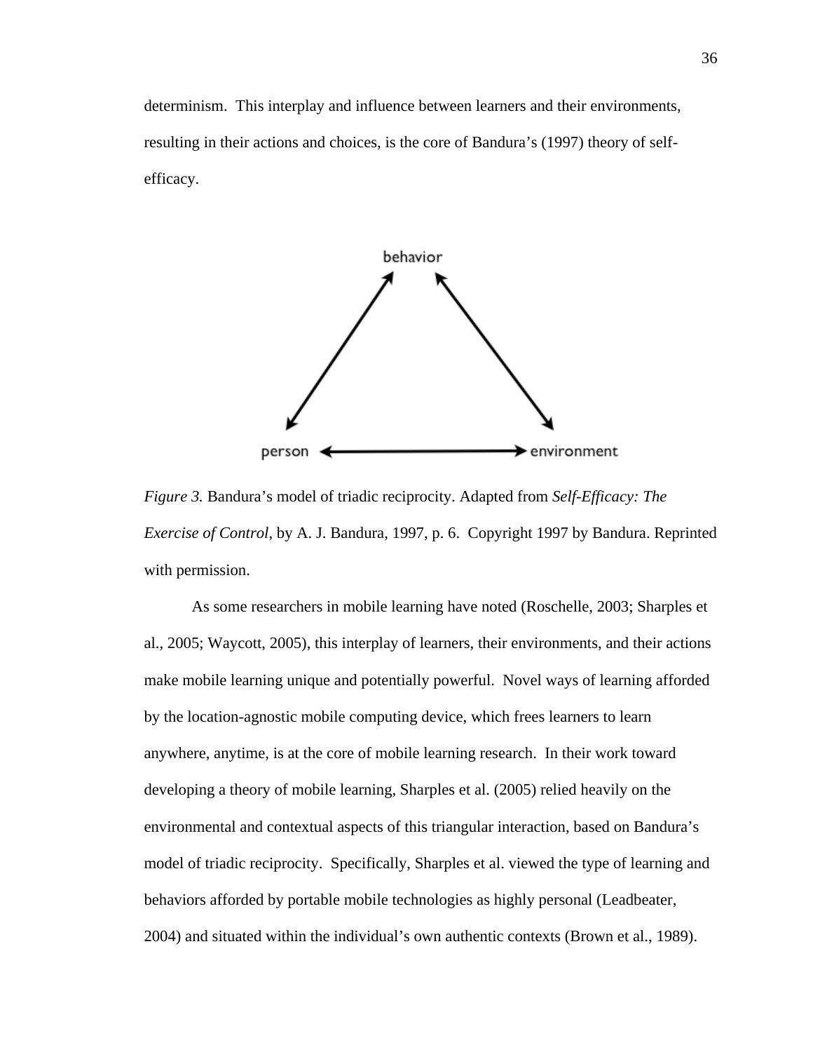determinism. This interplay and influence between learners and their environments, resulting in their actions and choices, is the core of Bandura's (1997) theory of self-efficacy.

*Figure 3.* Bandura's model of triadic reciprocity. Adapted from *Self-Efficacy: The Exercise of Control*, by A. J. Bandura, 1997, p. 6. Copyright 1997 by Bandura. Reprinted with permission.

As some researchers in mobile learning have noted (Roschelle, 2003; Sharples et al., 2005; Waycott, 2005), this interplay of learners, their environments, and their actions make mobile learning unique and potentially powerful. Novel ways of learning afforded by the location-agnostic mobile computing device, which frees learners to learn anywhere, anytime, is at the core of mobile learning research. In their work toward developing a theory of mobile learning, Sharples et al. (2005) relied heavily on the environmental and contextual aspects of this triangular interaction, based on Bandura's model of triadic reciprocity. Specifically, Sharples et al. viewed the type of learning and behaviors afforded by portable mobile technologies as highly personal (Leadbeater, 2004) and situated within the individual's own authentic contexts (Brown et al., 1989).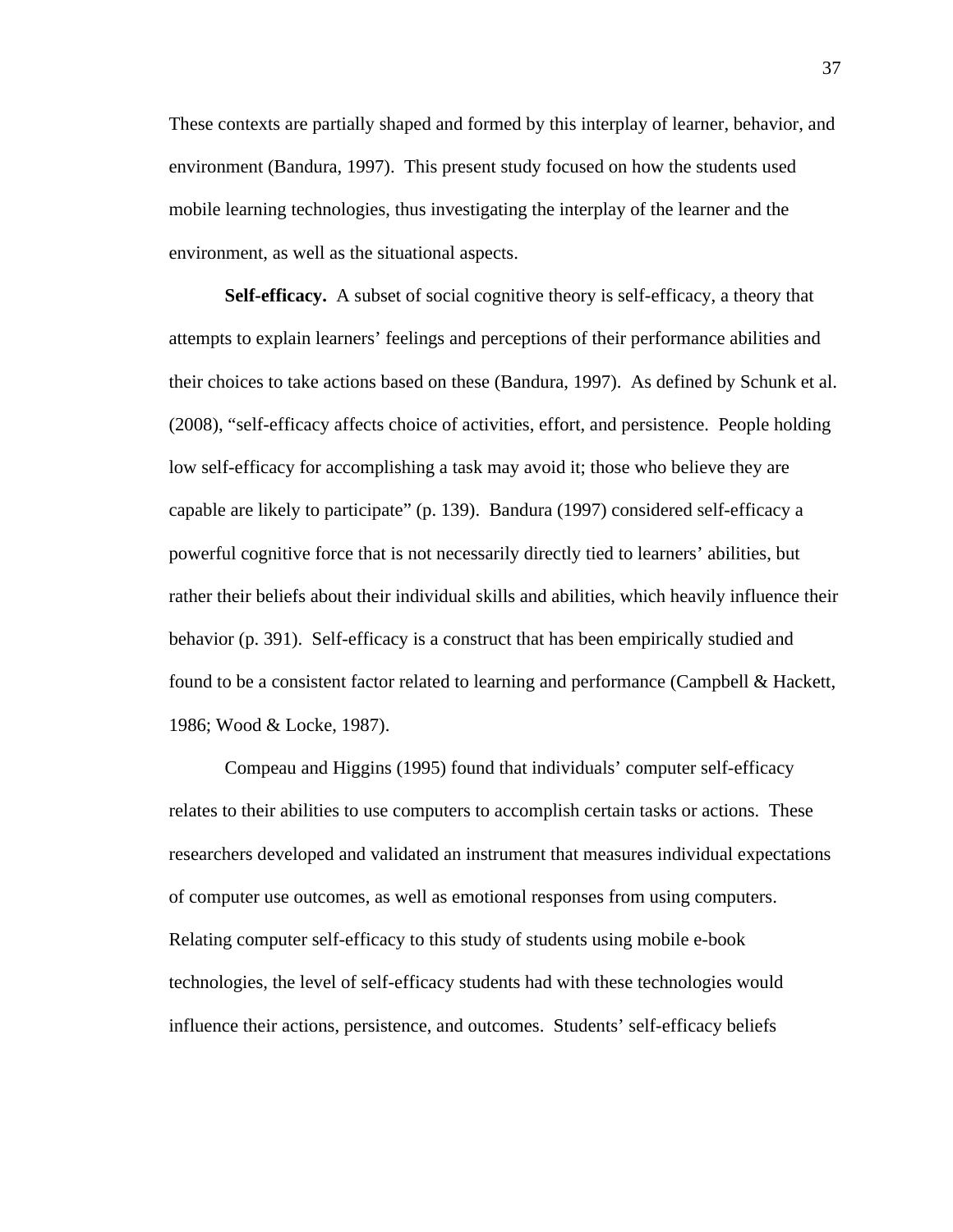These contexts are partially shaped and formed by this interplay of learner, behavior, and environment (Bandura, 1997). This present study focused on how the students used mobile learning technologies, thus investigating the interplay of the learner and the environment, as well as the situational aspects.

**Self-efficacy.** A subset of social cognitive theory is self-efficacy, a theory that attempts to explain learners' feelings and perceptions of their performance abilities and their choices to take actions based on these (Bandura, 1997). As defined by Schunk et al. (2008), "self-efficacy affects choice of activities, effort, and persistence. People holding low self-efficacy for accomplishing a task may avoid it; those who believe they are capable are likely to participate" (p. 139). Bandura (1997) considered self-efficacy a powerful cognitive force that is not necessarily directly tied to learners' abilities, but rather their beliefs about their individual skills and abilities, which heavily influence their behavior (p. 391). Self-efficacy is a construct that has been empirically studied and found to be a consistent factor related to learning and performance (Campbell & Hackett, 1986; Wood & Locke, 1987).

Compeau and Higgins (1995) found that individuals' computer self-efficacy relates to their abilities to use computers to accomplish certain tasks or actions. These researchers developed and validated an instrument that measures individual expectations of computer use outcomes, as well as emotional responses from using computers. Relating computer self-efficacy to this study of students using mobile e-book technologies, the level of self-efficacy students had with these technologies would influence their actions, persistence, and outcomes. Students' self-efficacy beliefs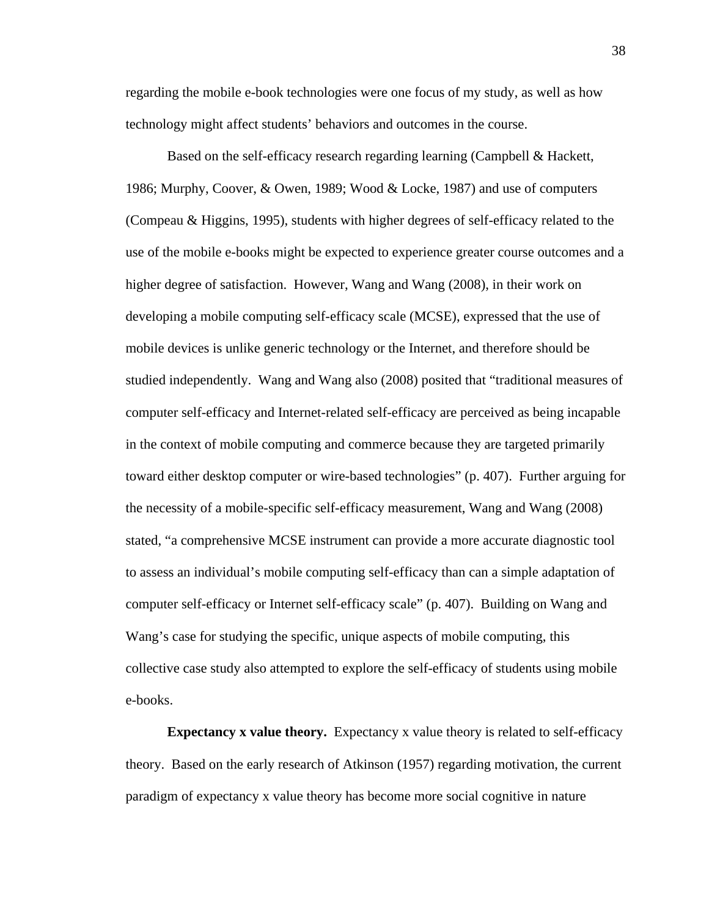regarding the mobile e-book technologies were one focus of my study, as well as how technology might affect students' behaviors and outcomes in the course.

Based on the self-efficacy research regarding learning (Campbell & Hackett, 1986; Murphy, Coover, & Owen, 1989; Wood & Locke, 1987) and use of computers (Compeau & Higgins, 1995), students with higher degrees of self-efficacy related to the use of the mobile e-books might be expected to experience greater course outcomes and a higher degree of satisfaction. However, Wang and Wang (2008), in their work on developing a mobile computing self-efficacy scale (MCSE), expressed that the use of mobile devices is unlike generic technology or the Internet, and therefore should be studied independently. Wang and Wang also (2008) posited that "traditional measures of computer self-efficacy and Internet-related self-efficacy are perceived as being incapable in the context of mobile computing and commerce because they are targeted primarily toward either desktop computer or wire-based technologies" (p. 407). Further arguing for the necessity of a mobile-specific self-efficacy measurement, Wang and Wang (2008) stated, "a comprehensive MCSE instrument can provide a more accurate diagnostic tool to assess an individual's mobile computing self-efficacy than can a simple adaptation of computer self-efficacy or Internet self-efficacy scale" (p. 407). Building on Wang and Wang's case for studying the specific, unique aspects of mobile computing, this collective case study also attempted to explore the self-efficacy of students using mobile e-books.

**Expectancy x value theory.** Expectancy x value theory is related to self-efficacy theory. Based on the early research of Atkinson (1957) regarding motivation, the current paradigm of expectancy x value theory has become more social cognitive in nature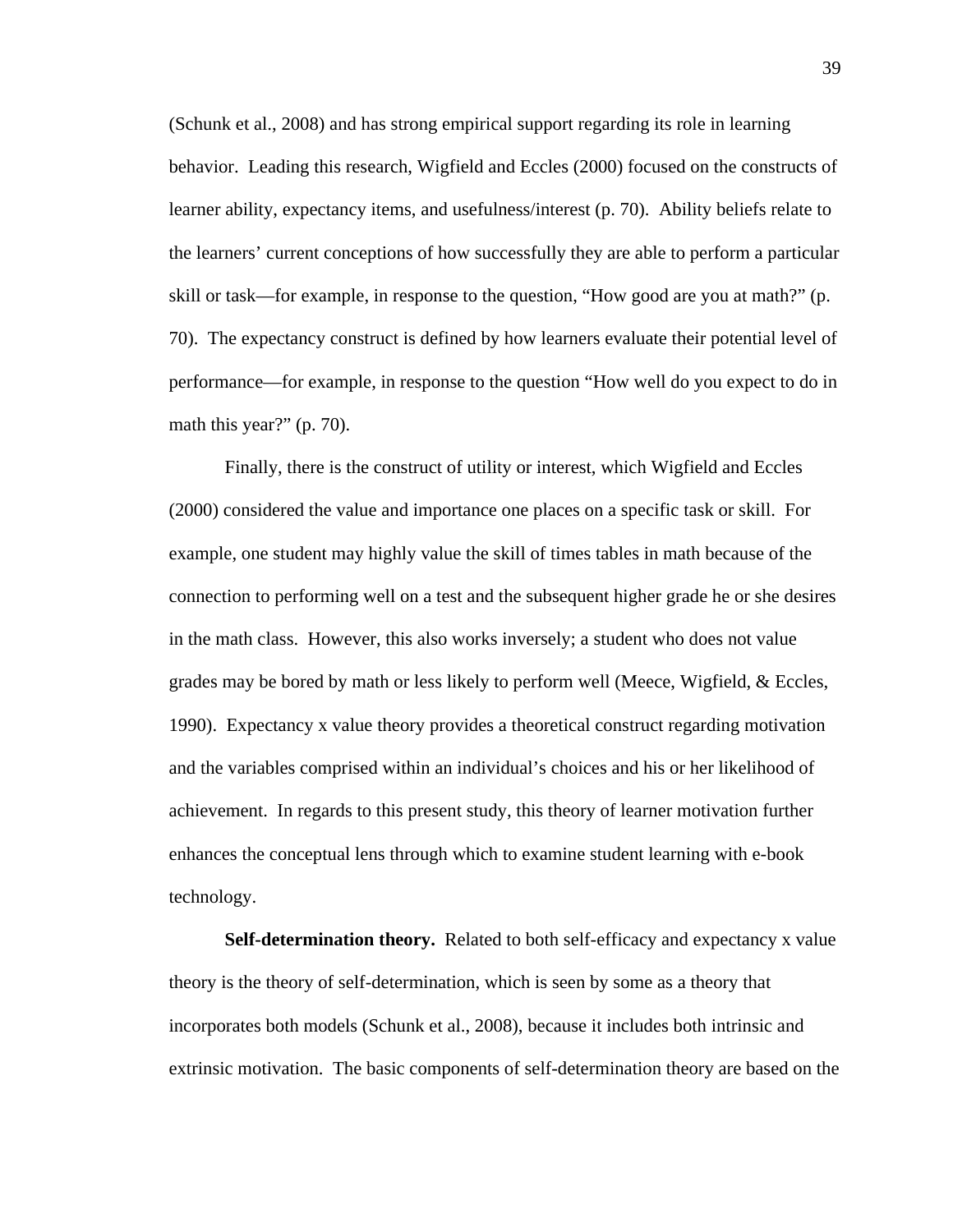(Schunk et al., 2008) and has strong empirical support regarding its role in learning behavior. Leading this research, Wigfield and Eccles (2000) focused on the constructs of learner ability, expectancy items, and usefulness/interest (p. 70). Ability beliefs relate to the learners' current conceptions of how successfully they are able to perform a particular skill or task—for example, in response to the question, "How good are you at math?" (p. 70). The expectancy construct is defined by how learners evaluate their potential level of performance—for example, in response to the question "How well do you expect to do in math this year?" (p. 70).

Finally, there is the construct of utility or interest, which Wigfield and Eccles (2000) considered the value and importance one places on a specific task or skill. For example, one student may highly value the skill of times tables in math because of the connection to performing well on a test and the subsequent higher grade he or she desires in the math class. However, this also works inversely; a student who does not value grades may be bored by math or less likely to perform well (Meece, Wigfield, & Eccles, 1990). Expectancy x value theory provides a theoretical construct regarding motivation and the variables comprised within an individual's choices and his or her likelihood of achievement. In regards to this present study, this theory of learner motivation further enhances the conceptual lens through which to examine student learning with e-book technology.

**Self-determination theory.** Related to both self-efficacy and expectancy x value theory is the theory of self-determination, which is seen by some as a theory that incorporates both models (Schunk et al., 2008), because it includes both intrinsic and extrinsic motivation. The basic components of self-determination theory are based on the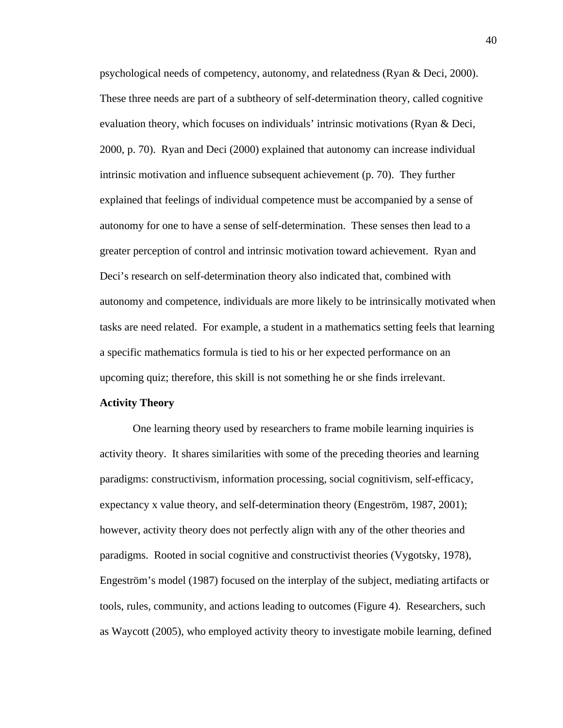psychological needs of competency, autonomy, and relatedness (Ryan & Deci, 2000). These three needs are part of a subtheory of self-determination theory, called cognitive evaluation theory, which focuses on individuals' intrinsic motivations (Ryan & Deci, 2000, p. 70). Ryan and Deci (2000) explained that autonomy can increase individual intrinsic motivation and influence subsequent achievement (p. 70). They further explained that feelings of individual competence must be accompanied by a sense of autonomy for one to have a sense of self-determination. These senses then lead to a greater perception of control and intrinsic motivation toward achievement. Ryan and Deci's research on self-determination theory also indicated that, combined with autonomy and competence, individuals are more likely to be intrinsically motivated when tasks are need related. For example, a student in a mathematics setting feels that learning a specific mathematics formula is tied to his or her expected performance on an upcoming quiz; therefore, this skill is not something he or she finds irrelevant.

**Activity Theory**

One learning theory used by researchers to frame mobile learning inquiries is activity theory. It shares similarities with some of the preceding theories and learning paradigms: constructivism, information processing, social cognitivism, self-efficacy, expectancy x value theory, and self-determination theory (Engeström, 1987, 2001); however, activity theory does not perfectly align with any of the other theories and paradigms. Rooted in social cognitive and constructivist theories (Vygotsky, 1978), Engeström's model (1987) focused on the interplay of the subject, mediating artifacts or tools, rules, community, and actions leading to outcomes (Figure 4). Researchers, such as Waycott (2005), who employed activity theory to investigate mobile learning, defined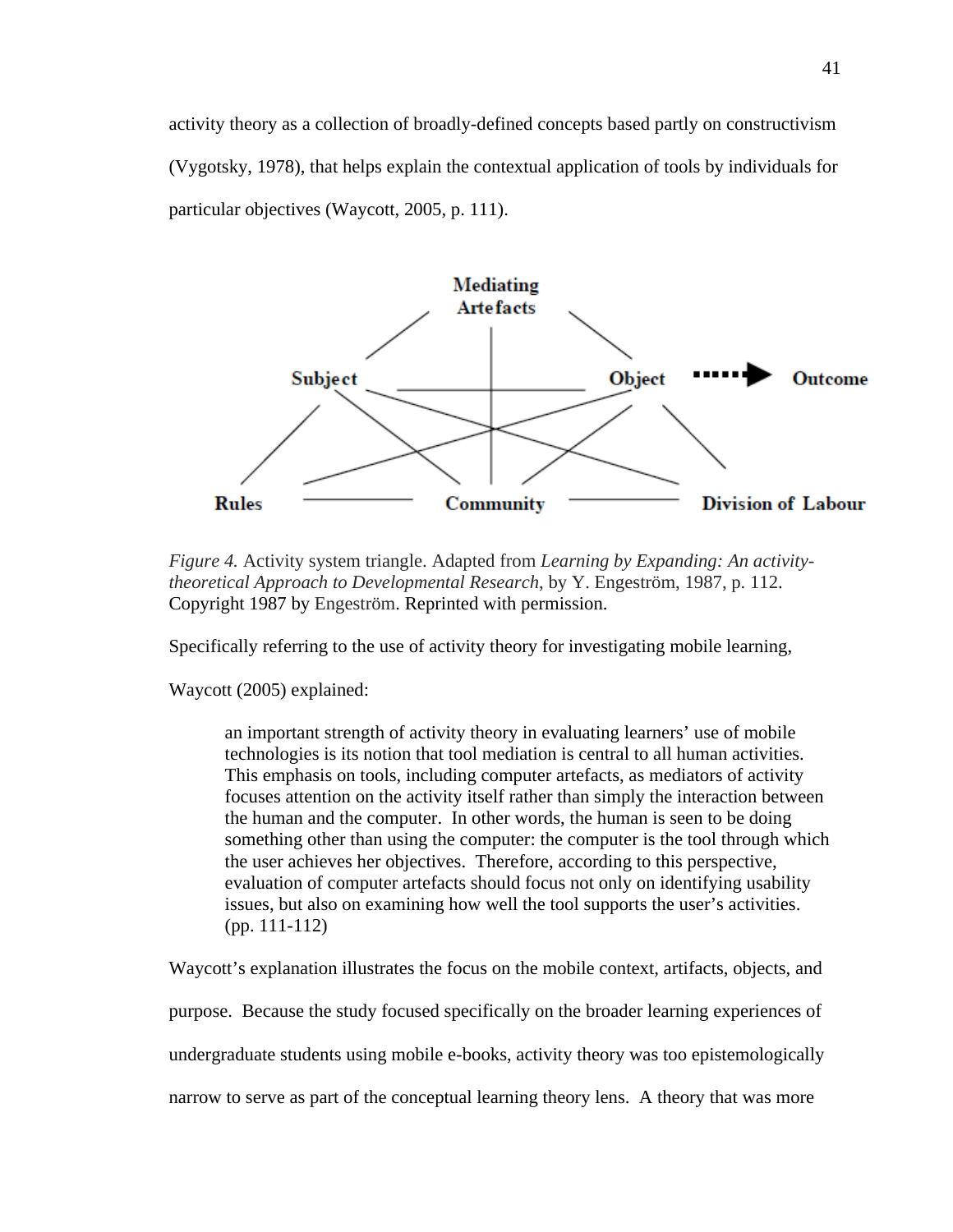activity theory as a collection of broadly-defined concepts based partly on constructivism (Vygotsky, 1978), that helps explain the contextual application of tools by individuals for particular objectives (Waycott, 2005, p. 111).

*Figure 4.* Activity system triangle. Adapted from *Learning by Expanding: An activity-theoretical Approach to Developmental Research*, by Y. Engeström, 1987, p. 112. Copyright 1987 by Engeström. Reprinted with permission.

Specifically referring to the use of activity theory for investigating mobile learning, Waycott (2005) explained:

> an important strength of activity theory in evaluating learners' use of mobile technologies is its notion that tool mediation is central to all human activities. This emphasis on tools, including computer artefacts, as mediators of activity focuses attention on the activity itself rather than simply the interaction between the human and the computer. In other words, the human is seen to be doing something other than using the computer: the computer is the tool through which the user achieves her objectives. Therefore, according to this perspective, evaluation of computer artefacts should focus not only on identifying usability issues, but also on examining how well the tool supports the user's activities. (pp. 111-112)

Waycott's explanation illustrates the focus on the mobile context, artifacts, objects, and purpose. Because the study focused specifically on the broader learning experiences of undergraduate students using mobile e-books, activity theory was too epistemologically narrow to serve as part of the conceptual learning theory lens. A theory that was more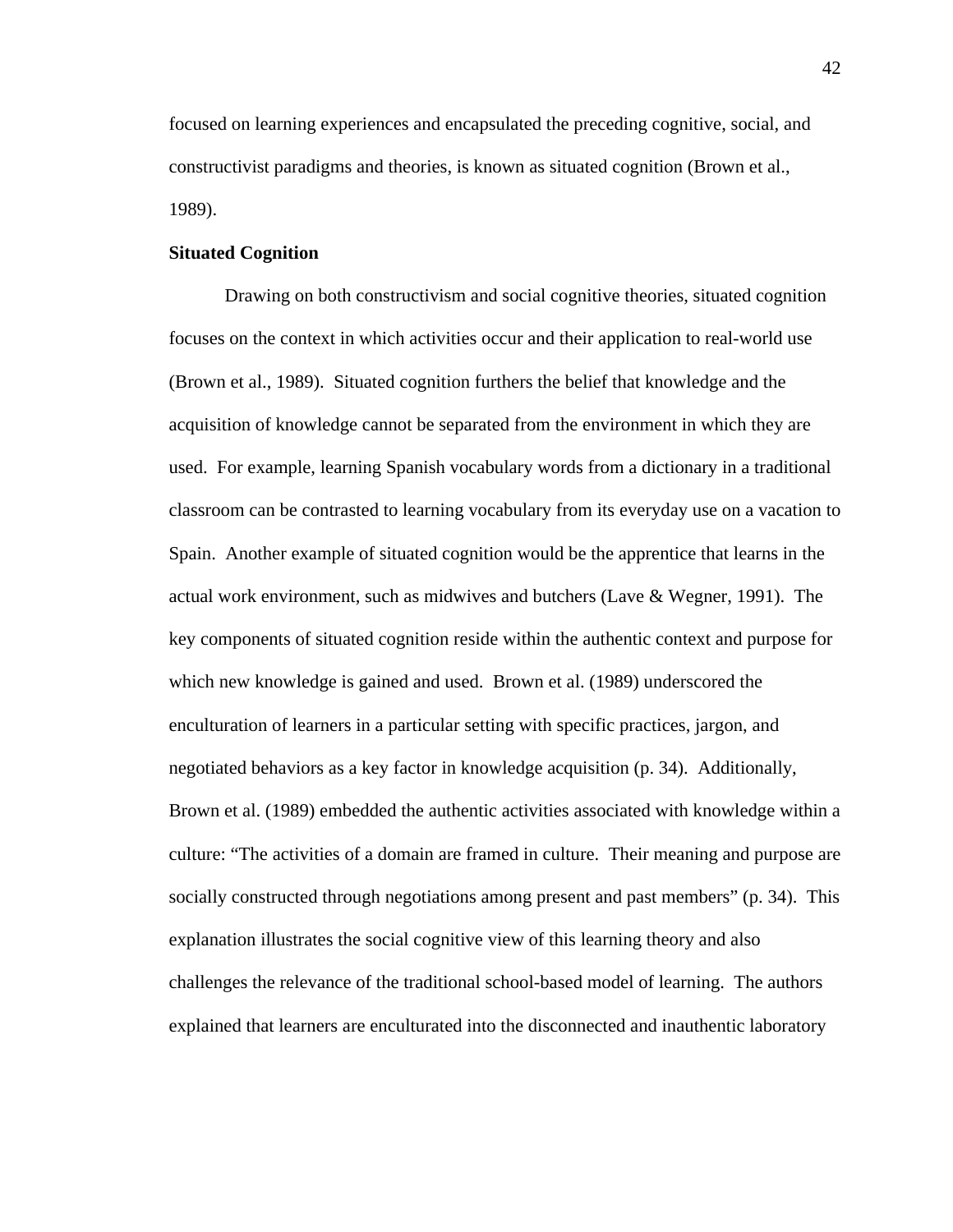focused on learning experiences and encapsulated the preceding cognitive, social, and constructivist paradigms and theories, is known as situated cognition (Brown et al., 1989).

**Situated Cognition**

Drawing on both constructivism and social cognitive theories, situated cognition focuses on the context in which activities occur and their application to real-world use (Brown et al., 1989). Situated cognition furthers the belief that knowledge and the acquisition of knowledge cannot be separated from the environment in which they are used. For example, learning Spanish vocabulary words from a dictionary in a traditional classroom can be contrasted to learning vocabulary from its everyday use on a vacation to Spain. Another example of situated cognition would be the apprentice that learns in the actual work environment, such as midwives and butchers (Lave & Wegner, 1991). The key components of situated cognition reside within the authentic context and purpose for which new knowledge is gained and used. Brown et al. (1989) underscored the enculturation of learners in a particular setting with specific practices, jargon, and negotiated behaviors as a key factor in knowledge acquisition (p. 34). Additionally, Brown et al. (1989) embedded the authentic activities associated with knowledge within a culture: "The activities of a domain are framed in culture. Their meaning and purpose are socially constructed through negotiations among present and past members" (p. 34). This explanation illustrates the social cognitive view of this learning theory and also challenges the relevance of the traditional school-based model of learning. The authors explained that learners are enculturated into the disconnected and inauthentic laboratory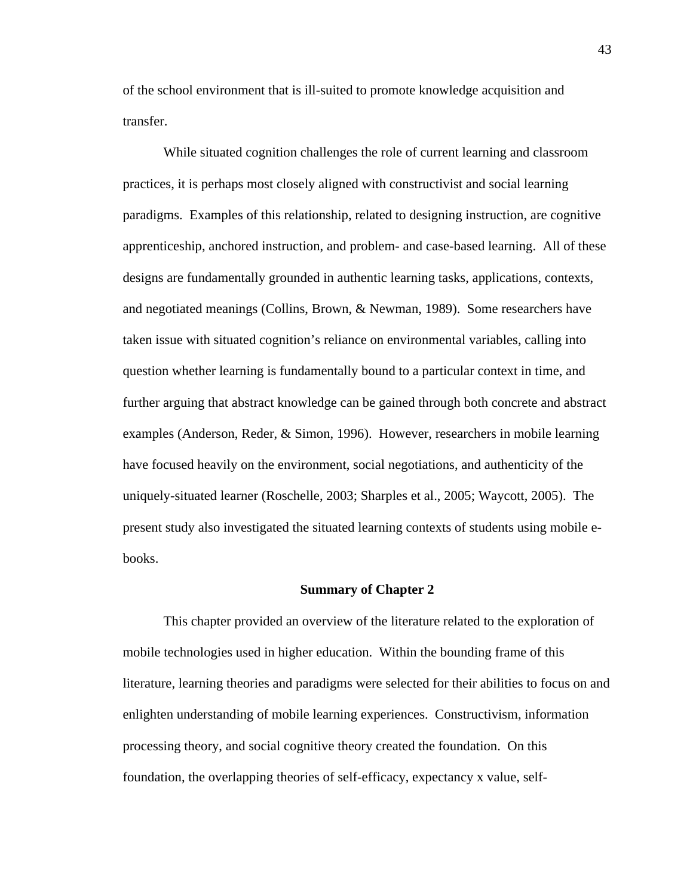of the school environment that is ill-suited to promote knowledge acquisition and transfer.

While situated cognition challenges the role of current learning and classroom practices, it is perhaps most closely aligned with constructivist and social learning paradigms. Examples of this relationship, related to designing instruction, are cognitive apprenticeship, anchored instruction, and problem- and case-based learning. All of these designs are fundamentally grounded in authentic learning tasks, applications, contexts, and negotiated meanings (Collins, Brown, & Newman, 1989). Some researchers have taken issue with situated cognition's reliance on environmental variables, calling into question whether learning is fundamentally bound to a particular context in time, and further arguing that abstract knowledge can be gained through both concrete and abstract examples (Anderson, Reder, & Simon, 1996). However, researchers in mobile learning have focused heavily on the environment, social negotiations, and authenticity of the uniquely-situated learner (Roschelle, 2003; Sharples et al., 2005; Waycott, 2005). The present study also investigated the situated learning contexts of students using mobile e-books.

## Summary of Chapter 2

This chapter provided an overview of the literature related to the exploration of mobile technologies used in higher education. Within the bounding frame of this literature, learning theories and paradigms were selected for their abilities to focus on and enlighten understanding of mobile learning experiences. Constructivism, information processing theory, and social cognitive theory created the foundation. On this foundation, the overlapping theories of self-efficacy, expectancy x value, self-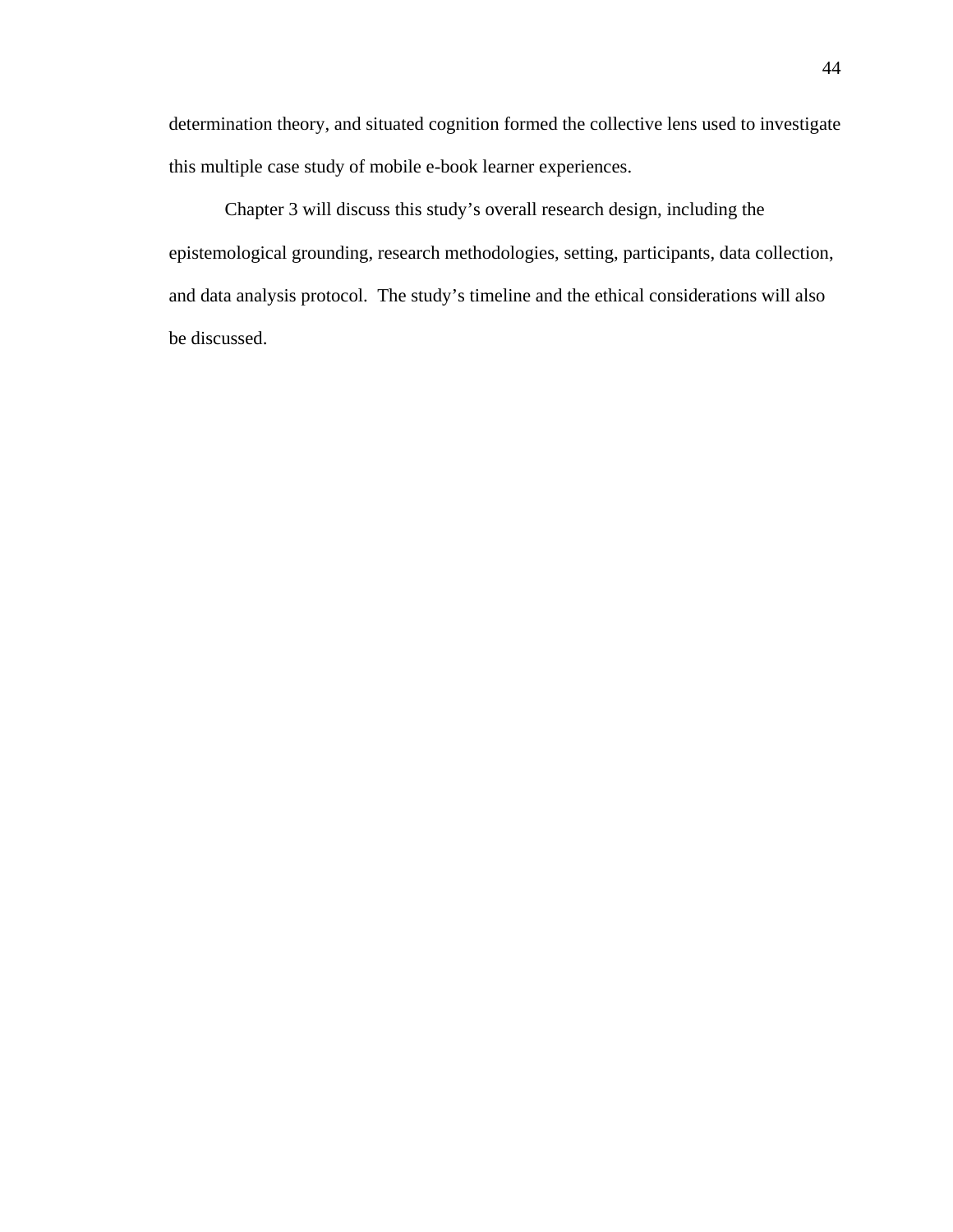determination theory, and situated cognition formed the collective lens used to investigate this multiple case study of mobile e-book learner experiences.

Chapter 3 will discuss this study's overall research design, including the epistemological grounding, research methodologies, setting, participants, data collection, and data analysis protocol. The study's timeline and the ethical considerations will also be discussed.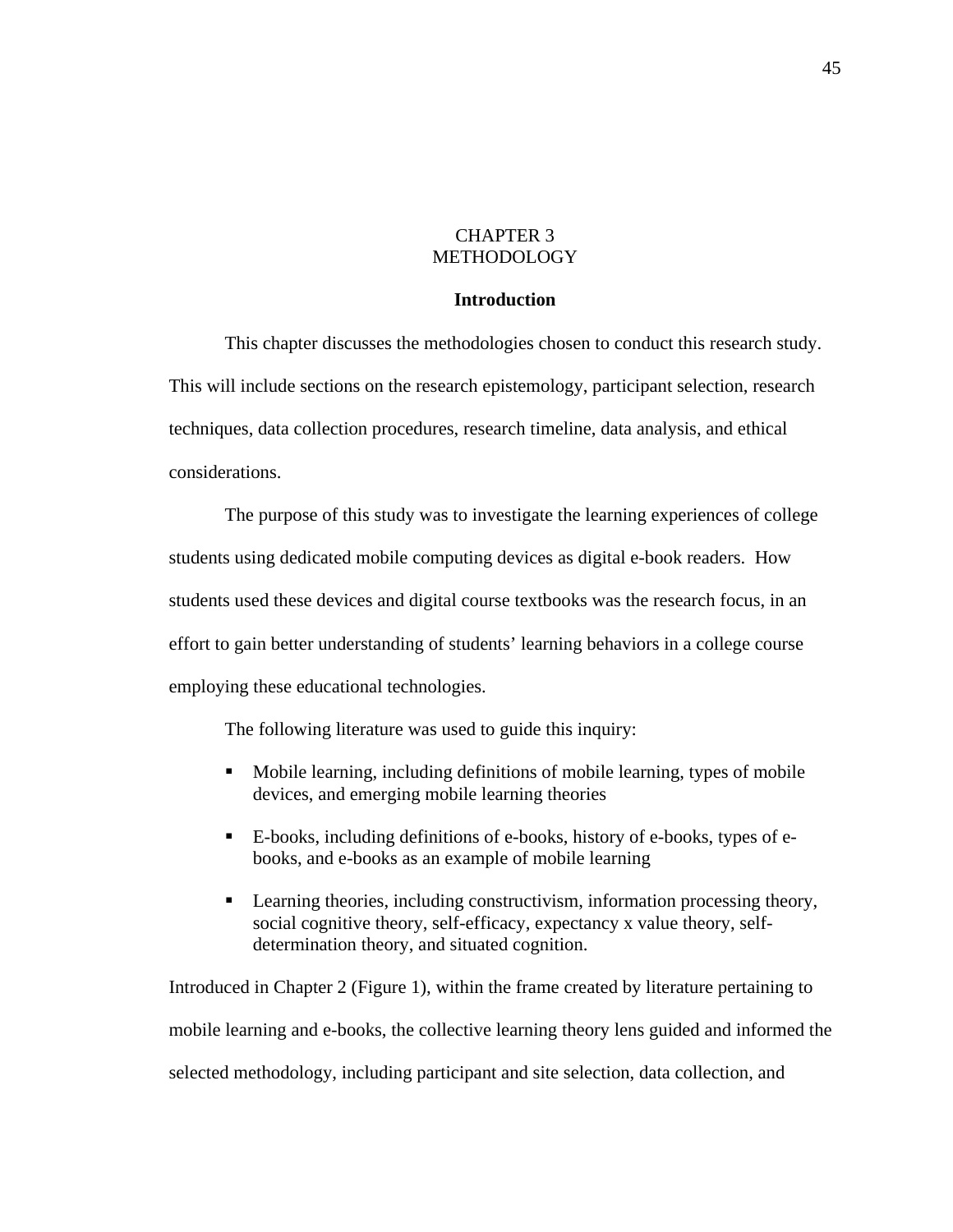# CHAPTER 3
# METHODOLOGY

## Introduction

This chapter discusses the methodologies chosen to conduct this research study. This will include sections on the research epistemology, participant selection, research techniques, data collection procedures, research timeline, data analysis, and ethical considerations.

The purpose of this study was to investigate the learning experiences of college students using dedicated mobile computing devices as digital e-book readers. How students used these devices and digital course textbooks was the research focus, in an effort to gain better understanding of students' learning behaviors in a college course employing these educational technologies.

The following literature was used to guide this inquiry:

- Mobile learning, including definitions of mobile learning, types of mobile devices, and emerging mobile learning theories
- E-books, including definitions of e-books, history of e-books, types of e-books, and e-books as an example of mobile learning
- Learning theories, including constructivism, information processing theory, social cognitive theory, self-efficacy, expectancy x value theory, self-determination theory, and situated cognition.

Introduced in Chapter 2 (Figure 1), within the frame created by literature pertaining to mobile learning and e-books, the collective learning theory lens guided and informed the selected methodology, including participant and site selection, data collection, and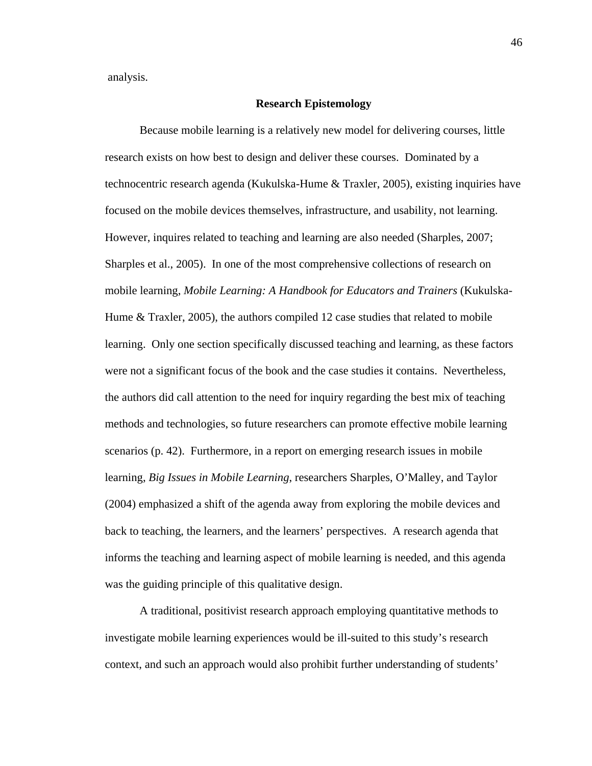analysis.

## Research Epistemology

Because mobile learning is a relatively new model for delivering courses, little research exists on how best to design and deliver these courses. Dominated by a technocentric research agenda (Kukulska-Hume & Traxler, 2005), existing inquiries have focused on the mobile devices themselves, infrastructure, and usability, not learning. However, inquires related to teaching and learning are also needed (Sharples, 2007; Sharples et al., 2005). In one of the most comprehensive collections of research on mobile learning, *Mobile Learning: A Handbook for Educators and Trainers* (Kukulska-Hume & Traxler, 2005), the authors compiled 12 case studies that related to mobile learning. Only one section specifically discussed teaching and learning, as these factors were not a significant focus of the book and the case studies it contains. Nevertheless, the authors did call attention to the need for inquiry regarding the best mix of teaching methods and technologies, so future researchers can promote effective mobile learning scenarios (p. 42). Furthermore, in a report on emerging research issues in mobile learning, *Big Issues in Mobile Learning*, researchers Sharples, O'Malley, and Taylor (2004) emphasized a shift of the agenda away from exploring the mobile devices and back to teaching, the learners, and the learners' perspectives. A research agenda that informs the teaching and learning aspect of mobile learning is needed, and this agenda was the guiding principle of this qualitative design.

A traditional, positivist research approach employing quantitative methods to investigate mobile learning experiences would be ill-suited to this study's research context, and such an approach would also prohibit further understanding of students'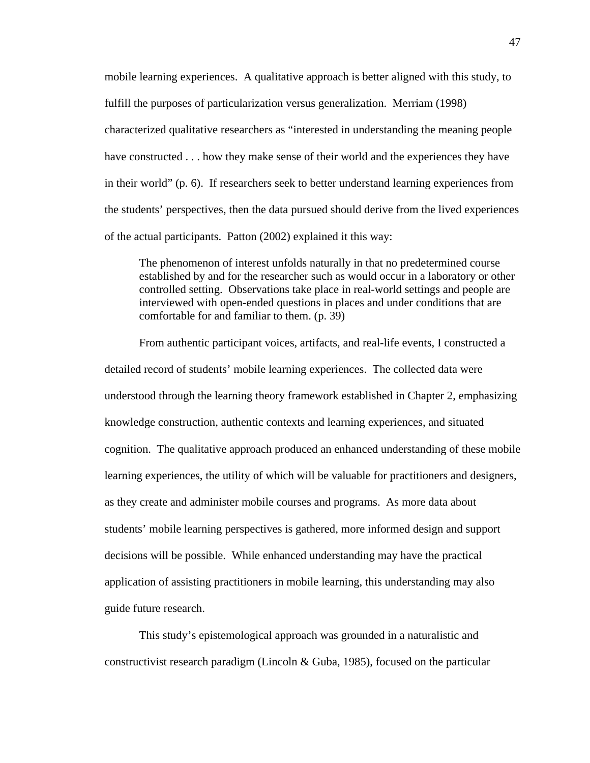mobile learning experiences. A qualitative approach is better aligned with this study, to fulfill the purposes of particularization versus generalization. Merriam (1998) characterized qualitative researchers as "interested in understanding the meaning people have constructed . . . how they make sense of their world and the experiences they have in their world" (p. 6). If researchers seek to better understand learning experiences from the students' perspectives, then the data pursued should derive from the lived experiences of the actual participants. Patton (2002) explained it this way:

> The phenomenon of interest unfolds naturally in that no predetermined course established by and for the researcher such as would occur in a laboratory or other controlled setting. Observations take place in real-world settings and people are interviewed with open-ended questions in places and under conditions that are comfortable for and familiar to them. (p. 39)

From authentic participant voices, artifacts, and real-life events, I constructed a detailed record of students' mobile learning experiences. The collected data were understood through the learning theory framework established in Chapter 2, emphasizing knowledge construction, authentic contexts and learning experiences, and situated cognition. The qualitative approach produced an enhanced understanding of these mobile learning experiences, the utility of which will be valuable for practitioners and designers, as they create and administer mobile courses and programs. As more data about students' mobile learning perspectives is gathered, more informed design and support decisions will be possible. While enhanced understanding may have the practical application of assisting practitioners in mobile learning, this understanding may also guide future research.

This study's epistemological approach was grounded in a naturalistic and constructivist research paradigm (Lincoln & Guba, 1985), focused on the particular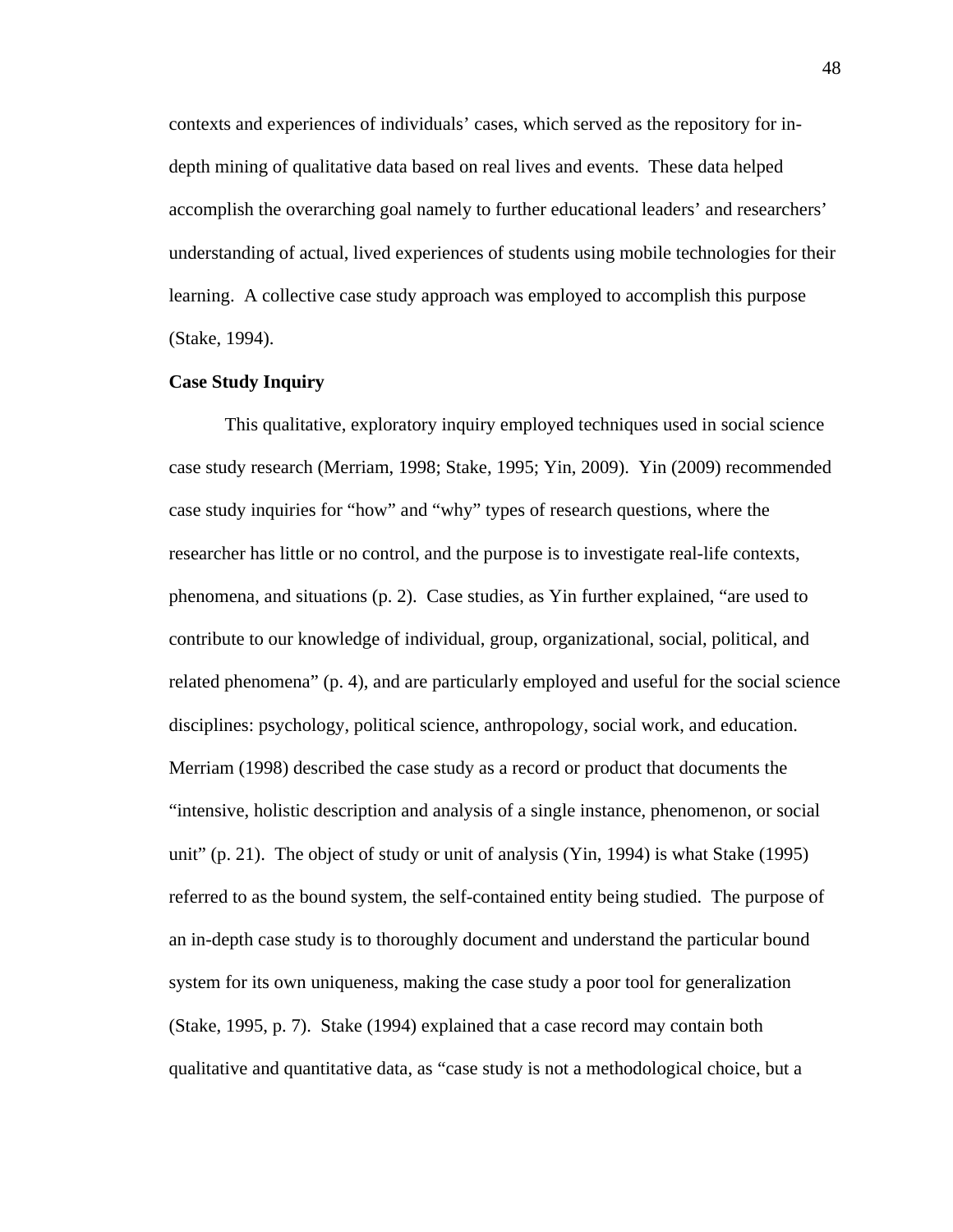contexts and experiences of individuals' cases, which served as the repository for in-depth mining of qualitative data based on real lives and events. These data helped accomplish the overarching goal namely to further educational leaders' and researchers' understanding of actual, lived experiences of students using mobile technologies for their learning. A collective case study approach was employed to accomplish this purpose (Stake, 1994).

**Case Study Inquiry**

This qualitative, exploratory inquiry employed techniques used in social science case study research (Merriam, 1998; Stake, 1995; Yin, 2009). Yin (2009) recommended case study inquiries for "how" and "why" types of research questions, where the researcher has little or no control, and the purpose is to investigate real-life contexts, phenomena, and situations (p. 2). Case studies, as Yin further explained, "are used to contribute to our knowledge of individual, group, organizational, social, political, and related phenomena" (p. 4), and are particularly employed and useful for the social science disciplines: psychology, political science, anthropology, social work, and education. Merriam (1998) described the case study as a record or product that documents the "intensive, holistic description and analysis of a single instance, phenomenon, or social unit" (p. 21). The object of study or unit of analysis (Yin, 1994) is what Stake (1995) referred to as the bound system, the self-contained entity being studied. The purpose of an in-depth case study is to thoroughly document and understand the particular bound system for its own uniqueness, making the case study a poor tool for generalization (Stake, 1995, p. 7). Stake (1994) explained that a case record may contain both qualitative and quantitative data, as "case study is not a methodological choice, but a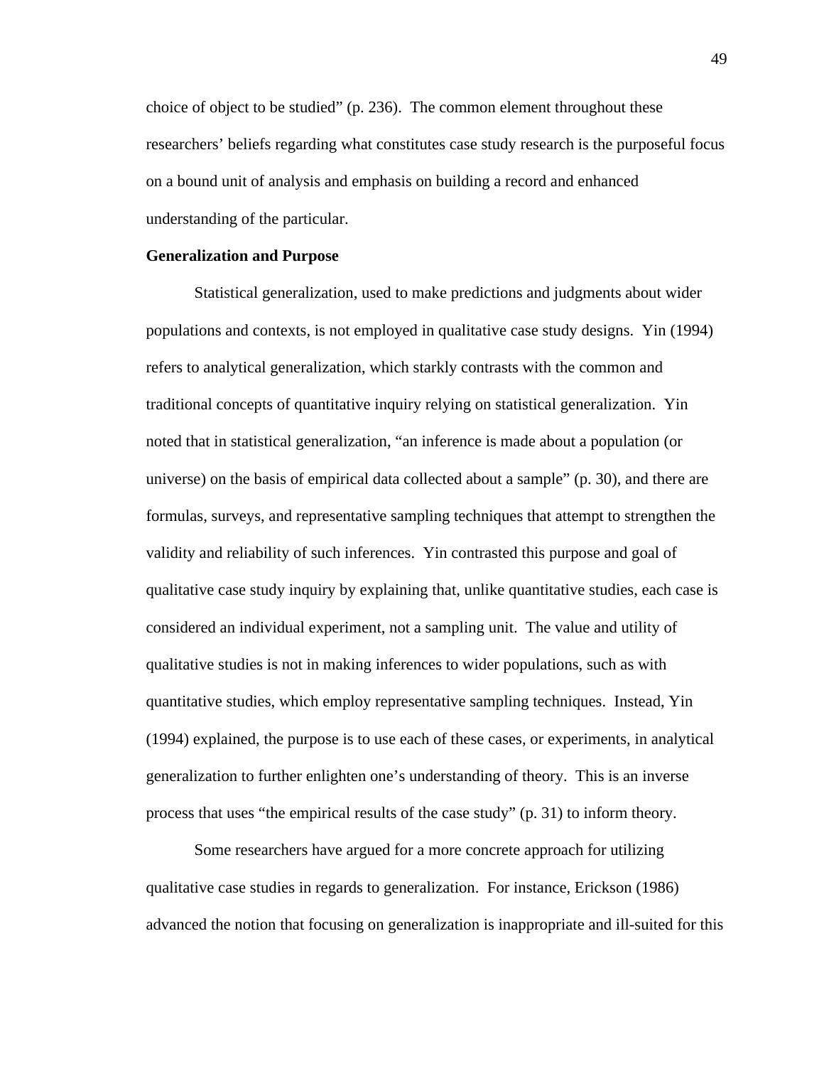choice of object to be studied" (p. 236). The common element throughout these researchers' beliefs regarding what constitutes case study research is the purposeful focus on a bound unit of analysis and emphasis on building a record and enhanced understanding of the particular.

**Generalization and Purpose**

Statistical generalization, used to make predictions and judgments about wider populations and contexts, is not employed in qualitative case study designs. Yin (1994) refers to analytical generalization, which starkly contrasts with the common and traditional concepts of quantitative inquiry relying on statistical generalization. Yin noted that in statistical generalization, "an inference is made about a population (or universe) on the basis of empirical data collected about a sample" (p. 30), and there are formulas, surveys, and representative sampling techniques that attempt to strengthen the validity and reliability of such inferences. Yin contrasted this purpose and goal of qualitative case study inquiry by explaining that, unlike quantitative studies, each case is considered an individual experiment, not a sampling unit. The value and utility of qualitative studies is not in making inferences to wider populations, such as with quantitative studies, which employ representative sampling techniques. Instead, Yin (1994) explained, the purpose is to use each of these cases, or experiments, in analytical generalization to further enlighten one's understanding of theory. This is an inverse process that uses "the empirical results of the case study" (p. 31) to inform theory.

Some researchers have argued for a more concrete approach for utilizing qualitative case studies in regards to generalization. For instance, Erickson (1986) advanced the notion that focusing on generalization is inappropriate and ill-suited for this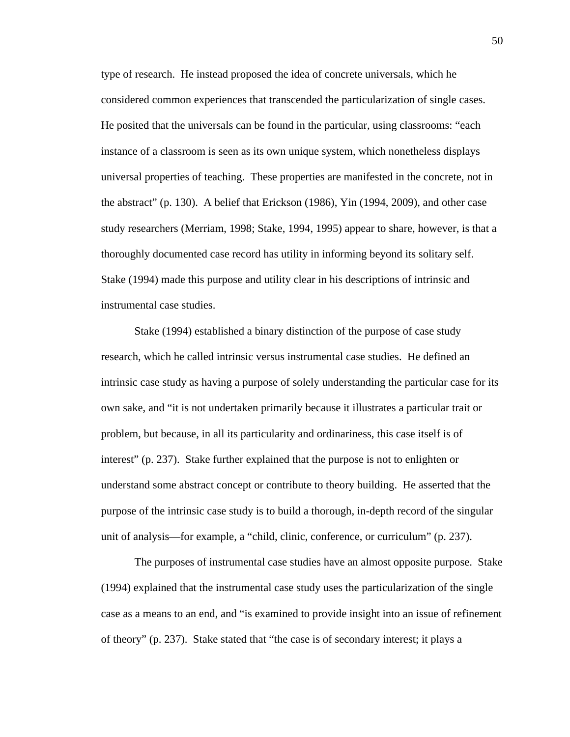type of research. He instead proposed the idea of concrete universals, which he considered common experiences that transcended the particularization of single cases. He posited that the universals can be found in the particular, using classrooms: “each instance of a classroom is seen as its own unique system, which nonetheless displays universal properties of teaching. These properties are manifested in the concrete, not in the abstract” (p. 130). A belief that Erickson (1986), Yin (1994, 2009), and other case study researchers (Merriam, 1998; Stake, 1994, 1995) appear to share, however, is that a thoroughly documented case record has utility in informing beyond its solitary self. Stake (1994) made this purpose and utility clear in his descriptions of intrinsic and instrumental case studies.

Stake (1994) established a binary distinction of the purpose of case study research, which he called intrinsic versus instrumental case studies. He defined an intrinsic case study as having a purpose of solely understanding the particular case for its own sake, and “it is not undertaken primarily because it illustrates a particular trait or problem, but because, in all its particularity and ordinariness, this case itself is of interest” (p. 237). Stake further explained that the purpose is not to enlighten or understand some abstract concept or contribute to theory building. He asserted that the purpose of the intrinsic case study is to build a thorough, in-depth record of the singular unit of analysis—for example, a “child, clinic, conference, or curriculum” (p. 237).

The purposes of instrumental case studies have an almost opposite purpose. Stake (1994) explained that the instrumental case study uses the particularization of the single case as a means to an end, and “is examined to provide insight into an issue of refinement of theory” (p. 237). Stake stated that “the case is of secondary interest; it plays a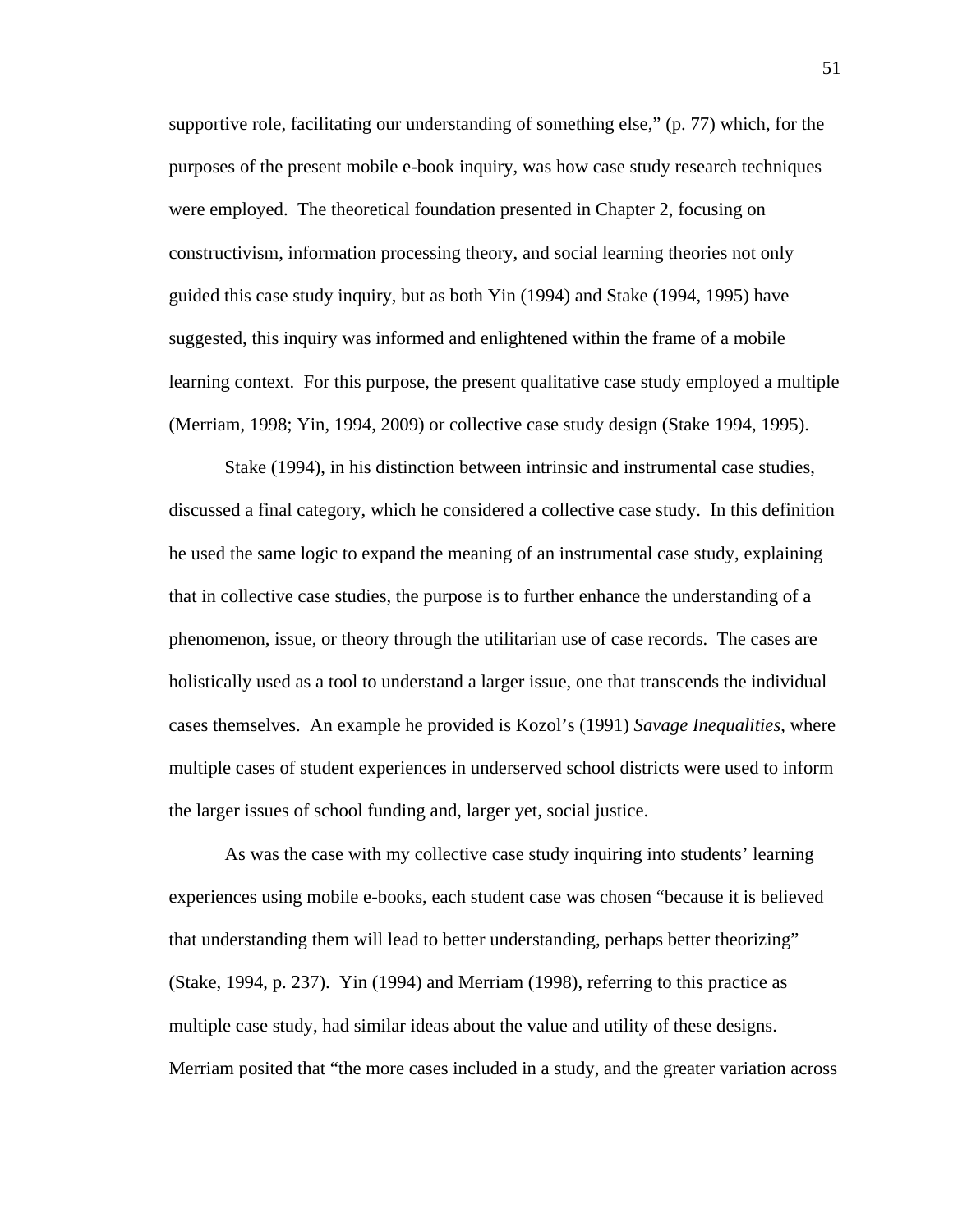supportive role, facilitating our understanding of something else," (p. 77) which, for the purposes of the present mobile e-book inquiry, was how case study research techniques were employed. The theoretical foundation presented in Chapter 2, focusing on constructivism, information processing theory, and social learning theories not only guided this case study inquiry, but as both Yin (1994) and Stake (1994, 1995) have suggested, this inquiry was informed and enlightened within the frame of a mobile learning context. For this purpose, the present qualitative case study employed a multiple (Merriam, 1998; Yin, 1994, 2009) or collective case study design (Stake 1994, 1995).

Stake (1994), in his distinction between intrinsic and instrumental case studies, discussed a final category, which he considered a collective case study. In this definition he used the same logic to expand the meaning of an instrumental case study, explaining that in collective case studies, the purpose is to further enhance the understanding of a phenomenon, issue, or theory through the utilitarian use of case records. The cases are holistically used as a tool to understand a larger issue, one that transcends the individual cases themselves. An example he provided is Kozol's (1991) *Savage Inequalities*, where multiple cases of student experiences in underserved school districts were used to inform the larger issues of school funding and, larger yet, social justice.

As was the case with my collective case study inquiring into students' learning experiences using mobile e-books, each student case was chosen "because it is believed that understanding them will lead to better understanding, perhaps better theorizing" (Stake, 1994, p. 237). Yin (1994) and Merriam (1998), referring to this practice as multiple case study, had similar ideas about the value and utility of these designs. Merriam posited that "the more cases included in a study, and the greater variation across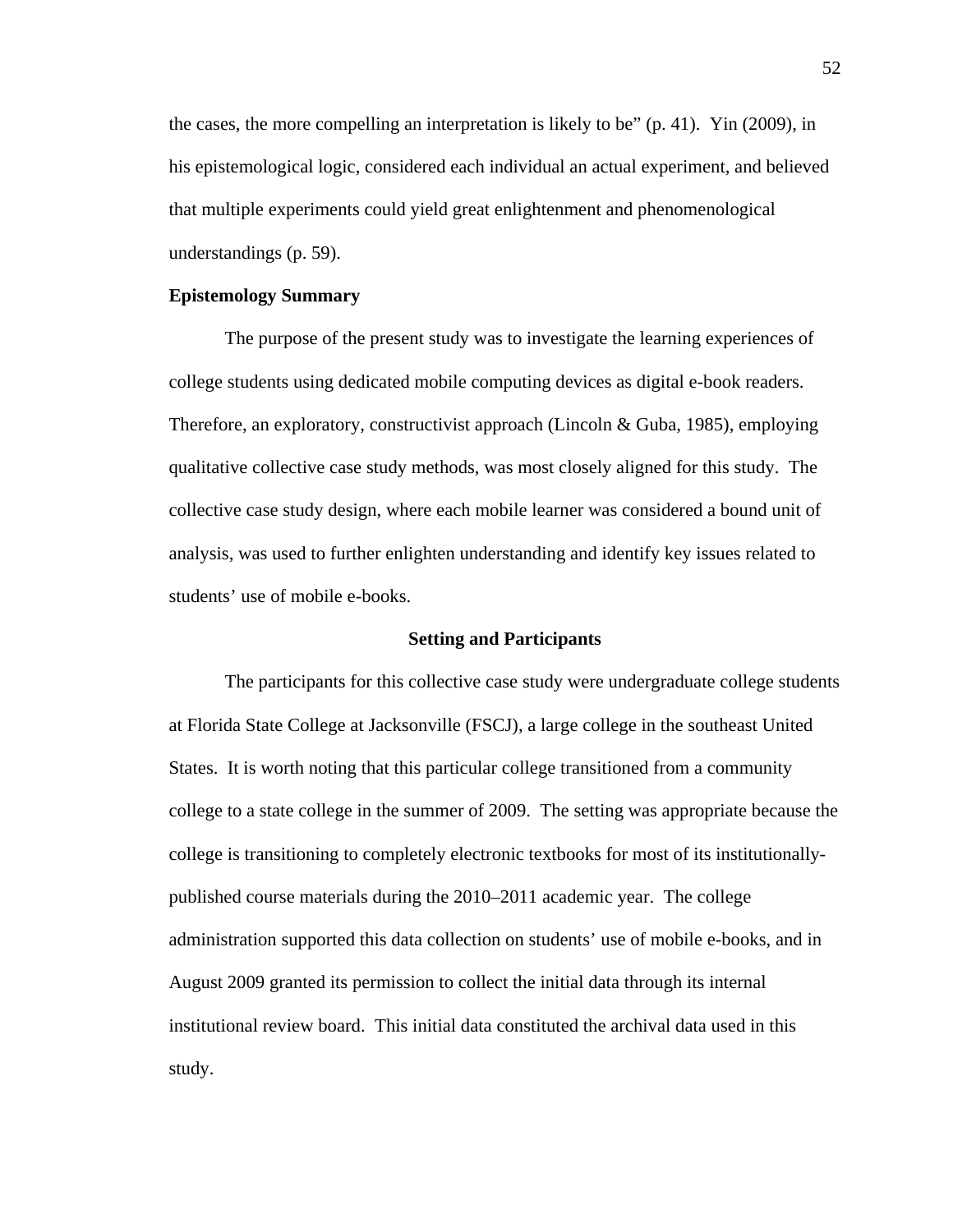the cases, the more compelling an interpretation is likely to be" (p. 41). Yin (2009), in his epistemological logic, considered each individual an actual experiment, and believed that multiple experiments could yield great enlightenment and phenomenological understandings (p. 59).

**Epistemology Summary**

The purpose of the present study was to investigate the learning experiences of college students using dedicated mobile computing devices as digital e-book readers. Therefore, an exploratory, constructivist approach (Lincoln & Guba, 1985), employing qualitative collective case study methods, was most closely aligned for this study. The collective case study design, where each mobile learner was considered a bound unit of analysis, was used to further enlighten understanding and identify key issues related to students' use of mobile e-books.

## Setting and Participants

The participants for this collective case study were undergraduate college students at Florida State College at Jacksonville (FSCJ), a large college in the southeast United States. It is worth noting that this particular college transitioned from a community college to a state college in the summer of 2009. The setting was appropriate because the college is transitioning to completely electronic textbooks for most of its institutionally-published course materials during the 2010–2011 academic year. The college administration supported this data collection on students' use of mobile e-books, and in August 2009 granted its permission to collect the initial data through its internal institutional review board. This initial data constituted the archival data used in this study.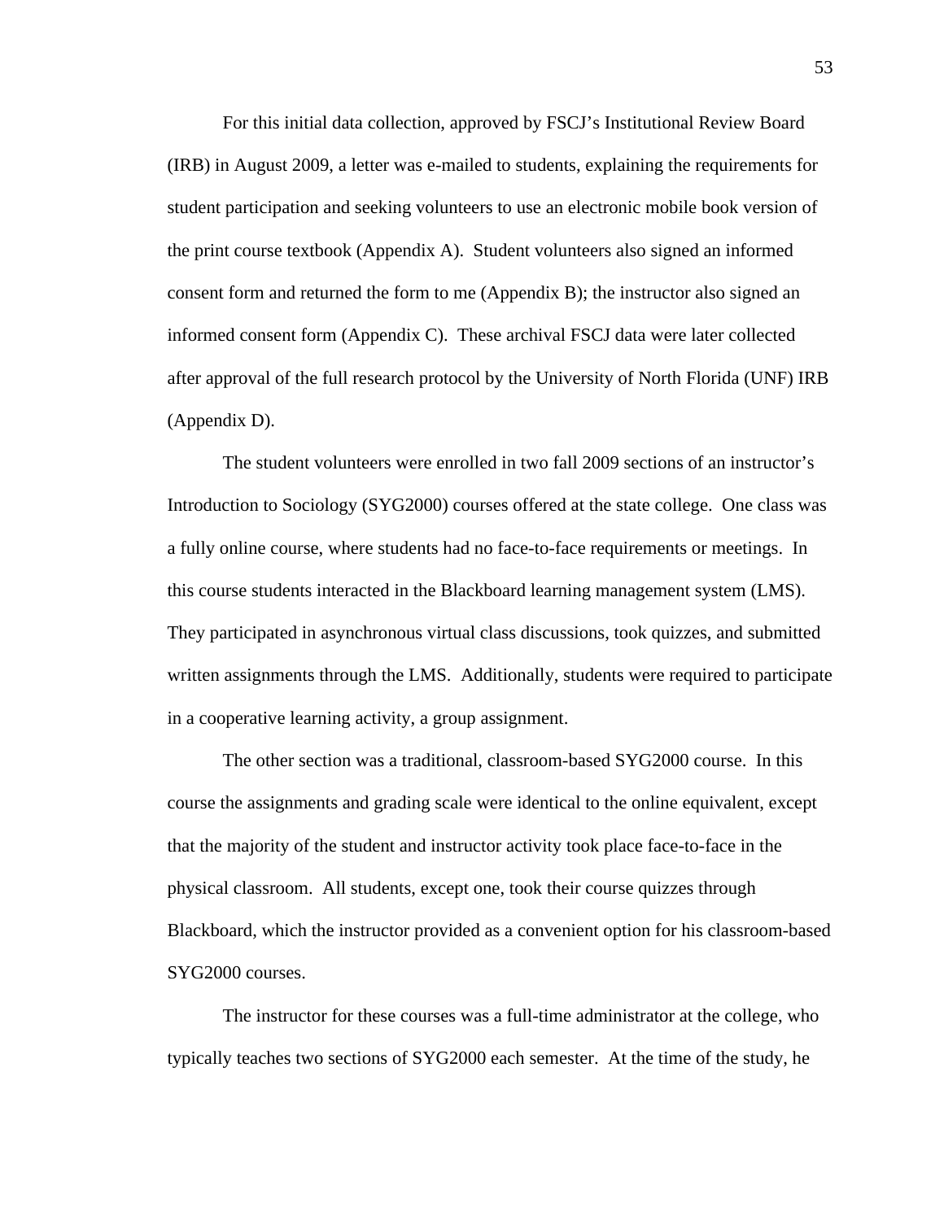For this initial data collection, approved by FSCJ's Institutional Review Board (IRB) in August 2009, a letter was e-mailed to students, explaining the requirements for student participation and seeking volunteers to use an electronic mobile book version of the print course textbook (Appendix A). Student volunteers also signed an informed consent form and returned the form to me (Appendix B); the instructor also signed an informed consent form (Appendix C). These archival FSCJ data were later collected after approval of the full research protocol by the University of North Florida (UNF) IRB (Appendix D).

The student volunteers were enrolled in two fall 2009 sections of an instructor's Introduction to Sociology (SYG2000) courses offered at the state college. One class was a fully online course, where students had no face-to-face requirements or meetings. In this course students interacted in the Blackboard learning management system (LMS). They participated in asynchronous virtual class discussions, took quizzes, and submitted written assignments through the LMS. Additionally, students were required to participate in a cooperative learning activity, a group assignment.

The other section was a traditional, classroom-based SYG2000 course. In this course the assignments and grading scale were identical to the online equivalent, except that the majority of the student and instructor activity took place face-to-face in the physical classroom. All students, except one, took their course quizzes through Blackboard, which the instructor provided as a convenient option for his classroom-based SYG2000 courses.

The instructor for these courses was a full-time administrator at the college, who typically teaches two sections of SYG2000 each semester. At the time of the study, he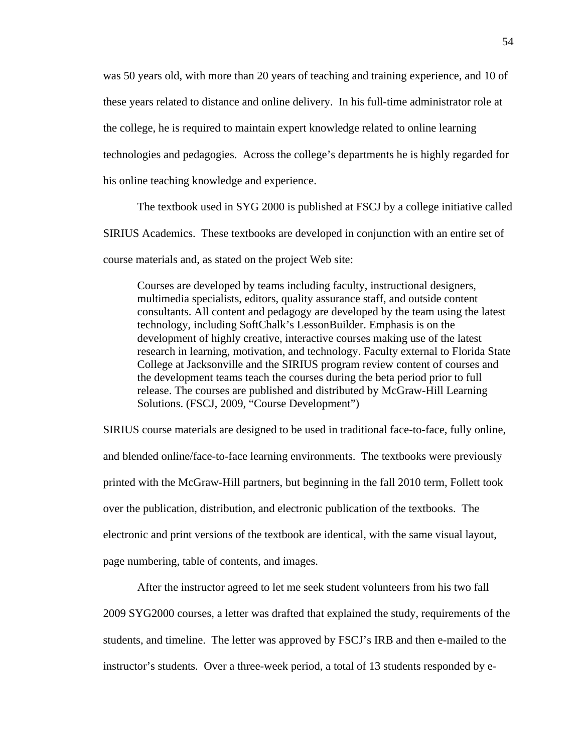was 50 years old, with more than 20 years of teaching and training experience, and 10 of these years related to distance and online delivery. In his full-time administrator role at the college, he is required to maintain expert knowledge related to online learning technologies and pedagogies. Across the college's departments he is highly regarded for his online teaching knowledge and experience.

The textbook used in SYG 2000 is published at FSCJ by a college initiative called SIRIUS Academics. These textbooks are developed in conjunction with an entire set of course materials and, as stated on the project Web site:

> Courses are developed by teams including faculty, instructional designers, multimedia specialists, editors, quality assurance staff, and outside content consultants. All content and pedagogy are developed by the team using the latest technology, including SoftChalk's LessonBuilder. Emphasis is on the development of highly creative, interactive courses making use of the latest research in learning, motivation, and technology. Faculty external to Florida State College at Jacksonville and the SIRIUS program review content of courses and the development teams teach the courses during the beta period prior to full release. The courses are published and distributed by McGraw-Hill Learning Solutions. (FSCJ, 2009, "Course Development")

SIRIUS course materials are designed to be used in traditional face-to-face, fully online, and blended online/face-to-face learning environments. The textbooks were previously printed with the McGraw-Hill partners, but beginning in the fall 2010 term, Follett took over the publication, distribution, and electronic publication of the textbooks. The electronic and print versions of the textbook are identical, with the same visual layout, page numbering, table of contents, and images.

After the instructor agreed to let me seek student volunteers from his two fall 2009 SYG2000 courses, a letter was drafted that explained the study, requirements of the students, and timeline. The letter was approved by FSCJ's IRB and then e-mailed to the instructor's students. Over a three-week period, a total of 13 students responded by e-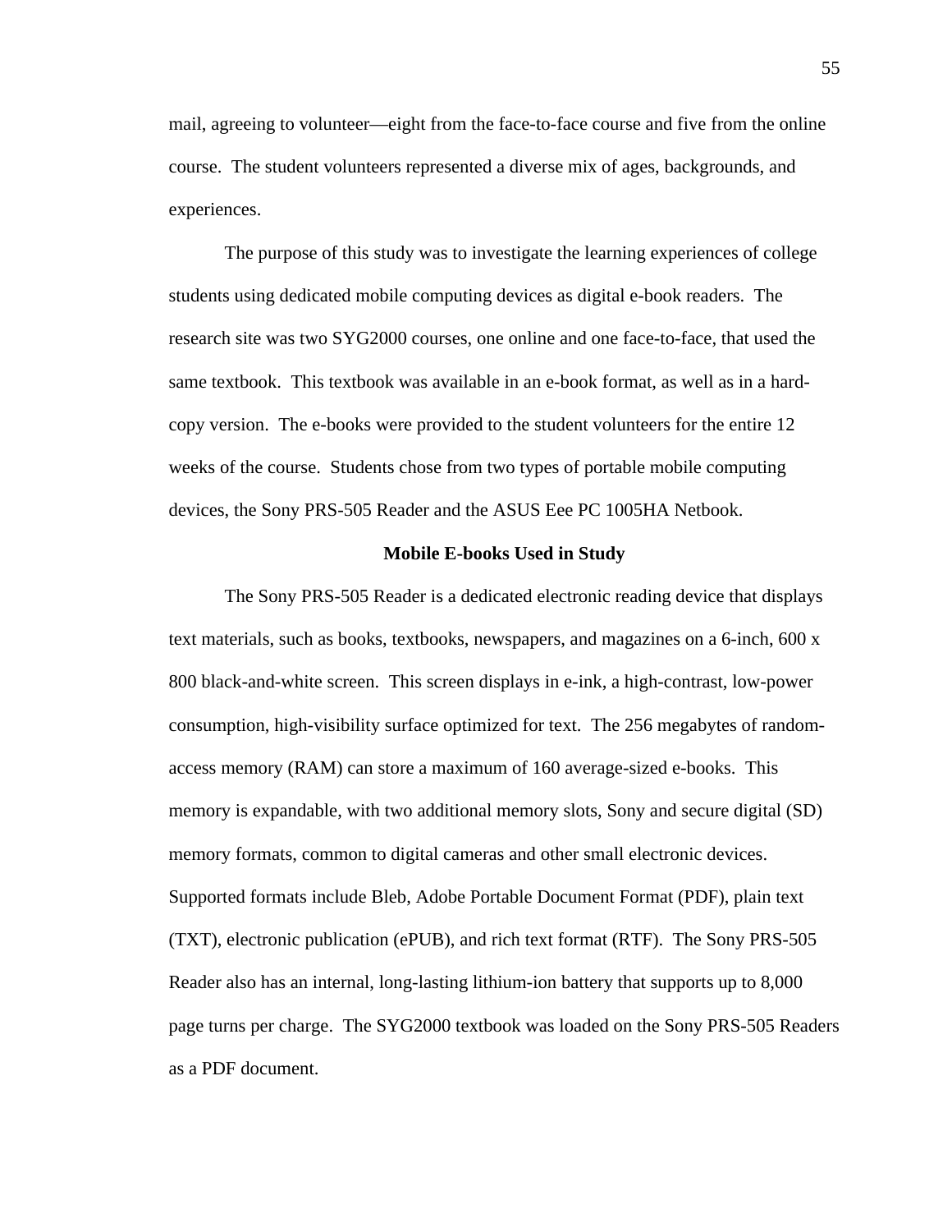mail, agreeing to volunteer—eight from the face-to-face course and five from the online course. The student volunteers represented a diverse mix of ages, backgrounds, and experiences.

The purpose of this study was to investigate the learning experiences of college students using dedicated mobile computing devices as digital e-book readers. The research site was two SYG2000 courses, one online and one face-to-face, that used the same textbook. This textbook was available in an e-book format, as well as in a hard-copy version. The e-books were provided to the student volunteers for the entire 12 weeks of the course. Students chose from two types of portable mobile computing devices, the Sony PRS-505 Reader and the ASUS Eee PC 1005HA Netbook.

## Mobile E-books Used in Study

The Sony PRS-505 Reader is a dedicated electronic reading device that displays text materials, such as books, textbooks, newspapers, and magazines on a 6-inch, 600 x 800 black-and-white screen. This screen displays in e-ink, a high-contrast, low-power consumption, high-visibility surface optimized for text. The 256 megabytes of random-access memory (RAM) can store a maximum of 160 average-sized e-books. This memory is expandable, with two additional memory slots, Sony and secure digital (SD) memory formats, common to digital cameras and other small electronic devices. Supported formats include Bleb, Adobe Portable Document Format (PDF), plain text (TXT), electronic publication (ePUB), and rich text format (RTF). The Sony PRS-505 Reader also has an internal, long-lasting lithium-ion battery that supports up to 8,000 page turns per charge. The SYG2000 textbook was loaded on the Sony PRS-505 Readers as a PDF document.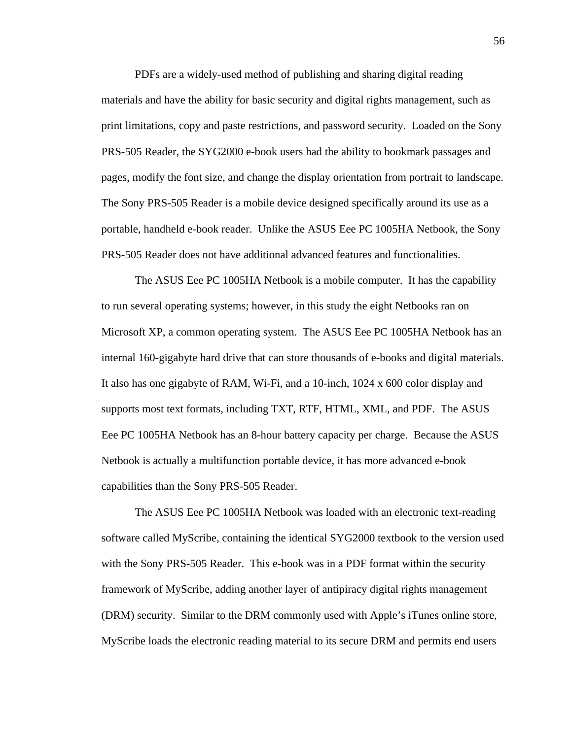PDFs are a widely-used method of publishing and sharing digital reading materials and have the ability for basic security and digital rights management, such as print limitations, copy and paste restrictions, and password security. Loaded on the Sony PRS-505 Reader, the SYG2000 e-book users had the ability to bookmark passages and pages, modify the font size, and change the display orientation from portrait to landscape. The Sony PRS-505 Reader is a mobile device designed specifically around its use as a portable, handheld e-book reader. Unlike the ASUS Eee PC 1005HA Netbook, the Sony PRS-505 Reader does not have additional advanced features and functionalities.

The ASUS Eee PC 1005HA Netbook is a mobile computer. It has the capability to run several operating systems; however, in this study the eight Netbooks ran on Microsoft XP, a common operating system. The ASUS Eee PC 1005HA Netbook has an internal 160-gigabyte hard drive that can store thousands of e-books and digital materials. It also has one gigabyte of RAM, Wi-Fi, and a 10-inch, 1024 x 600 color display and supports most text formats, including TXT, RTF, HTML, XML, and PDF. The ASUS Eee PC 1005HA Netbook has an 8-hour battery capacity per charge. Because the ASUS Netbook is actually a multifunction portable device, it has more advanced e-book capabilities than the Sony PRS-505 Reader.

The ASUS Eee PC 1005HA Netbook was loaded with an electronic text-reading software called MyScribe, containing the identical SYG2000 textbook to the version used with the Sony PRS-505 Reader. This e-book was in a PDF format within the security framework of MyScribe, adding another layer of antipiracy digital rights management (DRM) security. Similar to the DRM commonly used with Apple's iTunes online store, MyScribe loads the electronic reading material to its secure DRM and permits end users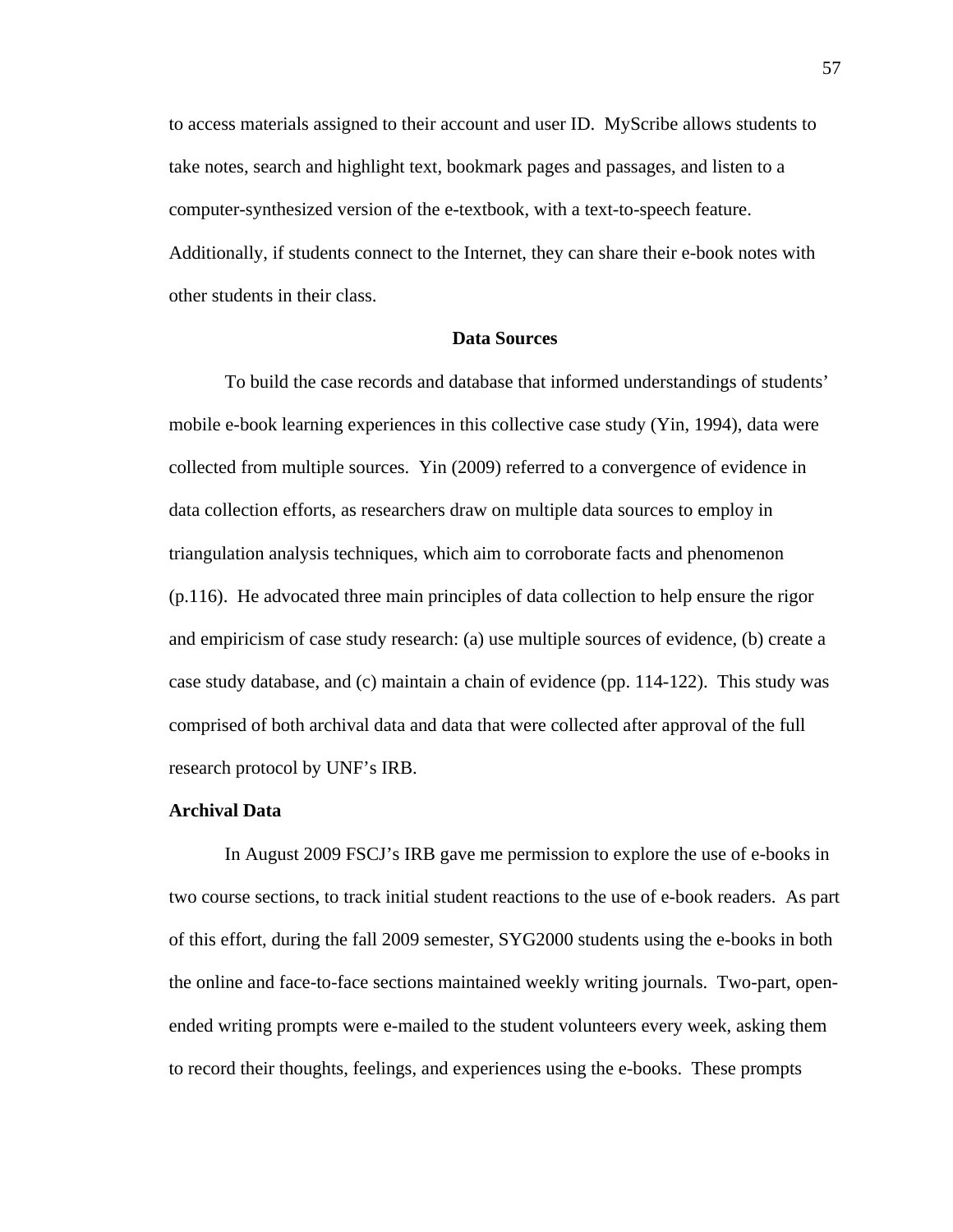to access materials assigned to their account and user ID.  MyScribe allows students to take notes, search and highlight text, bookmark pages and passages, and listen to a computer-synthesized version of the e-textbook, with a text-to-speech feature. Additionally, if students connect to the Internet, they can share their e-book notes with other students in their class.

## Data Sources

To build the case records and database that informed understandings of students' mobile e-book learning experiences in this collective case study (Yin, 1994), data were collected from multiple sources.  Yin (2009) referred to a convergence of evidence in data collection efforts, as researchers draw on multiple data sources to employ in triangulation analysis techniques, which aim to corroborate facts and phenomenon (p.116).  He advocated three main principles of data collection to help ensure the rigor and empiricism of case study research: (a) use multiple sources of evidence, (b) create a case study database, and (c) maintain a chain of evidence (pp. 114-122).  This study was comprised of both archival data and data that were collected after approval of the full research protocol by UNF's IRB.

### Archival Data

In August 2009 FSCJ's IRB gave me permission to explore the use of e-books in two course sections, to track initial student reactions to the use of e-book readers.  As part of this effort, during the fall 2009 semester, SYG2000 students using the e-books in both the online and face-to-face sections maintained weekly writing journals.  Two-part, open-ended writing prompts were e-mailed to the student volunteers every week, asking them to record their thoughts, feelings, and experiences using the e-books.  These prompts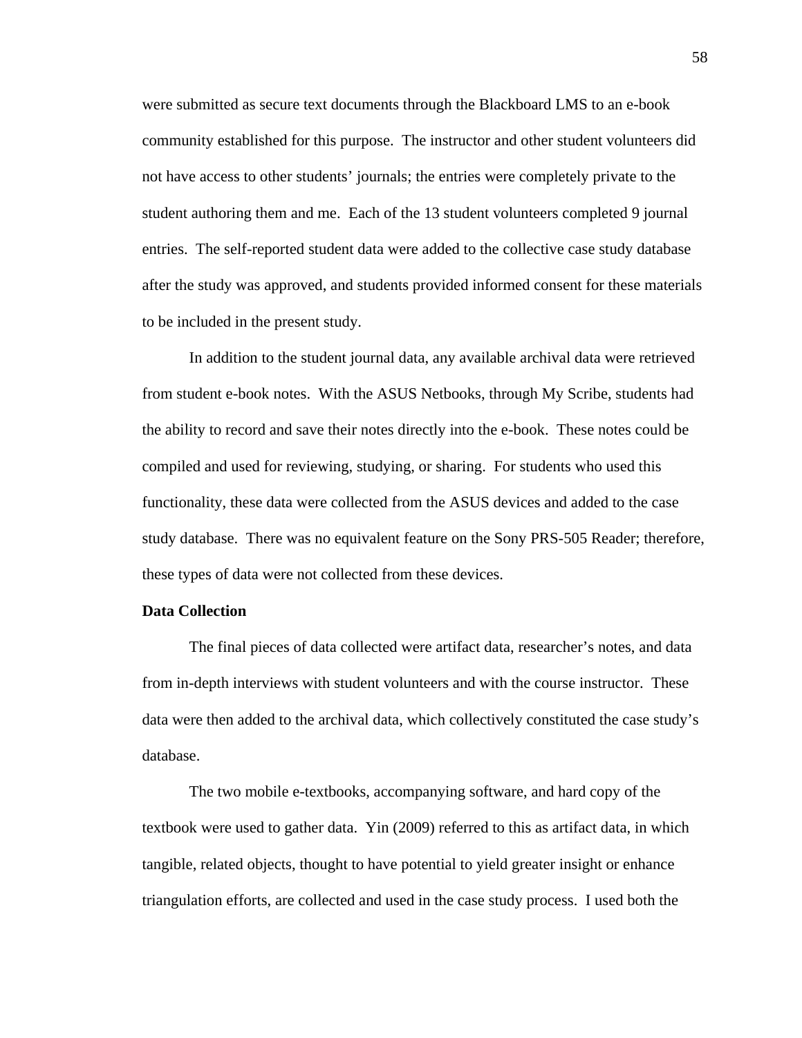were submitted as secure text documents through the Blackboard LMS to an e-book community established for this purpose. The instructor and other student volunteers did not have access to other students' journals; the entries were completely private to the student authoring them and me. Each of the 13 student volunteers completed 9 journal entries. The self-reported student data were added to the collective case study database after the study was approved, and students provided informed consent for these materials to be included in the present study.

In addition to the student journal data, any available archival data were retrieved from student e-book notes. With the ASUS Netbooks, through My Scribe, students had the ability to record and save their notes directly into the e-book. These notes could be compiled and used for reviewing, studying, or sharing. For students who used this functionality, these data were collected from the ASUS devices and added to the case study database. There was no equivalent feature on the Sony PRS-505 Reader; therefore, these types of data were not collected from these devices.

**Data Collection**

The final pieces of data collected were artifact data, researcher's notes, and data from in-depth interviews with student volunteers and with the course instructor. These data were then added to the archival data, which collectively constituted the case study's database.

The two mobile e-textbooks, accompanying software, and hard copy of the textbook were used to gather data. Yin (2009) referred to this as artifact data, in which tangible, related objects, thought to have potential to yield greater insight or enhance triangulation efforts, are collected and used in the case study process. I used both the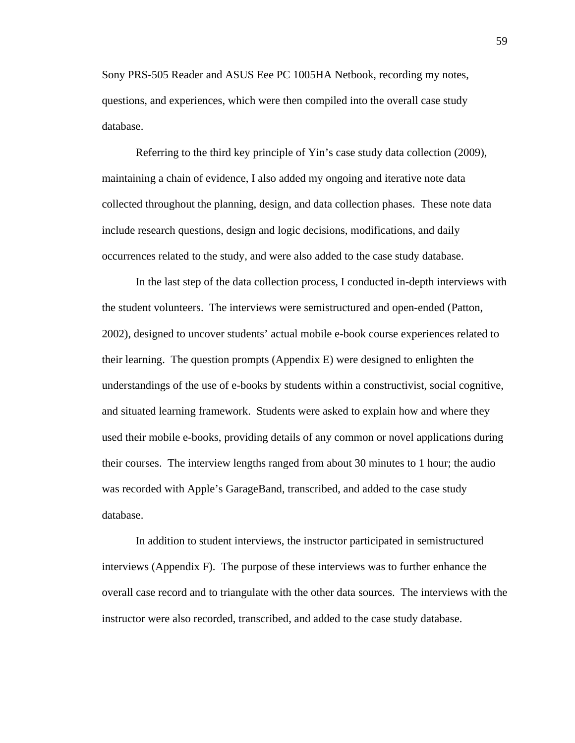Sony PRS-505 Reader and ASUS Eee PC 1005HA Netbook, recording my notes, questions, and experiences, which were then compiled into the overall case study database.

Referring to the third key principle of Yin's case study data collection (2009), maintaining a chain of evidence, I also added my ongoing and iterative note data collected throughout the planning, design, and data collection phases. These note data include research questions, design and logic decisions, modifications, and daily occurrences related to the study, and were also added to the case study database.

In the last step of the data collection process, I conducted in-depth interviews with the student volunteers. The interviews were semistructured and open-ended (Patton, 2002), designed to uncover students' actual mobile e-book course experiences related to their learning. The question prompts (Appendix E) were designed to enlighten the understandings of the use of e-books by students within a constructivist, social cognitive, and situated learning framework. Students were asked to explain how and where they used their mobile e-books, providing details of any common or novel applications during their courses. The interview lengths ranged from about 30 minutes to 1 hour; the audio was recorded with Apple's GarageBand, transcribed, and added to the case study database.

In addition to student interviews, the instructor participated in semistructured interviews (Appendix F). The purpose of these interviews was to further enhance the overall case record and to triangulate with the other data sources. The interviews with the instructor were also recorded, transcribed, and added to the case study database.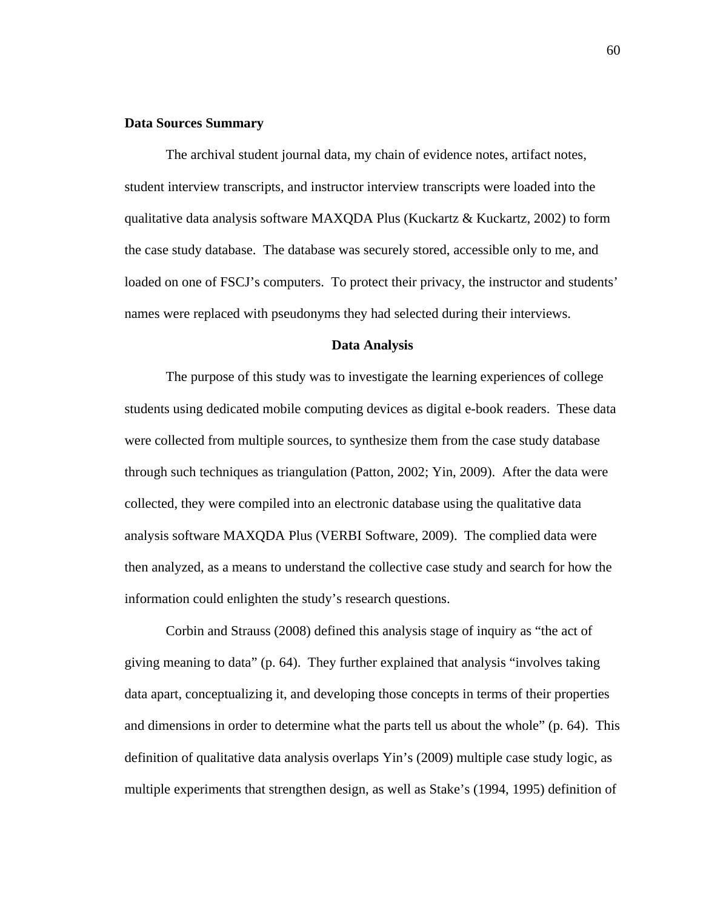**Data Sources Summary**

The archival student journal data, my chain of evidence notes, artifact notes, student interview transcripts, and instructor interview transcripts were loaded into the qualitative data analysis software MAXQDA Plus (Kuckartz & Kuckartz, 2002) to form the case study database. The database was securely stored, accessible only to me, and loaded on one of FSCJ's computers. To protect their privacy, the instructor and students' names were replaced with pseudonyms they had selected during their interviews.

## Data Analysis

The purpose of this study was to investigate the learning experiences of college students using dedicated mobile computing devices as digital e-book readers. These data were collected from multiple sources, to synthesize them from the case study database through such techniques as triangulation (Patton, 2002; Yin, 2009). After the data were collected, they were compiled into an electronic database using the qualitative data analysis software MAXQDA Plus (VERBI Software, 2009). The complied data were then analyzed, as a means to understand the collective case study and search for how the information could enlighten the study's research questions.

Corbin and Strauss (2008) defined this analysis stage of inquiry as "the act of giving meaning to data" (p. 64). They further explained that analysis "involves taking data apart, conceptualizing it, and developing those concepts in terms of their properties and dimensions in order to determine what the parts tell us about the whole" (p. 64). This definition of qualitative data analysis overlaps Yin's (2009) multiple case study logic, as multiple experiments that strengthen design, as well as Stake's (1994, 1995) definition of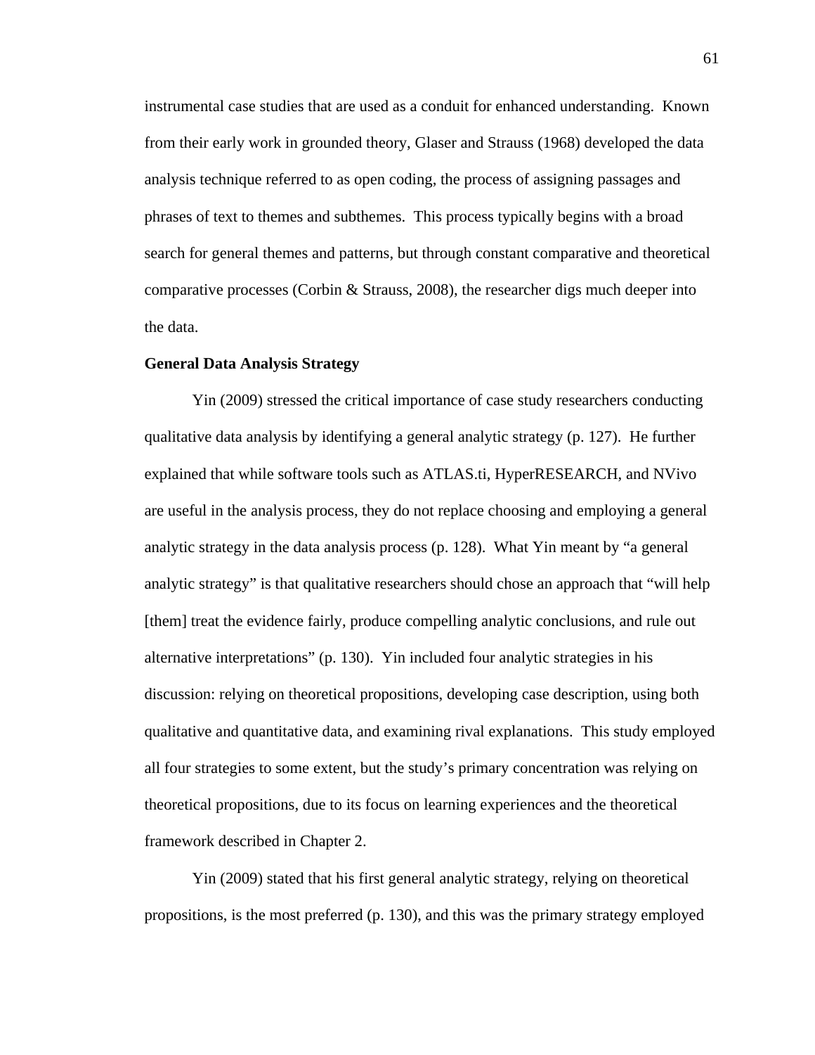instrumental case studies that are used as a conduit for enhanced understanding. Known from their early work in grounded theory, Glaser and Strauss (1968) developed the data analysis technique referred to as open coding, the process of assigning passages and phrases of text to themes and subthemes. This process typically begins with a broad search for general themes and patterns, but through constant comparative and theoretical comparative processes (Corbin & Strauss, 2008), the researcher digs much deeper into the data.

**General Data Analysis Strategy**

Yin (2009) stressed the critical importance of case study researchers conducting qualitative data analysis by identifying a general analytic strategy (p. 127). He further explained that while software tools such as ATLAS.ti, HyperRESEARCH, and NVivo are useful in the analysis process, they do not replace choosing and employing a general analytic strategy in the data analysis process (p. 128). What Yin meant by "a general analytic strategy" is that qualitative researchers should chose an approach that "will help [them] treat the evidence fairly, produce compelling analytic conclusions, and rule out alternative interpretations" (p. 130). Yin included four analytic strategies in his discussion: relying on theoretical propositions, developing case description, using both qualitative and quantitative data, and examining rival explanations. This study employed all four strategies to some extent, but the study's primary concentration was relying on theoretical propositions, due to its focus on learning experiences and the theoretical framework described in Chapter 2.

Yin (2009) stated that his first general analytic strategy, relying on theoretical propositions, is the most preferred (p. 130), and this was the primary strategy employed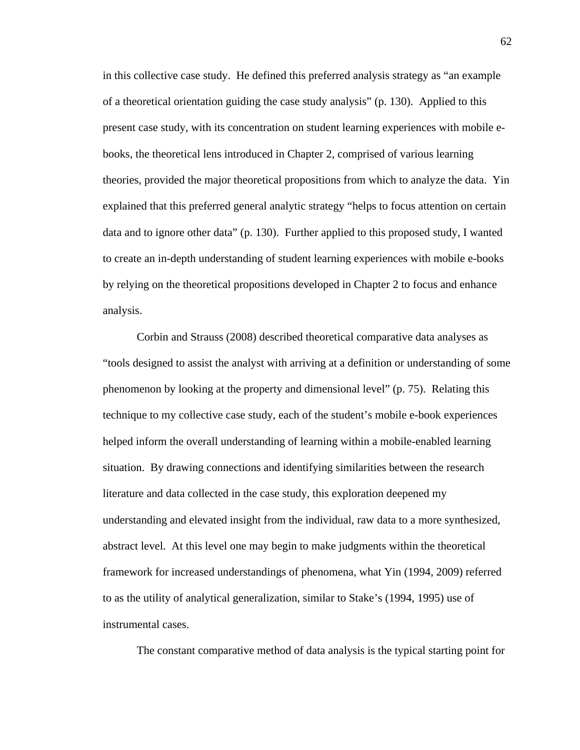in this collective case study. He defined this preferred analysis strategy as "an example of a theoretical orientation guiding the case study analysis" (p. 130). Applied to this present case study, with its concentration on student learning experiences with mobile e-books, the theoretical lens introduced in Chapter 2, comprised of various learning theories, provided the major theoretical propositions from which to analyze the data. Yin explained that this preferred general analytic strategy "helps to focus attention on certain data and to ignore other data" (p. 130). Further applied to this proposed study, I wanted to create an in-depth understanding of student learning experiences with mobile e-books by relying on the theoretical propositions developed in Chapter 2 to focus and enhance analysis.

Corbin and Strauss (2008) described theoretical comparative data analyses as "tools designed to assist the analyst with arriving at a definition or understanding of some phenomenon by looking at the property and dimensional level" (p. 75). Relating this technique to my collective case study, each of the student's mobile e-book experiences helped inform the overall understanding of learning within a mobile-enabled learning situation. By drawing connections and identifying similarities between the research literature and data collected in the case study, this exploration deepened my understanding and elevated insight from the individual, raw data to a more synthesized, abstract level. At this level one may begin to make judgments within the theoretical framework for increased understandings of phenomena, what Yin (1994, 2009) referred to as the utility of analytical generalization, similar to Stake's (1994, 1995) use of instrumental cases.

The constant comparative method of data analysis is the typical starting point for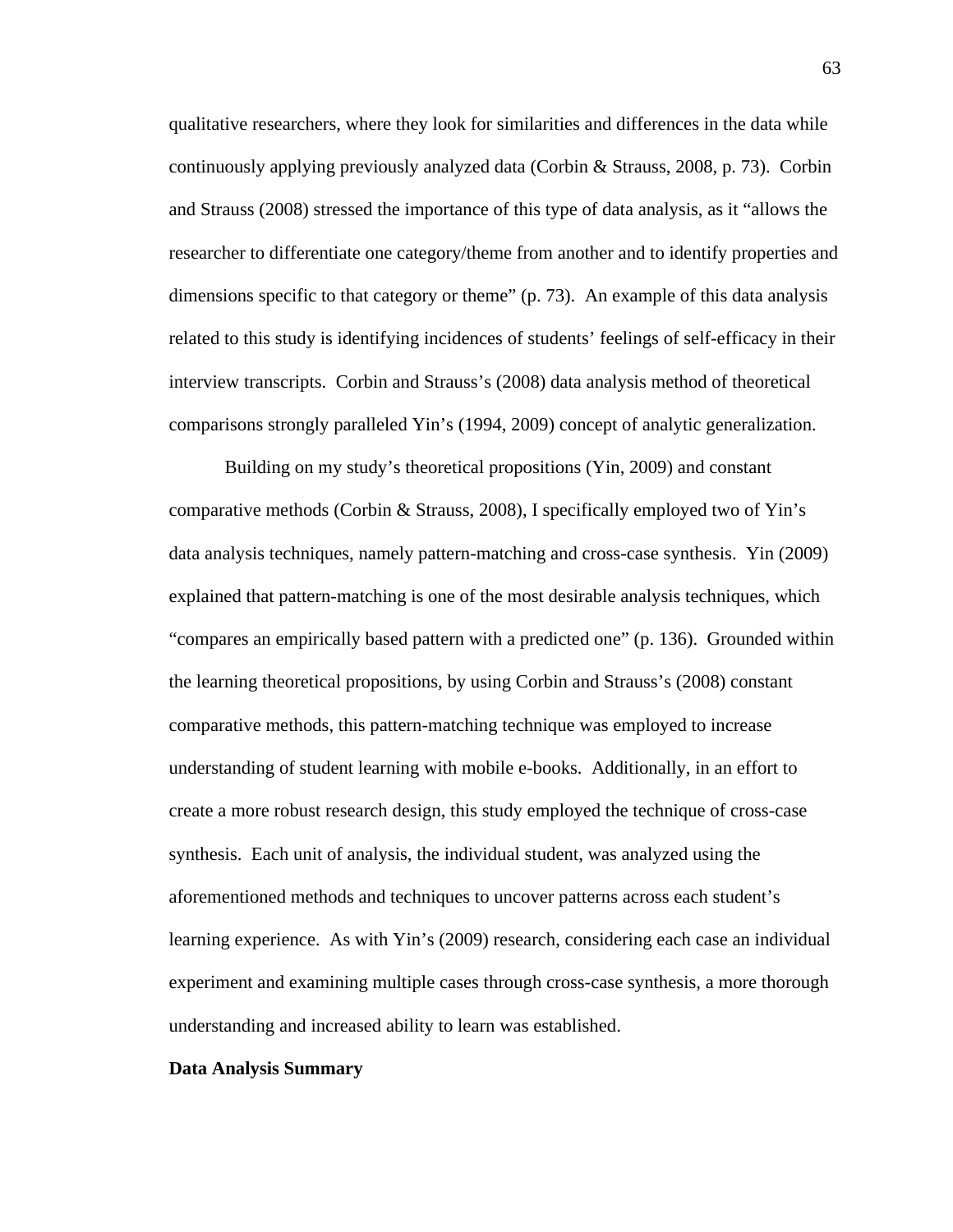qualitative researchers, where they look for similarities and differences in the data while continuously applying previously analyzed data (Corbin & Strauss, 2008, p. 73). Corbin and Strauss (2008) stressed the importance of this type of data analysis, as it "allows the researcher to differentiate one category/theme from another and to identify properties and dimensions specific to that category or theme" (p. 73). An example of this data analysis related to this study is identifying incidences of students' feelings of self-efficacy in their interview transcripts. Corbin and Strauss's (2008) data analysis method of theoretical comparisons strongly paralleled Yin's (1994, 2009) concept of analytic generalization.

Building on my study's theoretical propositions (Yin, 2009) and constant comparative methods (Corbin & Strauss, 2008), I specifically employed two of Yin's data analysis techniques, namely pattern-matching and cross-case synthesis. Yin (2009) explained that pattern-matching is one of the most desirable analysis techniques, which "compares an empirically based pattern with a predicted one" (p. 136). Grounded within the learning theoretical propositions, by using Corbin and Strauss's (2008) constant comparative methods, this pattern-matching technique was employed to increase understanding of student learning with mobile e-books. Additionally, in an effort to create a more robust research design, this study employed the technique of cross-case synthesis. Each unit of analysis, the individual student, was analyzed using the aforementioned methods and techniques to uncover patterns across each student's learning experience. As with Yin's (2009) research, considering each case an individual experiment and examining multiple cases through cross-case synthesis, a more thorough understanding and increased ability to learn was established.

**Data Analysis Summary**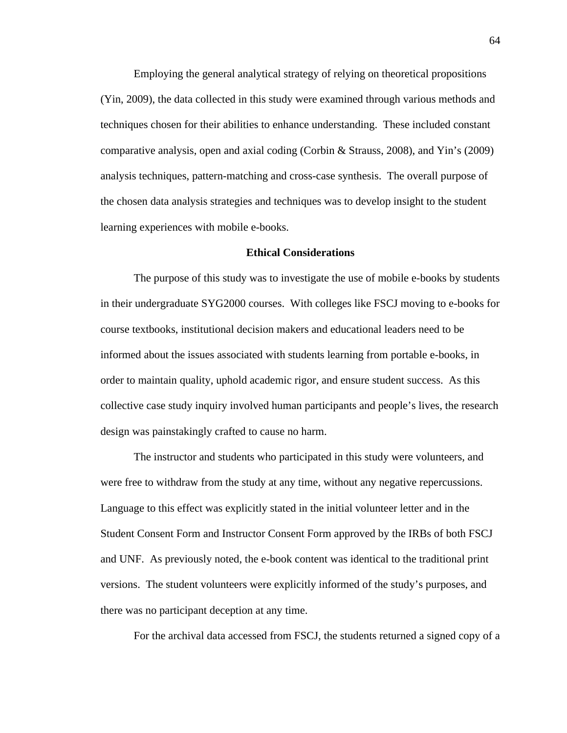Employing the general analytical strategy of relying on theoretical propositions (Yin, 2009), the data collected in this study were examined through various methods and techniques chosen for their abilities to enhance understanding. These included constant comparative analysis, open and axial coding (Corbin & Strauss, 2008), and Yin's (2009) analysis techniques, pattern-matching and cross-case synthesis. The overall purpose of the chosen data analysis strategies and techniques was to develop insight to the student learning experiences with mobile e-books.

## Ethical Considerations

The purpose of this study was to investigate the use of mobile e-books by students in their undergraduate SYG2000 courses. With colleges like FSCJ moving to e-books for course textbooks, institutional decision makers and educational leaders need to be informed about the issues associated with students learning from portable e-books, in order to maintain quality, uphold academic rigor, and ensure student success. As this collective case study inquiry involved human participants and people's lives, the research design was painstakingly crafted to cause no harm.

The instructor and students who participated in this study were volunteers, and were free to withdraw from the study at any time, without any negative repercussions. Language to this effect was explicitly stated in the initial volunteer letter and in the Student Consent Form and Instructor Consent Form approved by the IRBs of both FSCJ and UNF. As previously noted, the e-book content was identical to the traditional print versions. The student volunteers were explicitly informed of the study's purposes, and there was no participant deception at any time.

For the archival data accessed from FSCJ, the students returned a signed copy of a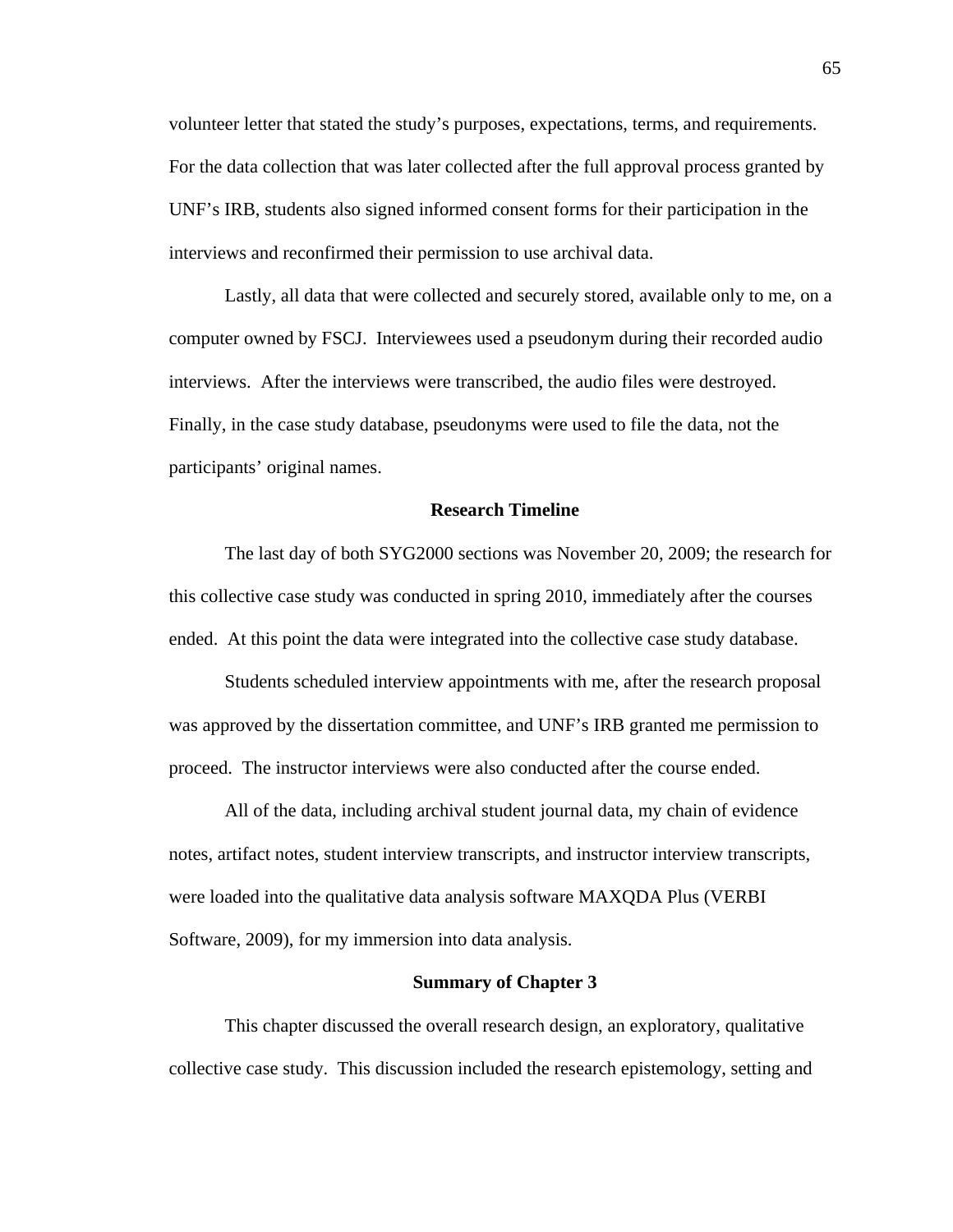volunteer letter that stated the study's purposes, expectations, terms, and requirements. For the data collection that was later collected after the full approval process granted by UNF's IRB, students also signed informed consent forms for their participation in the interviews and reconfirmed their permission to use archival data.

Lastly, all data that were collected and securely stored, available only to me, on a computer owned by FSCJ. Interviewees used a pseudonym during their recorded audio interviews. After the interviews were transcribed, the audio files were destroyed. Finally, in the case study database, pseudonyms were used to file the data, not the participants' original names.

## Research Timeline

The last day of both SYG2000 sections was November 20, 2009; the research for this collective case study was conducted in spring 2010, immediately after the courses ended. At this point the data were integrated into the collective case study database.

Students scheduled interview appointments with me, after the research proposal was approved by the dissertation committee, and UNF's IRB granted me permission to proceed. The instructor interviews were also conducted after the course ended.

All of the data, including archival student journal data, my chain of evidence notes, artifact notes, student interview transcripts, and instructor interview transcripts, were loaded into the qualitative data analysis software MAXQDA Plus (VERBI Software, 2009), for my immersion into data analysis.

## Summary of Chapter 3

This chapter discussed the overall research design, an exploratory, qualitative collective case study. This discussion included the research epistemology, setting and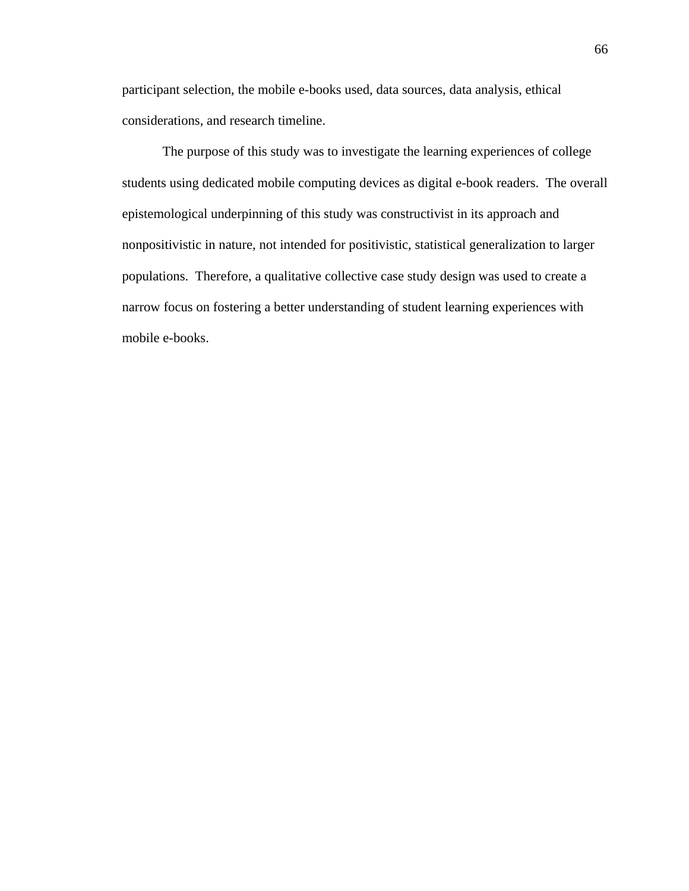participant selection, the mobile e-books used, data sources, data analysis, ethical considerations, and research timeline.

The purpose of this study was to investigate the learning experiences of college students using dedicated mobile computing devices as digital e-book readers. The overall epistemological underpinning of this study was constructivist in its approach and nonpositivistic in nature, not intended for positivistic, statistical generalization to larger populations. Therefore, a qualitative collective case study design was used to create a narrow focus on fostering a better understanding of student learning experiences with mobile e-books.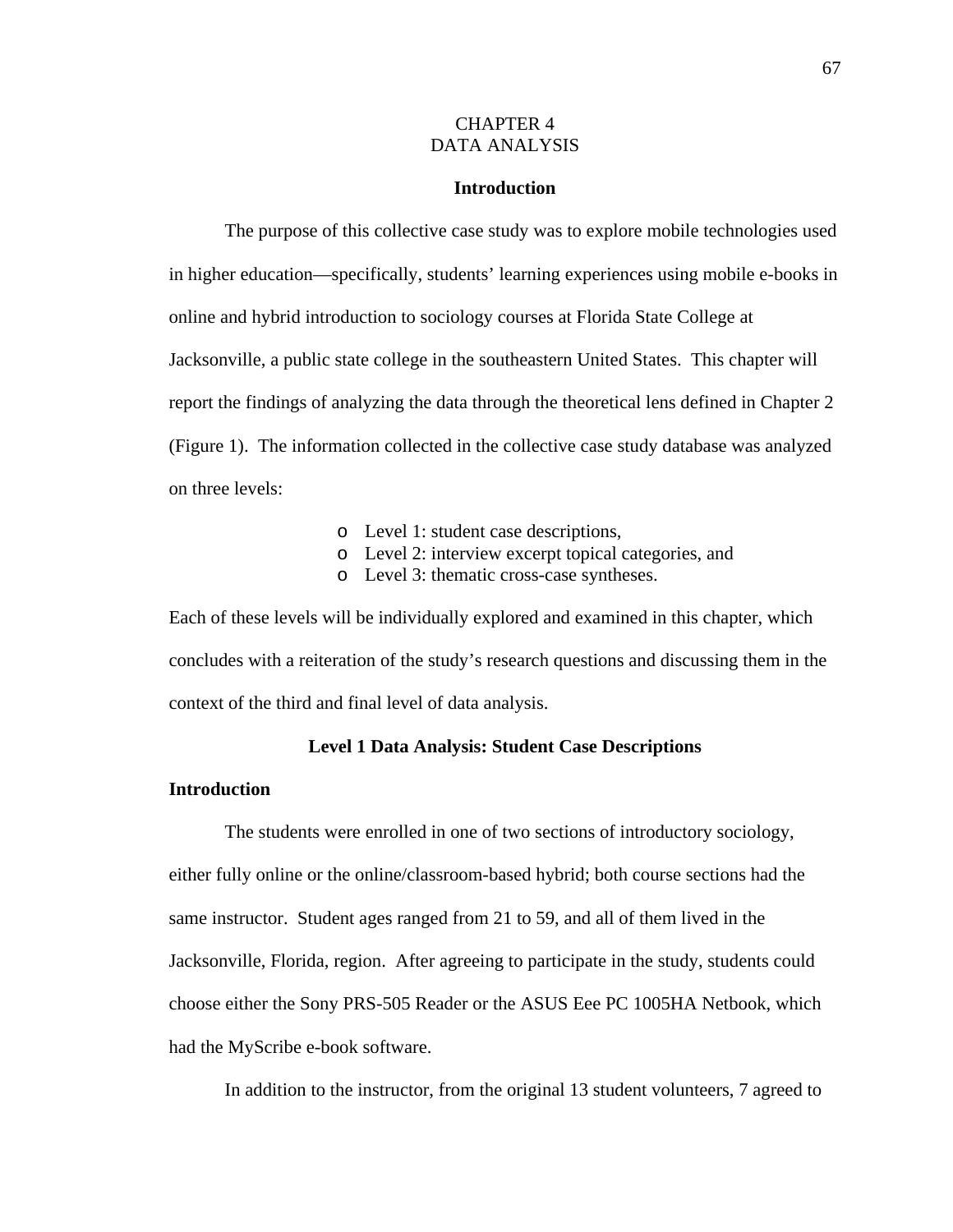# CHAPTER 4
# DATA ANALYSIS

## Introduction

The purpose of this collective case study was to explore mobile technologies used in higher education—specifically, students' learning experiences using mobile e-books in online and hybrid introduction to sociology courses at Florida State College at Jacksonville, a public state college in the southeastern United States. This chapter will report the findings of analyzing the data through the theoretical lens defined in Chapter 2 (Figure 1). The information collected in the collective case study database was analyzed on three levels:

- Level 1: student case descriptions,
- Level 2: interview excerpt topical categories, and
- Level 3: thematic cross-case syntheses.

Each of these levels will be individually explored and examined in this chapter, which concludes with a reiteration of the study's research questions and discussing them in the context of the third and final level of data analysis.

## Level 1 Data Analysis: Student Case Descriptions

### Introduction

The students were enrolled in one of two sections of introductory sociology, either fully online or the online/classroom-based hybrid; both course sections had the same instructor. Student ages ranged from 21 to 59, and all of them lived in the Jacksonville, Florida, region. After agreeing to participate in the study, students could choose either the Sony PRS-505 Reader or the ASUS Eee PC 1005HA Netbook, which had the MyScribe e-book software.

In addition to the instructor, from the original 13 student volunteers, 7 agreed to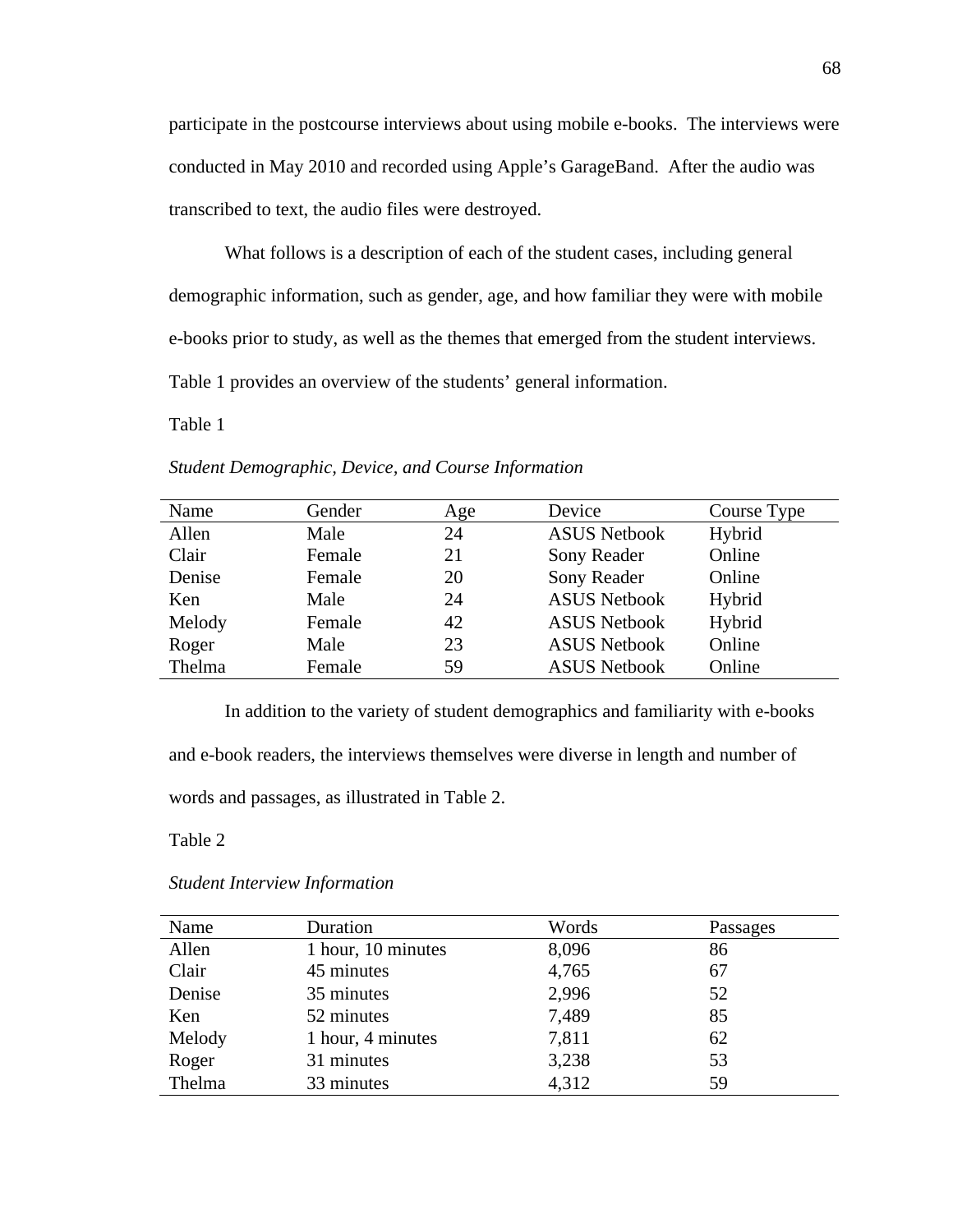participate in the postcourse interviews about using mobile e-books. The interviews were conducted in May 2010 and recorded using Apple's GarageBand. After the audio was transcribed to text, the audio files were destroyed.

What follows is a description of each of the student cases, including general demographic information, such as gender, age, and how familiar they were with mobile e-books prior to study, as well as the themes that emerged from the student interviews. Table 1 provides an overview of the students' general information.

Table 1

*Student Demographic, Device, and Course Information*

| Name | Gender | Age | Device | Course Type |
|---|---|---|---|---|
| Allen | Male | 24 | ASUS Netbook | Hybrid |
| Clair | Female | 21 | Sony Reader | Online |
| Denise | Female | 20 | Sony Reader | Online |
| Ken | Male | 24 | ASUS Netbook | Hybrid |
| Melody | Female | 42 | ASUS Netbook | Hybrid |
| Roger | Male | 23 | ASUS Netbook | Online |
| Thelma | Female | 59 | ASUS Netbook | Online |

In addition to the variety of student demographics and familiarity with e-books and e-book readers, the interviews themselves were diverse in length and number of words and passages, as illustrated in Table 2.

Table 2

*Student Interview Information*

| Name | Duration | Words | Passages |
|---|---|---|---|
| Allen | 1 hour, 10 minutes | 8,096 | 86 |
| Clair | 45 minutes | 4,765 | 67 |
| Denise | 35 minutes | 2,996 | 52 |
| Ken | 52 minutes | 7,489 | 85 |
| Melody | 1 hour, 4 minutes | 7,811 | 62 |
| Roger | 31 minutes | 3,238 | 53 |
| Thelma | 33 minutes | 4,312 | 59 |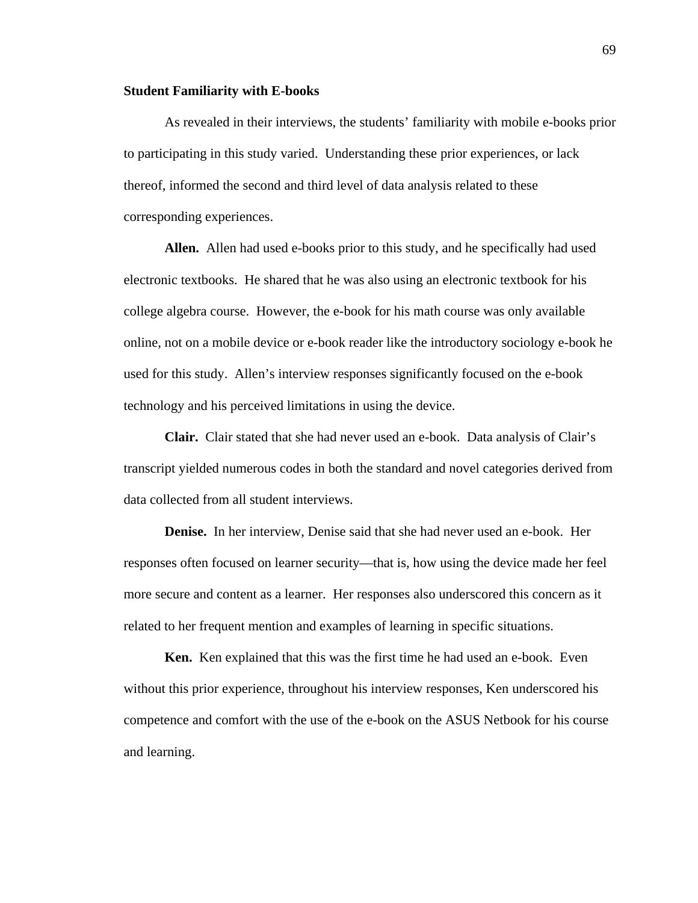### Student Familiarity with E-books

As revealed in their interviews, the students' familiarity with mobile e-books prior to participating in this study varied. Understanding these prior experiences, or lack thereof, informed the second and third level of data analysis related to these corresponding experiences.

**Allen.** Allen had used e-books prior to this study, and he specifically had used electronic textbooks. He shared that he was also using an electronic textbook for his college algebra course. However, the e-book for his math course was only available online, not on a mobile device or e-book reader like the introductory sociology e-book he used for this study. Allen's interview responses significantly focused on the e-book technology and his perceived limitations in using the device.

**Clair.** Clair stated that she had never used an e-book. Data analysis of Clair's transcript yielded numerous codes in both the standard and novel categories derived from data collected from all student interviews.

**Denise.** In her interview, Denise said that she had never used an e-book. Her responses often focused on learner security—that is, how using the device made her feel more secure and content as a learner. Her responses also underscored this concern as it related to her frequent mention and examples of learning in specific situations.

**Ken.** Ken explained that this was the first time he had used an e-book. Even without this prior experience, throughout his interview responses, Ken underscored his competence and comfort with the use of the e-book on the ASUS Netbook for his course and learning.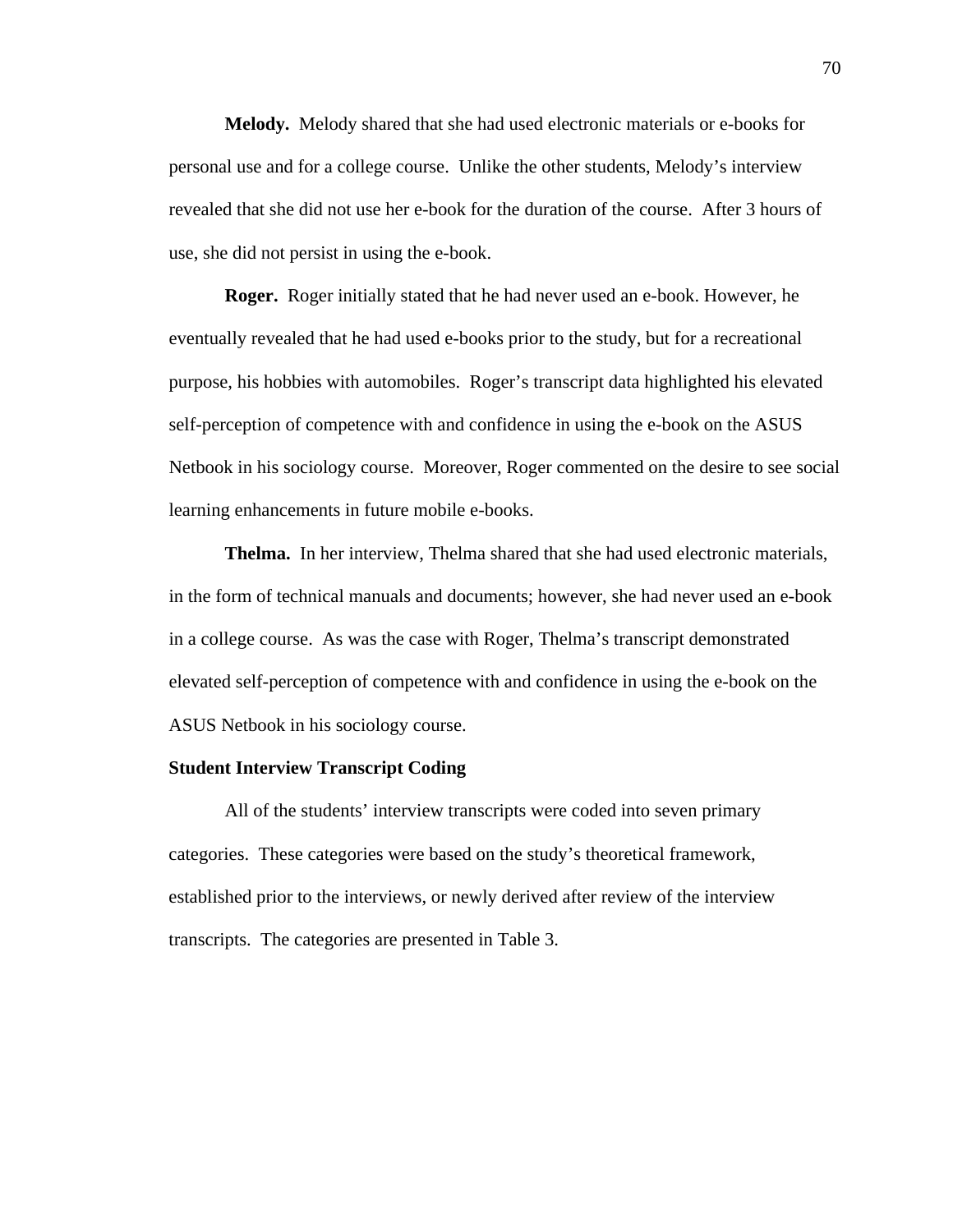**Melody.** Melody shared that she had used electronic materials or e-books for personal use and for a college course. Unlike the other students, Melody's interview revealed that she did not use her e-book for the duration of the course. After 3 hours of use, she did not persist in using the e-book.

**Roger.** Roger initially stated that he had never used an e-book. However, he eventually revealed that he had used e-books prior to the study, but for a recreational purpose, his hobbies with automobiles. Roger's transcript data highlighted his elevated self-perception of competence with and confidence in using the e-book on the ASUS Netbook in his sociology course. Moreover, Roger commented on the desire to see social learning enhancements in future mobile e-books.

**Thelma.** In her interview, Thelma shared that she had used electronic materials, in the form of technical manuals and documents; however, she had never used an e-book in a college course. As was the case with Roger, Thelma's transcript demonstrated elevated self-perception of competence with and confidence in using the e-book on the ASUS Netbook in his sociology course.

### Student Interview Transcript Coding

All of the students' interview transcripts were coded into seven primary categories. These categories were based on the study's theoretical framework, established prior to the interviews, or newly derived after review of the interview transcripts. The categories are presented in Table 3.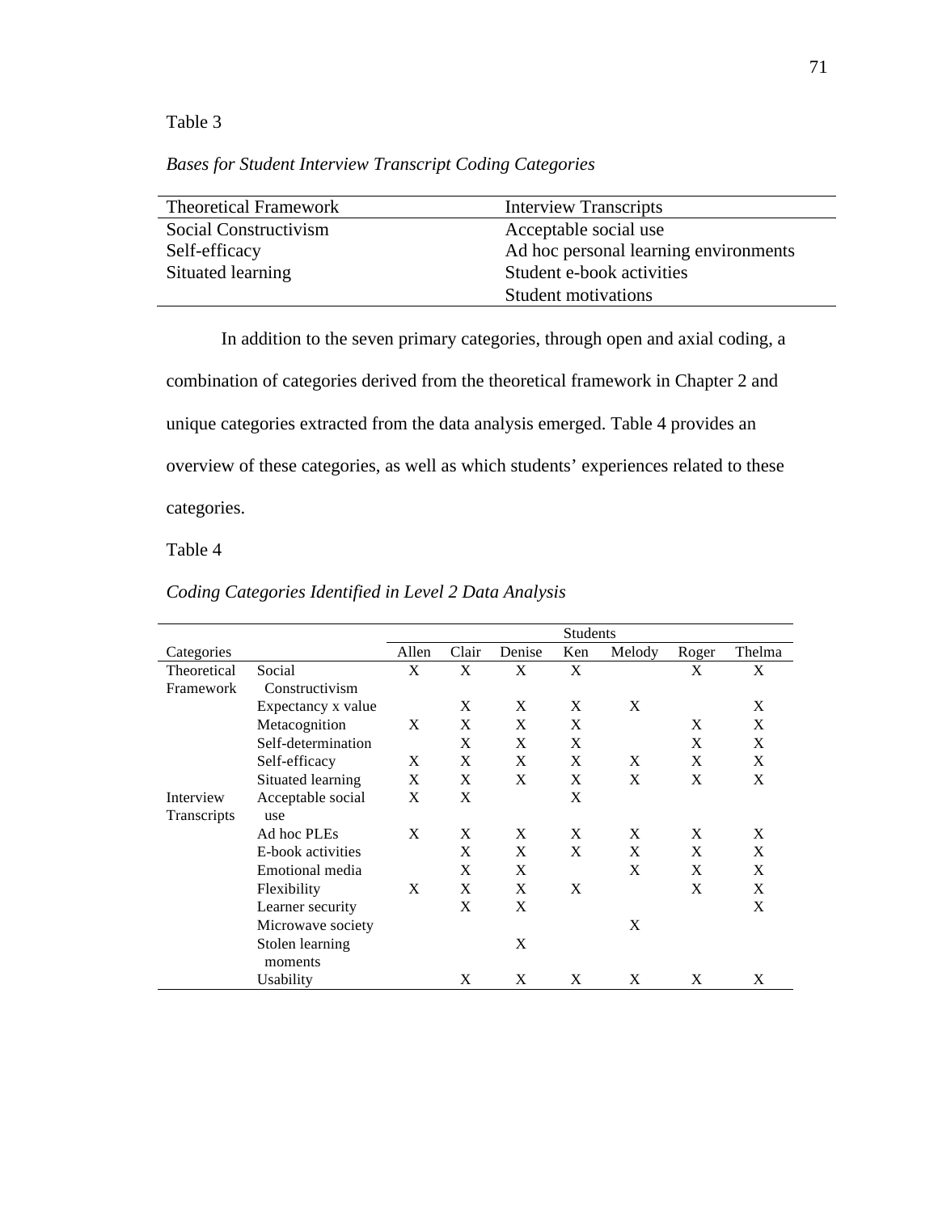Table 3

*Bases for Student Interview Transcript Coding Categories*

| Theoretical Framework | Interview Transcripts |
|---|---|
| Social Constructivism | Acceptable social use |
| Self-efficacy | Ad hoc personal learning environments |
| Situated learning | Student e-book activities |
| | Student motivations |

In addition to the seven primary categories, through open and axial coding, a combination of categories derived from the theoretical framework in Chapter 2 and unique categories extracted from the data analysis emerged. Table 4 provides an overview of these categories, as well as which students' experiences related to these categories.

Table 4

*Coding Categories Identified in Level 2 Data Analysis*

| | | Students | | | | | | |
|---|---|---|---|---|---|---|---|---|
| Categories | | Allen | Clair | Denise | Ken | Melody | Roger | Thelma |
| Theoretical Framework | Social Constructivism | X | X | X | X | | X | X |
| | Expectancy x value | | X | X | X | X | | X |
| | Metacognition | X | X | X | X | | X | X |
| | Self-determination | | X | X | X | | X | X |
| | Self-efficacy | X | X | X | X | X | X | X |
| | Situated learning | X | X | X | X | X | X | X |
| Interview Transcripts | Acceptable social use | X | X | | X | | | |
| | Ad hoc PLEs | X | X | X | X | X | X | X |
| | E-book activities | | X | X | X | X | X | X |
| | Emotional media | | X | X | | X | X | X |
| | Flexibility | X | X | X | X | | X | X |
| | Learner security | | X | X | | | | X |
| | Microwave society | | | | | X | | |
| | Stolen learning moments | | | X | | | | |
| | Usability | | X | X | X | X | X | X |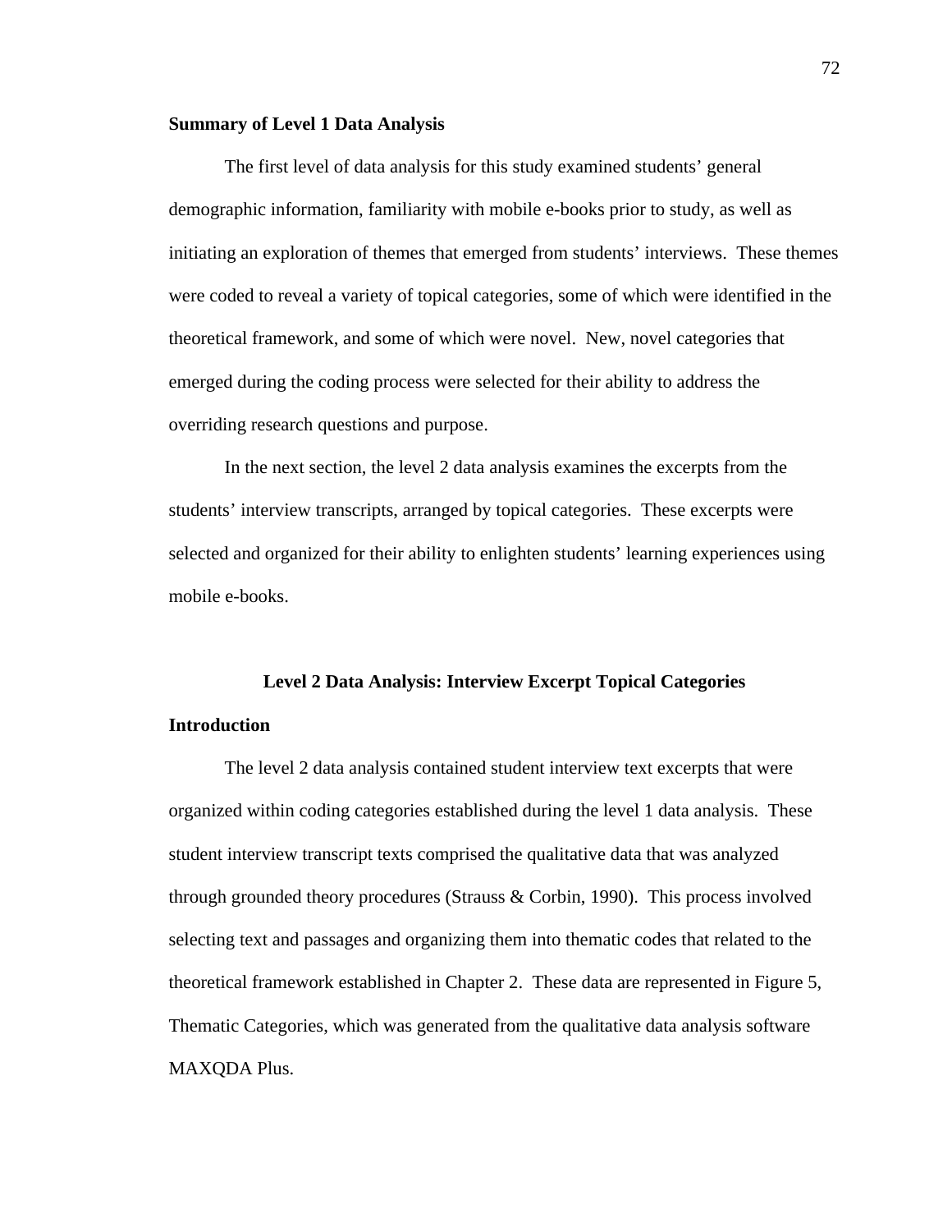**Summary of Level 1 Data Analysis**

The first level of data analysis for this study examined students' general demographic information, familiarity with mobile e-books prior to study, as well as initiating an exploration of themes that emerged from students' interviews. These themes were coded to reveal a variety of topical categories, some of which were identified in the theoretical framework, and some of which were novel. New, novel categories that emerged during the coding process were selected for their ability to address the overriding research questions and purpose.

In the next section, the level 2 data analysis examines the excerpts from the students' interview transcripts, arranged by topical categories. These excerpts were selected and organized for their ability to enlighten students' learning experiences using mobile e-books.

## Level 2 Data Analysis: Interview Excerpt Topical Categories

**Introduction**

The level 2 data analysis contained student interview text excerpts that were organized within coding categories established during the level 1 data analysis. These student interview transcript texts comprised the qualitative data that was analyzed through grounded theory procedures (Strauss & Corbin, 1990). This process involved selecting text and passages and organizing them into thematic codes that related to the theoretical framework established in Chapter 2. These data are represented in Figure 5, Thematic Categories, which was generated from the qualitative data analysis software MAXQDA Plus.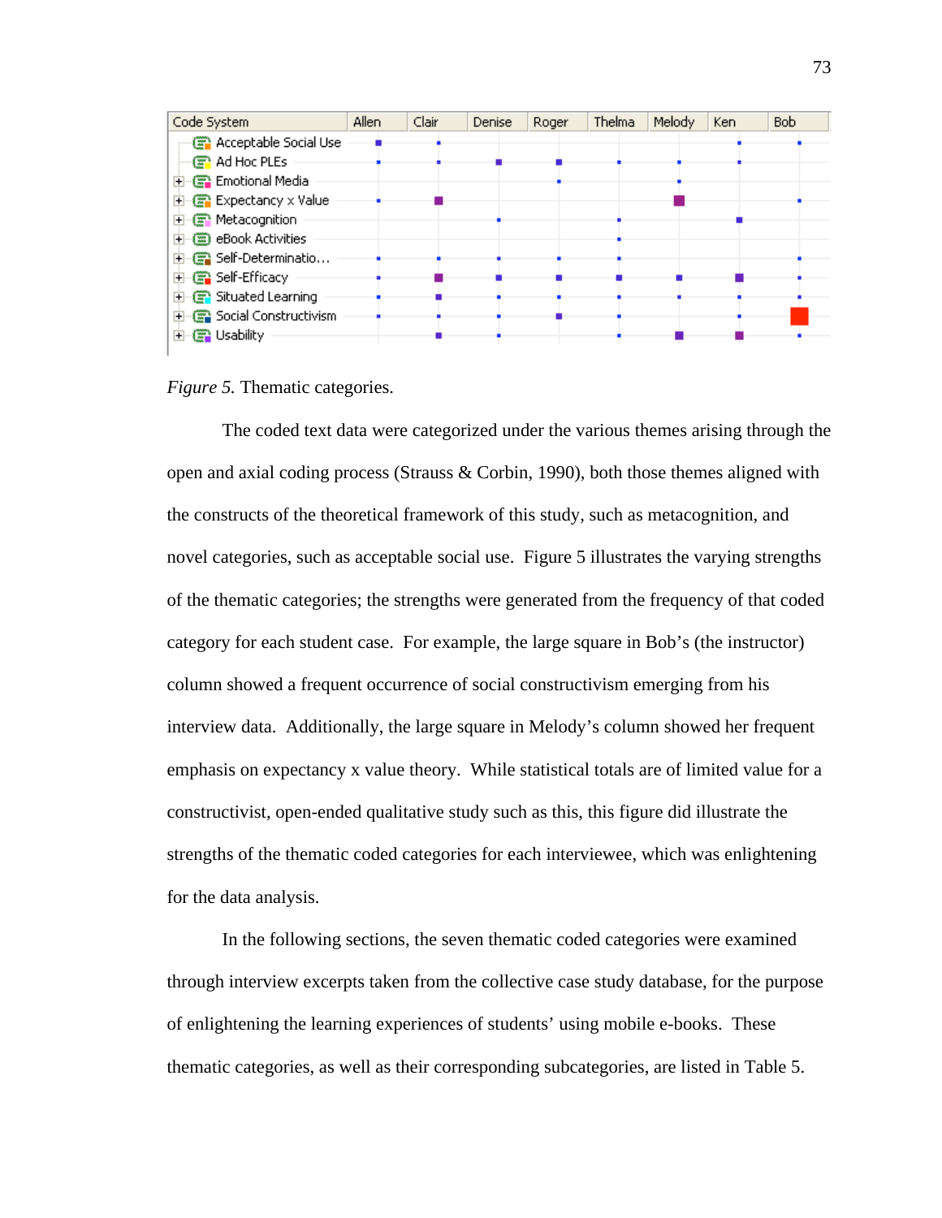*Figure 5.* Thematic categories.

The coded text data were categorized under the various themes arising through the open and axial coding process (Strauss & Corbin, 1990), both those themes aligned with the constructs of the theoretical framework of this study, such as metacognition, and novel categories, such as acceptable social use. Figure 5 illustrates the varying strengths of the thematic categories; the strengths were generated from the frequency of that coded category for each student case. For example, the large square in Bob's (the instructor) column showed a frequent occurrence of social constructivism emerging from his interview data. Additionally, the large square in Melody's column showed her frequent emphasis on expectancy x value theory. While statistical totals are of limited value for a constructivist, open-ended qualitative study such as this, this figure did illustrate the strengths of the thematic coded categories for each interviewee, which was enlightening for the data analysis.

In the following sections, the seven thematic coded categories were examined through interview excerpts taken from the collective case study database, for the purpose of enlightening the learning experiences of students' using mobile e-books. These thematic categories, as well as their corresponding subcategories, are listed in Table 5.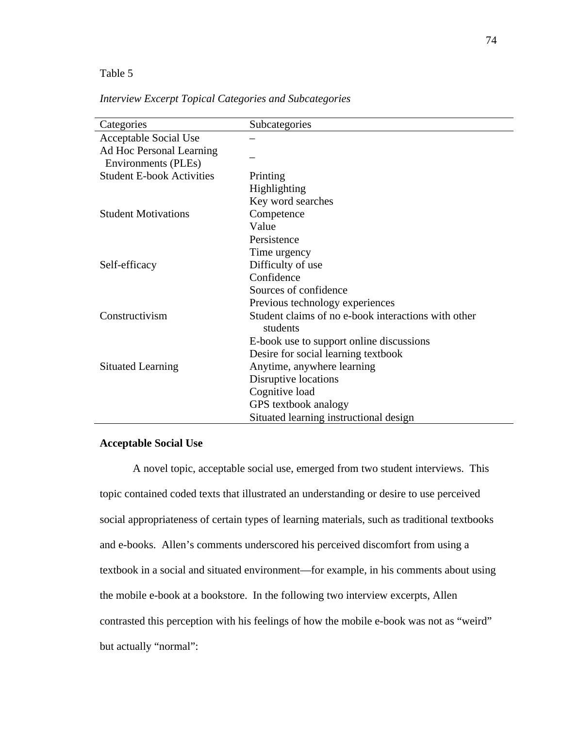Table 5

*Interview Excerpt Topical Categories and Subcategories*

| Categories | Subcategories |
|---|---|
| Acceptable Social Use | – |
| Ad Hoc Personal Learning Environments (PLEs) | – |
| Student E-book Activities | Printing |
| | Highlighting |
| | Key word searches |
| Student Motivations | Competence |
| | Value |
| | Persistence |
| | Time urgency |
| Self-efficacy | Difficulty of use |
| | Confidence |
| | Sources of confidence |
| | Previous technology experiences |
| Constructivism | Student claims of no e-book interactions with other students |
| | E-book use to support online discussions |
| | Desire for social learning textbook |
| Situated Learning | Anytime, anywhere learning |
| | Disruptive locations |
| | Cognitive load |
| | GPS textbook analogy |
| | Situated learning instructional design |

**Acceptable Social Use**

A novel topic, acceptable social use, emerged from two student interviews. This topic contained coded texts that illustrated an understanding or desire to use perceived social appropriateness of certain types of learning materials, such as traditional textbooks and e-books. Allen's comments underscored his perceived discomfort from using a textbook in a social and situated environment—for example, in his comments about using the mobile e-book at a bookstore. In the following two interview excerpts, Allen contrasted this perception with his feelings of how the mobile e-book was not as "weird" but actually "normal":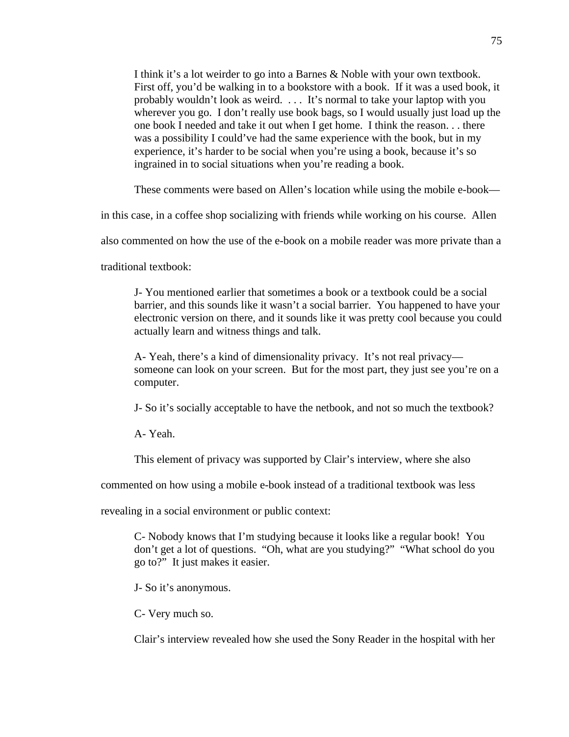> I think it's a lot weirder to go into a Barnes & Noble with your own textbook. First off, you'd be walking in to a bookstore with a book. If it was a used book, it probably wouldn't look as weird. . . . It's normal to take your laptop with you wherever you go. I don't really use book bags, so I would usually just load up the one book I needed and take it out when I get home. I think the reason. . . there was a possibility I could've had the same experience with the book, but in my experience, it's harder to be social when you're using a book, because it's so ingrained in to social situations when you're reading a book.

These comments were based on Allen's location while using the mobile e-book—in this case, in a coffee shop socializing with friends while working on his course. Allen also commented on how the use of the e-book on a mobile reader was more private than a traditional textbook:

> J- You mentioned earlier that sometimes a book or a textbook could be a social barrier, and this sounds like it wasn't a social barrier. You happened to have your electronic version on there, and it sounds like it was pretty cool because you could actually learn and witness things and talk.
>
> A- Yeah, there's a kind of dimensionality privacy. It's not real privacy—someone can look on your screen. But for the most part, they just see you're on a computer.
>
> J- So it's socially acceptable to have the netbook, and not so much the textbook?
>
> A- Yeah.

This element of privacy was supported by Clair's interview, where she also commented on how using a mobile e-book instead of a traditional textbook was less revealing in a social environment or public context:

> C- Nobody knows that I'm studying because it looks like a regular book! You don't get a lot of questions. "Oh, what are you studying?" "What school do you go to?" It just makes it easier.
>
> J- So it's anonymous.
>
> C- Very much so.

Clair's interview revealed how she used the Sony Reader in the hospital with her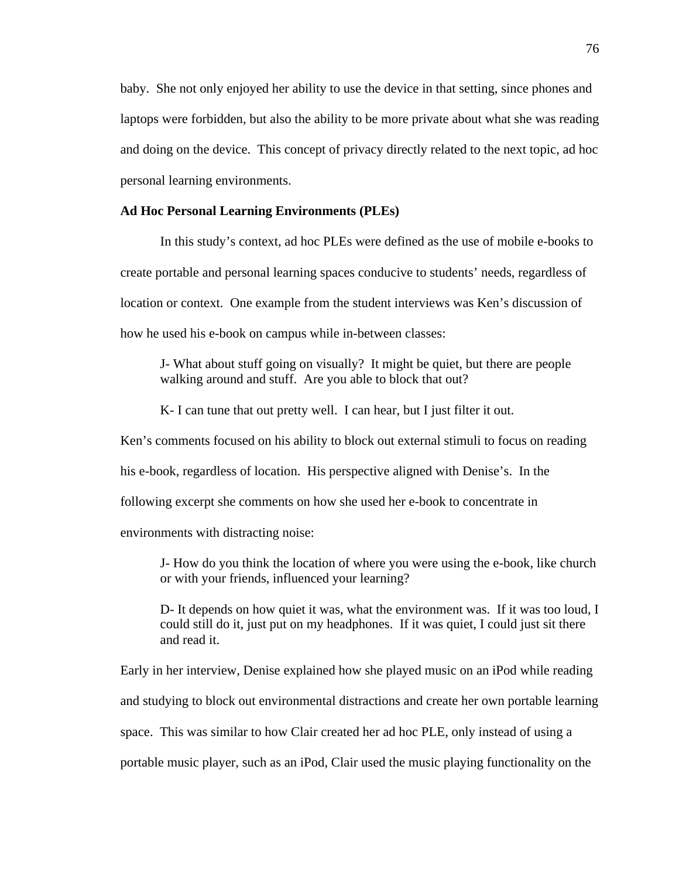baby. She not only enjoyed her ability to use the device in that setting, since phones and laptops were forbidden, but also the ability to be more private about what she was reading and doing on the device. This concept of privacy directly related to the next topic, ad hoc personal learning environments.

**Ad Hoc Personal Learning Environments (PLEs)**

In this study's context, ad hoc PLEs were defined as the use of mobile e-books to create portable and personal learning spaces conducive to students' needs, regardless of location or context. One example from the student interviews was Ken's discussion of how he used his e-book on campus while in-between classes:

> J- What about stuff going on visually? It might be quiet, but there are people walking around and stuff. Are you able to block that out?
>
> K- I can tune that out pretty well. I can hear, but I just filter it out.

Ken's comments focused on his ability to block out external stimuli to focus on reading his e-book, regardless of location. His perspective aligned with Denise's. In the following excerpt she comments on how she used her e-book to concentrate in environments with distracting noise:

> J- How do you think the location of where you were using the e-book, like church or with your friends, influenced your learning?
>
> D- It depends on how quiet it was, what the environment was. If it was too loud, I could still do it, just put on my headphones. If it was quiet, I could just sit there and read it.

Early in her interview, Denise explained how she played music on an iPod while reading and studying to block out environmental distractions and create her own portable learning space. This was similar to how Clair created her ad hoc PLE, only instead of using a portable music player, such as an iPod, Clair used the music playing functionality on the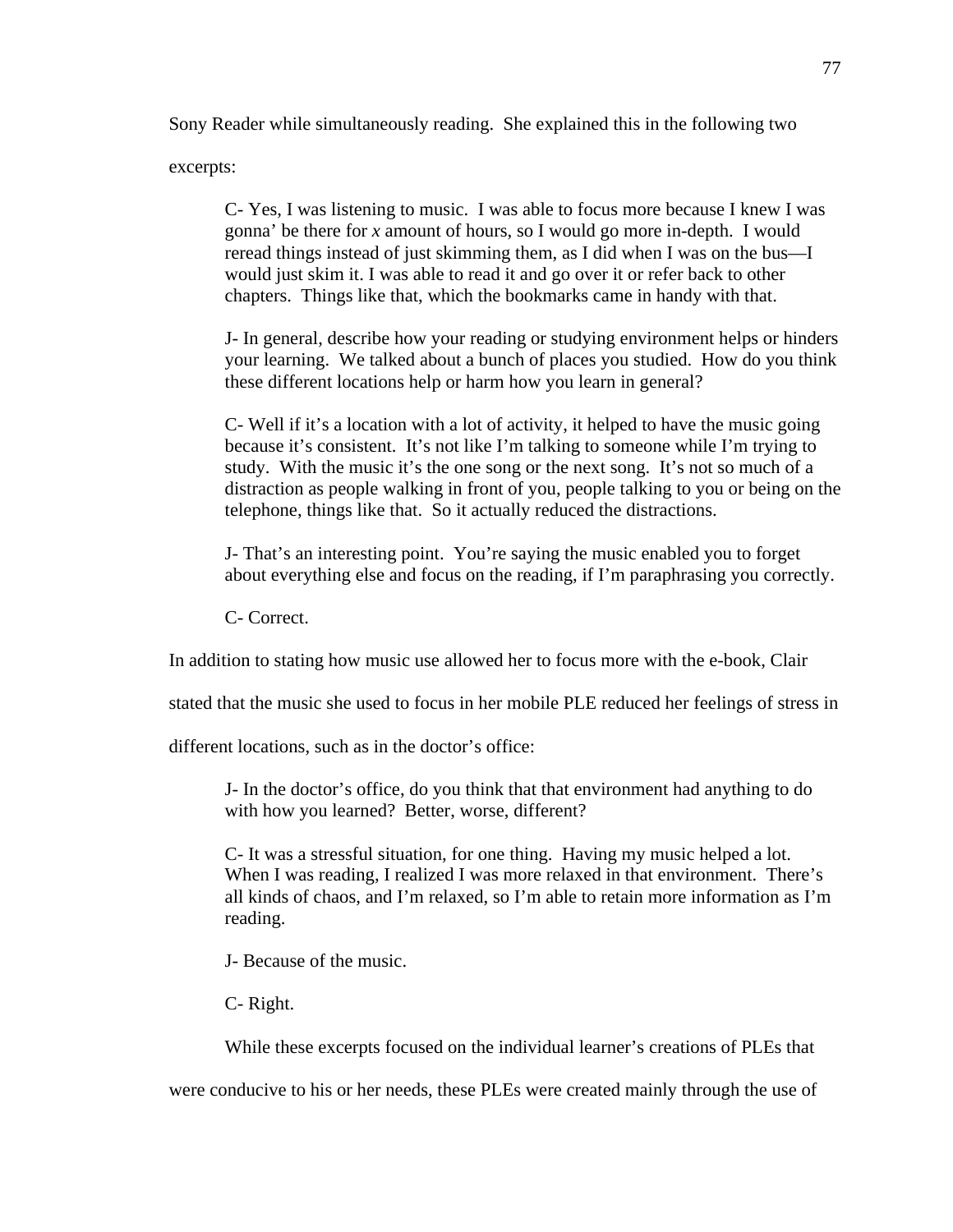Sony Reader while simultaneously reading. She explained this in the following two excerpts:

> C- Yes, I was listening to music. I was able to focus more because I knew I was gonna' be there for *x* amount of hours, so I would go more in-depth. I would reread things instead of just skimming them, as I did when I was on the bus—I would just skim it. I was able to read it and go over it or refer back to other chapters. Things like that, which the bookmarks came in handy with that.
>
> J- In general, describe how your reading or studying environment helps or hinders your learning. We talked about a bunch of places you studied. How do you think these different locations help or harm how you learn in general?
>
> C- Well if it's a location with a lot of activity, it helped to have the music going because it's consistent. It's not like I'm talking to someone while I'm trying to study. With the music it's the one song or the next song. It's not so much of a distraction as people walking in front of you, people talking to you or being on the telephone, things like that. So it actually reduced the distractions.
>
> J- That's an interesting point. You're saying the music enabled you to forget about everything else and focus on the reading, if I'm paraphrasing you correctly.
>
> C- Correct.

In addition to stating how music use allowed her to focus more with the e-book, Clair stated that the music she used to focus in her mobile PLE reduced her feelings of stress in different locations, such as in the doctor's office:

> J- In the doctor's office, do you think that that environment had anything to do with how you learned? Better, worse, different?
>
> C- It was a stressful situation, for one thing. Having my music helped a lot. When I was reading, I realized I was more relaxed in that environment. There's all kinds of chaos, and I'm relaxed, so I'm able to retain more information as I'm reading.
>
> J- Because of the music.
>
> C- Right.

While these excerpts focused on the individual learner's creations of PLEs that were conducive to his or her needs, these PLEs were created mainly through the use of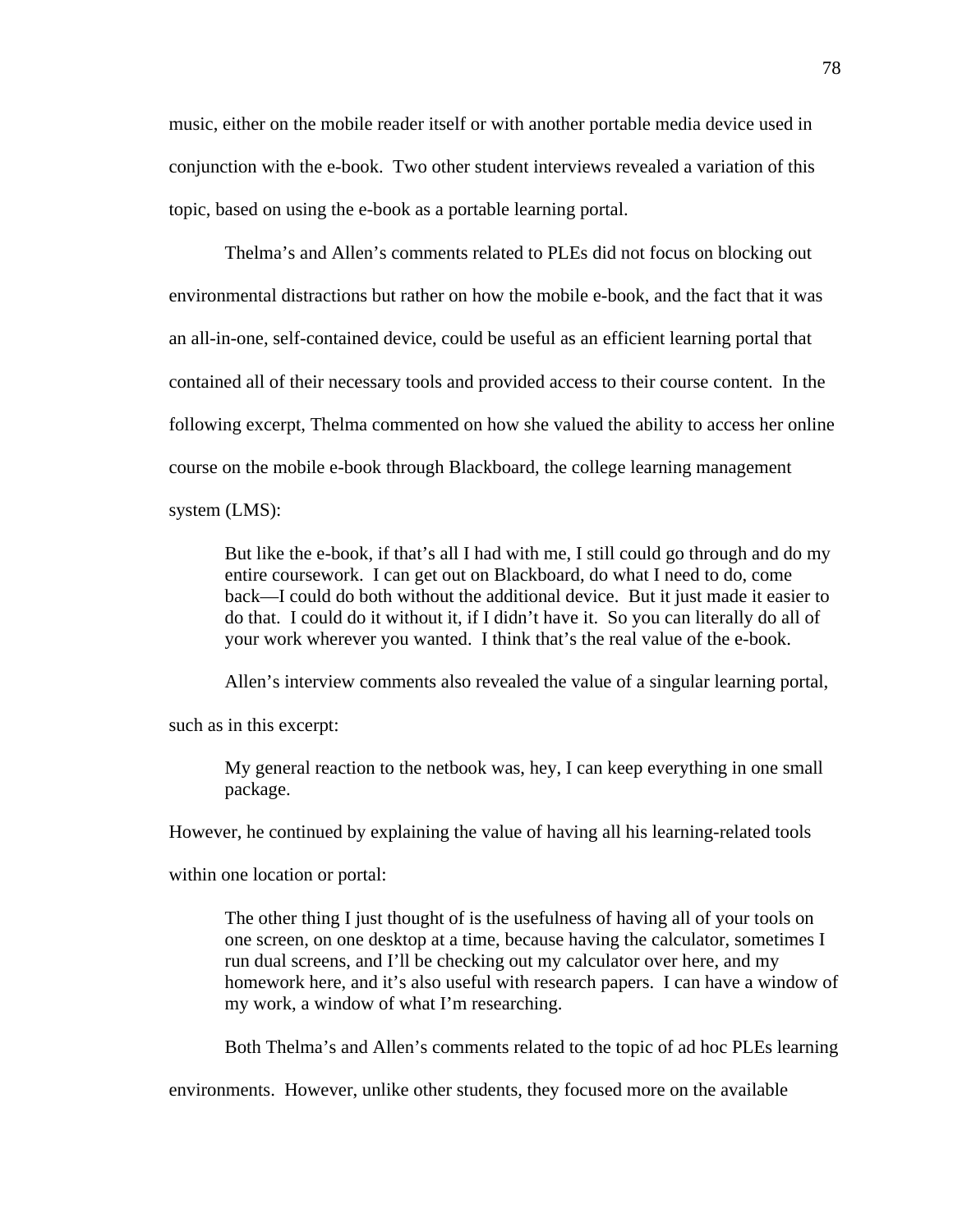music, either on the mobile reader itself or with another portable media device used in conjunction with the e-book. Two other student interviews revealed a variation of this topic, based on using the e-book as a portable learning portal.

Thelma's and Allen's comments related to PLEs did not focus on blocking out environmental distractions but rather on how the mobile e-book, and the fact that it was an all-in-one, self-contained device, could be useful as an efficient learning portal that contained all of their necessary tools and provided access to their course content. In the following excerpt, Thelma commented on how she valued the ability to access her online course on the mobile e-book through Blackboard, the college learning management system (LMS):

> But like the e-book, if that's all I had with me, I still could go through and do my entire coursework. I can get out on Blackboard, do what I need to do, come back—I could do both without the additional device. But it just made it easier to do that. I could do it without it, if I didn't have it. So you can literally do all of your work wherever you wanted. I think that's the real value of the e-book.

Allen's interview comments also revealed the value of a singular learning portal, such as in this excerpt:

> My general reaction to the netbook was, hey, I can keep everything in one small package.

However, he continued by explaining the value of having all his learning-related tools within one location or portal:

> The other thing I just thought of is the usefulness of having all of your tools on one screen, on one desktop at a time, because having the calculator, sometimes I run dual screens, and I'll be checking out my calculator over here, and my homework here, and it's also useful with research papers. I can have a window of my work, a window of what I'm researching.

Both Thelma's and Allen's comments related to the topic of ad hoc PLEs learning environments. However, unlike other students, they focused more on the available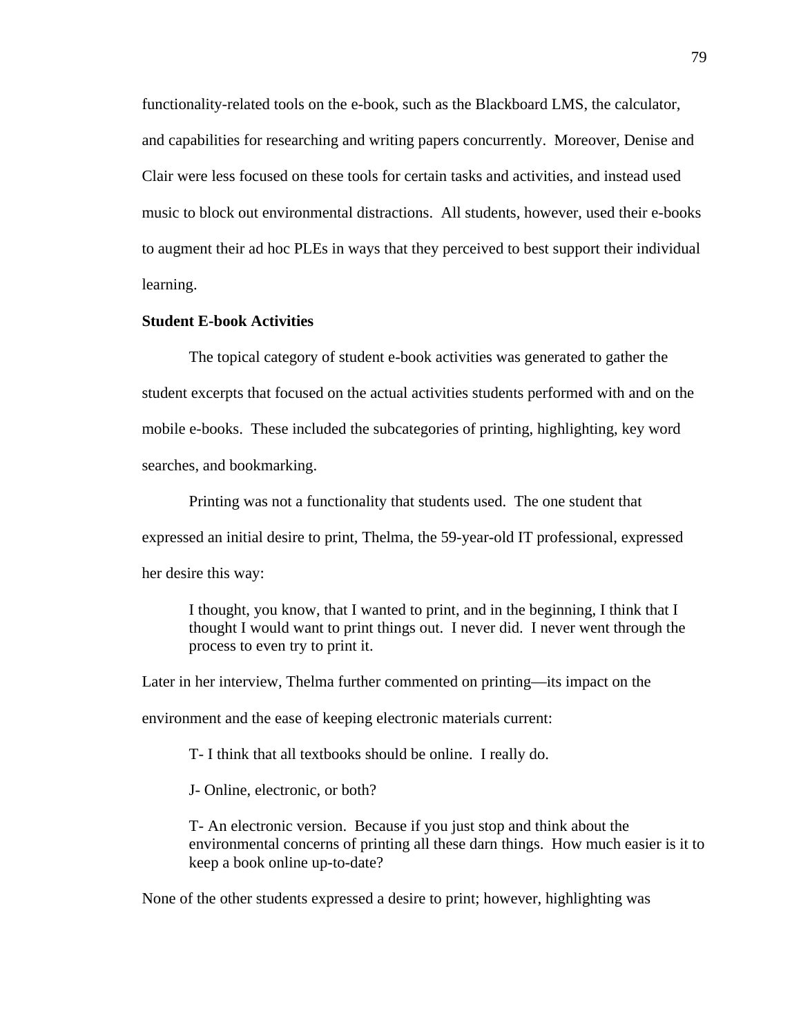functionality-related tools on the e-book, such as the Blackboard LMS, the calculator, and capabilities for researching and writing papers concurrently. Moreover, Denise and Clair were less focused on these tools for certain tasks and activities, and instead used music to block out environmental distractions. All students, however, used their e-books to augment their ad hoc PLEs in ways that they perceived to best support their individual learning.

**Student E-book Activities**

The topical category of student e-book activities was generated to gather the student excerpts that focused on the actual activities students performed with and on the mobile e-books. These included the subcategories of printing, highlighting, key word searches, and bookmarking.

Printing was not a functionality that students used. The one student that expressed an initial desire to print, Thelma, the 59-year-old IT professional, expressed her desire this way:

> I thought, you know, that I wanted to print, and in the beginning, I think that I thought I would want to print things out. I never did. I never went through the process to even try to print it.

Later in her interview, Thelma further commented on printing—its impact on the environment and the ease of keeping electronic materials current:

> T- I think that all textbooks should be online. I really do.
>
> J- Online, electronic, or both?
>
> T- An electronic version. Because if you just stop and think about the environmental concerns of printing all these darn things. How much easier is it to keep a book online up-to-date?

None of the other students expressed a desire to print; however, highlighting was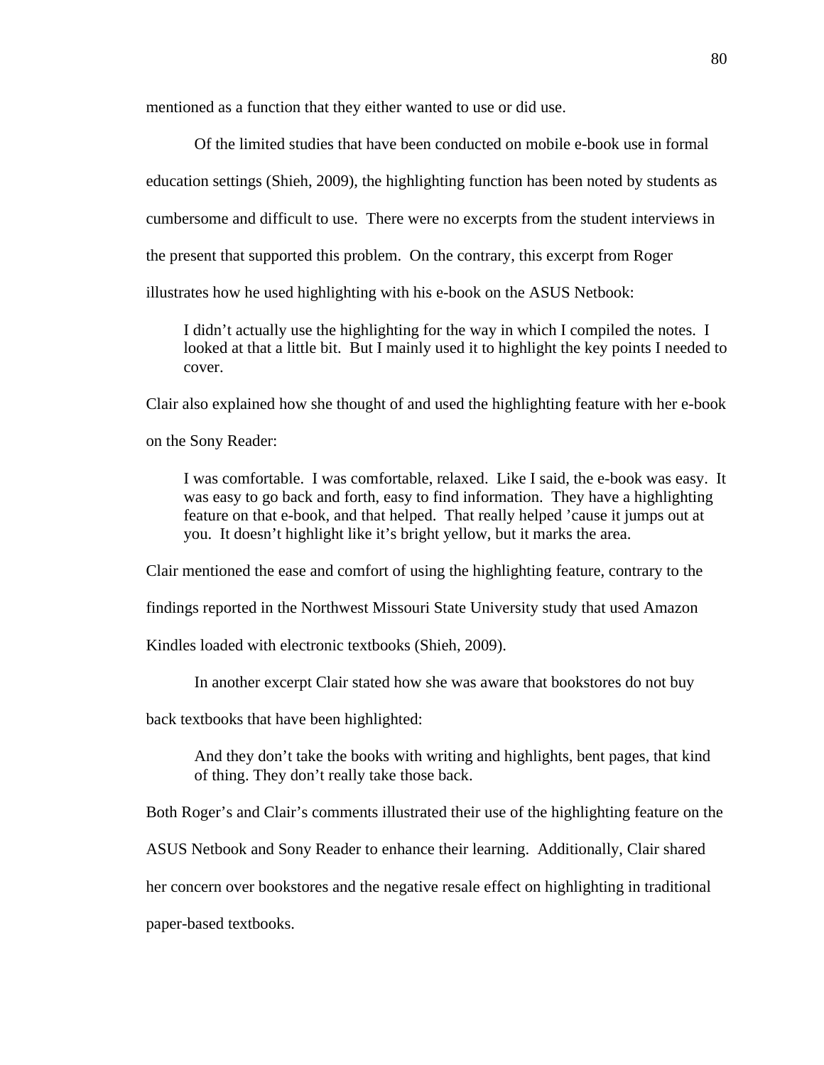mentioned as a function that they either wanted to use or did use.

Of the limited studies that have been conducted on mobile e-book use in formal education settings (Shieh, 2009), the highlighting function has been noted by students as cumbersome and difficult to use. There were no excerpts from the student interviews in the present that supported this problem. On the contrary, this excerpt from Roger illustrates how he used highlighting with his e-book on the ASUS Netbook:

> I didn't actually use the highlighting for the way in which I compiled the notes. I looked at that a little bit. But I mainly used it to highlight the key points I needed to cover.

Clair also explained how she thought of and used the highlighting feature with her e-book on the Sony Reader:

> I was comfortable. I was comfortable, relaxed. Like I said, the e-book was easy. It was easy to go back and forth, easy to find information. They have a highlighting feature on that e-book, and that helped. That really helped 'cause it jumps out at you. It doesn't highlight like it's bright yellow, but it marks the area.

Clair mentioned the ease and comfort of using the highlighting feature, contrary to the findings reported in the Northwest Missouri State University study that used Amazon Kindles loaded with electronic textbooks (Shieh, 2009).

In another excerpt Clair stated how she was aware that bookstores do not buy back textbooks that have been highlighted:

> And they don't take the books with writing and highlights, bent pages, that kind of thing. They don't really take those back.

Both Roger's and Clair's comments illustrated their use of the highlighting feature on the ASUS Netbook and Sony Reader to enhance their learning. Additionally, Clair shared her concern over bookstores and the negative resale effect on highlighting in traditional paper-based textbooks.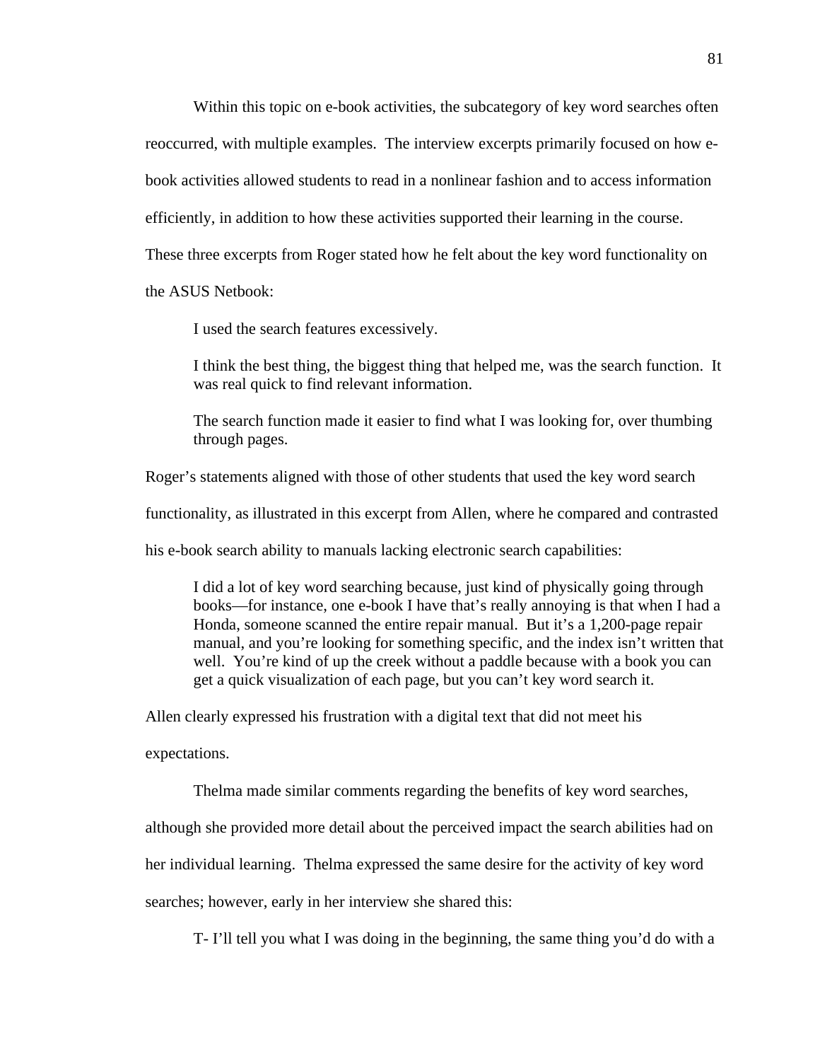Within this topic on e-book activities, the subcategory of key word searches often reoccurred, with multiple examples. The interview excerpts primarily focused on how e-book activities allowed students to read in a nonlinear fashion and to access information efficiently, in addition to how these activities supported their learning in the course. These three excerpts from Roger stated how he felt about the key word functionality on the ASUS Netbook:

> I used the search features excessively.
>
> I think the best thing, the biggest thing that helped me, was the search function. It was real quick to find relevant information.
>
> The search function made it easier to find what I was looking for, over thumbing through pages.

Roger's statements aligned with those of other students that used the key word search functionality, as illustrated in this excerpt from Allen, where he compared and contrasted his e-book search ability to manuals lacking electronic search capabilities:

> I did a lot of key word searching because, just kind of physically going through books—for instance, one e-book I have that's really annoying is that when I had a Honda, someone scanned the entire repair manual. But it's a 1,200-page repair manual, and you're looking for something specific, and the index isn't written that well. You're kind of up the creek without a paddle because with a book you can get a quick visualization of each page, but you can't key word search it.

Allen clearly expressed his frustration with a digital text that did not meet his expectations.

Thelma made similar comments regarding the benefits of key word searches, although she provided more detail about the perceived impact the search abilities had on her individual learning. Thelma expressed the same desire for the activity of key word searches; however, early in her interview she shared this:

> T- I'll tell you what I was doing in the beginning, the same thing you'd do with a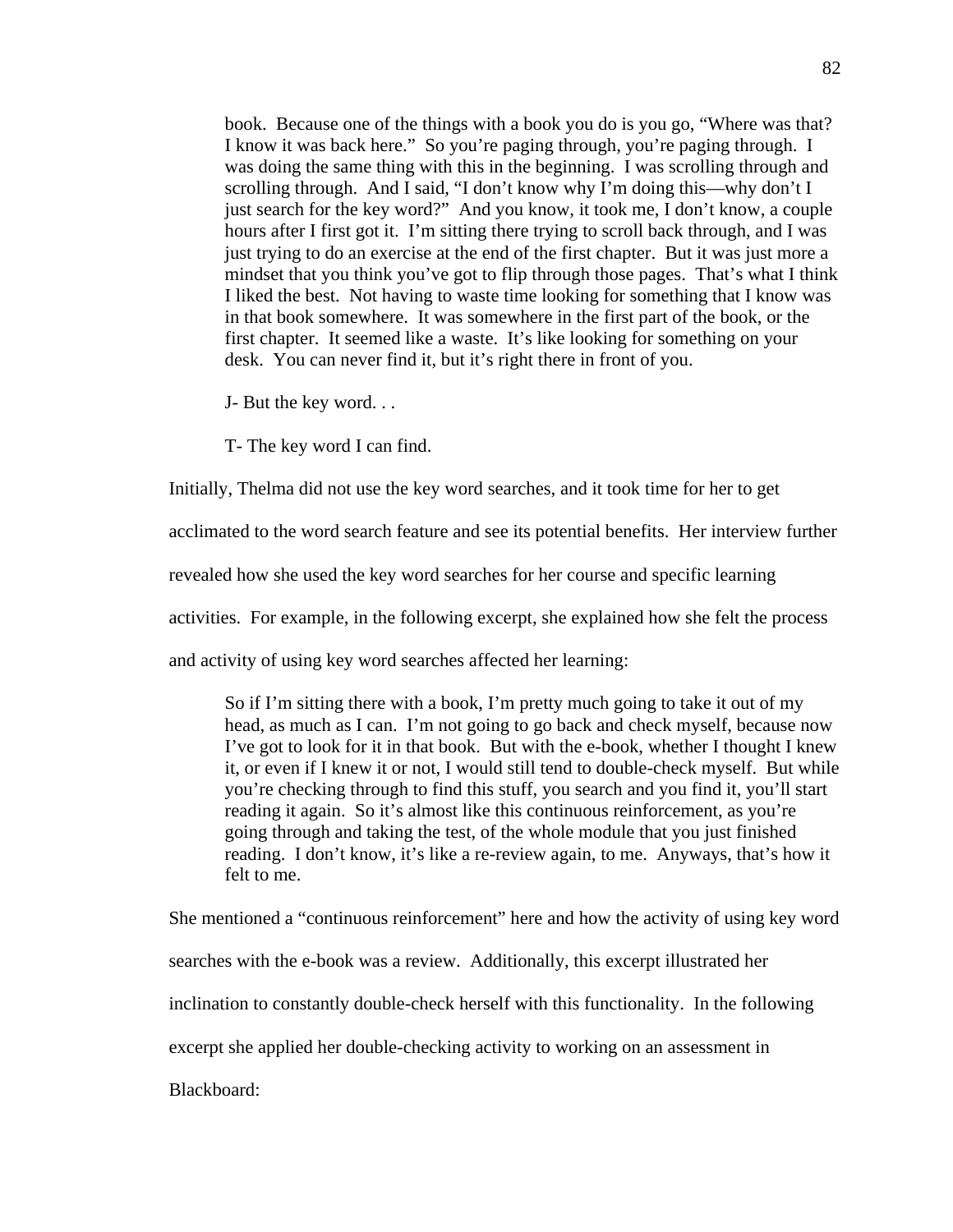> book. Because one of the things with a book you do is you go, "Where was that? I know it was back here." So you're paging through, you're paging through. I was doing the same thing with this in the beginning. I was scrolling through and scrolling through. And I said, "I don't know why I'm doing this—why don't I just search for the key word?" And you know, it took me, I don't know, a couple hours after I first got it. I'm sitting there trying to scroll back through, and I was just trying to do an exercise at the end of the first chapter. But it was just more a mindset that you think you've got to flip through those pages. That's what I think I liked the best. Not having to waste time looking for something that I know was in that book somewhere. It was somewhere in the first part of the book, or the first chapter. It seemed like a waste. It's like looking for something on your desk. You can never find it, but it's right there in front of you.
>
> J- But the key word. . .
>
> T- The key word I can find.

Initially, Thelma did not use the key word searches, and it took time for her to get acclimated to the word search feature and see its potential benefits. Her interview further revealed how she used the key word searches for her course and specific learning activities. For example, in the following excerpt, she explained how she felt the process and activity of using key word searches affected her learning:

> So if I'm sitting there with a book, I'm pretty much going to take it out of my head, as much as I can. I'm not going to go back and check myself, because now I've got to look for it in that book. But with the e-book, whether I thought I knew it, or even if I knew it or not, I would still tend to double-check myself. But while you're checking through to find this stuff, you search and you find it, you'll start reading it again. So it's almost like this continuous reinforcement, as you're going through and taking the test, of the whole module that you just finished reading. I don't know, it's like a re-review again, to me. Anyways, that's how it felt to me.

She mentioned a "continuous reinforcement" here and how the activity of using key word searches with the e-book was a review. Additionally, this excerpt illustrated her inclination to constantly double-check herself with this functionality. In the following excerpt she applied her double-checking activity to working on an assessment in Blackboard: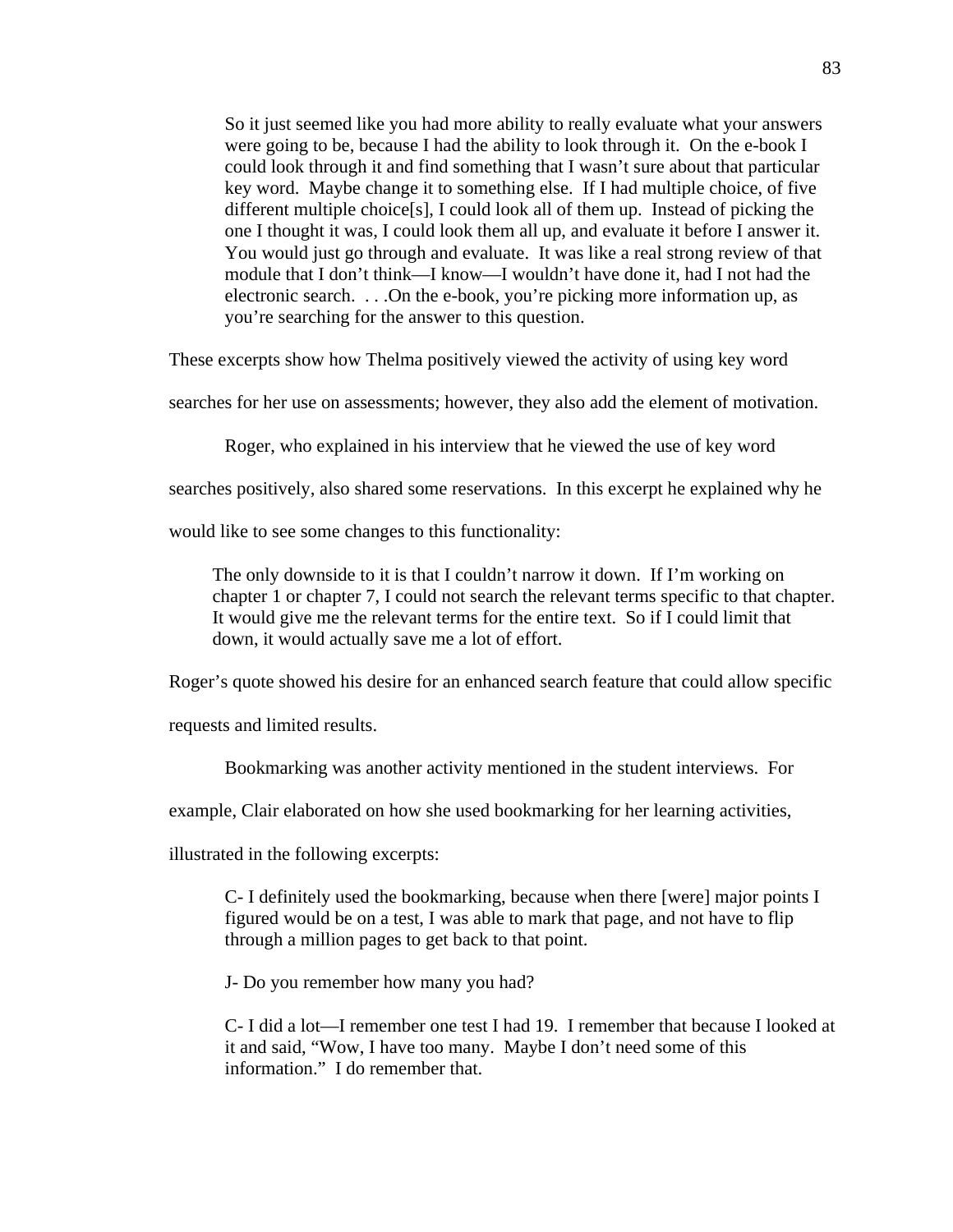> So it just seemed like you had more ability to really evaluate what your answers were going to be, because I had the ability to look through it. On the e-book I could look through it and find something that I wasn't sure about that particular key word. Maybe change it to something else. If I had multiple choice, of five different multiple choice[s], I could look all of them up. Instead of picking the one I thought it was, I could look them all up, and evaluate it before I answer it. You would just go through and evaluate. It was like a real strong review of that module that I don't think—I know—I wouldn't have done it, had I not had the electronic search. . . .On the e-book, you're picking more information up, as you're searching for the answer to this question.

These excerpts show how Thelma positively viewed the activity of using key word searches for her use on assessments; however, they also add the element of motivation.

Roger, who explained in his interview that he viewed the use of key word searches positively, also shared some reservations. In this excerpt he explained why he would like to see some changes to this functionality:

> The only downside to it is that I couldn't narrow it down. If I'm working on chapter 1 or chapter 7, I could not search the relevant terms specific to that chapter. It would give me the relevant terms for the entire text. So if I could limit that down, it would actually save me a lot of effort.

Roger's quote showed his desire for an enhanced search feature that could allow specific requests and limited results.

Bookmarking was another activity mentioned in the student interviews. For example, Clair elaborated on how she used bookmarking for her learning activities, illustrated in the following excerpts:

> C- I definitely used the bookmarking, because when there [were] major points I figured would be on a test, I was able to mark that page, and not have to flip through a million pages to get back to that point.
>
> J- Do you remember how many you had?
>
> C- I did a lot—I remember one test I had 19. I remember that because I looked at it and said, "Wow, I have too many. Maybe I don't need some of this information." I do remember that.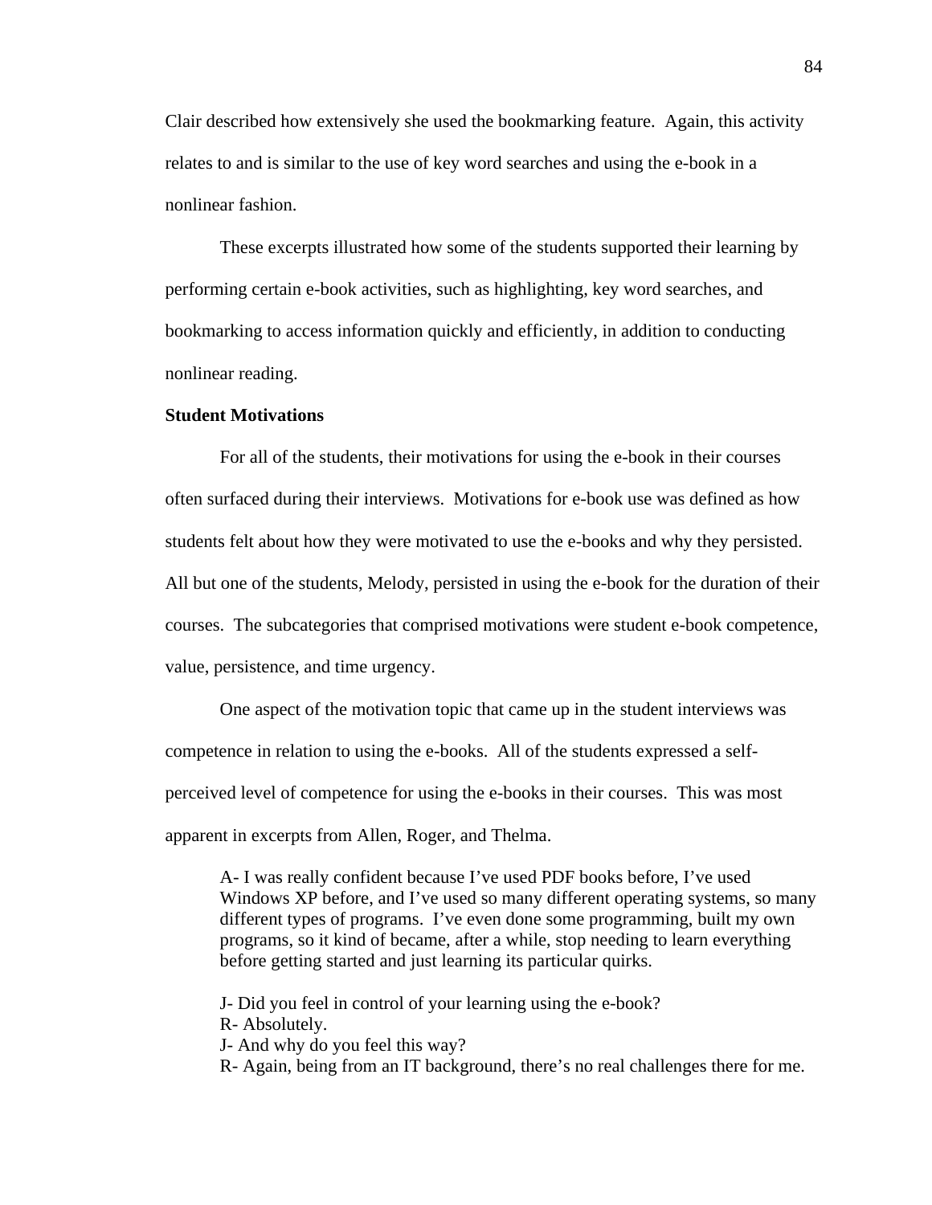Clair described how extensively she used the bookmarking feature. Again, this activity relates to and is similar to the use of key word searches and using the e-book in a nonlinear fashion.

These excerpts illustrated how some of the students supported their learning by performing certain e-book activities, such as highlighting, key word searches, and bookmarking to access information quickly and efficiently, in addition to conducting nonlinear reading.

**Student Motivations**

For all of the students, their motivations for using the e-book in their courses often surfaced during their interviews. Motivations for e-book use was defined as how students felt about how they were motivated to use the e-books and why they persisted. All but one of the students, Melody, persisted in using the e-book for the duration of their courses. The subcategories that comprised motivations were student e-book competence, value, persistence, and time urgency.

One aspect of the motivation topic that came up in the student interviews was competence in relation to using the e-books. All of the students expressed a self-perceived level of competence for using the e-books in their courses. This was most apparent in excerpts from Allen, Roger, and Thelma.

> A- I was really confident because I've used PDF books before, I've used Windows XP before, and I've used so many different operating systems, so many different types of programs. I've even done some programming, built my own programs, so it kind of became, after a while, stop needing to learn everything before getting started and just learning its particular quirks.

> J- Did you feel in control of your learning using the e-book?
> R- Absolutely.
> J- And why do you feel this way?
> R- Again, being from an IT background, there's no real challenges there for me.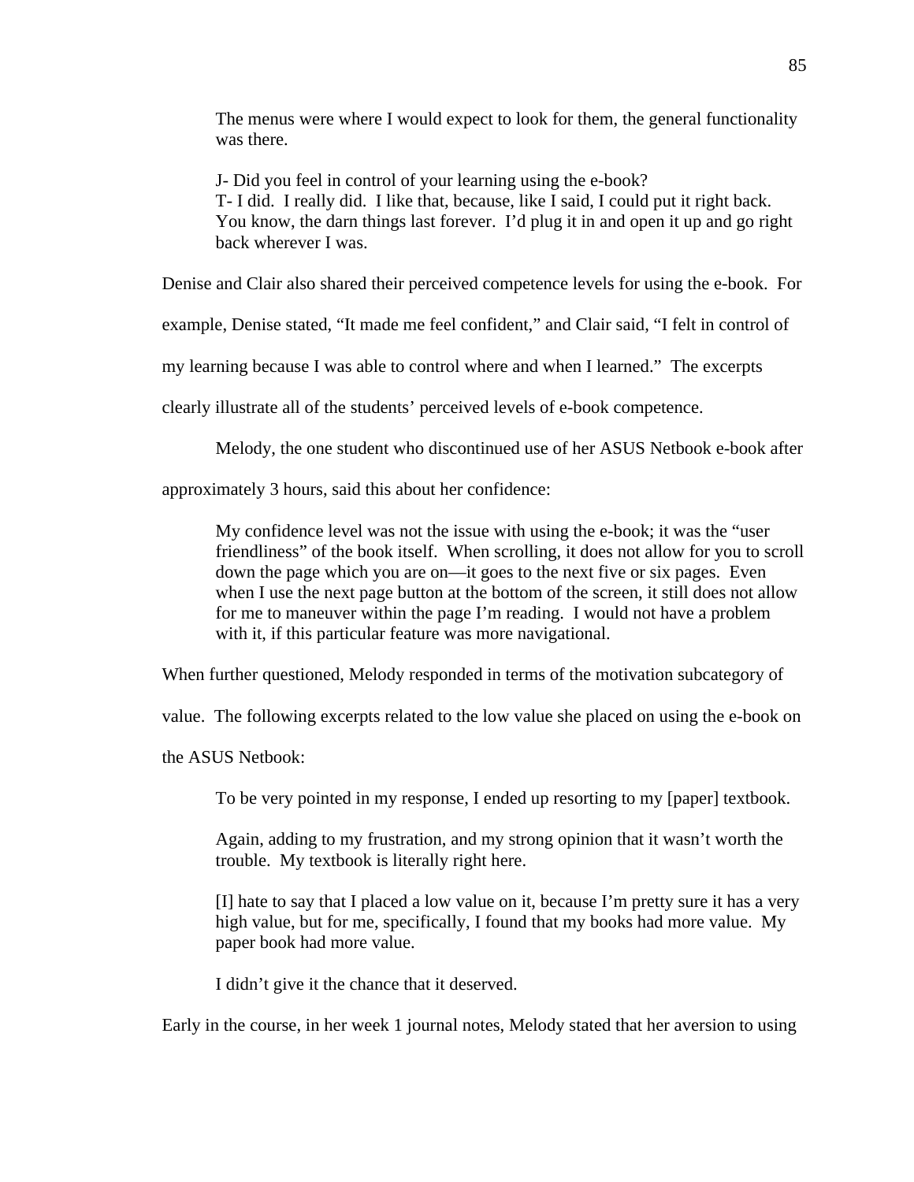> The menus were where I would expect to look for them, the general functionality was there.
>
> J- Did you feel in control of your learning using the e-book?
> T- I did. I really did. I like that, because, like I said, I could put it right back. You know, the darn things last forever. I'd plug it in and open it up and go right back wherever I was.

Denise and Clair also shared their perceived competence levels for using the e-book. For example, Denise stated, "It made me feel confident," and Clair said, "I felt in control of my learning because I was able to control where and when I learned." The excerpts clearly illustrate all of the students' perceived levels of e-book competence.

Melody, the one student who discontinued use of her ASUS Netbook e-book after approximately 3 hours, said this about her confidence:

> My confidence level was not the issue with using the e-book; it was the "user friendliness" of the book itself. When scrolling, it does not allow for you to scroll down the page which you are on—it goes to the next five or six pages. Even when I use the next page button at the bottom of the screen, it still does not allow for me to maneuver within the page I'm reading. I would not have a problem with it, if this particular feature was more navigational.

When further questioned, Melody responded in terms of the motivation subcategory of value. The following excerpts related to the low value she placed on using the e-book on the ASUS Netbook:

> To be very pointed in my response, I ended up resorting to my [paper] textbook.
>
> Again, adding to my frustration, and my strong opinion that it wasn't worth the trouble. My textbook is literally right here.
>
> [I] hate to say that I placed a low value on it, because I'm pretty sure it has a very high value, but for me, specifically, I found that my books had more value. My paper book had more value.
>
> I didn't give it the chance that it deserved.

Early in the course, in her week 1 journal notes, Melody stated that her aversion to using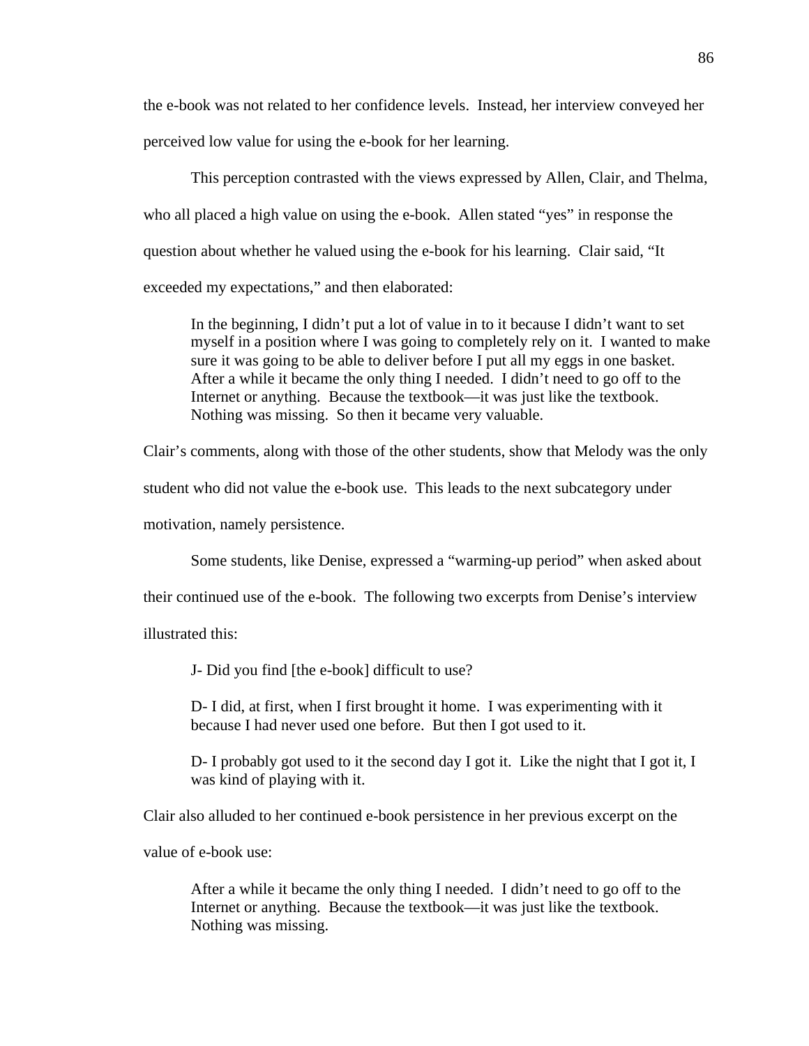the e-book was not related to her confidence levels. Instead, her interview conveyed her perceived low value for using the e-book for her learning.

This perception contrasted with the views expressed by Allen, Clair, and Thelma, who all placed a high value on using the e-book. Allen stated "yes" in response the question about whether he valued using the e-book for his learning. Clair said, "It exceeded my expectations," and then elaborated:

> In the beginning, I didn't put a lot of value in to it because I didn't want to set myself in a position where I was going to completely rely on it. I wanted to make sure it was going to be able to deliver before I put all my eggs in one basket. After a while it became the only thing I needed. I didn't need to go off to the Internet or anything. Because the textbook—it was just like the textbook. Nothing was missing. So then it became very valuable.

Clair's comments, along with those of the other students, show that Melody was the only student who did not value the e-book use. This leads to the next subcategory under motivation, namely persistence.

Some students, like Denise, expressed a "warming-up period" when asked about their continued use of the e-book. The following two excerpts from Denise's interview illustrated this:

> J- Did you find [the e-book] difficult to use?
>
> D- I did, at first, when I first brought it home. I was experimenting with it because I had never used one before. But then I got used to it.
>
> D- I probably got used to it the second day I got it. Like the night that I got it, I was kind of playing with it.

Clair also alluded to her continued e-book persistence in her previous excerpt on the value of e-book use:

> After a while it became the only thing I needed. I didn't need to go off to the Internet or anything. Because the textbook—it was just like the textbook. Nothing was missing.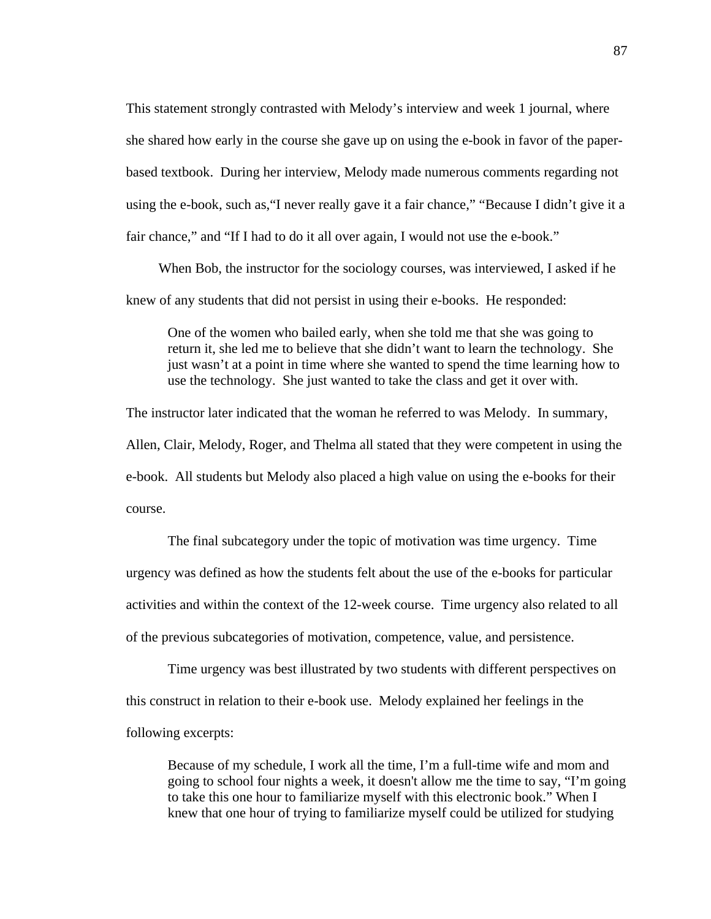This statement strongly contrasted with Melody's interview and week 1 journal, where she shared how early in the course she gave up on using the e-book in favor of the paper-based textbook. During her interview, Melody made numerous comments regarding not using the e-book, such as,"I never really gave it a fair chance," "Because I didn't give it a fair chance," and "If I had to do it all over again, I would not use the e-book."

When Bob, the instructor for the sociology courses, was interviewed, I asked if he knew of any students that did not persist in using their e-books. He responded:

> One of the women who bailed early, when she told me that she was going to return it, she led me to believe that she didn't want to learn the technology. She just wasn't at a point in time where she wanted to spend the time learning how to use the technology. She just wanted to take the class and get it over with.

The instructor later indicated that the woman he referred to was Melody. In summary, Allen, Clair, Melody, Roger, and Thelma all stated that they were competent in using the e-book. All students but Melody also placed a high value on using the e-books for their course.

The final subcategory under the topic of motivation was time urgency. Time urgency was defined as how the students felt about the use of the e-books for particular activities and within the context of the 12-week course. Time urgency also related to all of the previous subcategories of motivation, competence, value, and persistence.

Time urgency was best illustrated by two students with different perspectives on this construct in relation to their e-book use. Melody explained her feelings in the following excerpts:

> Because of my schedule, I work all the time, I'm a full-time wife and mom and going to school four nights a week, it doesn't allow me the time to say, "I'm going to take this one hour to familiarize myself with this electronic book." When I knew that one hour of trying to familiarize myself could be utilized for studying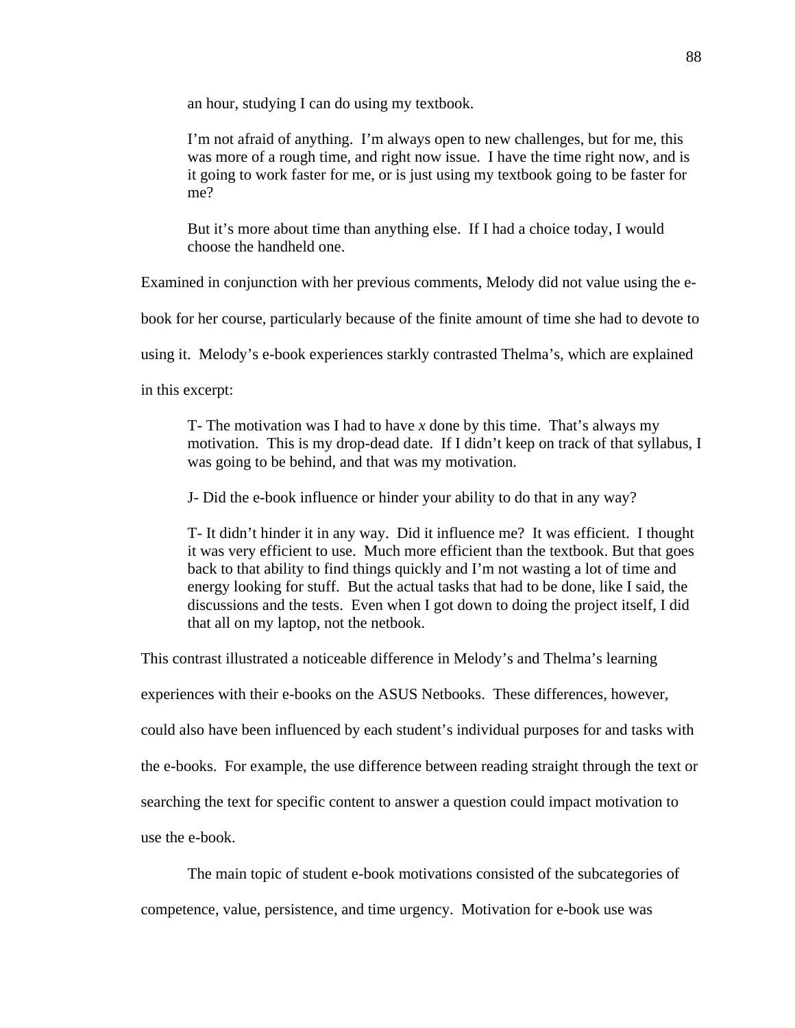> an hour, studying I can do using my textbook.
>
> I'm not afraid of anything. I'm always open to new challenges, but for me, this was more of a rough time, and right now issue. I have the time right now, and is it going to work faster for me, or is just using my textbook going to be faster for me?
>
> But it's more about time than anything else. If I had a choice today, I would choose the handheld one.

Examined in conjunction with her previous comments, Melody did not value using the e-book for her course, particularly because of the finite amount of time she had to devote to using it. Melody's e-book experiences starkly contrasted Thelma's, which are explained in this excerpt:

> T- The motivation was I had to have *x* done by this time. That's always my motivation. This is my drop-dead date. If I didn't keep on track of that syllabus, I was going to be behind, and that was my motivation.
>
> J- Did the e-book influence or hinder your ability to do that in any way?
>
> T- It didn't hinder it in any way. Did it influence me? It was efficient. I thought it was very efficient to use. Much more efficient than the textbook. But that goes back to that ability to find things quickly and I'm not wasting a lot of time and energy looking for stuff. But the actual tasks that had to be done, like I said, the discussions and the tests. Even when I got down to doing the project itself, I did that all on my laptop, not the netbook.

This contrast illustrated a noticeable difference in Melody's and Thelma's learning experiences with their e-books on the ASUS Netbooks. These differences, however, could also have been influenced by each student's individual purposes for and tasks with the e-books. For example, the use difference between reading straight through the text or searching the text for specific content to answer a question could impact motivation to use the e-book.

The main topic of student e-book motivations consisted of the subcategories of competence, value, persistence, and time urgency. Motivation for e-book use was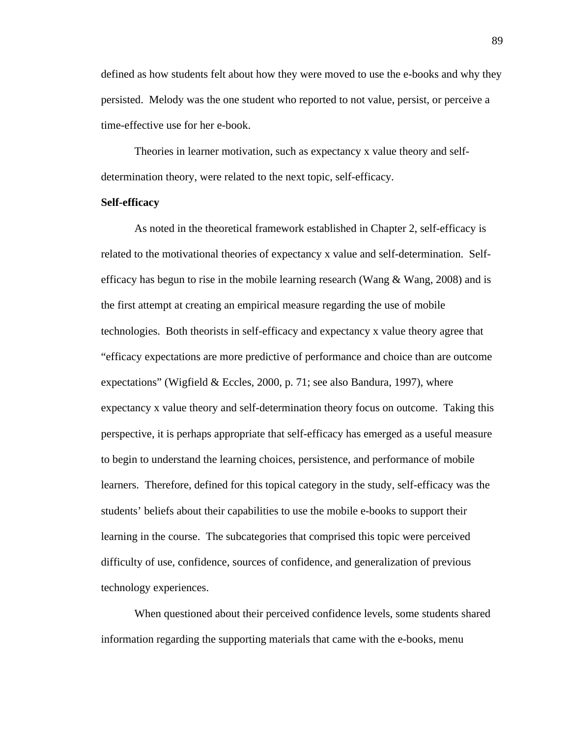defined as how students felt about how they were moved to use the e-books and why they persisted. Melody was the one student who reported to not value, persist, or perceive a time-effective use for her e-book.

Theories in learner motivation, such as expectancy x value theory and self-determination theory, were related to the next topic, self-efficacy.

**Self-efficacy**

As noted in the theoretical framework established in Chapter 2, self-efficacy is related to the motivational theories of expectancy x value and self-determination. Self-efficacy has begun to rise in the mobile learning research (Wang & Wang, 2008) and is the first attempt at creating an empirical measure regarding the use of mobile technologies. Both theorists in self-efficacy and expectancy x value theory agree that "efficacy expectations are more predictive of performance and choice than are outcome expectations" (Wigfield & Eccles, 2000, p. 71; see also Bandura, 1997), where expectancy x value theory and self-determination theory focus on outcome. Taking this perspective, it is perhaps appropriate that self-efficacy has emerged as a useful measure to begin to understand the learning choices, persistence, and performance of mobile learners. Therefore, defined for this topical category in the study, self-efficacy was the students' beliefs about their capabilities to use the mobile e-books to support their learning in the course. The subcategories that comprised this topic were perceived difficulty of use, confidence, sources of confidence, and generalization of previous technology experiences.

When questioned about their perceived confidence levels, some students shared information regarding the supporting materials that came with the e-books, menu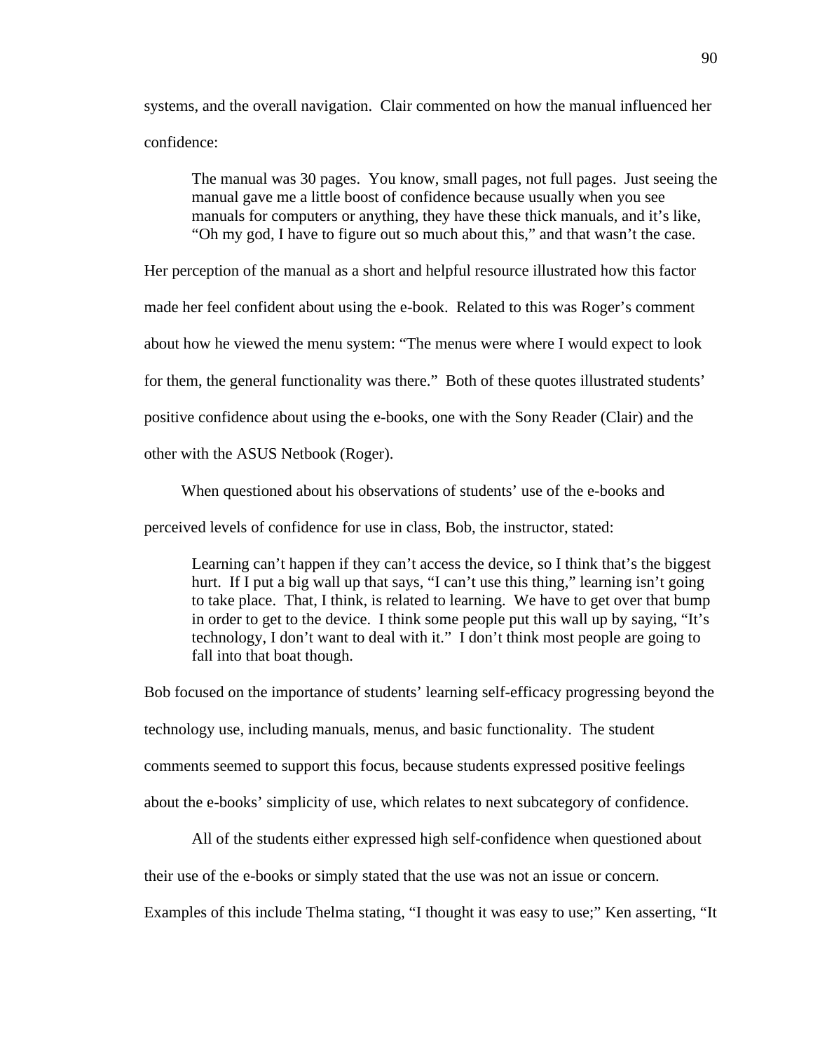systems, and the overall navigation. Clair commented on how the manual influenced her confidence:

> The manual was 30 pages. You know, small pages, not full pages. Just seeing the manual gave me a little boost of confidence because usually when you see manuals for computers or anything, they have these thick manuals, and it's like, "Oh my god, I have to figure out so much about this," and that wasn't the case.

Her perception of the manual as a short and helpful resource illustrated how this factor made her feel confident about using the e-book. Related to this was Roger's comment about how he viewed the menu system: "The menus were where I would expect to look for them, the general functionality was there." Both of these quotes illustrated students' positive confidence about using the e-books, one with the Sony Reader (Clair) and the other with the ASUS Netbook (Roger).

When questioned about his observations of students' use of the e-books and perceived levels of confidence for use in class, Bob, the instructor, stated:

> Learning can't happen if they can't access the device, so I think that's the biggest hurt. If I put a big wall up that says, "I can't use this thing," learning isn't going to take place. That, I think, is related to learning. We have to get over that bump in order to get to the device. I think some people put this wall up by saying, "It's technology, I don't want to deal with it." I don't think most people are going to fall into that boat though.

Bob focused on the importance of students' learning self-efficacy progressing beyond the technology use, including manuals, menus, and basic functionality. The student comments seemed to support this focus, because students expressed positive feelings about the e-books' simplicity of use, which relates to next subcategory of confidence.

All of the students either expressed high self-confidence when questioned about their use of the e-books or simply stated that the use was not an issue or concern. Examples of this include Thelma stating, "I thought it was easy to use;" Ken asserting, "It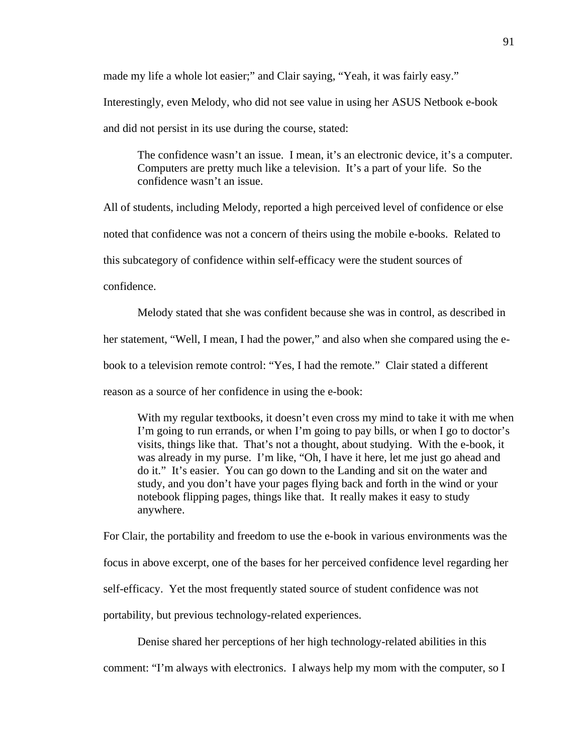made my life a whole lot easier;" and Clair saying, "Yeah, it was fairly easy." Interestingly, even Melody, who did not see value in using her ASUS Netbook e-book and did not persist in its use during the course, stated:

> The confidence wasn't an issue. I mean, it's an electronic device, it's a computer. Computers are pretty much like a television. It's a part of your life. So the confidence wasn't an issue.

All of students, including Melody, reported a high perceived level of confidence or else noted that confidence was not a concern of theirs using the mobile e-books. Related to this subcategory of confidence within self-efficacy were the student sources of confidence.

Melody stated that she was confident because she was in control, as described in her statement, "Well, I mean, I had the power," and also when she compared using the e-book to a television remote control: "Yes, I had the remote." Clair stated a different reason as a source of her confidence in using the e-book:

> With my regular textbooks, it doesn't even cross my mind to take it with me when I'm going to run errands, or when I'm going to pay bills, or when I go to doctor's visits, things like that. That's not a thought, about studying. With the e-book, it was already in my purse. I'm like, "Oh, I have it here, let me just go ahead and do it." It's easier. You can go down to the Landing and sit on the water and study, and you don't have your pages flying back and forth in the wind or your notebook flipping pages, things like that. It really makes it easy to study anywhere.

For Clair, the portability and freedom to use the e-book in various environments was the focus in above excerpt, one of the bases for her perceived confidence level regarding her self-efficacy. Yet the most frequently stated source of student confidence was not portability, but previous technology-related experiences.

Denise shared her perceptions of her high technology-related abilities in this comment: "I'm always with electronics. I always help my mom with the computer, so I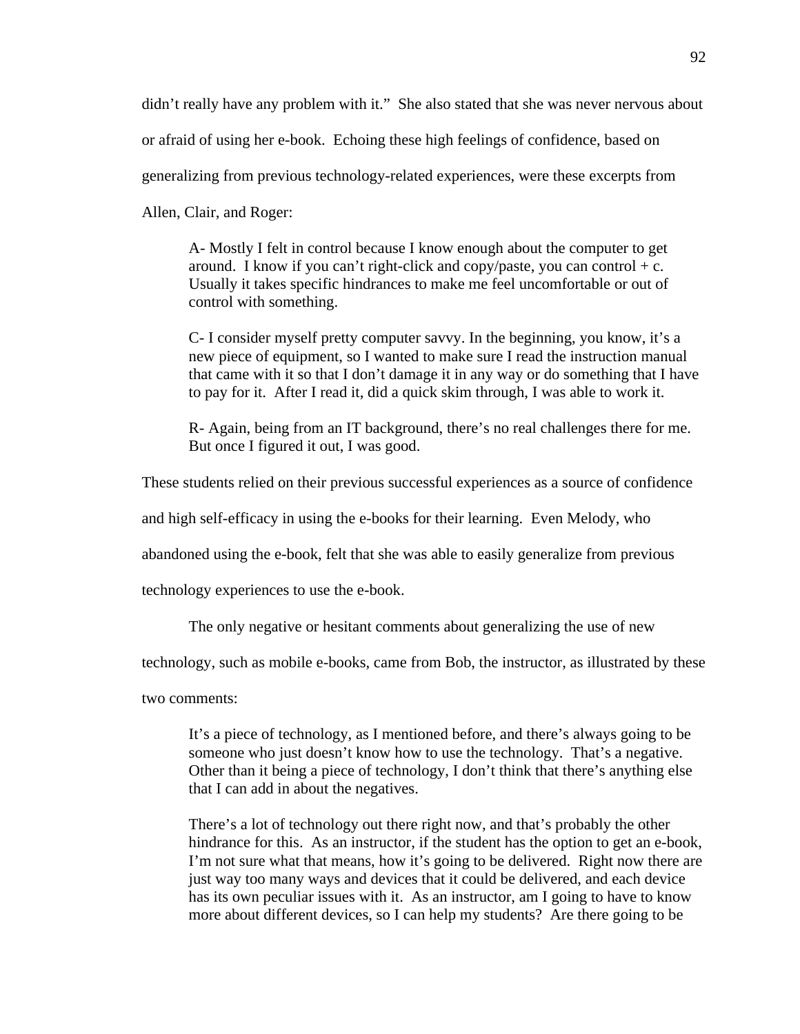didn't really have any problem with it." She also stated that she was never nervous about or afraid of using her e-book. Echoing these high feelings of confidence, based on generalizing from previous technology-related experiences, were these excerpts from Allen, Clair, and Roger:

> A- Mostly I felt in control because I know enough about the computer to get around. I know if you can't right-click and copy/paste, you can control + c. Usually it takes specific hindrances to make me feel uncomfortable or out of control with something.
>
> C- I consider myself pretty computer savvy. In the beginning, you know, it's a new piece of equipment, so I wanted to make sure I read the instruction manual that came with it so that I don't damage it in any way or do something that I have to pay for it. After I read it, did a quick skim through, I was able to work it.
>
> R- Again, being from an IT background, there's no real challenges there for me. But once I figured it out, I was good.

These students relied on their previous successful experiences as a source of confidence and high self-efficacy in using the e-books for their learning. Even Melody, who abandoned using the e-book, felt that she was able to easily generalize from previous technology experiences to use the e-book.

The only negative or hesitant comments about generalizing the use of new technology, such as mobile e-books, came from Bob, the instructor, as illustrated by these two comments:

> It's a piece of technology, as I mentioned before, and there's always going to be someone who just doesn't know how to use the technology. That's a negative. Other than it being a piece of technology, I don't think that there's anything else that I can add in about the negatives.
>
> There's a lot of technology out there right now, and that's probably the other hindrance for this. As an instructor, if the student has the option to get an e-book, I'm not sure what that means, how it's going to be delivered. Right now there are just way too many ways and devices that it could be delivered, and each device has its own peculiar issues with it. As an instructor, am I going to have to know more about different devices, so I can help my students? Are there going to be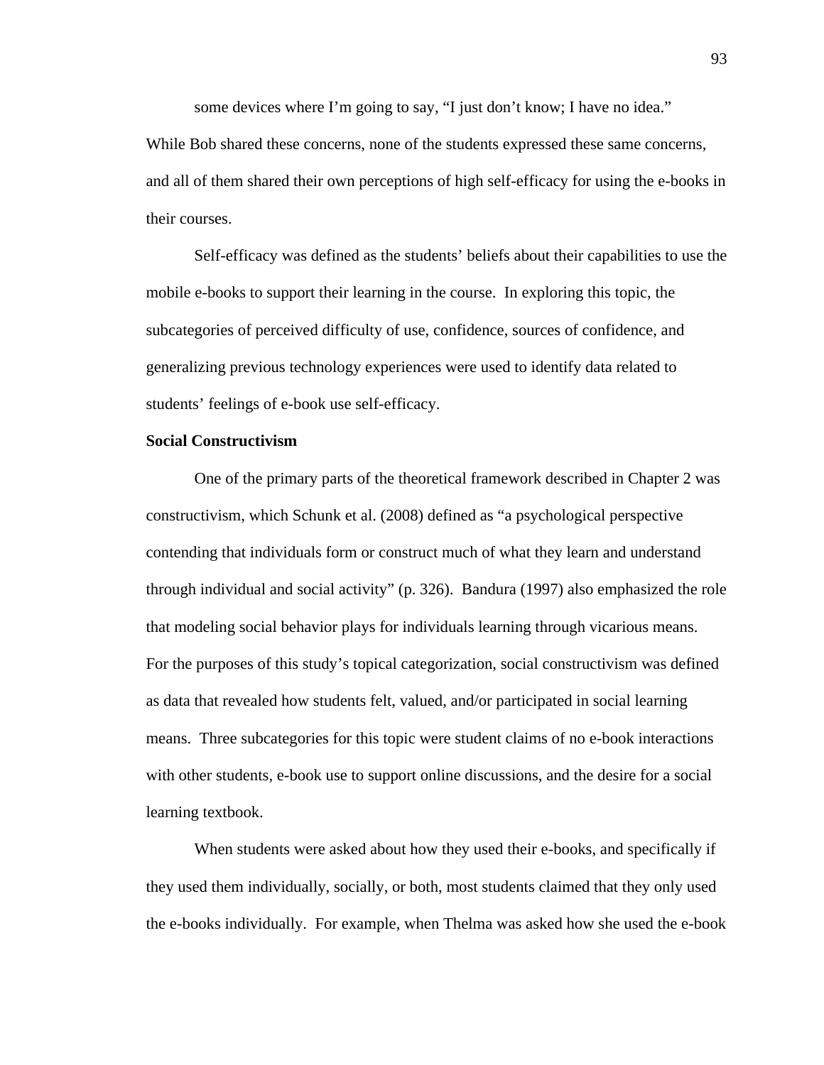some devices where I'm going to say, "I just don't know; I have no idea."

While Bob shared these concerns, none of the students expressed these same concerns, and all of them shared their own perceptions of high self-efficacy for using the e-books in their courses.

Self-efficacy was defined as the students' beliefs about their capabilities to use the mobile e-books to support their learning in the course. In exploring this topic, the subcategories of perceived difficulty of use, confidence, sources of confidence, and generalizing previous technology experiences were used to identify data related to students' feelings of e-book use self-efficacy.

**Social Constructivism**

One of the primary parts of the theoretical framework described in Chapter 2 was constructivism, which Schunk et al. (2008) defined as "a psychological perspective contending that individuals form or construct much of what they learn and understand through individual and social activity" (p. 326). Bandura (1997) also emphasized the role that modeling social behavior plays for individuals learning through vicarious means. For the purposes of this study's topical categorization, social constructivism was defined as data that revealed how students felt, valued, and/or participated in social learning means. Three subcategories for this topic were student claims of no e-book interactions with other students, e-book use to support online discussions, and the desire for a social learning textbook.

When students were asked about how they used their e-books, and specifically if they used them individually, socially, or both, most students claimed that they only used the e-books individually. For example, when Thelma was asked how she used the e-book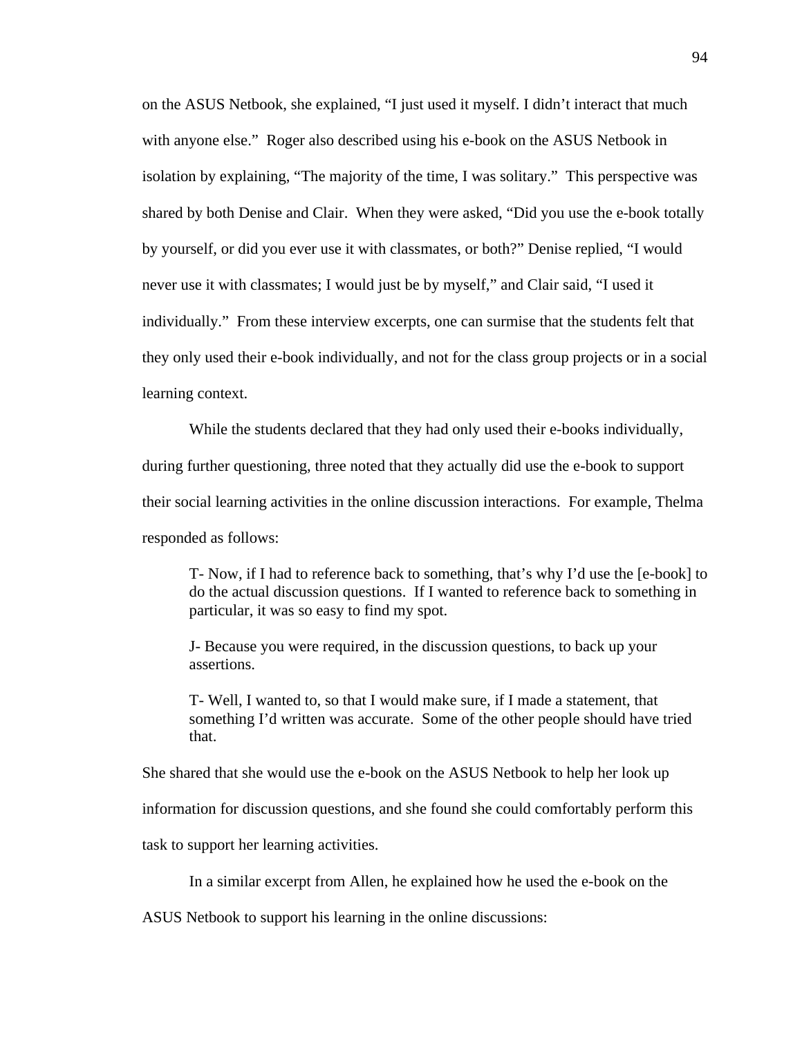on the ASUS Netbook, she explained, "I just used it myself. I didn't interact that much with anyone else." Roger also described using his e-book on the ASUS Netbook in isolation by explaining, "The majority of the time, I was solitary." This perspective was shared by both Denise and Clair. When they were asked, "Did you use the e-book totally by yourself, or did you ever use it with classmates, or both?" Denise replied, "I would never use it with classmates; I would just be by myself," and Clair said, "I used it individually." From these interview excerpts, one can surmise that the students felt that they only used their e-book individually, and not for the class group projects or in a social learning context.

While the students declared that they had only used their e-books individually, during further questioning, three noted that they actually did use the e-book to support their social learning activities in the online discussion interactions. For example, Thelma responded as follows:

> T- Now, if I had to reference back to something, that's why I'd use the [e-book] to do the actual discussion questions. If I wanted to reference back to something in particular, it was so easy to find my spot.
>
> J- Because you were required, in the discussion questions, to back up your assertions.
>
> T- Well, I wanted to, so that I would make sure, if I made a statement, that something I'd written was accurate. Some of the other people should have tried that.

She shared that she would use the e-book on the ASUS Netbook to help her look up information for discussion questions, and she found she could comfortably perform this task to support her learning activities.

In a similar excerpt from Allen, he explained how he used the e-book on the ASUS Netbook to support his learning in the online discussions: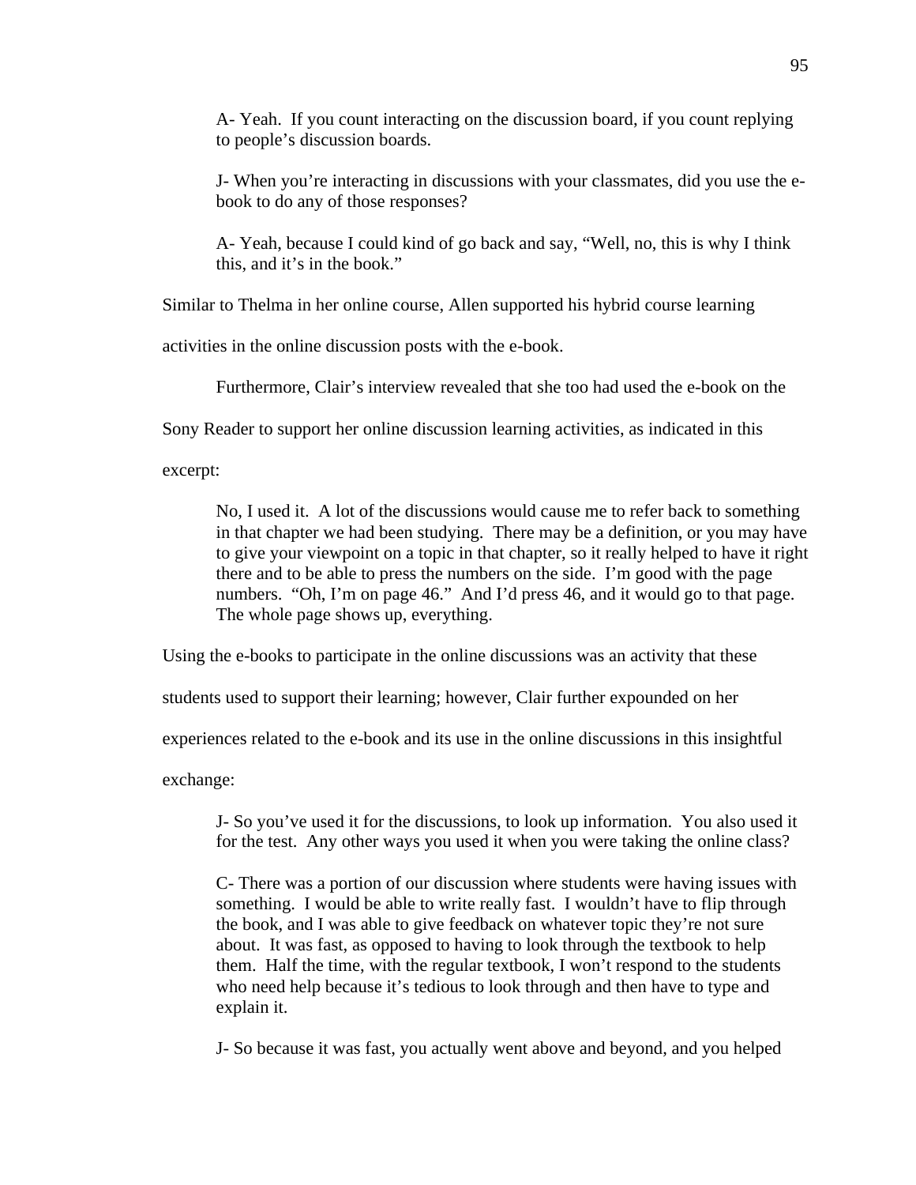> A- Yeah. If you count interacting on the discussion board, if you count replying to people's discussion boards.
>
> J- When you're interacting in discussions with your classmates, did you use the e-book to do any of those responses?
>
> A- Yeah, because I could kind of go back and say, "Well, no, this is why I think this, and it's in the book."

Similar to Thelma in her online course, Allen supported his hybrid course learning activities in the online discussion posts with the e-book.

Furthermore, Clair's interview revealed that she too had used the e-book on the Sony Reader to support her online discussion learning activities, as indicated in this excerpt:

> No, I used it. A lot of the discussions would cause me to refer back to something in that chapter we had been studying. There may be a definition, or you may have to give your viewpoint on a topic in that chapter, so it really helped to have it right there and to be able to press the numbers on the side. I'm good with the page numbers. "Oh, I'm on page 46." And I'd press 46, and it would go to that page. The whole page shows up, everything.

Using the e-books to participate in the online discussions was an activity that these students used to support their learning; however, Clair further expounded on her experiences related to the e-book and its use in the online discussions in this insightful exchange:

> J- So you've used it for the discussions, to look up information. You also used it for the test. Any other ways you used it when you were taking the online class?
>
> C- There was a portion of our discussion where students were having issues with something. I would be able to write really fast. I wouldn't have to flip through the book, and I was able to give feedback on whatever topic they're not sure about. It was fast, as opposed to having to look through the textbook to help them. Half the time, with the regular textbook, I won't respond to the students who need help because it's tedious to look through and then have to type and explain it.
>
> J- So because it was fast, you actually went above and beyond, and you helped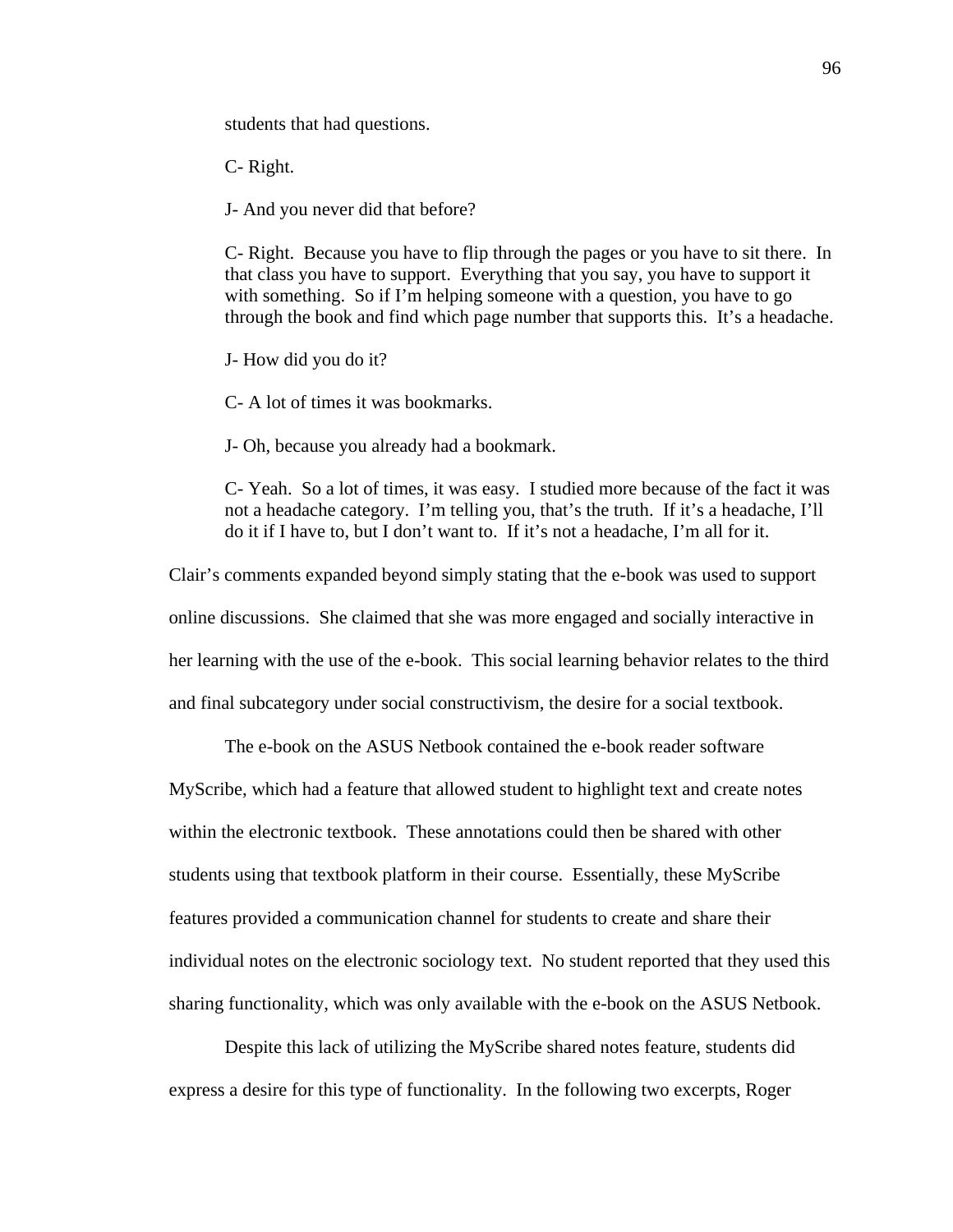students that had questions.

C- Right.

J- And you never did that before?

C- Right. Because you have to flip through the pages or you have to sit there. In that class you have to support. Everything that you say, you have to support it with something. So if I'm helping someone with a question, you have to go through the book and find which page number that supports this. It's a headache.

J- How did you do it?

C- A lot of times it was bookmarks.

J- Oh, because you already had a bookmark.

C- Yeah. So a lot of times, it was easy. I studied more because of the fact it was not a headache category. I'm telling you, that's the truth. If it's a headache, I'll do it if I have to, but I don't want to. If it's not a headache, I'm all for it.

Clair's comments expanded beyond simply stating that the e-book was used to support online discussions. She claimed that she was more engaged and socially interactive in her learning with the use of the e-book. This social learning behavior relates to the third and final subcategory under social constructivism, the desire for a social textbook.

The e-book on the ASUS Netbook contained the e-book reader software MyScribe, which had a feature that allowed student to highlight text and create notes within the electronic textbook. These annotations could then be shared with other students using that textbook platform in their course. Essentially, these MyScribe features provided a communication channel for students to create and share their individual notes on the electronic sociology text. No student reported that they used this sharing functionality, which was only available with the e-book on the ASUS Netbook.

Despite this lack of utilizing the MyScribe shared notes feature, students did express a desire for this type of functionality. In the following two excerpts, Roger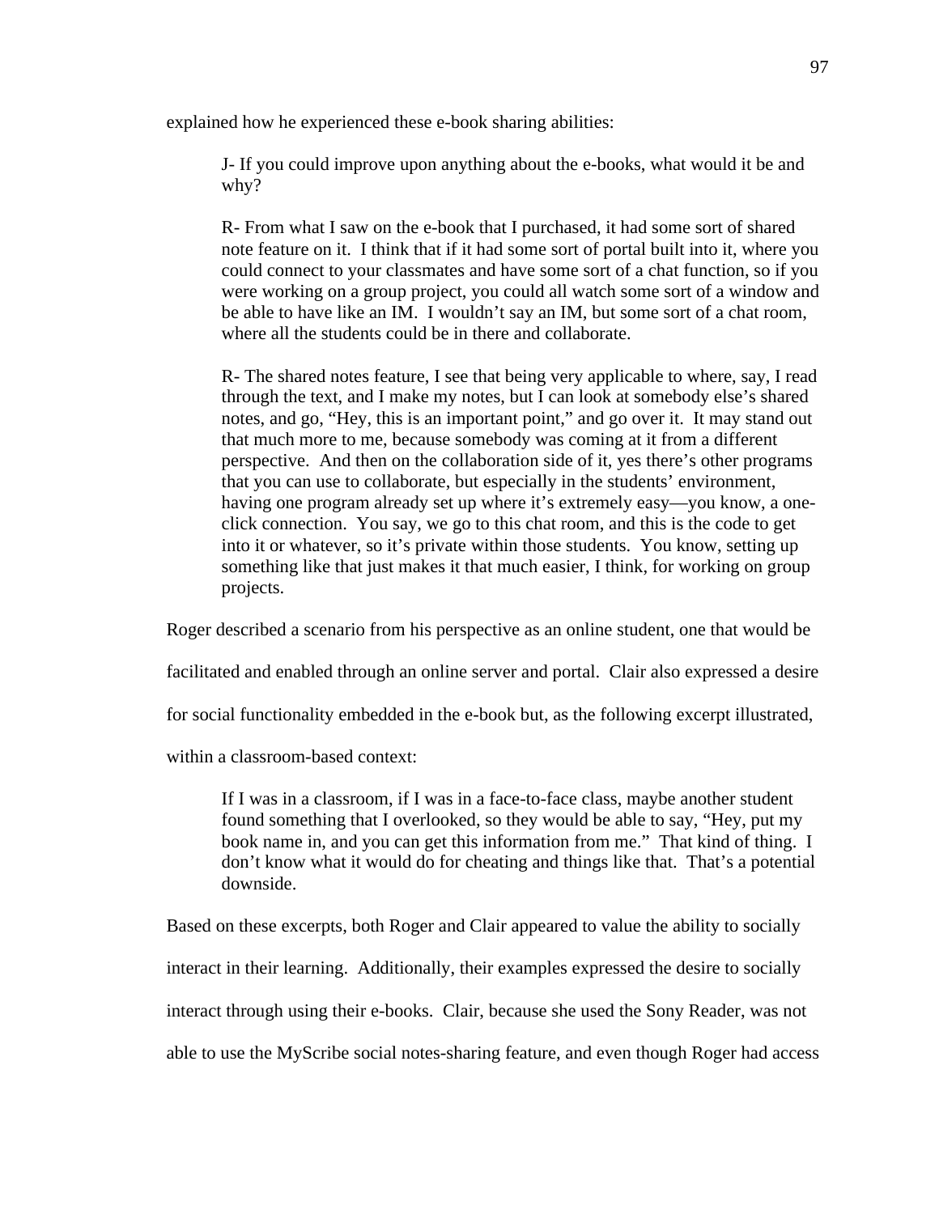explained how he experienced these e-book sharing abilities:

> J- If you could improve upon anything about the e-books, what would it be and why?
>
> R- From what I saw on the e-book that I purchased, it had some sort of shared note feature on it. I think that if it had some sort of portal built into it, where you could connect to your classmates and have some sort of a chat function, so if you were working on a group project, you could all watch some sort of a window and be able to have like an IM. I wouldn't say an IM, but some sort of a chat room, where all the students could be in there and collaborate.
>
> R- The shared notes feature, I see that being very applicable to where, say, I read through the text, and I make my notes, but I can look at somebody else's shared notes, and go, "Hey, this is an important point," and go over it. It may stand out that much more to me, because somebody was coming at it from a different perspective. And then on the collaboration side of it, yes there's other programs that you can use to collaborate, but especially in the students' environment, having one program already set up where it's extremely easy—you know, a one-click connection. You say, we go to this chat room, and this is the code to get into it or whatever, so it's private within those students. You know, setting up something like that just makes it that much easier, I think, for working on group projects.

Roger described a scenario from his perspective as an online student, one that would be facilitated and enabled through an online server and portal. Clair also expressed a desire for social functionality embedded in the e-book but, as the following excerpt illustrated, within a classroom-based context:

> If I was in a classroom, if I was in a face-to-face class, maybe another student found something that I overlooked, so they would be able to say, "Hey, put my book name in, and you can get this information from me." That kind of thing. I don't know what it would do for cheating and things like that. That's a potential downside.

Based on these excerpts, both Roger and Clair appeared to value the ability to socially interact in their learning. Additionally, their examples expressed the desire to socially interact through using their e-books. Clair, because she used the Sony Reader, was not able to use the MyScribe social notes-sharing feature, and even though Roger had access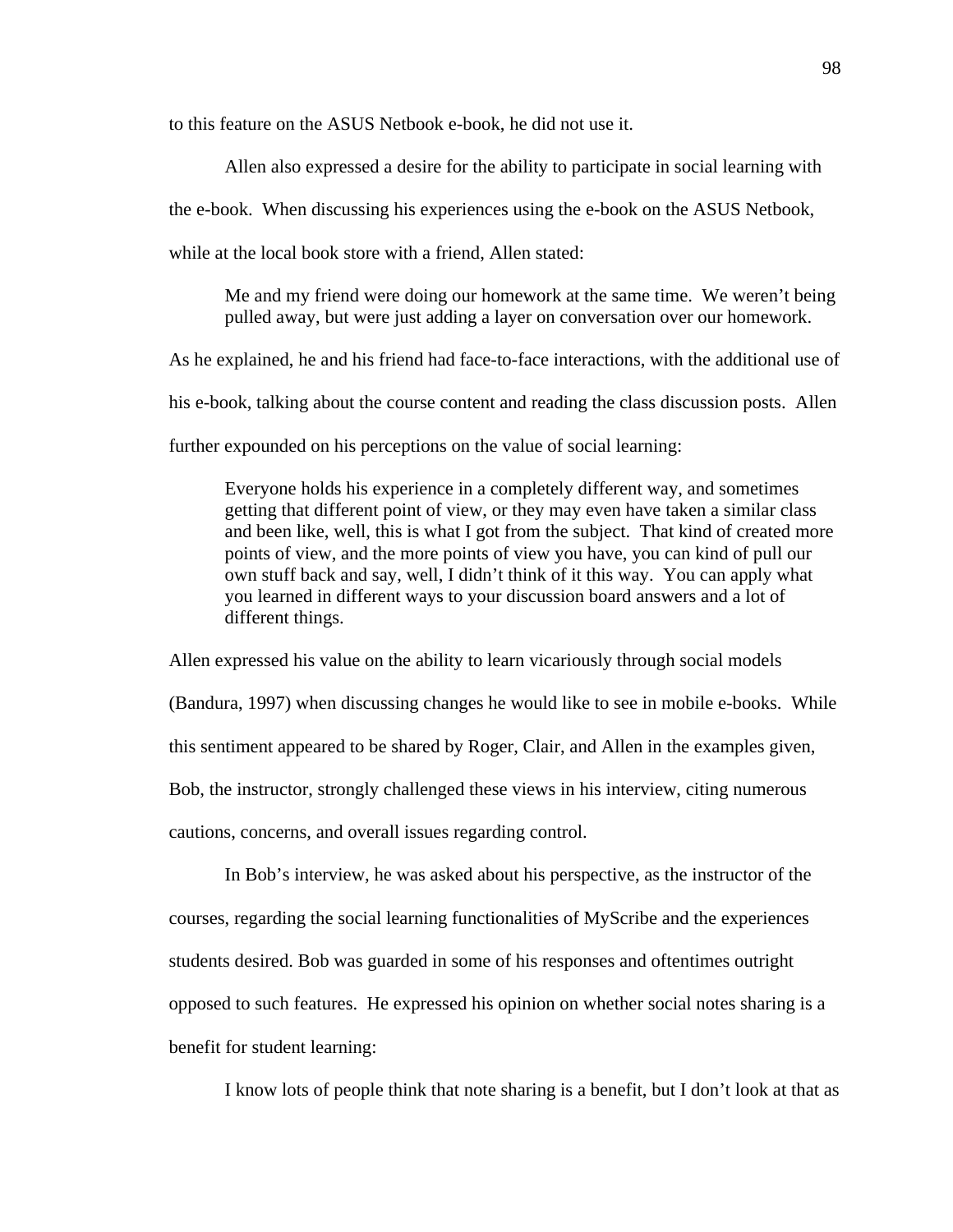to this feature on the ASUS Netbook e-book, he did not use it.

Allen also expressed a desire for the ability to participate in social learning with the e-book. When discussing his experiences using the e-book on the ASUS Netbook, while at the local book store with a friend, Allen stated:

> Me and my friend were doing our homework at the same time. We weren't being pulled away, but were just adding a layer on conversation over our homework.

As he explained, he and his friend had face-to-face interactions, with the additional use of his e-book, talking about the course content and reading the class discussion posts. Allen further expounded on his perceptions on the value of social learning:

> Everyone holds his experience in a completely different way, and sometimes getting that different point of view, or they may even have taken a similar class and been like, well, this is what I got from the subject. That kind of created more points of view, and the more points of view you have, you can kind of pull our own stuff back and say, well, I didn't think of it this way. You can apply what you learned in different ways to your discussion board answers and a lot of different things.

Allen expressed his value on the ability to learn vicariously through social models (Bandura, 1997) when discussing changes he would like to see in mobile e-books. While this sentiment appeared to be shared by Roger, Clair, and Allen in the examples given, Bob, the instructor, strongly challenged these views in his interview, citing numerous cautions, concerns, and overall issues regarding control.

In Bob's interview, he was asked about his perspective, as the instructor of the courses, regarding the social learning functionalities of MyScribe and the experiences students desired. Bob was guarded in some of his responses and oftentimes outright opposed to such features. He expressed his opinion on whether social notes sharing is a benefit for student learning:

I know lots of people think that note sharing is a benefit, but I don't look at that as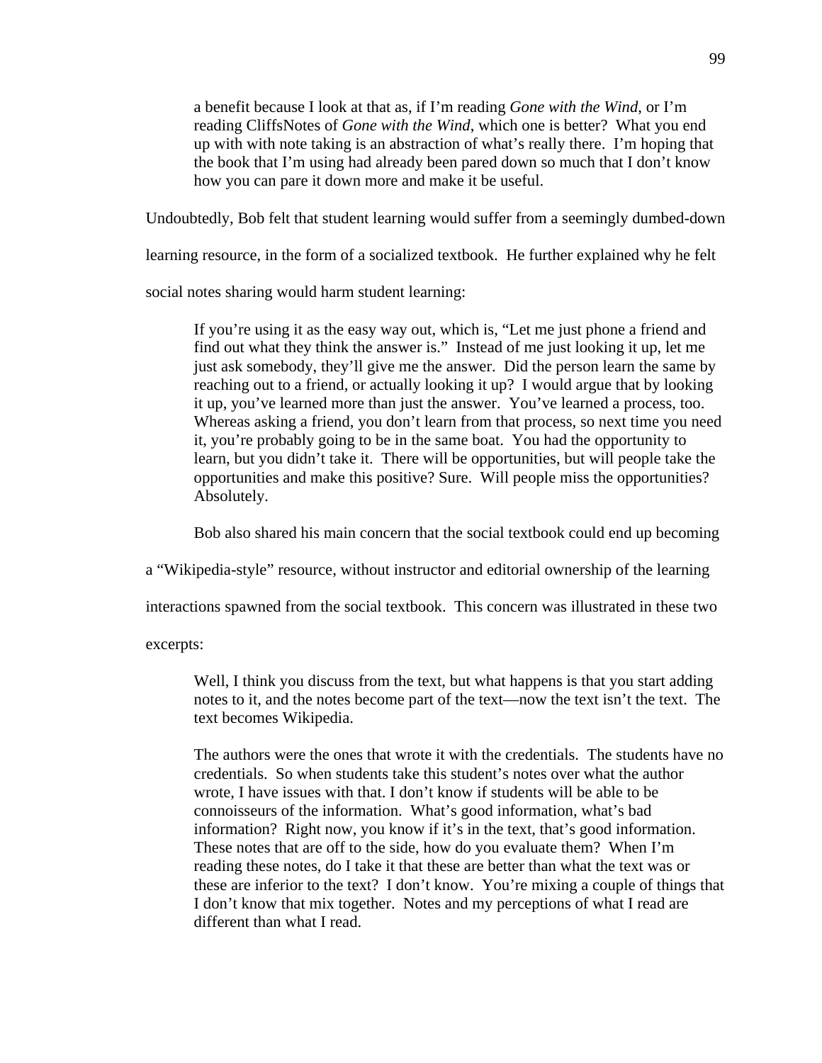> a benefit because I look at that as, if I'm reading *Gone with the Wind*, or I'm reading CliffsNotes of *Gone with the Wind*, which one is better? What you end up with with note taking is an abstraction of what's really there. I'm hoping that the book that I'm using had already been pared down so much that I don't know how you can pare it down more and make it be useful.

Undoubtedly, Bob felt that student learning would suffer from a seemingly dumbed-down learning resource, in the form of a socialized textbook. He further explained why he felt social notes sharing would harm student learning:

> If you're using it as the easy way out, which is, "Let me just phone a friend and find out what they think the answer is." Instead of me just looking it up, let me just ask somebody, they'll give me the answer. Did the person learn the same by reaching out to a friend, or actually looking it up? I would argue that by looking it up, you've learned more than just the answer. You've learned a process, too. Whereas asking a friend, you don't learn from that process, so next time you need it, you're probably going to be in the same boat. You had the opportunity to learn, but you didn't take it. There will be opportunities, but will people take the opportunities and make this positive? Sure. Will people miss the opportunities? Absolutely.

Bob also shared his main concern that the social textbook could end up becoming a "Wikipedia-style" resource, without instructor and editorial ownership of the learning interactions spawned from the social textbook. This concern was illustrated in these two excerpts:

> Well, I think you discuss from the text, but what happens is that you start adding notes to it, and the notes become part of the text—now the text isn't the text. The text becomes Wikipedia.

> The authors were the ones that wrote it with the credentials. The students have no credentials. So when students take this student's notes over what the author wrote, I have issues with that. I don't know if students will be able to be connoisseurs of the information. What's good information, what's bad information? Right now, you know if it's in the text, that's good information. These notes that are off to the side, how do you evaluate them? When I'm reading these notes, do I take it that these are better than what the text was or these are inferior to the text? I don't know. You're mixing a couple of things that I don't know that mix together. Notes and my perceptions of what I read are different than what I read.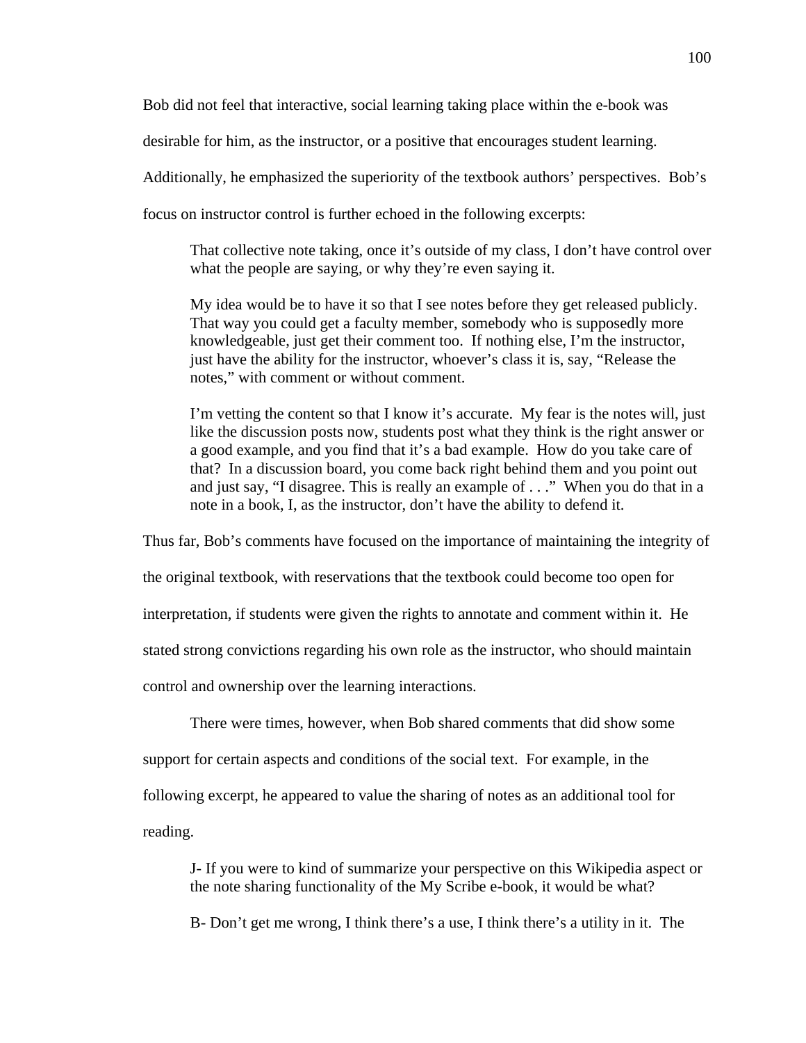Bob did not feel that interactive, social learning taking place within the e-book was desirable for him, as the instructor, or a positive that encourages student learning. Additionally, he emphasized the superiority of the textbook authors' perspectives. Bob's focus on instructor control is further echoed in the following excerpts:

> That collective note taking, once it's outside of my class, I don't have control over what the people are saying, or why they're even saying it.
>
> My idea would be to have it so that I see notes before they get released publicly. That way you could get a faculty member, somebody who is supposedly more knowledgeable, just get their comment too. If nothing else, I'm the instructor, just have the ability for the instructor, whoever's class it is, say, "Release the notes," with comment or without comment.
>
> I'm vetting the content so that I know it's accurate. My fear is the notes will, just like the discussion posts now, students post what they think is the right answer or a good example, and you find that it's a bad example. How do you take care of that? In a discussion board, you come back right behind them and you point out and just say, "I disagree. This is really an example of . . ." When you do that in a note in a book, I, as the instructor, don't have the ability to defend it.

Thus far, Bob's comments have focused on the importance of maintaining the integrity of the original textbook, with reservations that the textbook could become too open for interpretation, if students were given the rights to annotate and comment within it. He stated strong convictions regarding his own role as the instructor, who should maintain control and ownership over the learning interactions.

There were times, however, when Bob shared comments that did show some support for certain aspects and conditions of the social text. For example, in the following excerpt, he appeared to value the sharing of notes as an additional tool for reading.

> J- If you were to kind of summarize your perspective on this Wikipedia aspect or the note sharing functionality of the My Scribe e-book, it would be what?
>
> B- Don't get me wrong, I think there's a use, I think there's a utility in it. The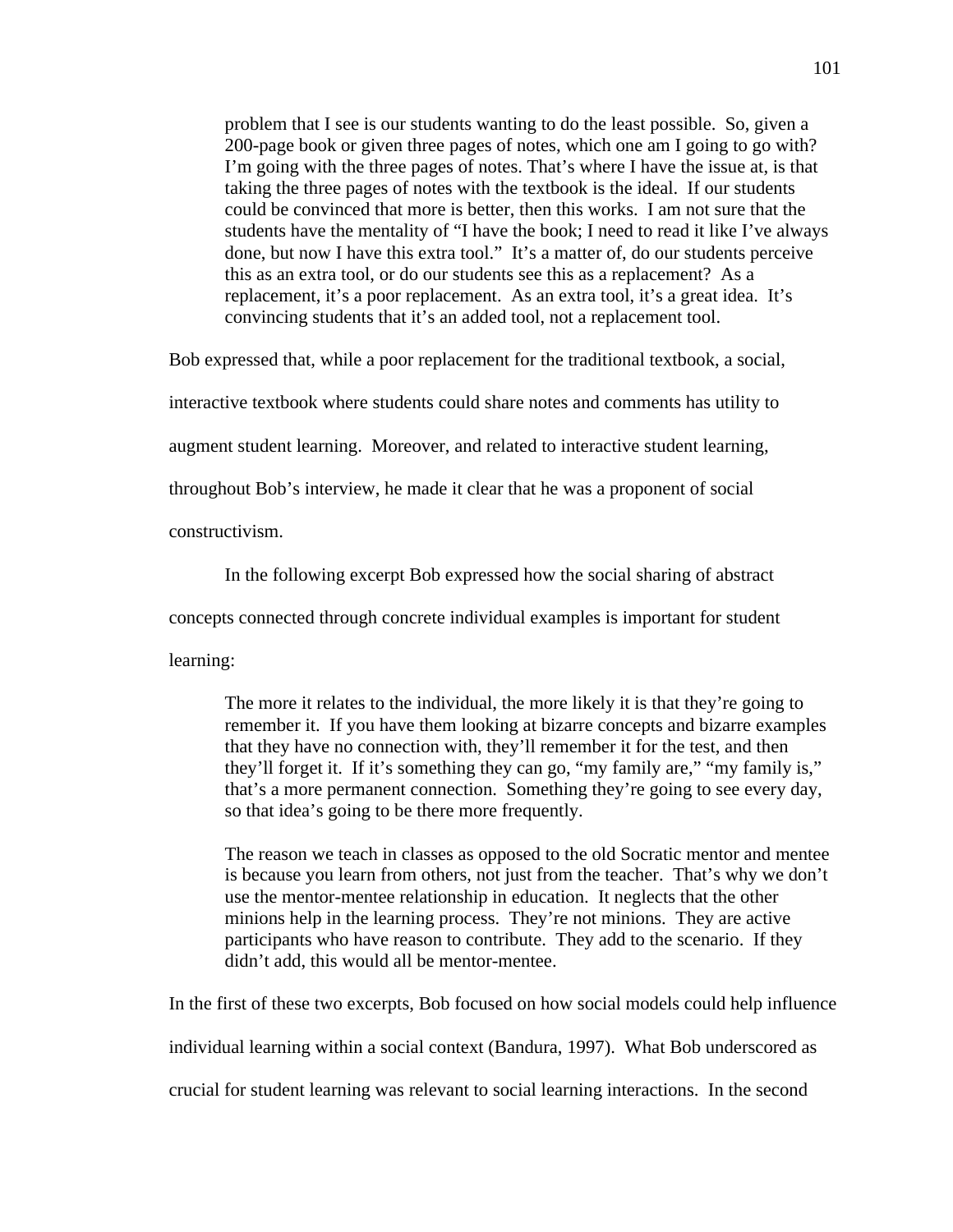> problem that I see is our students wanting to do the least possible. So, given a 200-page book or given three pages of notes, which one am I going to go with? I'm going with the three pages of notes. That's where I have the issue at, is that taking the three pages of notes with the textbook is the ideal. If our students could be convinced that more is better, then this works. I am not sure that the students have the mentality of "I have the book; I need to read it like I've always done, but now I have this extra tool." It's a matter of, do our students perceive this as an extra tool, or do our students see this as a replacement? As a replacement, it's a poor replacement. As an extra tool, it's a great idea. It's convincing students that it's an added tool, not a replacement tool.

Bob expressed that, while a poor replacement for the traditional textbook, a social, interactive textbook where students could share notes and comments has utility to augment student learning. Moreover, and related to interactive student learning, throughout Bob's interview, he made it clear that he was a proponent of social constructivism.

In the following excerpt Bob expressed how the social sharing of abstract concepts connected through concrete individual examples is important for student learning:

> The more it relates to the individual, the more likely it is that they're going to remember it. If you have them looking at bizarre concepts and bizarre examples that they have no connection with, they'll remember it for the test, and then they'll forget it. If it's something they can go, "my family are," "my family is," that's a more permanent connection. Something they're going to see every day, so that idea's going to be there more frequently.
>
> The reason we teach in classes as opposed to the old Socratic mentor and mentee is because you learn from others, not just from the teacher. That's why we don't use the mentor-mentee relationship in education. It neglects that the other minions help in the learning process. They're not minions. They are active participants who have reason to contribute. They add to the scenario. If they didn't add, this would all be mentor-mentee.

In the first of these two excerpts, Bob focused on how social models could help influence individual learning within a social context (Bandura, 1997). What Bob underscored as crucial for student learning was relevant to social learning interactions. In the second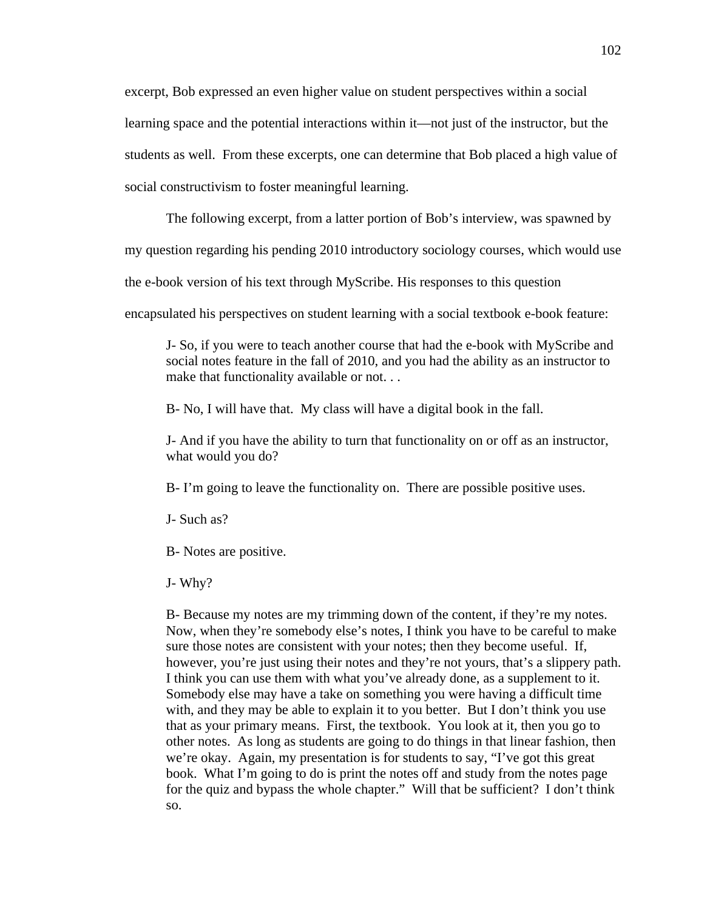excerpt, Bob expressed an even higher value on student perspectives within a social learning space and the potential interactions within it—not just of the instructor, but the students as well. From these excerpts, one can determine that Bob placed a high value of social constructivism to foster meaningful learning.

The following excerpt, from a latter portion of Bob's interview, was spawned by my question regarding his pending 2010 introductory sociology courses, which would use the e-book version of his text through MyScribe. His responses to this question encapsulated his perspectives on student learning with a social textbook e-book feature:

> J- So, if you were to teach another course that had the e-book with MyScribe and social notes feature in the fall of 2010, and you had the ability as an instructor to make that functionality available or not. . .
>
> B- No, I will have that. My class will have a digital book in the fall.
>
> J- And if you have the ability to turn that functionality on or off as an instructor, what would you do?
>
> B- I'm going to leave the functionality on. There are possible positive uses.
>
> J- Such as?
>
> B- Notes are positive.
>
> J- Why?
>
> B- Because my notes are my trimming down of the content, if they're my notes. Now, when they're somebody else's notes, I think you have to be careful to make sure those notes are consistent with your notes; then they become useful. If, however, you're just using their notes and they're not yours, that's a slippery path. I think you can use them with what you've already done, as a supplement to it. Somebody else may have a take on something you were having a difficult time with, and they may be able to explain it to you better. But I don't think you use that as your primary means. First, the textbook. You look at it, then you go to other notes. As long as students are going to do things in that linear fashion, then we're okay. Again, my presentation is for students to say, "I've got this great book. What I'm going to do is print the notes off and study from the notes page for the quiz and bypass the whole chapter." Will that be sufficient? I don't think so.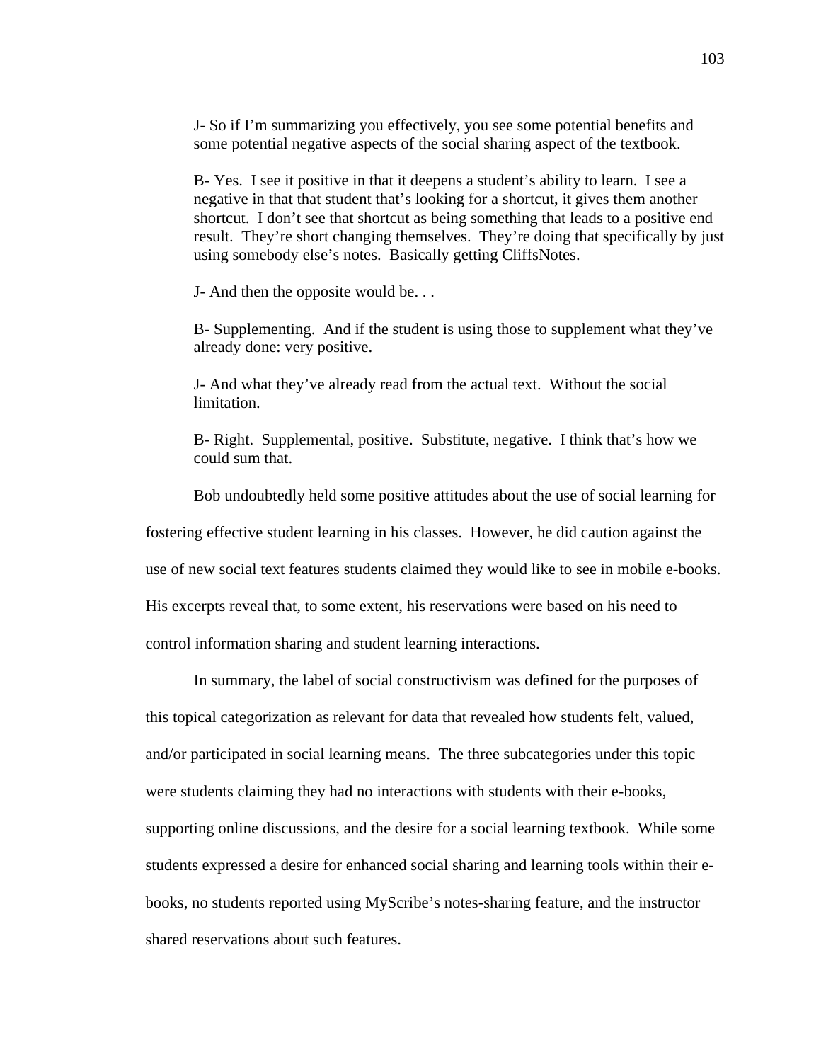> J- So if I'm summarizing you effectively, you see some potential benefits and some potential negative aspects of the social sharing aspect of the textbook.
>
> B- Yes. I see it positive in that it deepens a student's ability to learn. I see a negative in that that student that's looking for a shortcut, it gives them another shortcut. I don't see that shortcut as being something that leads to a positive end result. They're short changing themselves. They're doing that specifically by just using somebody else's notes. Basically getting CliffsNotes.
>
> J- And then the opposite would be. . .
>
> B- Supplementing. And if the student is using those to supplement what they've already done: very positive.
>
> J- And what they've already read from the actual text. Without the social limitation.
>
> B- Right. Supplemental, positive. Substitute, negative. I think that's how we could sum that.

Bob undoubtedly held some positive attitudes about the use of social learning for fostering effective student learning in his classes. However, he did caution against the use of new social text features students claimed they would like to see in mobile e-books. His excerpts reveal that, to some extent, his reservations were based on his need to control information sharing and student learning interactions.

In summary, the label of social constructivism was defined for the purposes of this topical categorization as relevant for data that revealed how students felt, valued, and/or participated in social learning means. The three subcategories under this topic were students claiming they had no interactions with students with their e-books, supporting online discussions, and the desire for a social learning textbook. While some students expressed a desire for enhanced social sharing and learning tools within their e-books, no students reported using MyScribe's notes-sharing feature, and the instructor shared reservations about such features.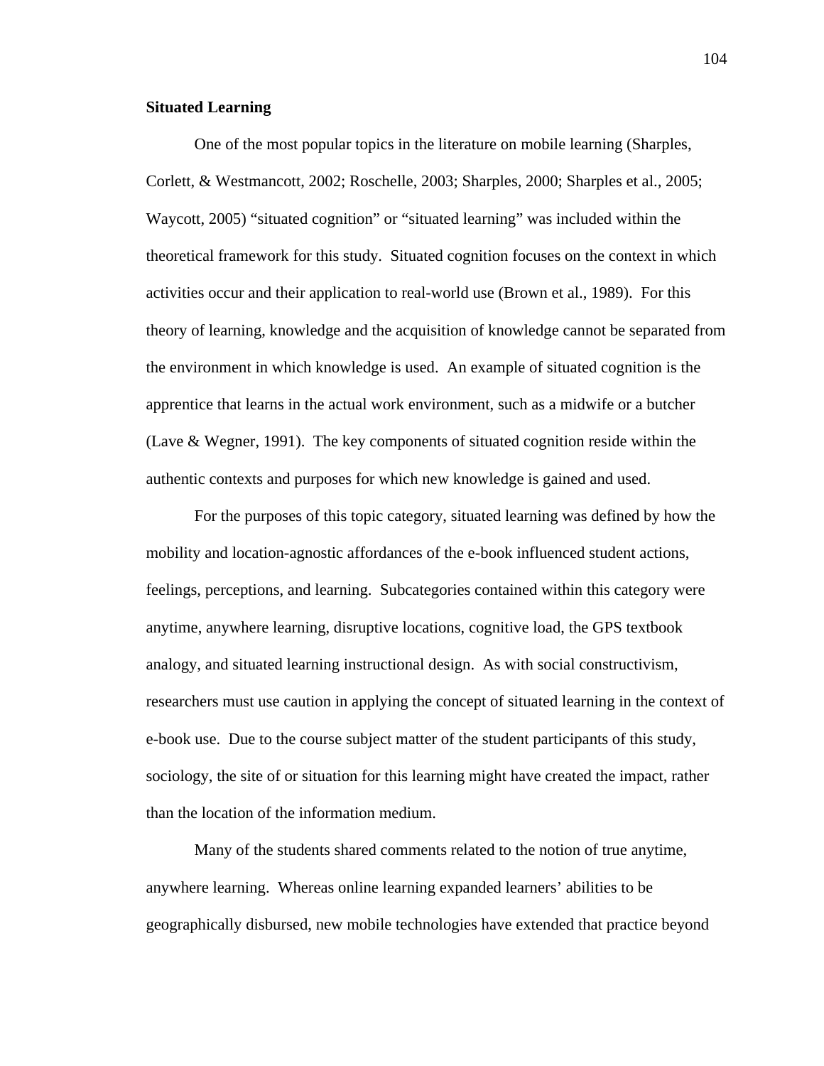**Situated Learning**

One of the most popular topics in the literature on mobile learning (Sharples, Corlett, & Westmancott, 2002; Roschelle, 2003; Sharples, 2000; Sharples et al., 2005; Waycott, 2005) "situated cognition" or "situated learning" was included within the theoretical framework for this study. Situated cognition focuses on the context in which activities occur and their application to real-world use (Brown et al., 1989). For this theory of learning, knowledge and the acquisition of knowledge cannot be separated from the environment in which knowledge is used. An example of situated cognition is the apprentice that learns in the actual work environment, such as a midwife or a butcher (Lave & Wegner, 1991). The key components of situated cognition reside within the authentic contexts and purposes for which new knowledge is gained and used.

For the purposes of this topic category, situated learning was defined by how the mobility and location-agnostic affordances of the e-book influenced student actions, feelings, perceptions, and learning. Subcategories contained within this category were anytime, anywhere learning, disruptive locations, cognitive load, the GPS textbook analogy, and situated learning instructional design. As with social constructivism, researchers must use caution in applying the concept of situated learning in the context of e-book use. Due to the course subject matter of the student participants of this study, sociology, the site of or situation for this learning might have created the impact, rather than the location of the information medium.

Many of the students shared comments related to the notion of true anytime, anywhere learning. Whereas online learning expanded learners' abilities to be geographically disbursed, new mobile technologies have extended that practice beyond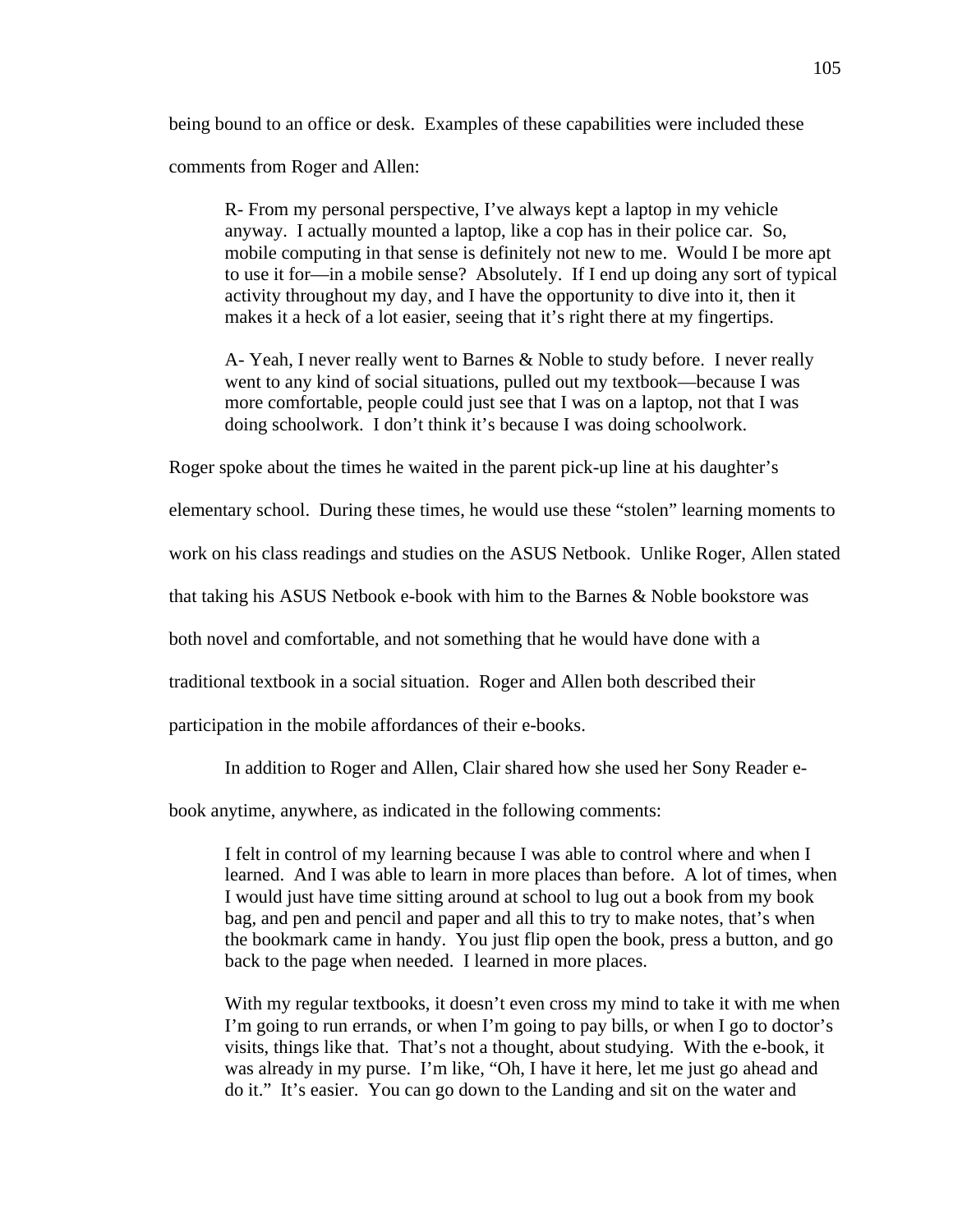being bound to an office or desk. Examples of these capabilities were included these comments from Roger and Allen:

> R- From my personal perspective, I've always kept a laptop in my vehicle anyway. I actually mounted a laptop, like a cop has in their police car. So, mobile computing in that sense is definitely not new to me. Would I be more apt to use it for—in a mobile sense? Absolutely. If I end up doing any sort of typical activity throughout my day, and I have the opportunity to dive into it, then it makes it a heck of a lot easier, seeing that it's right there at my fingertips.
>
> A- Yeah, I never really went to Barnes & Noble to study before. I never really went to any kind of social situations, pulled out my textbook—because I was more comfortable, people could just see that I was on a laptop, not that I was doing schoolwork. I don't think it's because I was doing schoolwork.

Roger spoke about the times he waited in the parent pick-up line at his daughter's elementary school. During these times, he would use these "stolen" learning moments to work on his class readings and studies on the ASUS Netbook. Unlike Roger, Allen stated that taking his ASUS Netbook e-book with him to the Barnes & Noble bookstore was both novel and comfortable, and not something that he would have done with a traditional textbook in a social situation. Roger and Allen both described their participation in the mobile affordances of their e-books.

In addition to Roger and Allen, Clair shared how she used her Sony Reader e-book anytime, anywhere, as indicated in the following comments:

> I felt in control of my learning because I was able to control where and when I learned. And I was able to learn in more places than before. A lot of times, when I would just have time sitting around at school to lug out a book from my book bag, and pen and pencil and paper and all this to try to make notes, that's when the bookmark came in handy. You just flip open the book, press a button, and go back to the page when needed. I learned in more places.
>
> With my regular textbooks, it doesn't even cross my mind to take it with me when I'm going to run errands, or when I'm going to pay bills, or when I go to doctor's visits, things like that. That's not a thought, about studying. With the e-book, it was already in my purse. I'm like, "Oh, I have it here, let me just go ahead and do it." It's easier. You can go down to the Landing and sit on the water and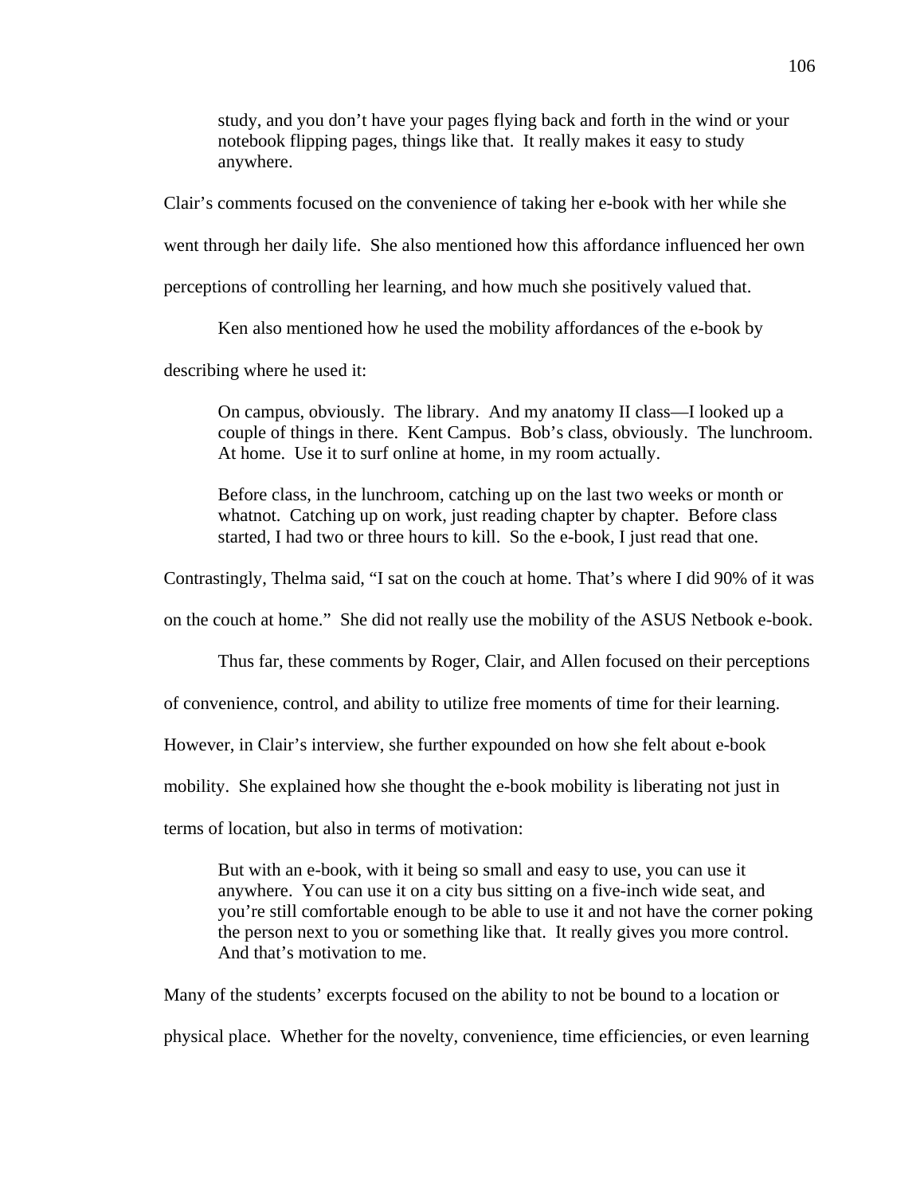> study, and you don't have your pages flying back and forth in the wind or your notebook flipping pages, things like that. It really makes it easy to study anywhere.

Clair's comments focused on the convenience of taking her e-book with her while she went through her daily life. She also mentioned how this affordance influenced her own perceptions of controlling her learning, and how much she positively valued that.

Ken also mentioned how he used the mobility affordances of the e-book by describing where he used it:

> On campus, obviously. The library. And my anatomy II class—I looked up a couple of things in there. Kent Campus. Bob's class, obviously. The lunchroom. At home. Use it to surf online at home, in my room actually.
>
> Before class, in the lunchroom, catching up on the last two weeks or month or whatnot. Catching up on work, just reading chapter by chapter. Before class started, I had two or three hours to kill. So the e-book, I just read that one.

Contrastingly, Thelma said, "I sat on the couch at home. That's where I did 90% of it was on the couch at home." She did not really use the mobility of the ASUS Netbook e-book.

Thus far, these comments by Roger, Clair, and Allen focused on their perceptions of convenience, control, and ability to utilize free moments of time for their learning. However, in Clair's interview, she further expounded on how she felt about e-book mobility. She explained how she thought the e-book mobility is liberating not just in terms of location, but also in terms of motivation:

> But with an e-book, with it being so small and easy to use, you can use it anywhere. You can use it on a city bus sitting on a five-inch wide seat, and you're still comfortable enough to be able to use it and not have the corner poking the person next to you or something like that. It really gives you more control. And that's motivation to me.

Many of the students' excerpts focused on the ability to not be bound to a location or physical place. Whether for the novelty, convenience, time efficiencies, or even learning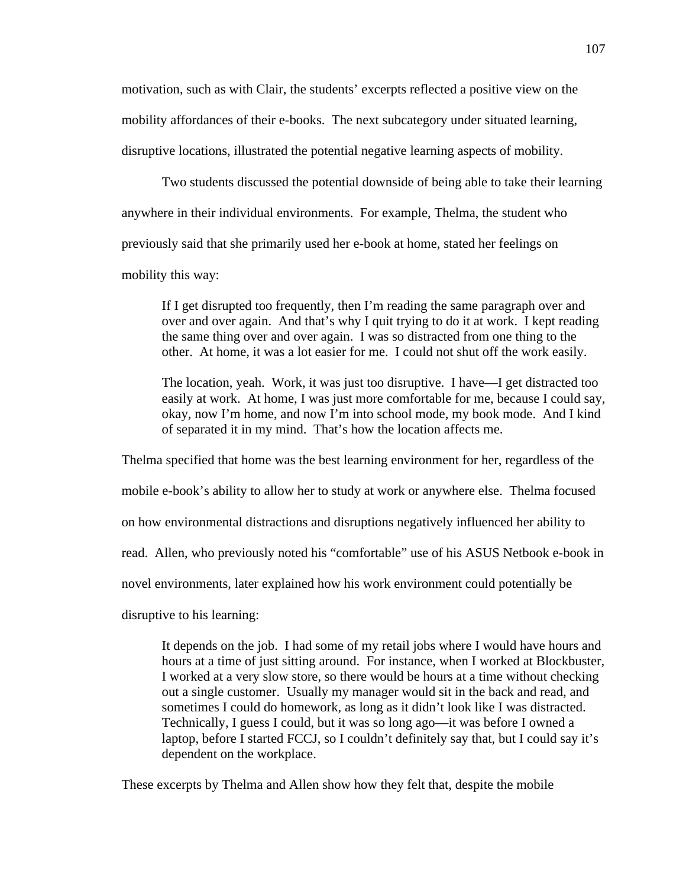motivation, such as with Clair, the students' excerpts reflected a positive view on the mobility affordances of their e-books. The next subcategory under situated learning, disruptive locations, illustrated the potential negative learning aspects of mobility.

Two students discussed the potential downside of being able to take their learning anywhere in their individual environments. For example, Thelma, the student who previously said that she primarily used her e-book at home, stated her feelings on mobility this way:

> If I get disrupted too frequently, then I'm reading the same paragraph over and over and over again. And that's why I quit trying to do it at work. I kept reading the same thing over and over again. I was so distracted from one thing to the other. At home, it was a lot easier for me. I could not shut off the work easily.
>
> The location, yeah. Work, it was just too disruptive. I have—I get distracted too easily at work. At home, I was just more comfortable for me, because I could say, okay, now I'm home, and now I'm into school mode, my book mode. And I kind of separated it in my mind. That's how the location affects me.

Thelma specified that home was the best learning environment for her, regardless of the mobile e-book's ability to allow her to study at work or anywhere else. Thelma focused on how environmental distractions and disruptions negatively influenced her ability to read. Allen, who previously noted his "comfortable" use of his ASUS Netbook e-book in novel environments, later explained how his work environment could potentially be disruptive to his learning:

> It depends on the job. I had some of my retail jobs where I would have hours and hours at a time of just sitting around. For instance, when I worked at Blockbuster, I worked at a very slow store, so there would be hours at a time without checking out a single customer. Usually my manager would sit in the back and read, and sometimes I could do homework, as long as it didn't look like I was distracted. Technically, I guess I could, but it was so long ago—it was before I owned a laptop, before I started FCCJ, so I couldn't definitely say that, but I could say it's dependent on the workplace.

These excerpts by Thelma and Allen show how they felt that, despite the mobile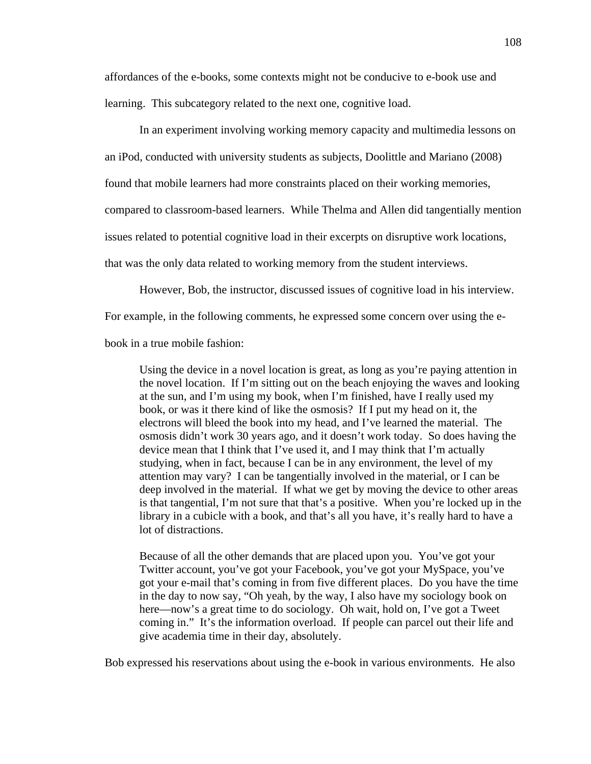affordances of the e-books, some contexts might not be conducive to e-book use and learning. This subcategory related to the next one, cognitive load.

In an experiment involving working memory capacity and multimedia lessons on an iPod, conducted with university students as subjects, Doolittle and Mariano (2008) found that mobile learners had more constraints placed on their working memories, compared to classroom-based learners. While Thelma and Allen did tangentially mention issues related to potential cognitive load in their excerpts on disruptive work locations, that was the only data related to working memory from the student interviews.

However, Bob, the instructor, discussed issues of cognitive load in his interview. For example, in the following comments, he expressed some concern over using the e-book in a true mobile fashion:

> Using the device in a novel location is great, as long as you're paying attention in the novel location. If I'm sitting out on the beach enjoying the waves and looking at the sun, and I'm using my book, when I'm finished, have I really used my book, or was it there kind of like the osmosis? If I put my head on it, the electrons will bleed the book into my head, and I've learned the material. The osmosis didn't work 30 years ago, and it doesn't work today. So does having the device mean that I think that I've used it, and I may think that I'm actually studying, when in fact, because I can be in any environment, the level of my attention may vary? I can be tangentially involved in the material, or I can be deep involved in the material. If what we get by moving the device to other areas is that tangential, I'm not sure that that's a positive. When you're locked up in the library in a cubicle with a book, and that's all you have, it's really hard to have a lot of distractions.
>
> Because of all the other demands that are placed upon you. You've got your Twitter account, you've got your Facebook, you've got your MySpace, you've got your e-mail that's coming in from five different places. Do you have the time in the day to now say, "Oh yeah, by the way, I also have my sociology book on here—now's a great time to do sociology. Oh wait, hold on, I've got a Tweet coming in." It's the information overload. If people can parcel out their life and give academia time in their day, absolutely.

Bob expressed his reservations about using the e-book in various environments. He also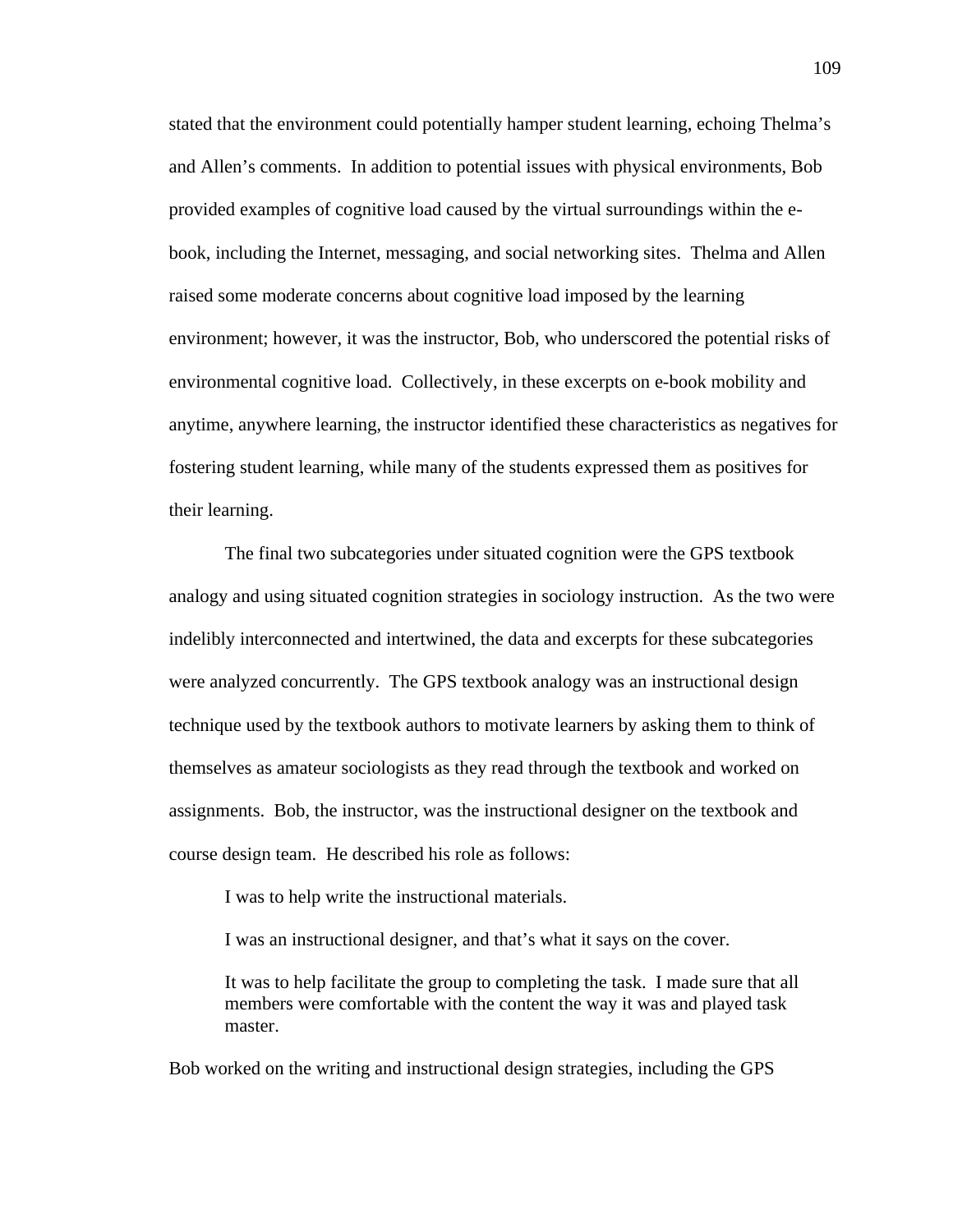stated that the environment could potentially hamper student learning, echoing Thelma's and Allen's comments. In addition to potential issues with physical environments, Bob provided examples of cognitive load caused by the virtual surroundings within the e-book, including the Internet, messaging, and social networking sites. Thelma and Allen raised some moderate concerns about cognitive load imposed by the learning environment; however, it was the instructor, Bob, who underscored the potential risks of environmental cognitive load. Collectively, in these excerpts on e-book mobility and anytime, anywhere learning, the instructor identified these characteristics as negatives for fostering student learning, while many of the students expressed them as positives for their learning.

The final two subcategories under situated cognition were the GPS textbook analogy and using situated cognition strategies in sociology instruction. As the two were indelibly interconnected and intertwined, the data and excerpts for these subcategories were analyzed concurrently. The GPS textbook analogy was an instructional design technique used by the textbook authors to motivate learners by asking them to think of themselves as amateur sociologists as they read through the textbook and worked on assignments. Bob, the instructor, was the instructional designer on the textbook and course design team. He described his role as follows:

> I was to help write the instructional materials.
>
> I was an instructional designer, and that's what it says on the cover.
>
> It was to help facilitate the group to completing the task. I made sure that all members were comfortable with the content the way it was and played task master.

Bob worked on the writing and instructional design strategies, including the GPS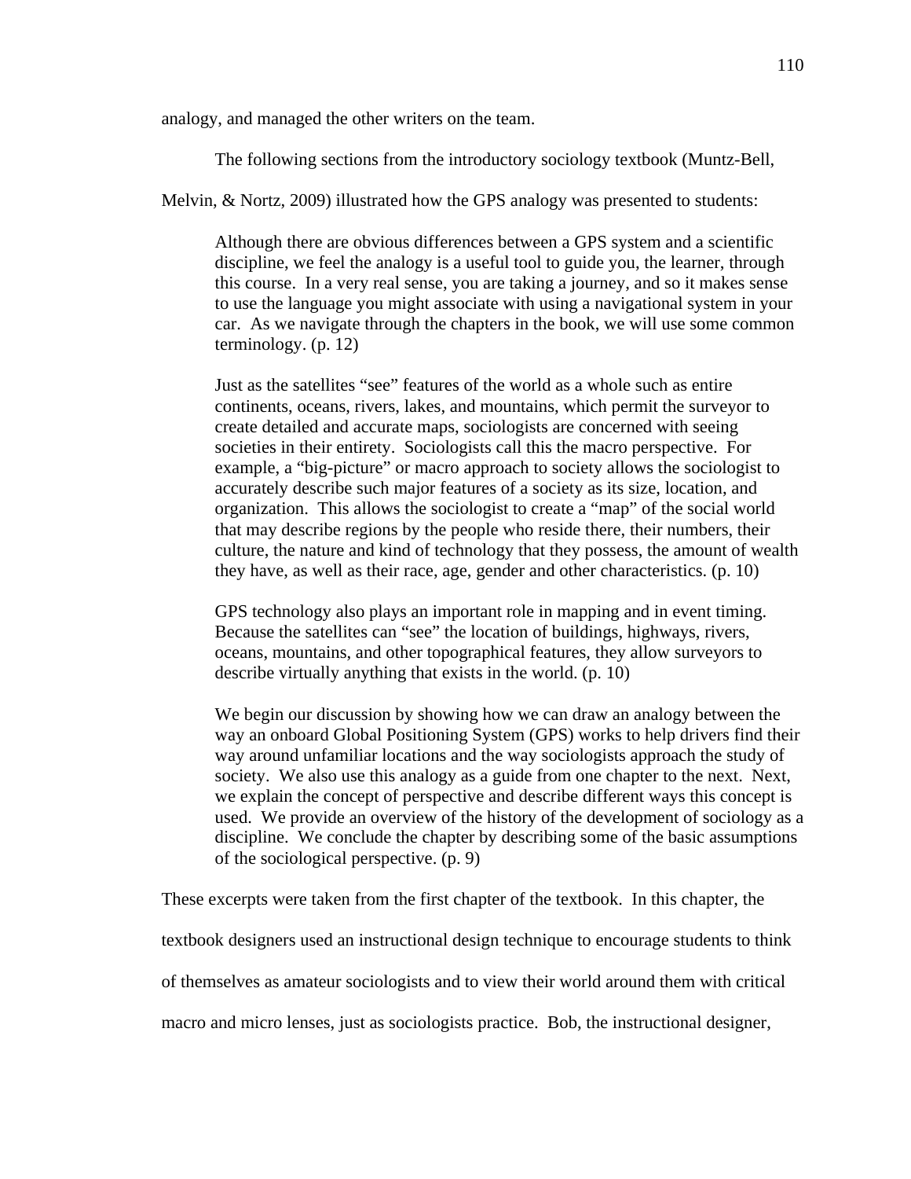analogy, and managed the other writers on the team.

The following sections from the introductory sociology textbook (Muntz-Bell, Melvin, & Nortz, 2009) illustrated how the GPS analogy was presented to students:

> Although there are obvious differences between a GPS system and a scientific discipline, we feel the analogy is a useful tool to guide you, the learner, through this course. In a very real sense, you are taking a journey, and so it makes sense to use the language you might associate with using a navigational system in your car. As we navigate through the chapters in the book, we will use some common terminology. (p. 12)
>
> Just as the satellites "see" features of the world as a whole such as entire continents, oceans, rivers, lakes, and mountains, which permit the surveyor to create detailed and accurate maps, sociologists are concerned with seeing societies in their entirety. Sociologists call this the macro perspective. For example, a "big-picture" or macro approach to society allows the sociologist to accurately describe such major features of a society as its size, location, and organization. This allows the sociologist to create a "map" of the social world that may describe regions by the people who reside there, their numbers, their culture, the nature and kind of technology that they possess, the amount of wealth they have, as well as their race, age, gender and other characteristics. (p. 10)
>
> GPS technology also plays an important role in mapping and in event timing. Because the satellites can "see" the location of buildings, highways, rivers, oceans, mountains, and other topographical features, they allow surveyors to describe virtually anything that exists in the world. (p. 10)
>
> We begin our discussion by showing how we can draw an analogy between the way an onboard Global Positioning System (GPS) works to help drivers find their way around unfamiliar locations and the way sociologists approach the study of society. We also use this analogy as a guide from one chapter to the next. Next, we explain the concept of perspective and describe different ways this concept is used. We provide an overview of the history of the development of sociology as a discipline. We conclude the chapter by describing some of the basic assumptions of the sociological perspective. (p. 9)

These excerpts were taken from the first chapter of the textbook. In this chapter, the textbook designers used an instructional design technique to encourage students to think of themselves as amateur sociologists and to view their world around them with critical macro and micro lenses, just as sociologists practice. Bob, the instructional designer,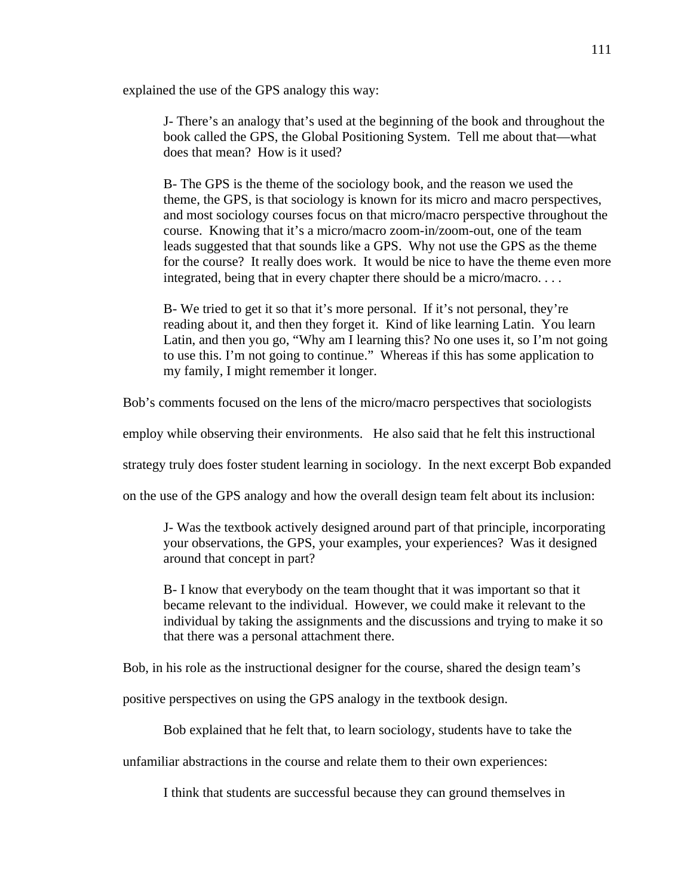explained the use of the GPS analogy this way:

> J- There's an analogy that's used at the beginning of the book and throughout the book called the GPS, the Global Positioning System. Tell me about that—what does that mean? How is it used?
>
> B- The GPS is the theme of the sociology book, and the reason we used the theme, the GPS, is that sociology is known for its micro and macro perspectives, and most sociology courses focus on that micro/macro perspective throughout the course. Knowing that it's a micro/macro zoom-in/zoom-out, one of the team leads suggested that that sounds like a GPS. Why not use the GPS as the theme for the course? It really does work. It would be nice to have the theme even more integrated, being that in every chapter there should be a micro/macro. . . .
>
> B- We tried to get it so that it's more personal. If it's not personal, they're reading about it, and then they forget it. Kind of like learning Latin. You learn Latin, and then you go, "Why am I learning this? No one uses it, so I'm not going to use this. I'm not going to continue." Whereas if this has some application to my family, I might remember it longer.

Bob's comments focused on the lens of the micro/macro perspectives that sociologists employ while observing their environments. He also said that he felt this instructional strategy truly does foster student learning in sociology. In the next excerpt Bob expanded on the use of the GPS analogy and how the overall design team felt about its inclusion:

> J- Was the textbook actively designed around part of that principle, incorporating your observations, the GPS, your examples, your experiences? Was it designed around that concept in part?
>
> B- I know that everybody on the team thought that it was important so that it became relevant to the individual. However, we could make it relevant to the individual by taking the assignments and the discussions and trying to make it so that there was a personal attachment there.

Bob, in his role as the instructional designer for the course, shared the design team's positive perspectives on using the GPS analogy in the textbook design.

Bob explained that he felt that, to learn sociology, students have to take the unfamiliar abstractions in the course and relate them to their own experiences:

> I think that students are successful because they can ground themselves in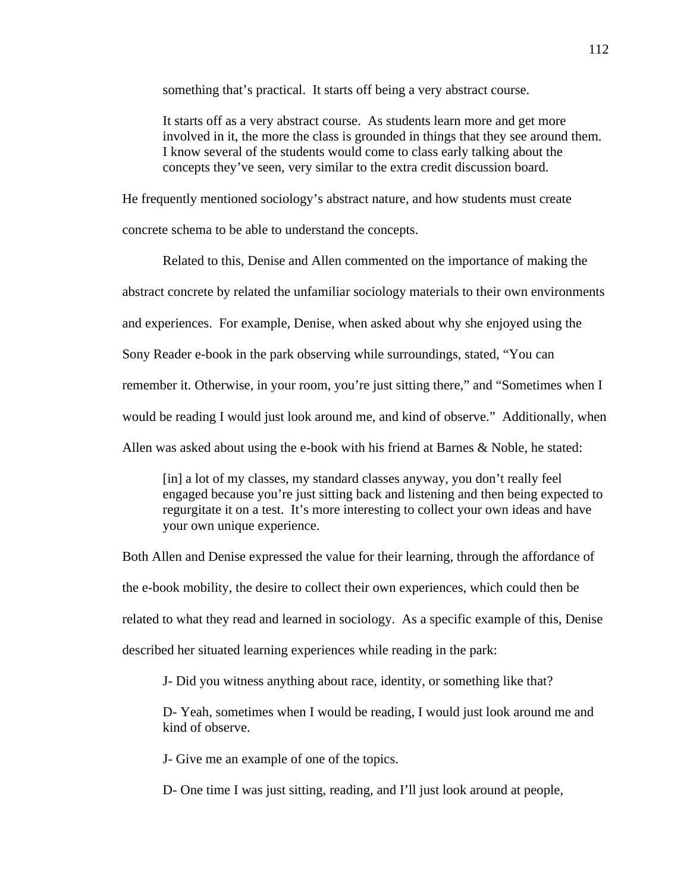something that's practical. It starts off being a very abstract course.

> It starts off as a very abstract course. As students learn more and get more involved in it, the more the class is grounded in things that they see around them. I know several of the students would come to class early talking about the concepts they've seen, very similar to the extra credit discussion board.

He frequently mentioned sociology's abstract nature, and how students must create concrete schema to be able to understand the concepts.

Related to this, Denise and Allen commented on the importance of making the abstract concrete by related the unfamiliar sociology materials to their own environments and experiences. For example, Denise, when asked about why she enjoyed using the Sony Reader e-book in the park observing while surroundings, stated, "You can remember it. Otherwise, in your room, you're just sitting there," and "Sometimes when I would be reading I would just look around me, and kind of observe." Additionally, when Allen was asked about using the e-book with his friend at Barnes & Noble, he stated:

> [in] a lot of my classes, my standard classes anyway, you don't really feel engaged because you're just sitting back and listening and then being expected to regurgitate it on a test. It's more interesting to collect your own ideas and have your own unique experience.

Both Allen and Denise expressed the value for their learning, through the affordance of the e-book mobility, the desire to collect their own experiences, which could then be related to what they read and learned in sociology. As a specific example of this, Denise described her situated learning experiences while reading in the park:

> J- Did you witness anything about race, identity, or something like that?
>
> D- Yeah, sometimes when I would be reading, I would just look around me and kind of observe.
>
> J- Give me an example of one of the topics.
>
> D- One time I was just sitting, reading, and I'll just look around at people,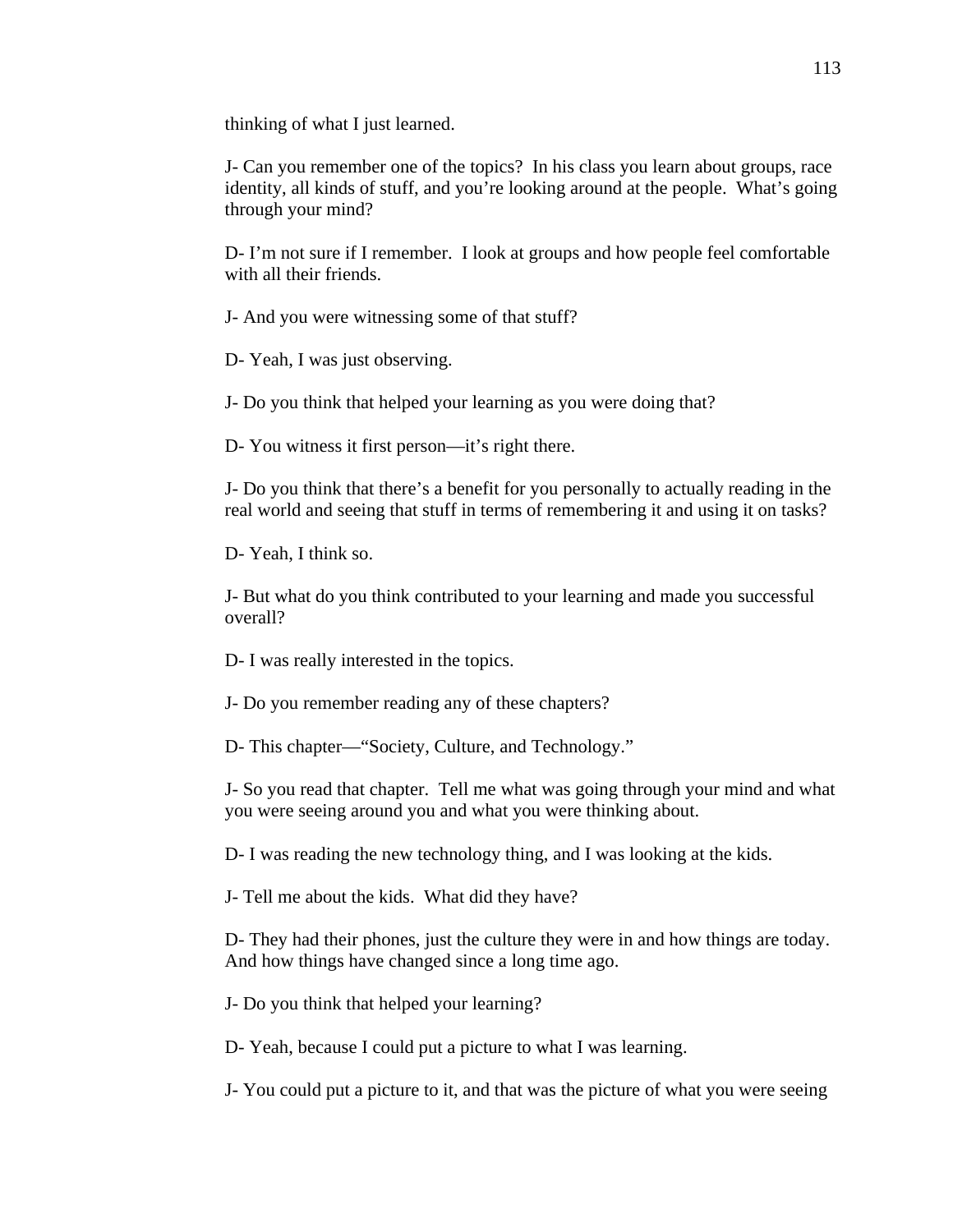thinking of what I just learned.

J- Can you remember one of the topics? In his class you learn about groups, race identity, all kinds of stuff, and you're looking around at the people. What's going through your mind?

D- I'm not sure if I remember. I look at groups and how people feel comfortable with all their friends.

J- And you were witnessing some of that stuff?

D- Yeah, I was just observing.

J- Do you think that helped your learning as you were doing that?

D- You witness it first person—it's right there.

J- Do you think that there's a benefit for you personally to actually reading in the real world and seeing that stuff in terms of remembering it and using it on tasks?

D- Yeah, I think so.

J- But what do you think contributed to your learning and made you successful overall?

D- I was really interested in the topics.

J- Do you remember reading any of these chapters?

D- This chapter—"Society, Culture, and Technology."

J- So you read that chapter. Tell me what was going through your mind and what you were seeing around you and what you were thinking about.

D- I was reading the new technology thing, and I was looking at the kids.

J- Tell me about the kids. What did they have?

D- They had their phones, just the culture they were in and how things are today. And how things have changed since a long time ago.

J- Do you think that helped your learning?

D- Yeah, because I could put a picture to what I was learning.

J- You could put a picture to it, and that was the picture of what you were seeing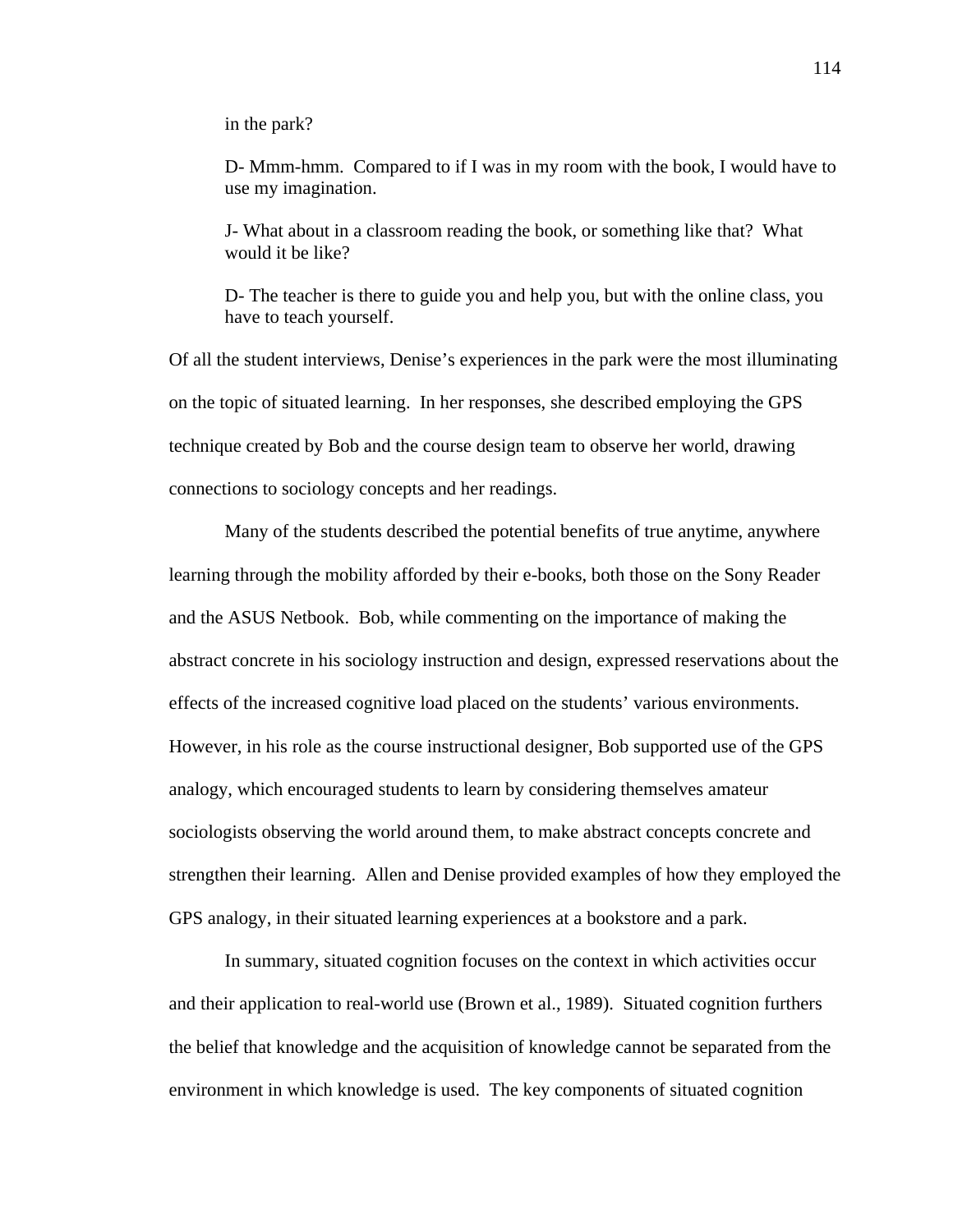> in the park?
>
> D- Mmm-hmm. Compared to if I was in my room with the book, I would have to use my imagination.
>
> J- What about in a classroom reading the book, or something like that? What would it be like?
>
> D- The teacher is there to guide you and help you, but with the online class, you have to teach yourself.

Of all the student interviews, Denise's experiences in the park were the most illuminating on the topic of situated learning. In her responses, she described employing the GPS technique created by Bob and the course design team to observe her world, drawing connections to sociology concepts and her readings.

Many of the students described the potential benefits of true anytime, anywhere learning through the mobility afforded by their e-books, both those on the Sony Reader and the ASUS Netbook. Bob, while commenting on the importance of making the abstract concrete in his sociology instruction and design, expressed reservations about the effects of the increased cognitive load placed on the students' various environments. However, in his role as the course instructional designer, Bob supported use of the GPS analogy, which encouraged students to learn by considering themselves amateur sociologists observing the world around them, to make abstract concepts concrete and strengthen their learning. Allen and Denise provided examples of how they employed the GPS analogy, in their situated learning experiences at a bookstore and a park.

In summary, situated cognition focuses on the context in which activities occur and their application to real-world use (Brown et al., 1989). Situated cognition furthers the belief that knowledge and the acquisition of knowledge cannot be separated from the environment in which knowledge is used. The key components of situated cognition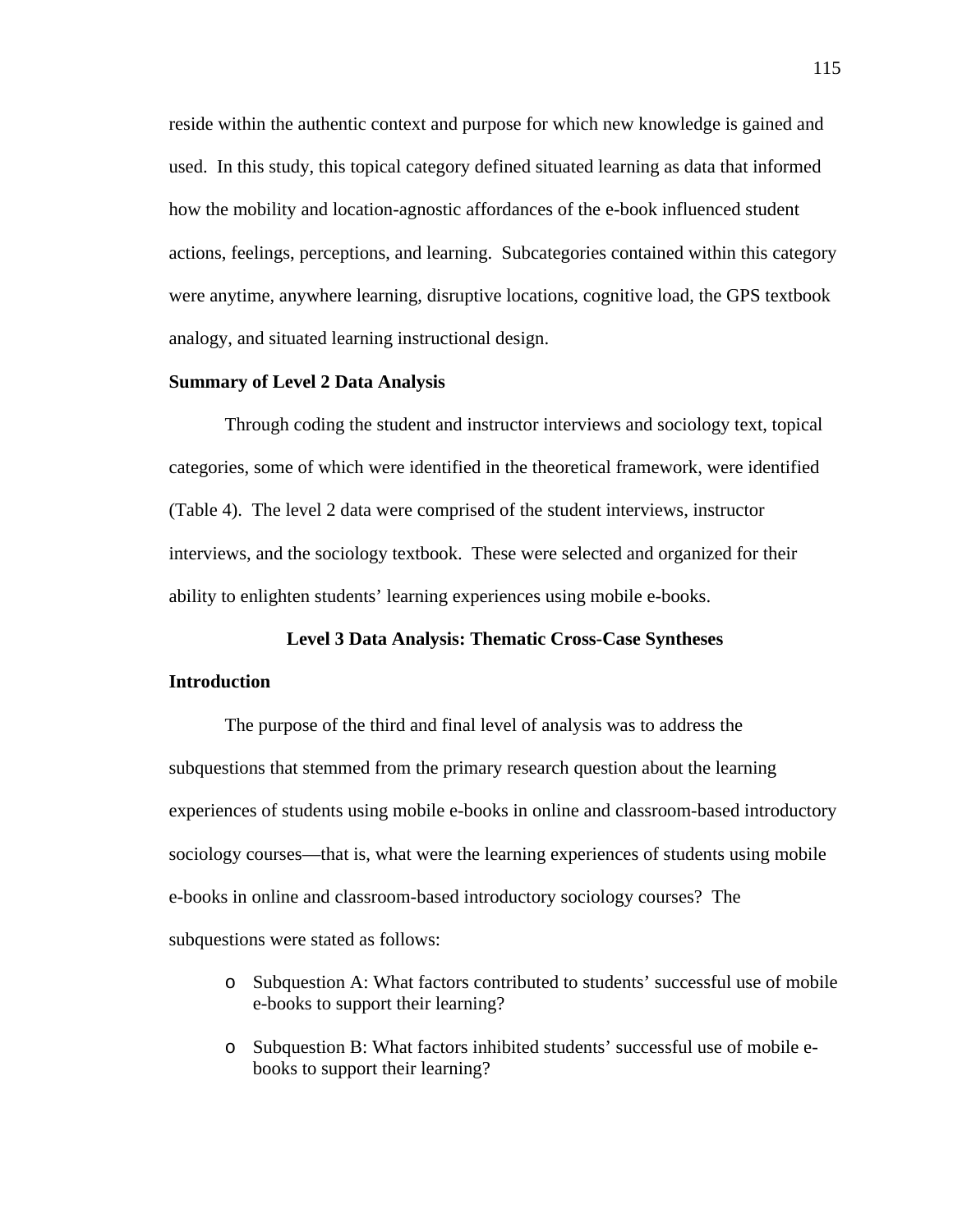reside within the authentic context and purpose for which new knowledge is gained and used. In this study, this topical category defined situated learning as data that informed how the mobility and location-agnostic affordances of the e-book influenced student actions, feelings, perceptions, and learning. Subcategories contained within this category were anytime, anywhere learning, disruptive locations, cognitive load, the GPS textbook analogy, and situated learning instructional design.

**Summary of Level 2 Data Analysis**

Through coding the student and instructor interviews and sociology text, topical categories, some of which were identified in the theoretical framework, were identified (Table 4). The level 2 data were comprised of the student interviews, instructor interviews, and the sociology textbook. These were selected and organized for their ability to enlighten students' learning experiences using mobile e-books.

## Level 3 Data Analysis: Thematic Cross-Case Syntheses

**Introduction**

The purpose of the third and final level of analysis was to address the subquestions that stemmed from the primary research question about the learning experiences of students using mobile e-books in online and classroom-based introductory sociology courses—that is, what were the learning experiences of students using mobile e-books in online and classroom-based introductory sociology courses? The subquestions were stated as follows:

- Subquestion A: What factors contributed to students' successful use of mobile e-books to support their learning?
- Subquestion B: What factors inhibited students' successful use of mobile e-books to support their learning?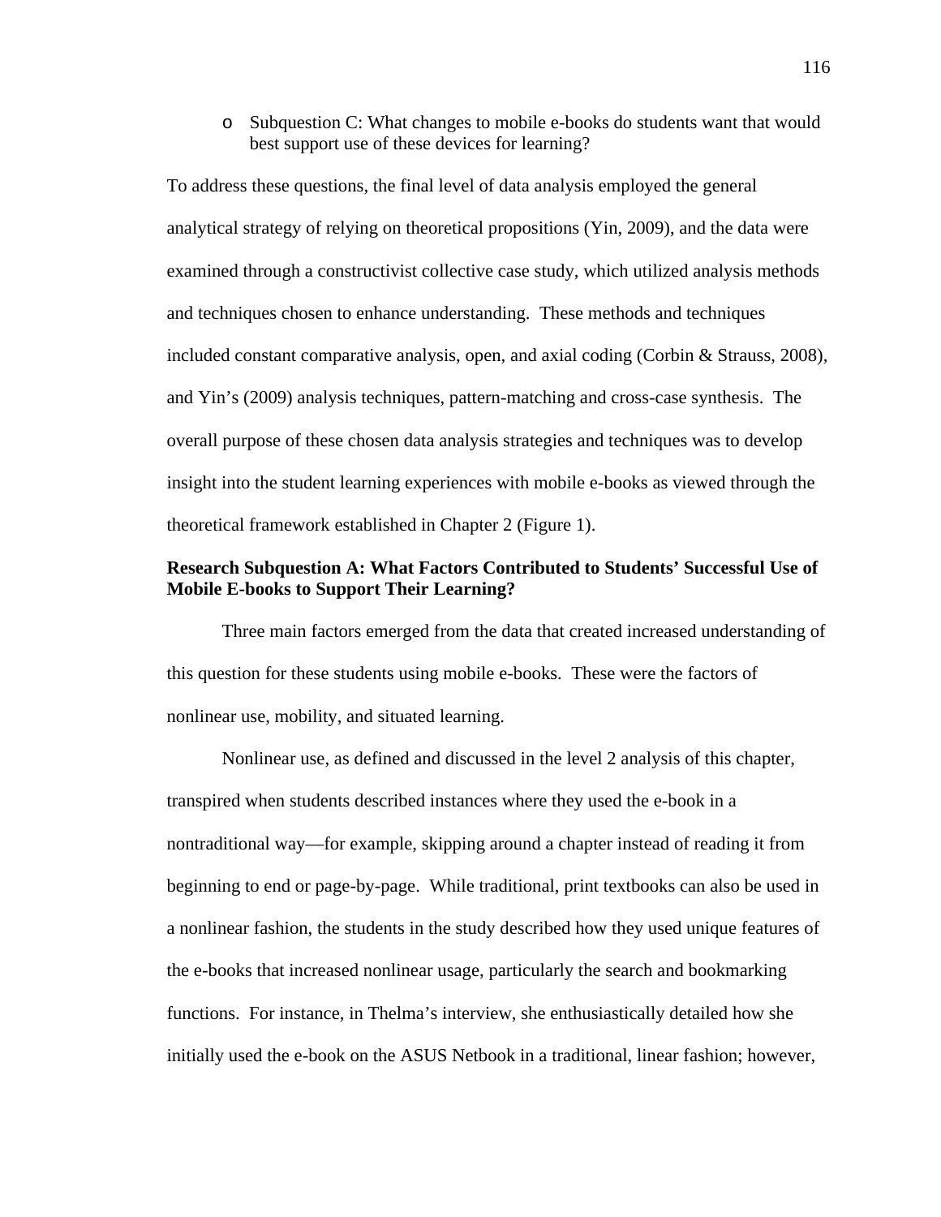- Subquestion C: What changes to mobile e-books do students want that would best support use of these devices for learning?

To address these questions, the final level of data analysis employed the general analytical strategy of relying on theoretical propositions (Yin, 2009), and the data were examined through a constructivist collective case study, which utilized analysis methods and techniques chosen to enhance understanding. These methods and techniques included constant comparative analysis, open, and axial coding (Corbin & Strauss, 2008), and Yin's (2009) analysis techniques, pattern-matching and cross-case synthesis. The overall purpose of these chosen data analysis strategies and techniques was to develop insight into the student learning experiences with mobile e-books as viewed through the theoretical framework established in Chapter 2 (Figure 1).

**Research Subquestion A: What Factors Contributed to Students' Successful Use of Mobile E-books to Support Their Learning?**

Three main factors emerged from the data that created increased understanding of this question for these students using mobile e-books. These were the factors of nonlinear use, mobility, and situated learning.

Nonlinear use, as defined and discussed in the level 2 analysis of this chapter, transpired when students described instances where they used the e-book in a nontraditional way—for example, skipping around a chapter instead of reading it from beginning to end or page-by-page. While traditional, print textbooks can also be used in a nonlinear fashion, the students in the study described how they used unique features of the e-books that increased nonlinear usage, particularly the search and bookmarking functions. For instance, in Thelma's interview, she enthusiastically detailed how she initially used the e-book on the ASUS Netbook in a traditional, linear fashion; however,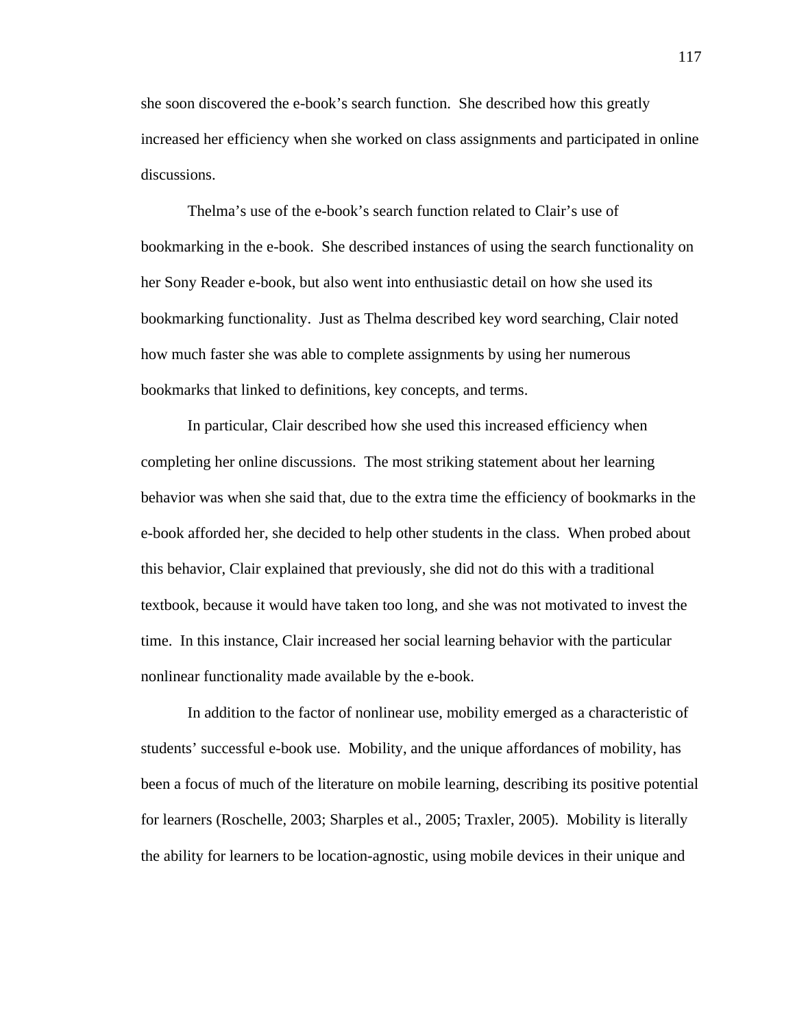she soon discovered the e-book's search function. She described how this greatly increased her efficiency when she worked on class assignments and participated in online discussions.

Thelma's use of the e-book's search function related to Clair's use of bookmarking in the e-book. She described instances of using the search functionality on her Sony Reader e-book, but also went into enthusiastic detail on how she used its bookmarking functionality. Just as Thelma described key word searching, Clair noted how much faster she was able to complete assignments by using her numerous bookmarks that linked to definitions, key concepts, and terms.

In particular, Clair described how she used this increased efficiency when completing her online discussions. The most striking statement about her learning behavior was when she said that, due to the extra time the efficiency of bookmarks in the e-book afforded her, she decided to help other students in the class. When probed about this behavior, Clair explained that previously, she did not do this with a traditional textbook, because it would have taken too long, and she was not motivated to invest the time. In this instance, Clair increased her social learning behavior with the particular nonlinear functionality made available by the e-book.

In addition to the factor of nonlinear use, mobility emerged as a characteristic of students' successful e-book use. Mobility, and the unique affordances of mobility, has been a focus of much of the literature on mobile learning, describing its positive potential for learners (Roschelle, 2003; Sharples et al., 2005; Traxler, 2005). Mobility is literally the ability for learners to be location-agnostic, using mobile devices in their unique and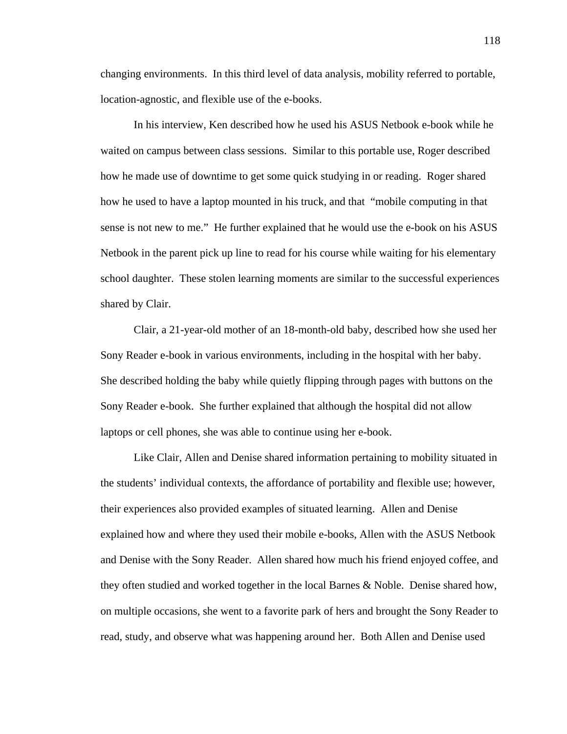changing environments. In this third level of data analysis, mobility referred to portable, location-agnostic, and flexible use of the e-books.

In his interview, Ken described how he used his ASUS Netbook e-book while he waited on campus between class sessions. Similar to this portable use, Roger described how he made use of downtime to get some quick studying in or reading. Roger shared how he used to have a laptop mounted in his truck, and that "mobile computing in that sense is not new to me." He further explained that he would use the e-book on his ASUS Netbook in the parent pick up line to read for his course while waiting for his elementary school daughter. These stolen learning moments are similar to the successful experiences shared by Clair.

Clair, a 21-year-old mother of an 18-month-old baby, described how she used her Sony Reader e-book in various environments, including in the hospital with her baby. She described holding the baby while quietly flipping through pages with buttons on the Sony Reader e-book. She further explained that although the hospital did not allow laptops or cell phones, she was able to continue using her e-book.

Like Clair, Allen and Denise shared information pertaining to mobility situated in the students' individual contexts, the affordance of portability and flexible use; however, their experiences also provided examples of situated learning. Allen and Denise explained how and where they used their mobile e-books, Allen with the ASUS Netbook and Denise with the Sony Reader. Allen shared how much his friend enjoyed coffee, and they often studied and worked together in the local Barnes & Noble. Denise shared how, on multiple occasions, she went to a favorite park of hers and brought the Sony Reader to read, study, and observe what was happening around her. Both Allen and Denise used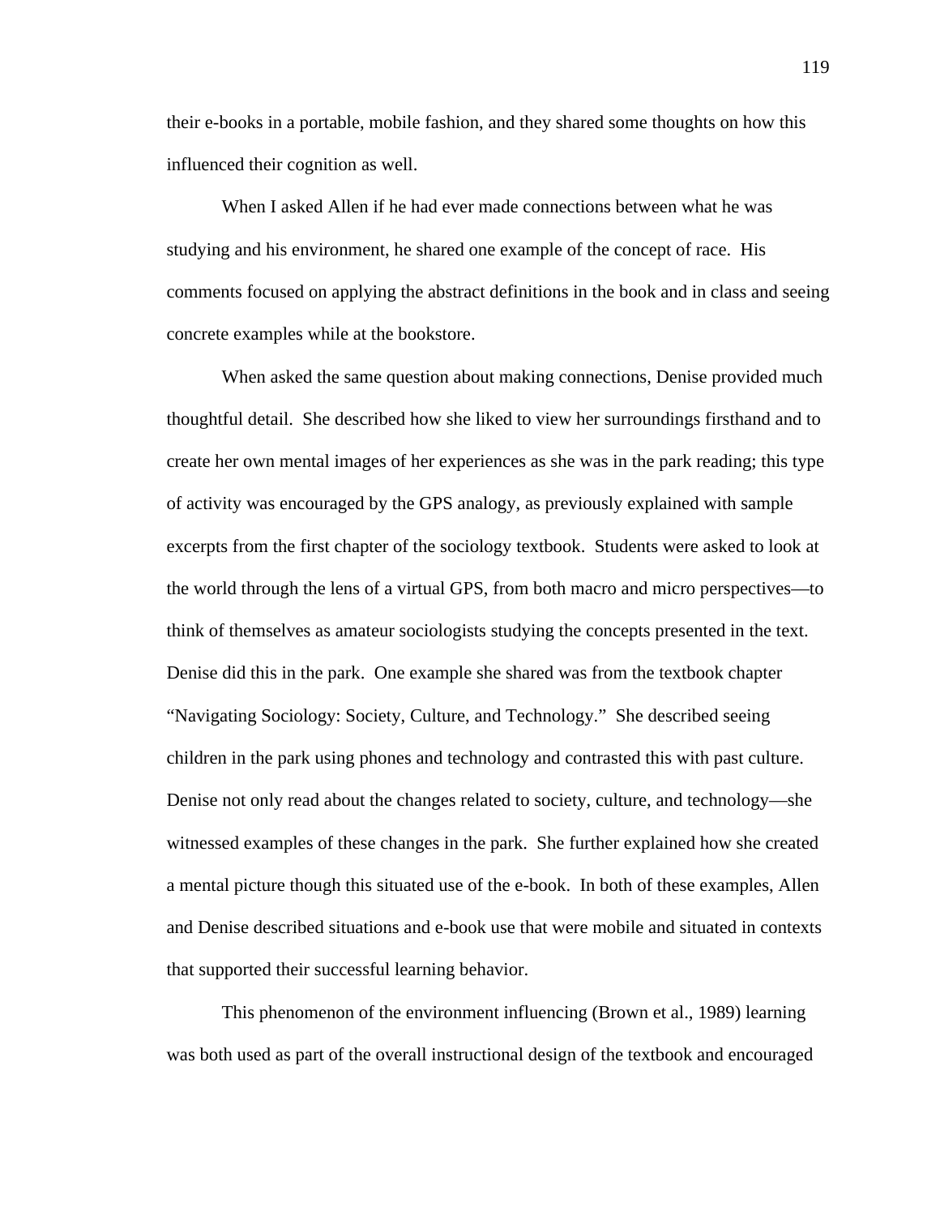their e-books in a portable, mobile fashion, and they shared some thoughts on how this influenced their cognition as well.

When I asked Allen if he had ever made connections between what he was studying and his environment, he shared one example of the concept of race. His comments focused on applying the abstract definitions in the book and in class and seeing concrete examples while at the bookstore.

When asked the same question about making connections, Denise provided much thoughtful detail. She described how she liked to view her surroundings firsthand and to create her own mental images of her experiences as she was in the park reading; this type of activity was encouraged by the GPS analogy, as previously explained with sample excerpts from the first chapter of the sociology textbook. Students were asked to look at the world through the lens of a virtual GPS, from both macro and micro perspectives—to think of themselves as amateur sociologists studying the concepts presented in the text. Denise did this in the park. One example she shared was from the textbook chapter "Navigating Sociology: Society, Culture, and Technology." She described seeing children in the park using phones and technology and contrasted this with past culture. Denise not only read about the changes related to society, culture, and technology—she witnessed examples of these changes in the park. She further explained how she created a mental picture though this situated use of the e-book. In both of these examples, Allen and Denise described situations and e-book use that were mobile and situated in contexts that supported their successful learning behavior.

This phenomenon of the environment influencing (Brown et al., 1989) learning was both used as part of the overall instructional design of the textbook and encouraged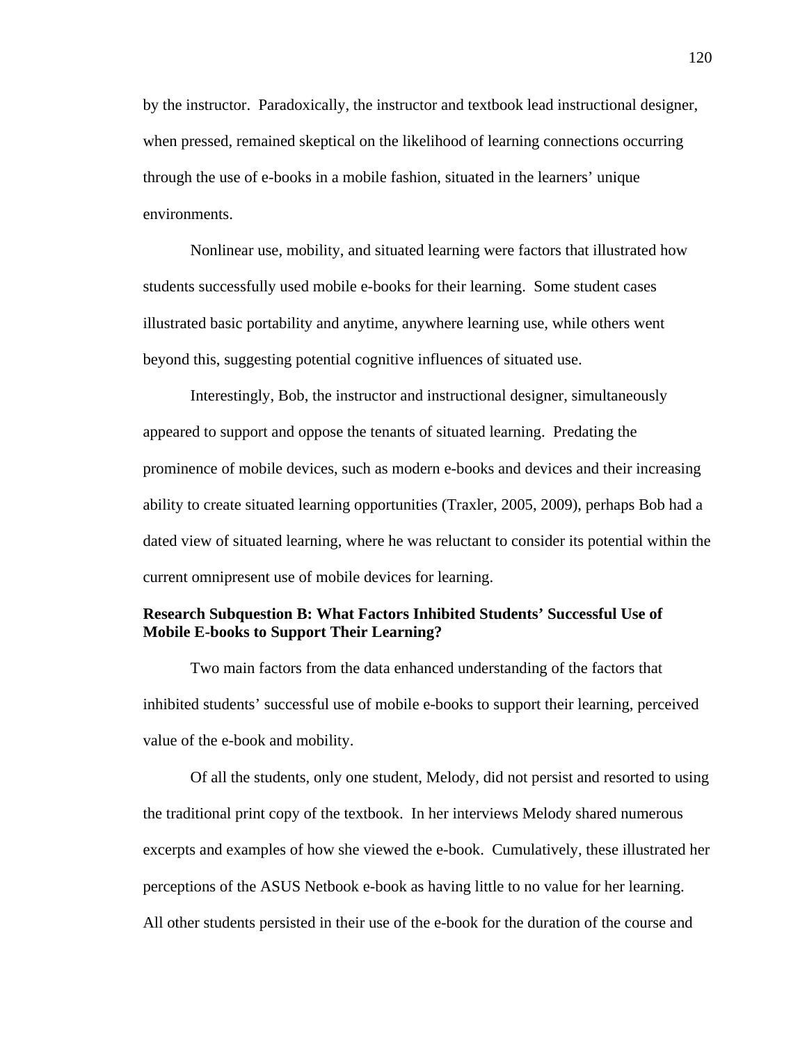by the instructor. Paradoxically, the instructor and textbook lead instructional designer, when pressed, remained skeptical on the likelihood of learning connections occurring through the use of e-books in a mobile fashion, situated in the learners' unique environments.

Nonlinear use, mobility, and situated learning were factors that illustrated how students successfully used mobile e-books for their learning. Some student cases illustrated basic portability and anytime, anywhere learning use, while others went beyond this, suggesting potential cognitive influences of situated use.

Interestingly, Bob, the instructor and instructional designer, simultaneously appeared to support and oppose the tenants of situated learning. Predating the prominence of mobile devices, such as modern e-books and devices and their increasing ability to create situated learning opportunities (Traxler, 2005, 2009), perhaps Bob had a dated view of situated learning, where he was reluctant to consider its potential within the current omnipresent use of mobile devices for learning.

### Research Subquestion B: What Factors Inhibited Students' Successful Use of Mobile E-books to Support Their Learning?

Two main factors from the data enhanced understanding of the factors that inhibited students' successful use of mobile e-books to support their learning, perceived value of the e-book and mobility.

Of all the students, only one student, Melody, did not persist and resorted to using the traditional print copy of the textbook. In her interviews Melody shared numerous excerpts and examples of how she viewed the e-book. Cumulatively, these illustrated her perceptions of the ASUS Netbook e-book as having little to no value for her learning. All other students persisted in their use of the e-book for the duration of the course and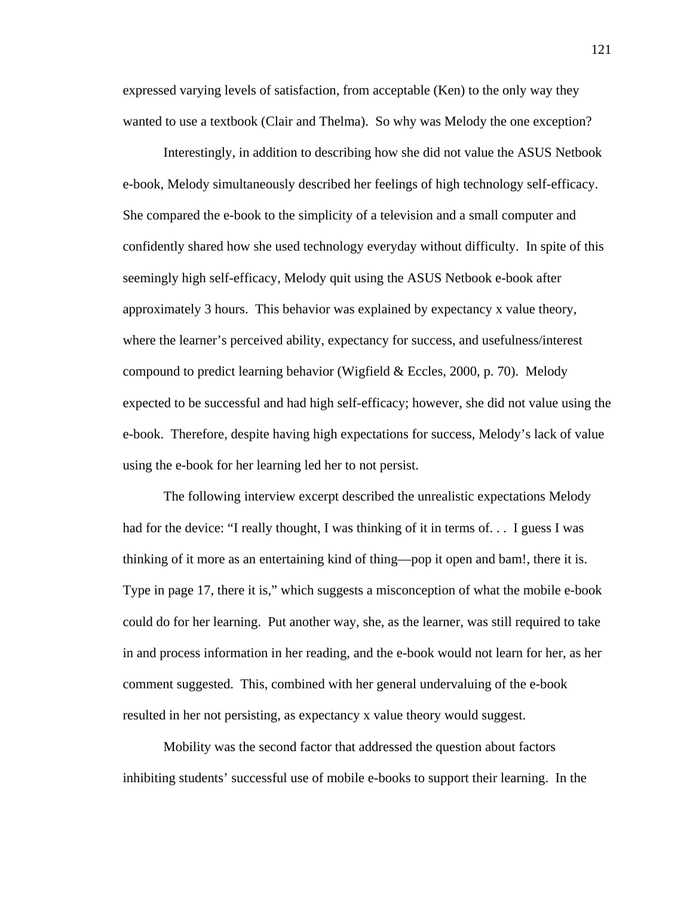expressed varying levels of satisfaction, from acceptable (Ken) to the only way they wanted to use a textbook (Clair and Thelma). So why was Melody the one exception?

Interestingly, in addition to describing how she did not value the ASUS Netbook e-book, Melody simultaneously described her feelings of high technology self-efficacy. She compared the e-book to the simplicity of a television and a small computer and confidently shared how she used technology everyday without difficulty. In spite of this seemingly high self-efficacy, Melody quit using the ASUS Netbook e-book after approximately 3 hours. This behavior was explained by expectancy x value theory, where the learner's perceived ability, expectancy for success, and usefulness/interest compound to predict learning behavior (Wigfield & Eccles, 2000, p. 70). Melody expected to be successful and had high self-efficacy; however, she did not value using the e-book. Therefore, despite having high expectations for success, Melody's lack of value using the e-book for her learning led her to not persist.

The following interview excerpt described the unrealistic expectations Melody had for the device: "I really thought, I was thinking of it in terms of. . . I guess I was thinking of it more as an entertaining kind of thing—pop it open and bam!, there it is. Type in page 17, there it is," which suggests a misconception of what the mobile e-book could do for her learning. Put another way, she, as the learner, was still required to take in and process information in her reading, and the e-book would not learn for her, as her comment suggested. This, combined with her general undervaluing of the e-book resulted in her not persisting, as expectancy x value theory would suggest.

Mobility was the second factor that addressed the question about factors inhibiting students' successful use of mobile e-books to support their learning. In the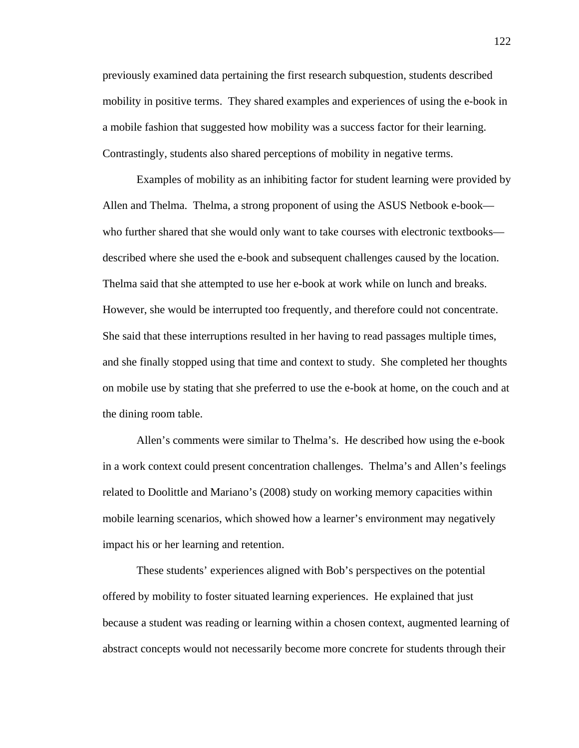previously examined data pertaining the first research subquestion, students described mobility in positive terms. They shared examples and experiences of using the e-book in a mobile fashion that suggested how mobility was a success factor for their learning. Contrastingly, students also shared perceptions of mobility in negative terms.

Examples of mobility as an inhibiting factor for student learning were provided by Allen and Thelma. Thelma, a strong proponent of using the ASUS Netbook e-book—who further shared that she would only want to take courses with electronic textbooks—described where she used the e-book and subsequent challenges caused by the location. Thelma said that she attempted to use her e-book at work while on lunch and breaks. However, she would be interrupted too frequently, and therefore could not concentrate. She said that these interruptions resulted in her having to read passages multiple times, and she finally stopped using that time and context to study. She completed her thoughts on mobile use by stating that she preferred to use the e-book at home, on the couch and at the dining room table.

Allen's comments were similar to Thelma's. He described how using the e-book in a work context could present concentration challenges. Thelma's and Allen's feelings related to Doolittle and Mariano's (2008) study on working memory capacities within mobile learning scenarios, which showed how a learner's environment may negatively impact his or her learning and retention.

These students' experiences aligned with Bob's perspectives on the potential offered by mobility to foster situated learning experiences. He explained that just because a student was reading or learning within a chosen context, augmented learning of abstract concepts would not necessarily become more concrete for students through their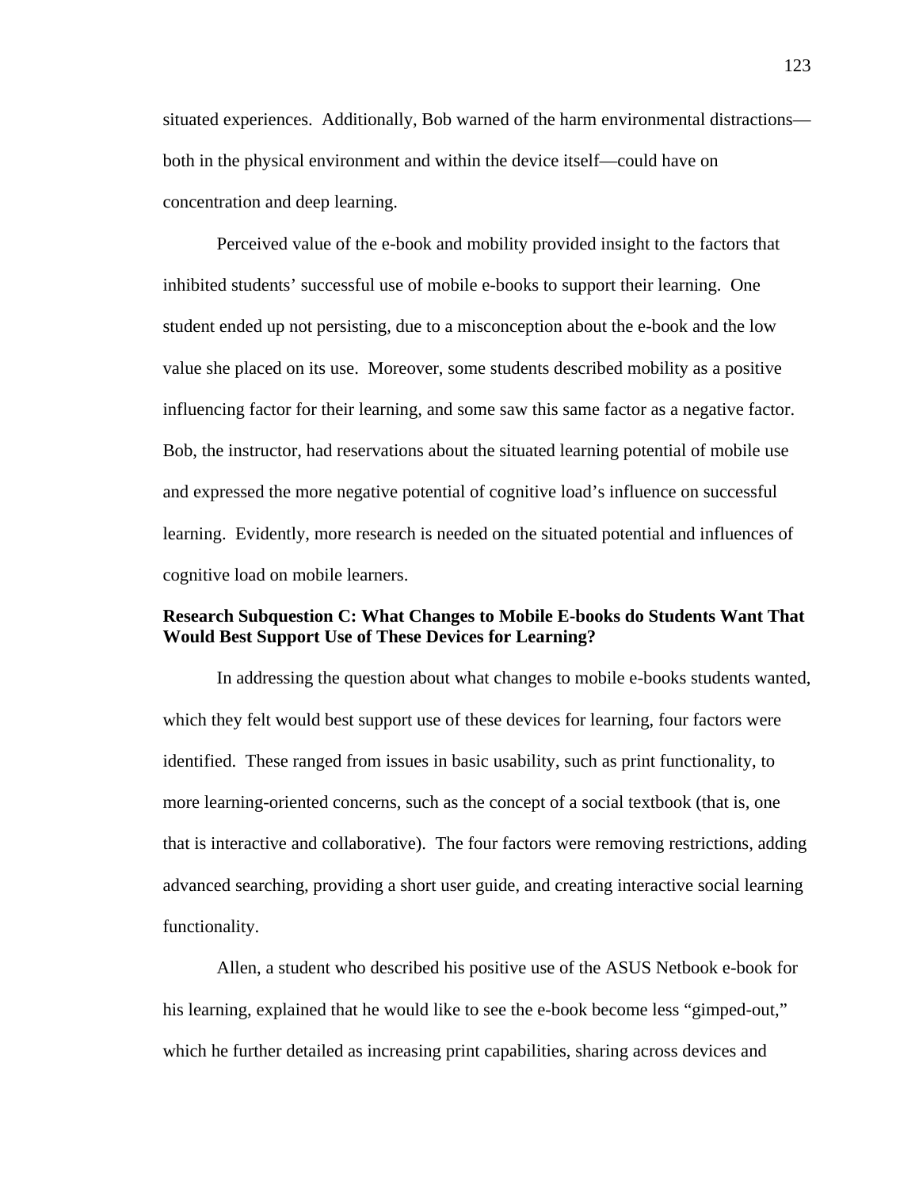situated experiences. Additionally, Bob warned of the harm environmental distractions—both in the physical environment and within the device itself—could have on concentration and deep learning.

Perceived value of the e-book and mobility provided insight to the factors that inhibited students' successful use of mobile e-books to support their learning. One student ended up not persisting, due to a misconception about the e-book and the low value she placed on its use. Moreover, some students described mobility as a positive influencing factor for their learning, and some saw this same factor as a negative factor. Bob, the instructor, had reservations about the situated learning potential of mobile use and expressed the more negative potential of cognitive load's influence on successful learning. Evidently, more research is needed on the situated potential and influences of cognitive load on mobile learners.

### Research Subquestion C: What Changes to Mobile E-books do Students Want That Would Best Support Use of These Devices for Learning?

In addressing the question about what changes to mobile e-books students wanted, which they felt would best support use of these devices for learning, four factors were identified. These ranged from issues in basic usability, such as print functionality, to more learning-oriented concerns, such as the concept of a social textbook (that is, one that is interactive and collaborative). The four factors were removing restrictions, adding advanced searching, providing a short user guide, and creating interactive social learning functionality.

Allen, a student who described his positive use of the ASUS Netbook e-book for his learning, explained that he would like to see the e-book become less "gimped-out," which he further detailed as increasing print capabilities, sharing across devices and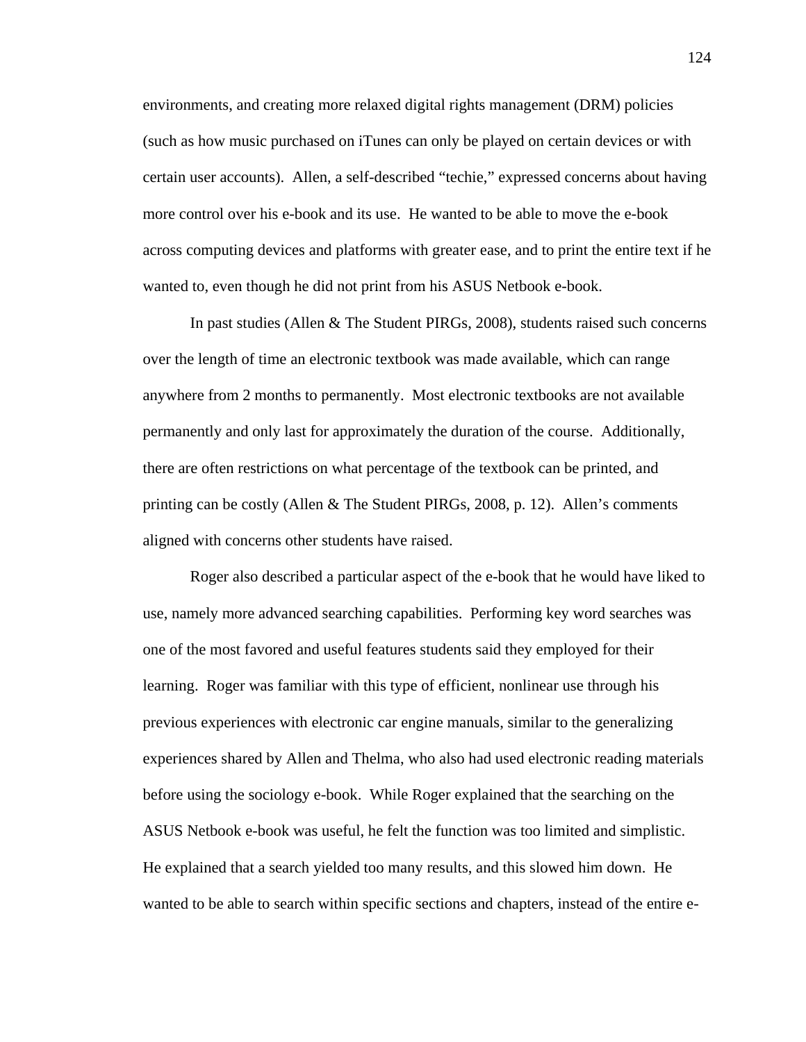environments, and creating more relaxed digital rights management (DRM) policies (such as how music purchased on iTunes can only be played on certain devices or with certain user accounts). Allen, a self-described "techie," expressed concerns about having more control over his e-book and its use. He wanted to be able to move the e-book across computing devices and platforms with greater ease, and to print the entire text if he wanted to, even though he did not print from his ASUS Netbook e-book.

In past studies (Allen & The Student PIRGs, 2008), students raised such concerns over the length of time an electronic textbook was made available, which can range anywhere from 2 months to permanently. Most electronic textbooks are not available permanently and only last for approximately the duration of the course. Additionally, there are often restrictions on what percentage of the textbook can be printed, and printing can be costly (Allen & The Student PIRGs, 2008, p. 12). Allen's comments aligned with concerns other students have raised.

Roger also described a particular aspect of the e-book that he would have liked to use, namely more advanced searching capabilities. Performing key word searches was one of the most favored and useful features students said they employed for their learning. Roger was familiar with this type of efficient, nonlinear use through his previous experiences with electronic car engine manuals, similar to the generalizing experiences shared by Allen and Thelma, who also had used electronic reading materials before using the sociology e-book. While Roger explained that the searching on the ASUS Netbook e-book was useful, he felt the function was too limited and simplistic. He explained that a search yielded too many results, and this slowed him down. He wanted to be able to search within specific sections and chapters, instead of the entire e-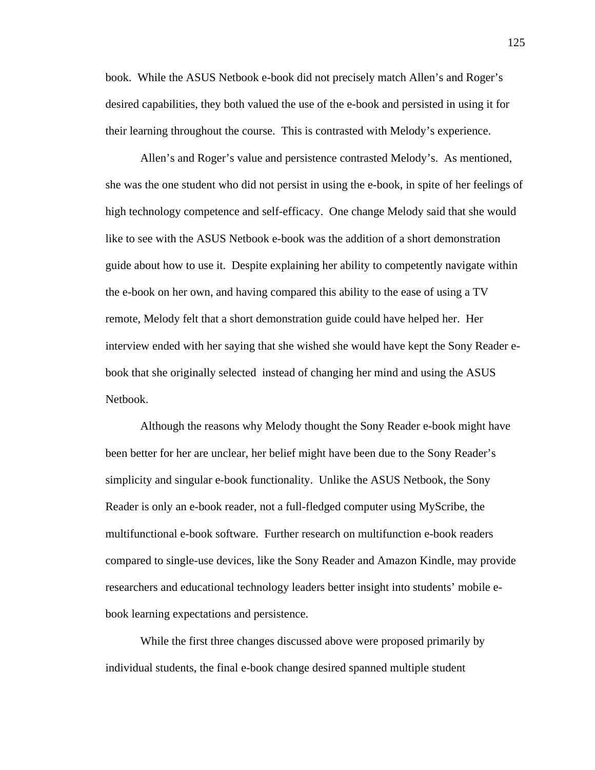book. While the ASUS Netbook e-book did not precisely match Allen's and Roger's desired capabilities, they both valued the use of the e-book and persisted in using it for their learning throughout the course. This is contrasted with Melody's experience.

Allen's and Roger's value and persistence contrasted Melody's. As mentioned, she was the one student who did not persist in using the e-book, in spite of her feelings of high technology competence and self-efficacy. One change Melody said that she would like to see with the ASUS Netbook e-book was the addition of a short demonstration guide about how to use it. Despite explaining her ability to competently navigate within the e-book on her own, and having compared this ability to the ease of using a TV remote, Melody felt that a short demonstration guide could have helped her. Her interview ended with her saying that she wished she would have kept the Sony Reader e-book that she originally selected instead of changing her mind and using the ASUS Netbook.

Although the reasons why Melody thought the Sony Reader e-book might have been better for her are unclear, her belief might have been due to the Sony Reader's simplicity and singular e-book functionality. Unlike the ASUS Netbook, the Sony Reader is only an e-book reader, not a full-fledged computer using MyScribe, the multifunctional e-book software. Further research on multifunction e-book readers compared to single-use devices, like the Sony Reader and Amazon Kindle, may provide researchers and educational technology leaders better insight into students' mobile e-book learning expectations and persistence.

While the first three changes discussed above were proposed primarily by individual students, the final e-book change desired spanned multiple student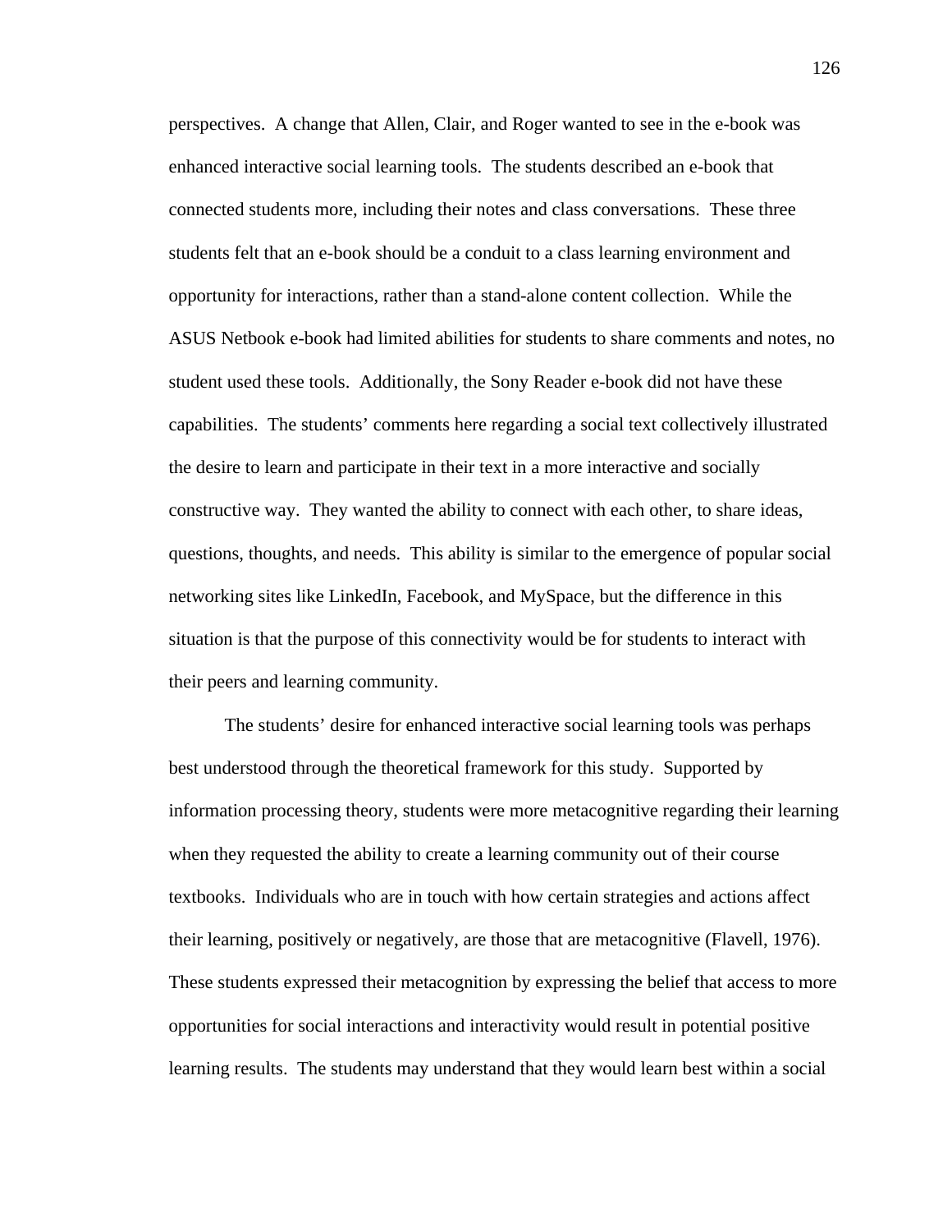perspectives. A change that Allen, Clair, and Roger wanted to see in the e-book was enhanced interactive social learning tools. The students described an e-book that connected students more, including their notes and class conversations. These three students felt that an e-book should be a conduit to a class learning environment and opportunity for interactions, rather than a stand-alone content collection. While the ASUS Netbook e-book had limited abilities for students to share comments and notes, no student used these tools. Additionally, the Sony Reader e-book did not have these capabilities. The students' comments here regarding a social text collectively illustrated the desire to learn and participate in their text in a more interactive and socially constructive way. They wanted the ability to connect with each other, to share ideas, questions, thoughts, and needs. This ability is similar to the emergence of popular social networking sites like LinkedIn, Facebook, and MySpace, but the difference in this situation is that the purpose of this connectivity would be for students to interact with their peers and learning community.

The students' desire for enhanced interactive social learning tools was perhaps best understood through the theoretical framework for this study. Supported by information processing theory, students were more metacognitive regarding their learning when they requested the ability to create a learning community out of their course textbooks. Individuals who are in touch with how certain strategies and actions affect their learning, positively or negatively, are those that are metacognitive (Flavell, 1976). These students expressed their metacognition by expressing the belief that access to more opportunities for social interactions and interactivity would result in potential positive learning results. The students may understand that they would learn best within a social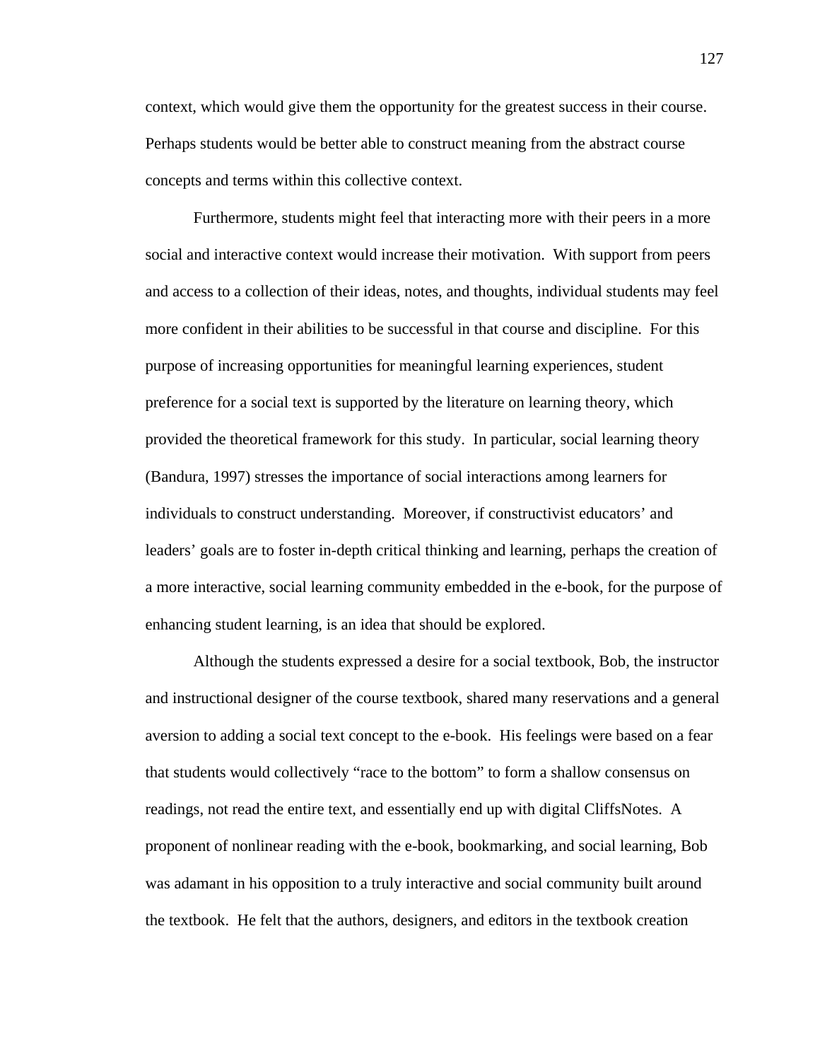context, which would give them the opportunity for the greatest success in their course. Perhaps students would be better able to construct meaning from the abstract course concepts and terms within this collective context.

Furthermore, students might feel that interacting more with their peers in a more social and interactive context would increase their motivation. With support from peers and access to a collection of their ideas, notes, and thoughts, individual students may feel more confident in their abilities to be successful in that course and discipline. For this purpose of increasing opportunities for meaningful learning experiences, student preference for a social text is supported by the literature on learning theory, which provided the theoretical framework for this study. In particular, social learning theory (Bandura, 1997) stresses the importance of social interactions among learners for individuals to construct understanding. Moreover, if constructivist educators' and leaders' goals are to foster in-depth critical thinking and learning, perhaps the creation of a more interactive, social learning community embedded in the e-book, for the purpose of enhancing student learning, is an idea that should be explored.

Although the students expressed a desire for a social textbook, Bob, the instructor and instructional designer of the course textbook, shared many reservations and a general aversion to adding a social text concept to the e-book. His feelings were based on a fear that students would collectively "race to the bottom" to form a shallow consensus on readings, not read the entire text, and essentially end up with digital CliffsNotes. A proponent of nonlinear reading with the e-book, bookmarking, and social learning, Bob was adamant in his opposition to a truly interactive and social community built around the textbook. He felt that the authors, designers, and editors in the textbook creation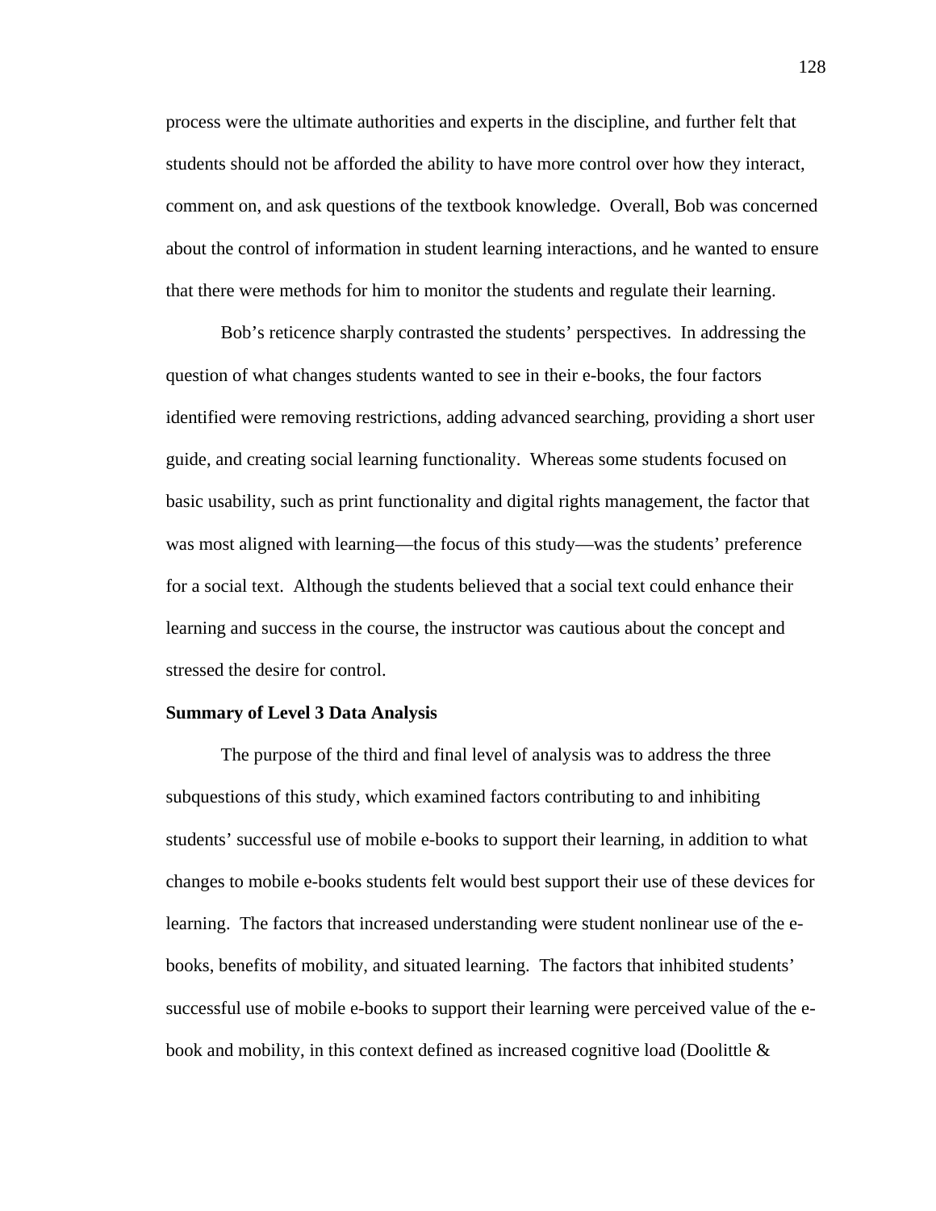process were the ultimate authorities and experts in the discipline, and further felt that students should not be afforded the ability to have more control over how they interact, comment on, and ask questions of the textbook knowledge. Overall, Bob was concerned about the control of information in student learning interactions, and he wanted to ensure that there were methods for him to monitor the students and regulate their learning.

Bob's reticence sharply contrasted the students' perspectives. In addressing the question of what changes students wanted to see in their e-books, the four factors identified were removing restrictions, adding advanced searching, providing a short user guide, and creating social learning functionality. Whereas some students focused on basic usability, such as print functionality and digital rights management, the factor that was most aligned with learning—the focus of this study—was the students' preference for a social text. Although the students believed that a social text could enhance their learning and success in the course, the instructor was cautious about the concept and stressed the desire for control.

**Summary of Level 3 Data Analysis**

The purpose of the third and final level of analysis was to address the three subquestions of this study, which examined factors contributing to and inhibiting students' successful use of mobile e-books to support their learning, in addition to what changes to mobile e-books students felt would best support their use of these devices for learning. The factors that increased understanding were student nonlinear use of the e-books, benefits of mobility, and situated learning. The factors that inhibited students' successful use of mobile e-books to support their learning were perceived value of the e-book and mobility, in this context defined as increased cognitive load (Doolittle &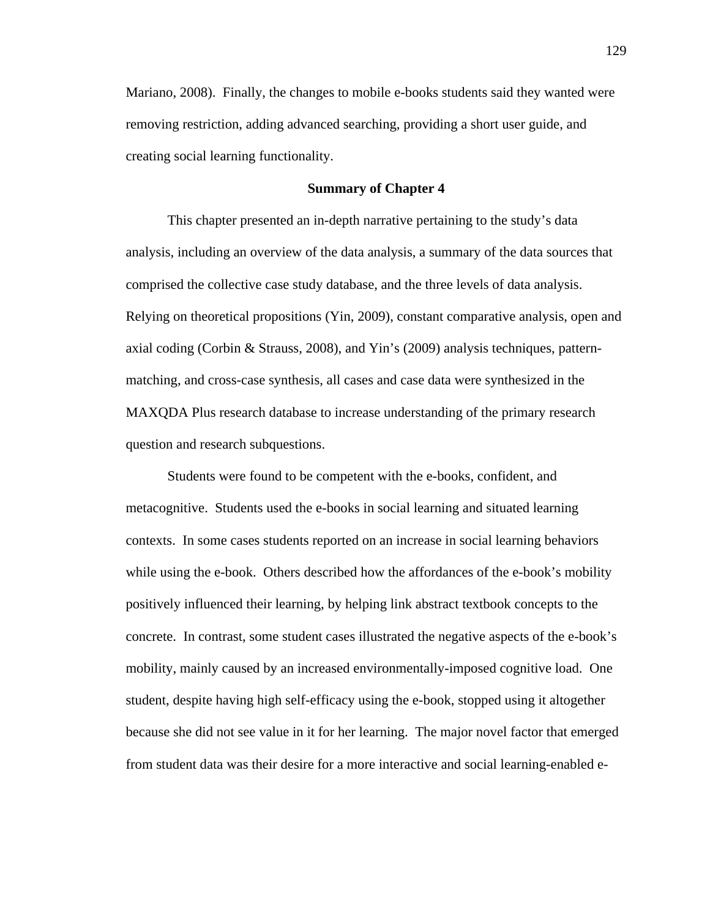Mariano, 2008). Finally, the changes to mobile e-books students said they wanted were removing restriction, adding advanced searching, providing a short user guide, and creating social learning functionality.

## Summary of Chapter 4

This chapter presented an in-depth narrative pertaining to the study's data analysis, including an overview of the data analysis, a summary of the data sources that comprised the collective case study database, and the three levels of data analysis. Relying on theoretical propositions (Yin, 2009), constant comparative analysis, open and axial coding (Corbin & Strauss, 2008), and Yin's (2009) analysis techniques, pattern-matching, and cross-case synthesis, all cases and case data were synthesized in the MAXQDA Plus research database to increase understanding of the primary research question and research subquestions.

Students were found to be competent with the e-books, confident, and metacognitive. Students used the e-books in social learning and situated learning contexts. In some cases students reported on an increase in social learning behaviors while using the e-book. Others described how the affordances of the e-book's mobility positively influenced their learning, by helping link abstract textbook concepts to the concrete. In contrast, some student cases illustrated the negative aspects of the e-book's mobility, mainly caused by an increased environmentally-imposed cognitive load. One student, despite having high self-efficacy using the e-book, stopped using it altogether because she did not see value in it for her learning. The major novel factor that emerged from student data was their desire for a more interactive and social learning-enabled e-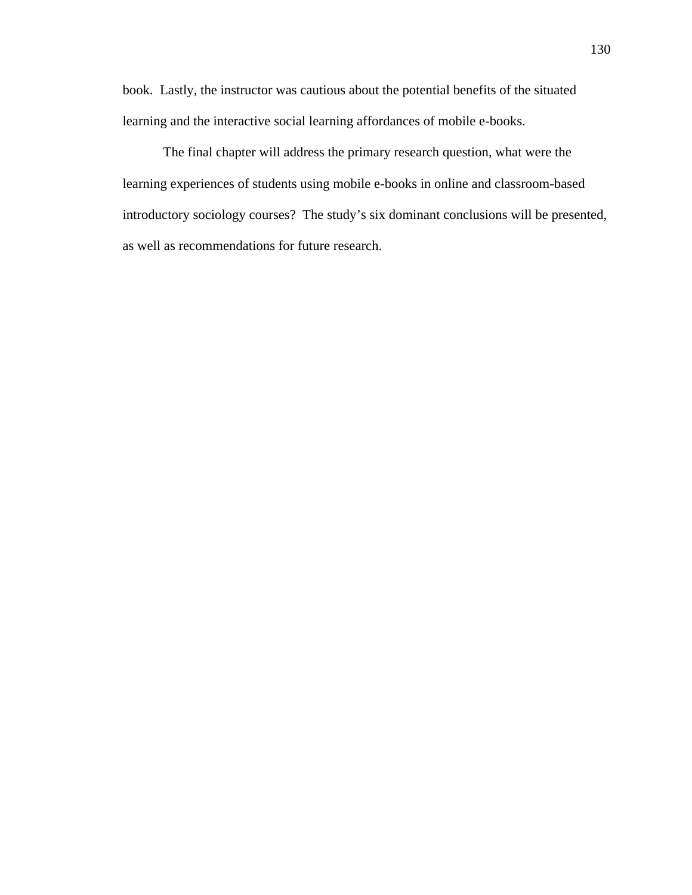book.  Lastly, the instructor was cautious about the potential benefits of the situated learning and the interactive social learning affordances of mobile e-books.

The final chapter will address the primary research question, what were the learning experiences of students using mobile e-books in online and classroom-based introductory sociology courses?  The study's six dominant conclusions will be presented, as well as recommendations for future research.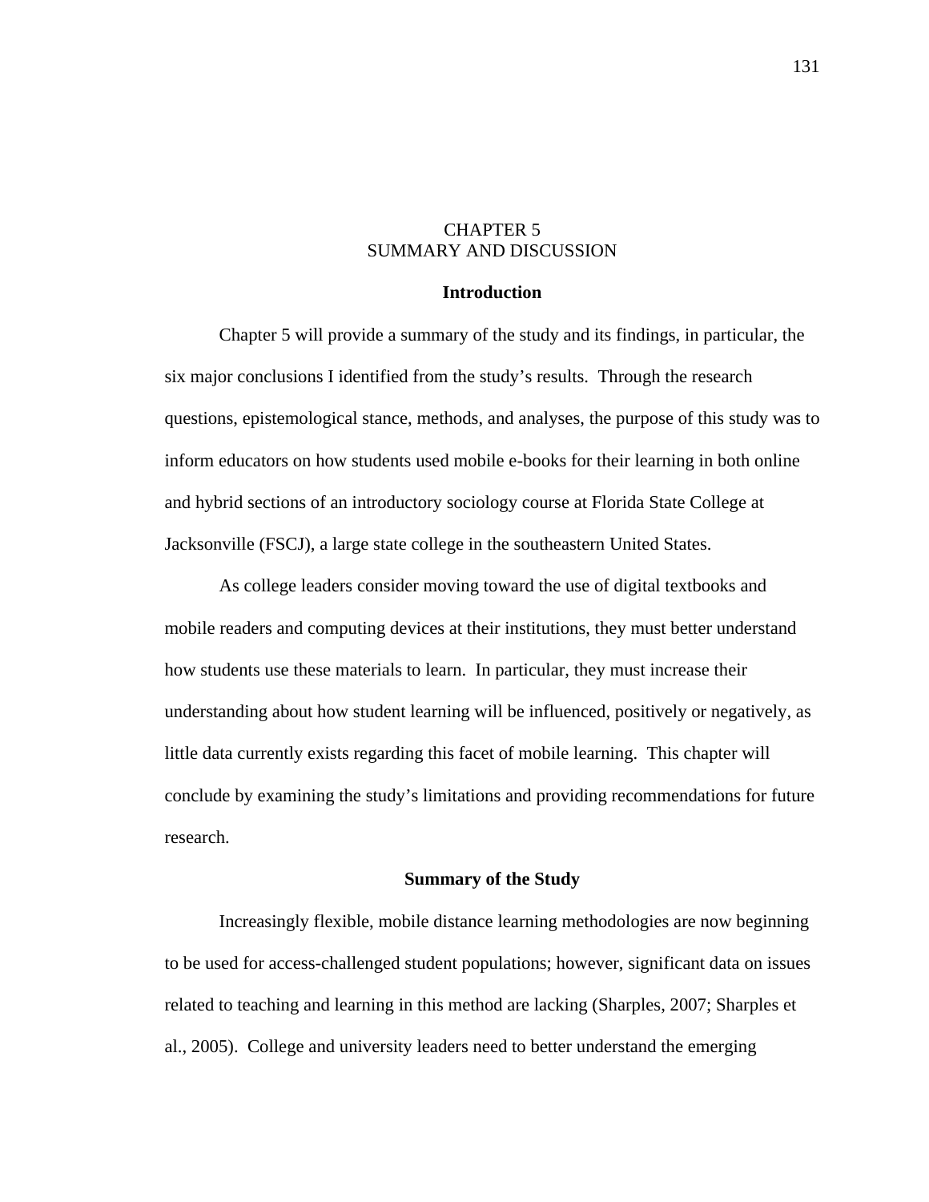# CHAPTER 5
# SUMMARY AND DISCUSSION

## Introduction

Chapter 5 will provide a summary of the study and its findings, in particular, the six major conclusions I identified from the study's results. Through the research questions, epistemological stance, methods, and analyses, the purpose of this study was to inform educators on how students used mobile e-books for their learning in both online and hybrid sections of an introductory sociology course at Florida State College at Jacksonville (FSCJ), a large state college in the southeastern United States.

As college leaders consider moving toward the use of digital textbooks and mobile readers and computing devices at their institutions, they must better understand how students use these materials to learn. In particular, they must increase their understanding about how student learning will be influenced, positively or negatively, as little data currently exists regarding this facet of mobile learning. This chapter will conclude by examining the study's limitations and providing recommendations for future research.

## Summary of the Study

Increasingly flexible, mobile distance learning methodologies are now beginning to be used for access-challenged student populations; however, significant data on issues related to teaching and learning in this method are lacking (Sharples, 2007; Sharples et al., 2005). College and university leaders need to better understand the emerging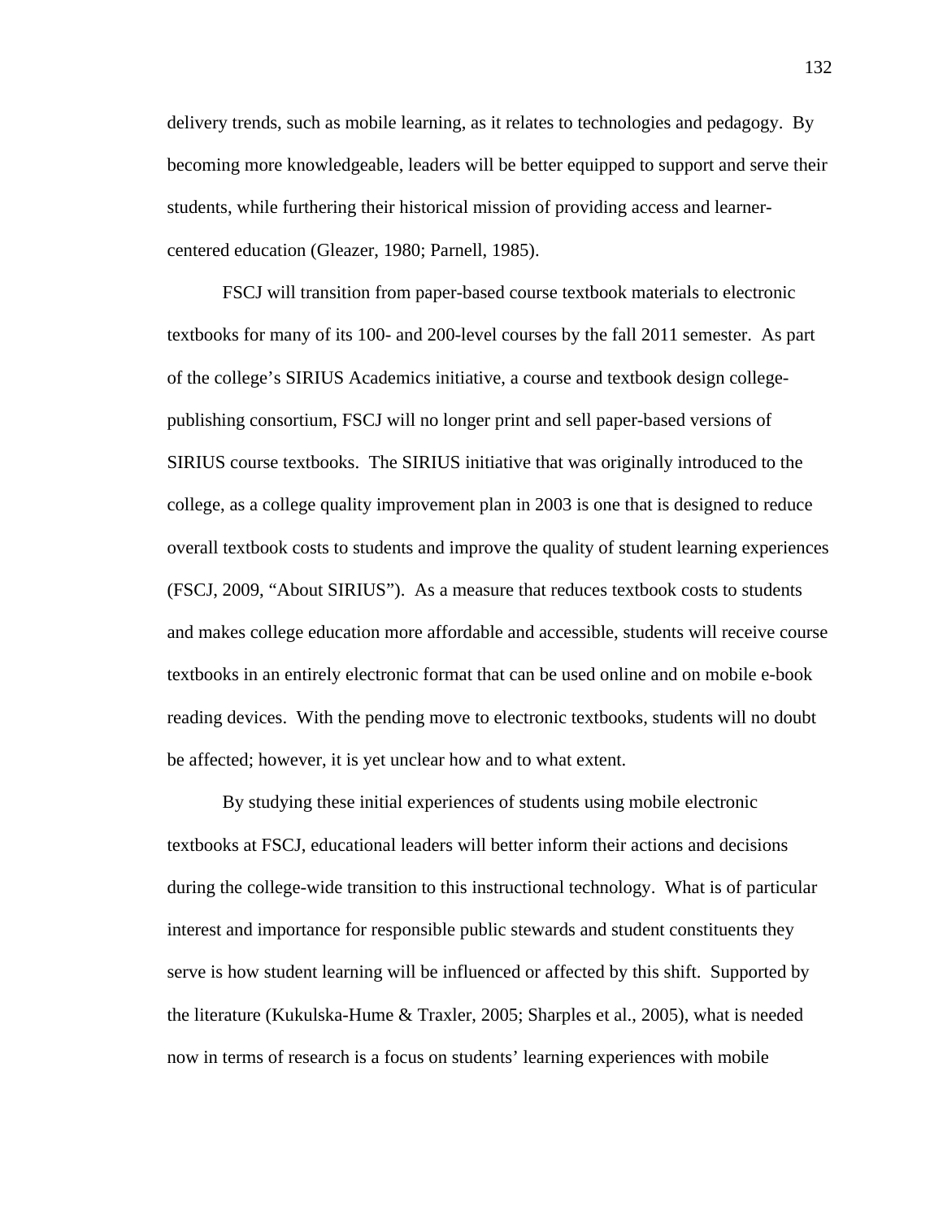delivery trends, such as mobile learning, as it relates to technologies and pedagogy. By becoming more knowledgeable, leaders will be better equipped to support and serve their students, while furthering their historical mission of providing access and learner-centered education (Gleazer, 1980; Parnell, 1985).

FSCJ will transition from paper-based course textbook materials to electronic textbooks for many of its 100- and 200-level courses by the fall 2011 semester. As part of the college's SIRIUS Academics initiative, a course and textbook design college-publishing consortium, FSCJ will no longer print and sell paper-based versions of SIRIUS course textbooks. The SIRIUS initiative that was originally introduced to the college, as a college quality improvement plan in 2003 is one that is designed to reduce overall textbook costs to students and improve the quality of student learning experiences (FSCJ, 2009, "About SIRIUS"). As a measure that reduces textbook costs to students and makes college education more affordable and accessible, students will receive course textbooks in an entirely electronic format that can be used online and on mobile e-book reading devices. With the pending move to electronic textbooks, students will no doubt be affected; however, it is yet unclear how and to what extent.

By studying these initial experiences of students using mobile electronic textbooks at FSCJ, educational leaders will better inform their actions and decisions during the college-wide transition to this instructional technology. What is of particular interest and importance for responsible public stewards and student constituents they serve is how student learning will be influenced or affected by this shift. Supported by the literature (Kukulska-Hume & Traxler, 2005; Sharples et al., 2005), what is needed now in terms of research is a focus on students' learning experiences with mobile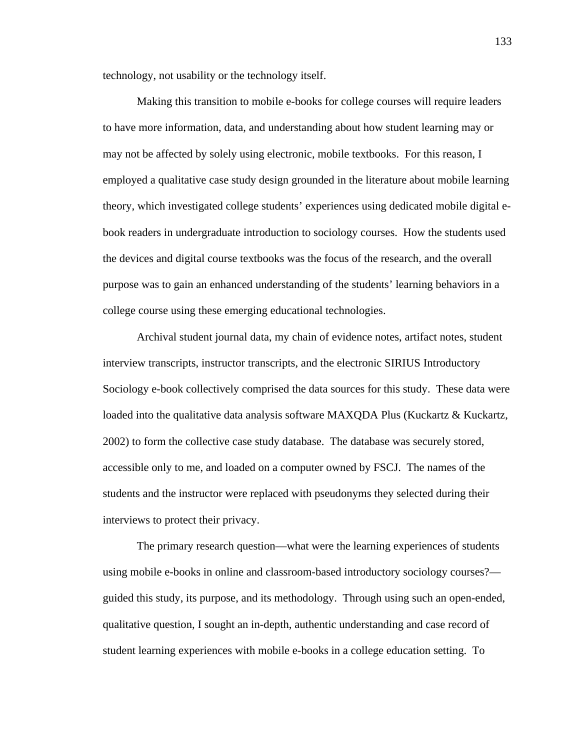technology, not usability or the technology itself.

Making this transition to mobile e-books for college courses will require leaders to have more information, data, and understanding about how student learning may or may not be affected by solely using electronic, mobile textbooks. For this reason, I employed a qualitative case study design grounded in the literature about mobile learning theory, which investigated college students' experiences using dedicated mobile digital e-book readers in undergraduate introduction to sociology courses. How the students used the devices and digital course textbooks was the focus of the research, and the overall purpose was to gain an enhanced understanding of the students' learning behaviors in a college course using these emerging educational technologies.

Archival student journal data, my chain of evidence notes, artifact notes, student interview transcripts, instructor transcripts, and the electronic SIRIUS Introductory Sociology e-book collectively comprised the data sources for this study. These data were loaded into the qualitative data analysis software MAXQDA Plus (Kuckartz & Kuckartz, 2002) to form the collective case study database. The database was securely stored, accessible only to me, and loaded on a computer owned by FSCJ. The names of the students and the instructor were replaced with pseudonyms they selected during their interviews to protect their privacy.

The primary research question—what were the learning experiences of students using mobile e-books in online and classroom-based introductory sociology courses?—guided this study, its purpose, and its methodology. Through using such an open-ended, qualitative question, I sought an in-depth, authentic understanding and case record of student learning experiences with mobile e-books in a college education setting. To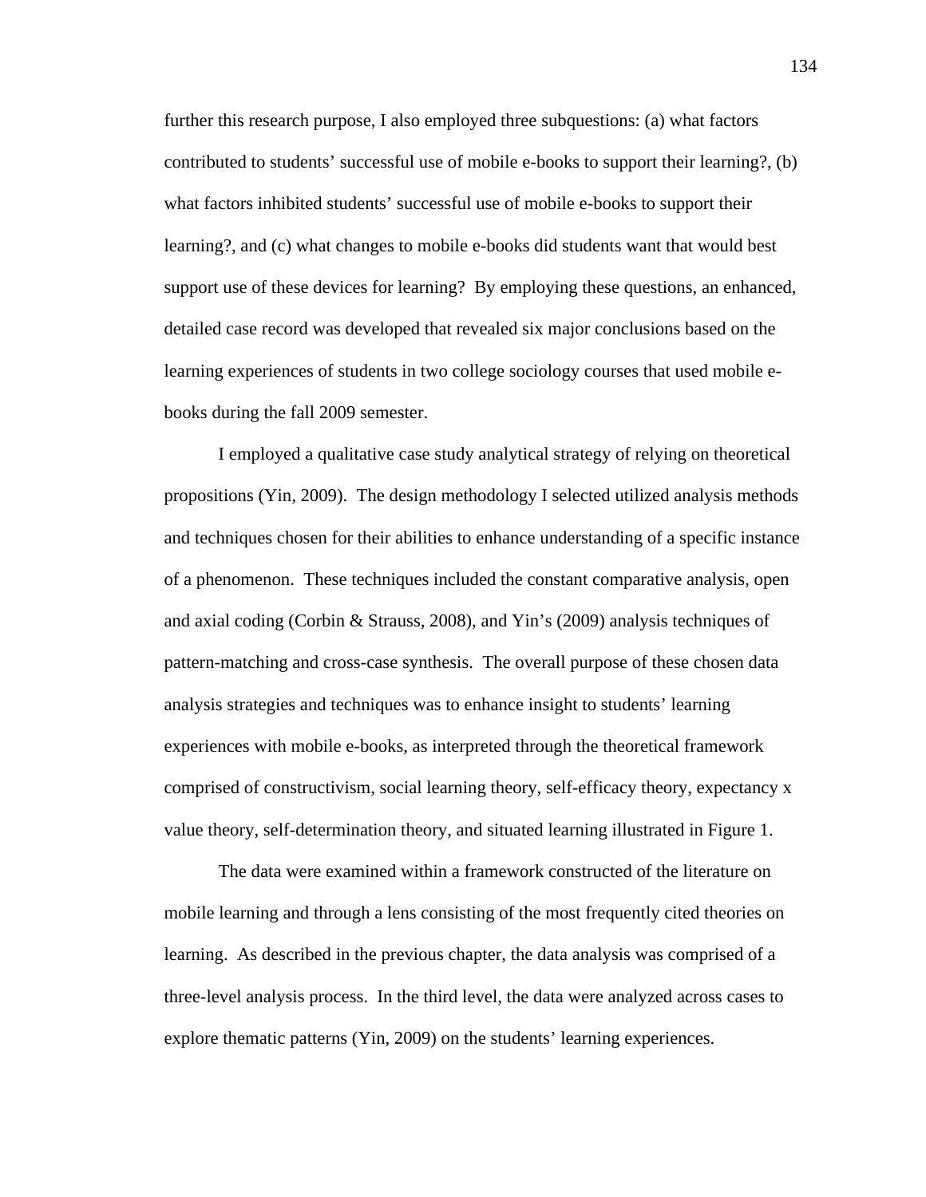further this research purpose, I also employed three subquestions: (a) what factors contributed to students' successful use of mobile e-books to support their learning?, (b) what factors inhibited students' successful use of mobile e-books to support their learning?, and (c) what changes to mobile e-books did students want that would best support use of these devices for learning? By employing these questions, an enhanced, detailed case record was developed that revealed six major conclusions based on the learning experiences of students in two college sociology courses that used mobile e-books during the fall 2009 semester.

I employed a qualitative case study analytical strategy of relying on theoretical propositions (Yin, 2009). The design methodology I selected utilized analysis methods and techniques chosen for their abilities to enhance understanding of a specific instance of a phenomenon. These techniques included the constant comparative analysis, open and axial coding (Corbin & Strauss, 2008), and Yin's (2009) analysis techniques of pattern-matching and cross-case synthesis. The overall purpose of these chosen data analysis strategies and techniques was to enhance insight to students' learning experiences with mobile e-books, as interpreted through the theoretical framework comprised of constructivism, social learning theory, self-efficacy theory, expectancy x value theory, self-determination theory, and situated learning illustrated in Figure 1.

The data were examined within a framework constructed of the literature on mobile learning and through a lens consisting of the most frequently cited theories on learning. As described in the previous chapter, the data analysis was comprised of a three-level analysis process. In the third level, the data were analyzed across cases to explore thematic patterns (Yin, 2009) on the students' learning experiences.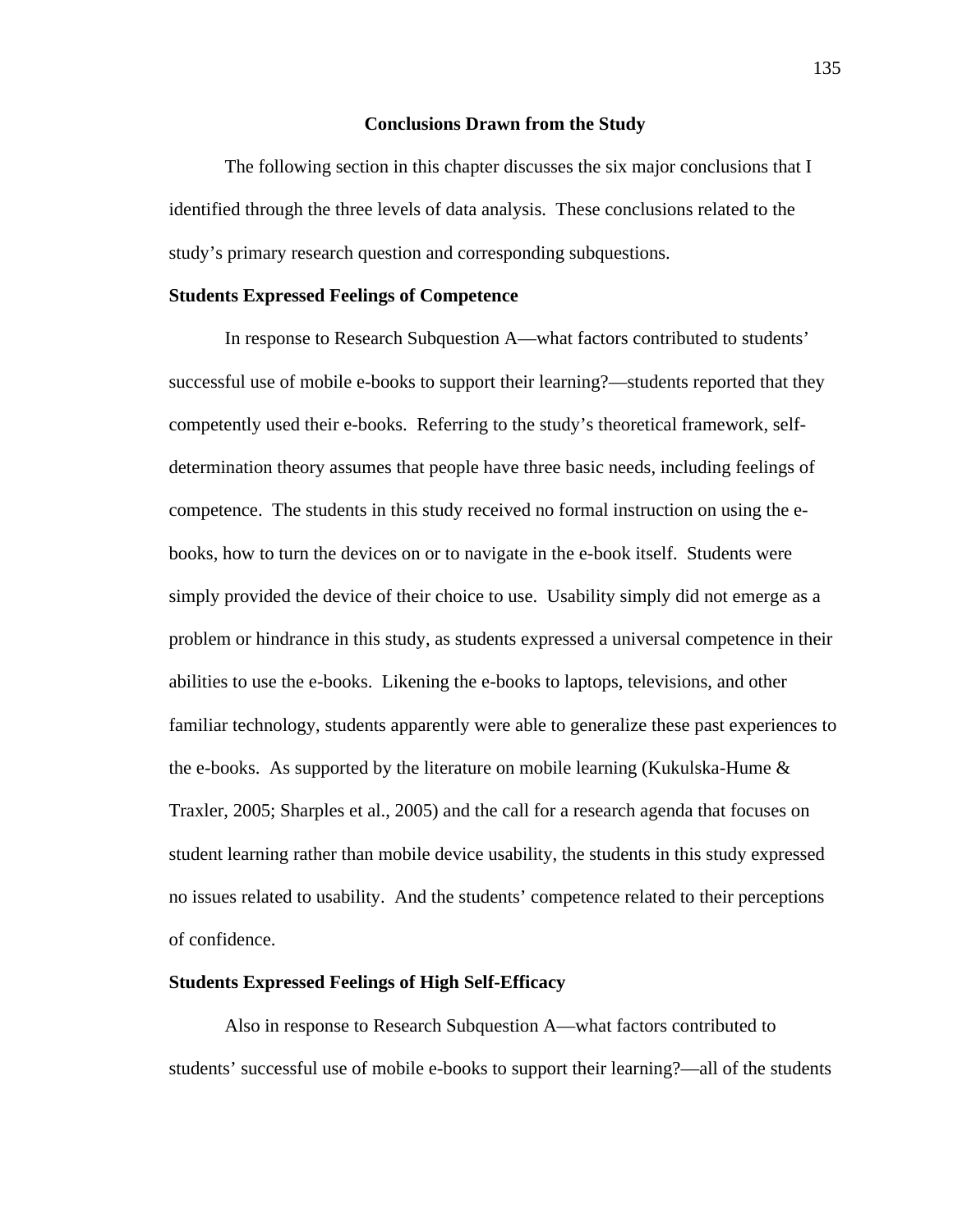## Conclusions Drawn from the Study

The following section in this chapter discusses the six major conclusions that I identified through the three levels of data analysis. These conclusions related to the study's primary research question and corresponding subquestions.

### Students Expressed Feelings of Competence

In response to Research Subquestion A—what factors contributed to students' successful use of mobile e-books to support their learning?—students reported that they competently used their e-books. Referring to the study's theoretical framework, self-determination theory assumes that people have three basic needs, including feelings of competence. The students in this study received no formal instruction on using the e-books, how to turn the devices on or to navigate in the e-book itself. Students were simply provided the device of their choice to use. Usability simply did not emerge as a problem or hindrance in this study, as students expressed a universal competence in their abilities to use the e-books. Likening the e-books to laptops, televisions, and other familiar technology, students apparently were able to generalize these past experiences to the e-books. As supported by the literature on mobile learning (Kukulska-Hume & Traxler, 2005; Sharples et al., 2005) and the call for a research agenda that focuses on student learning rather than mobile device usability, the students in this study expressed no issues related to usability. And the students' competence related to their perceptions of confidence.

### Students Expressed Feelings of High Self-Efficacy

Also in response to Research Subquestion A—what factors contributed to students' successful use of mobile e-books to support their learning?—all of the students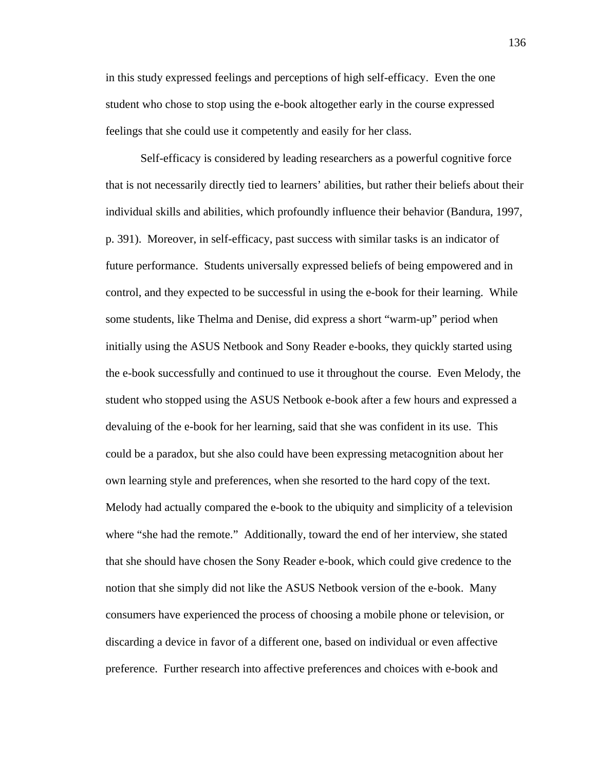in this study expressed feelings and perceptions of high self-efficacy. Even the one student who chose to stop using the e-book altogether early in the course expressed feelings that she could use it competently and easily for her class.

Self-efficacy is considered by leading researchers as a powerful cognitive force that is not necessarily directly tied to learners' abilities, but rather their beliefs about their individual skills and abilities, which profoundly influence their behavior (Bandura, 1997, p. 391). Moreover, in self-efficacy, past success with similar tasks is an indicator of future performance. Students universally expressed beliefs of being empowered and in control, and they expected to be successful in using the e-book for their learning. While some students, like Thelma and Denise, did express a short "warm-up" period when initially using the ASUS Netbook and Sony Reader e-books, they quickly started using the e-book successfully and continued to use it throughout the course. Even Melody, the student who stopped using the ASUS Netbook e-book after a few hours and expressed a devaluing of the e-book for her learning, said that she was confident in its use. This could be a paradox, but she also could have been expressing metacognition about her own learning style and preferences, when she resorted to the hard copy of the text. Melody had actually compared the e-book to the ubiquity and simplicity of a television where "she had the remote." Additionally, toward the end of her interview, she stated that she should have chosen the Sony Reader e-book, which could give credence to the notion that she simply did not like the ASUS Netbook version of the e-book. Many consumers have experienced the process of choosing a mobile phone or television, or discarding a device in favor of a different one, based on individual or even affective preference. Further research into affective preferences and choices with e-book and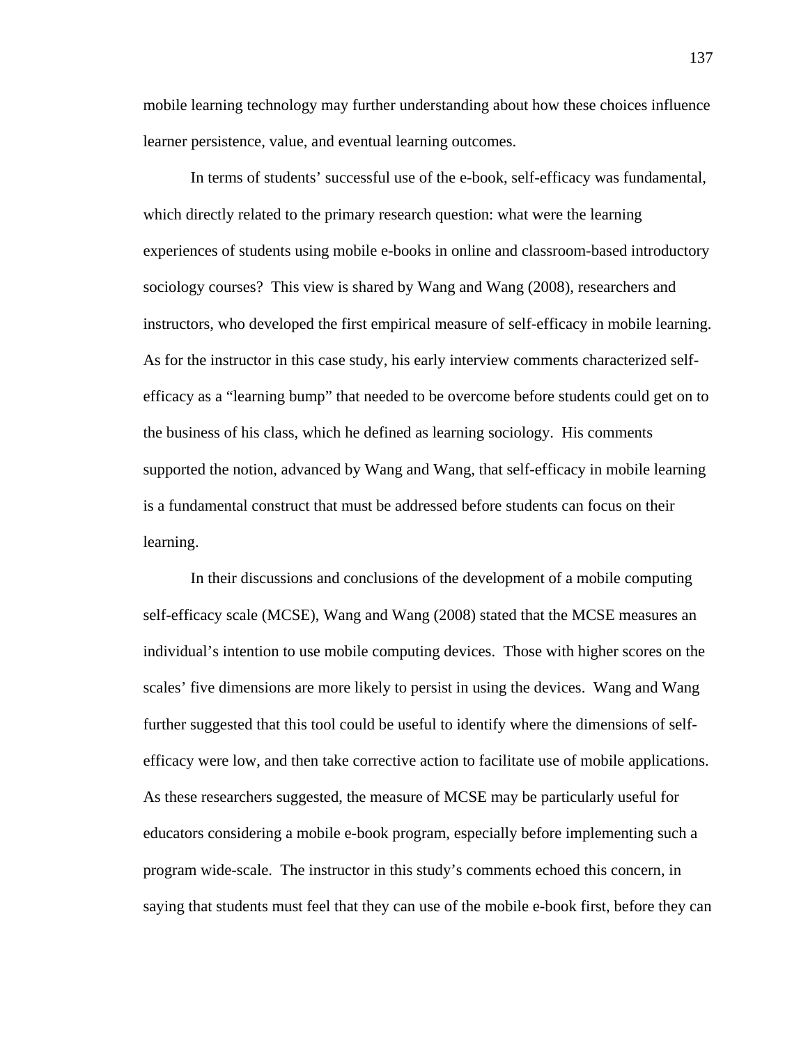mobile learning technology may further understanding about how these choices influence learner persistence, value, and eventual learning outcomes.

In terms of students' successful use of the e-book, self-efficacy was fundamental, which directly related to the primary research question: what were the learning experiences of students using mobile e-books in online and classroom-based introductory sociology courses? This view is shared by Wang and Wang (2008), researchers and instructors, who developed the first empirical measure of self-efficacy in mobile learning. As for the instructor in this case study, his early interview comments characterized self-efficacy as a "learning bump" that needed to be overcome before students could get on to the business of his class, which he defined as learning sociology. His comments supported the notion, advanced by Wang and Wang, that self-efficacy in mobile learning is a fundamental construct that must be addressed before students can focus on their learning.

In their discussions and conclusions of the development of a mobile computing self-efficacy scale (MCSE), Wang and Wang (2008) stated that the MCSE measures an individual's intention to use mobile computing devices. Those with higher scores on the scales' five dimensions are more likely to persist in using the devices. Wang and Wang further suggested that this tool could be useful to identify where the dimensions of self-efficacy were low, and then take corrective action to facilitate use of mobile applications. As these researchers suggested, the measure of MCSE may be particularly useful for educators considering a mobile e-book program, especially before implementing such a program wide-scale. The instructor in this study's comments echoed this concern, in saying that students must feel that they can use of the mobile e-book first, before they can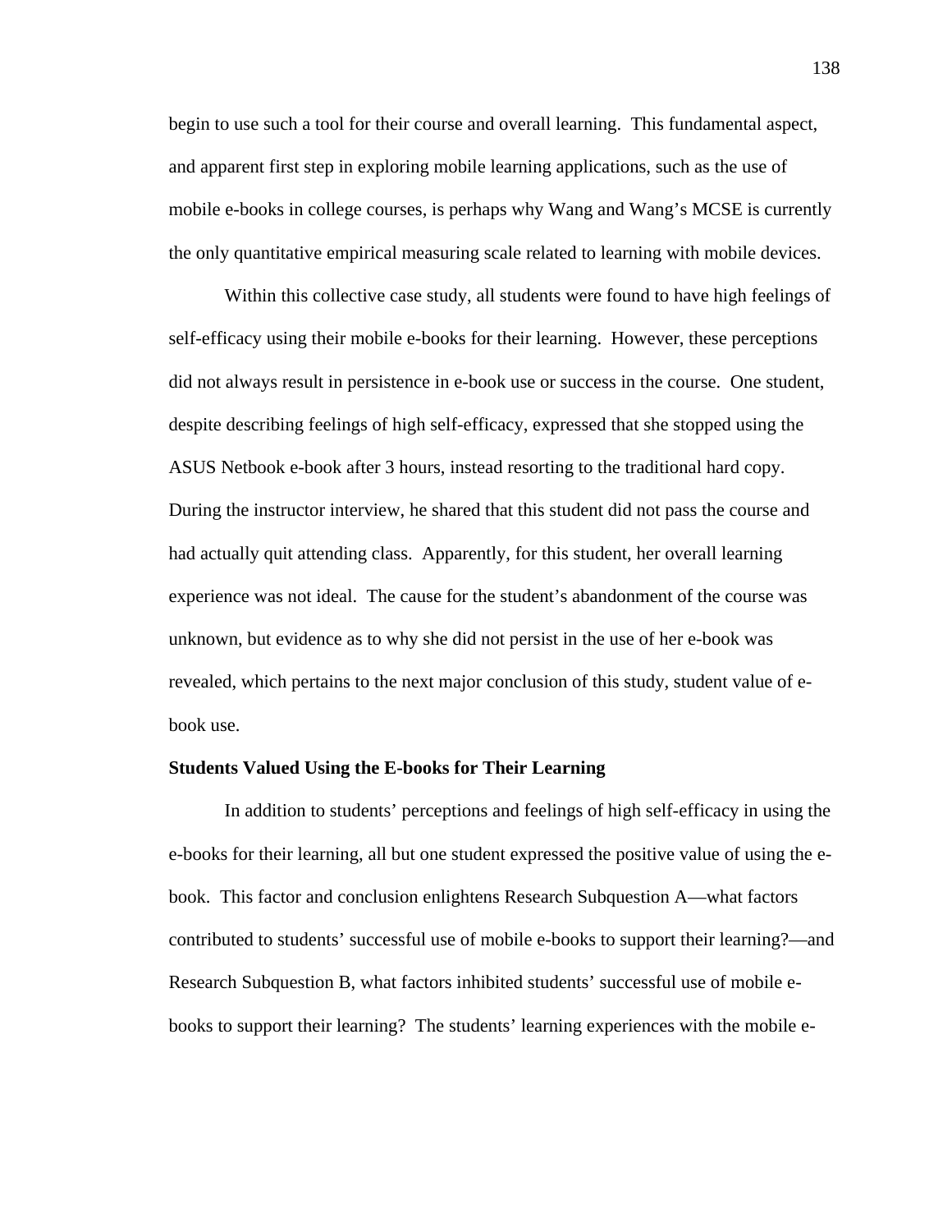begin to use such a tool for their course and overall learning. This fundamental aspect, and apparent first step in exploring mobile learning applications, such as the use of mobile e-books in college courses, is perhaps why Wang and Wang's MCSE is currently the only quantitative empirical measuring scale related to learning with mobile devices.

Within this collective case study, all students were found to have high feelings of self-efficacy using their mobile e-books for their learning. However, these perceptions did not always result in persistence in e-book use or success in the course. One student, despite describing feelings of high self-efficacy, expressed that she stopped using the ASUS Netbook e-book after 3 hours, instead resorting to the traditional hard copy. During the instructor interview, he shared that this student did not pass the course and had actually quit attending class. Apparently, for this student, her overall learning experience was not ideal. The cause for the student's abandonment of the course was unknown, but evidence as to why she did not persist in the use of her e-book was revealed, which pertains to the next major conclusion of this study, student value of e-book use.

**Students Valued Using the E-books for Their Learning**

In addition to students' perceptions and feelings of high self-efficacy in using the e-books for their learning, all but one student expressed the positive value of using the e-book. This factor and conclusion enlightens Research Subquestion A—what factors contributed to students' successful use of mobile e-books to support their learning?—and Research Subquestion B, what factors inhibited students' successful use of mobile e-books to support their learning? The students' learning experiences with the mobile e-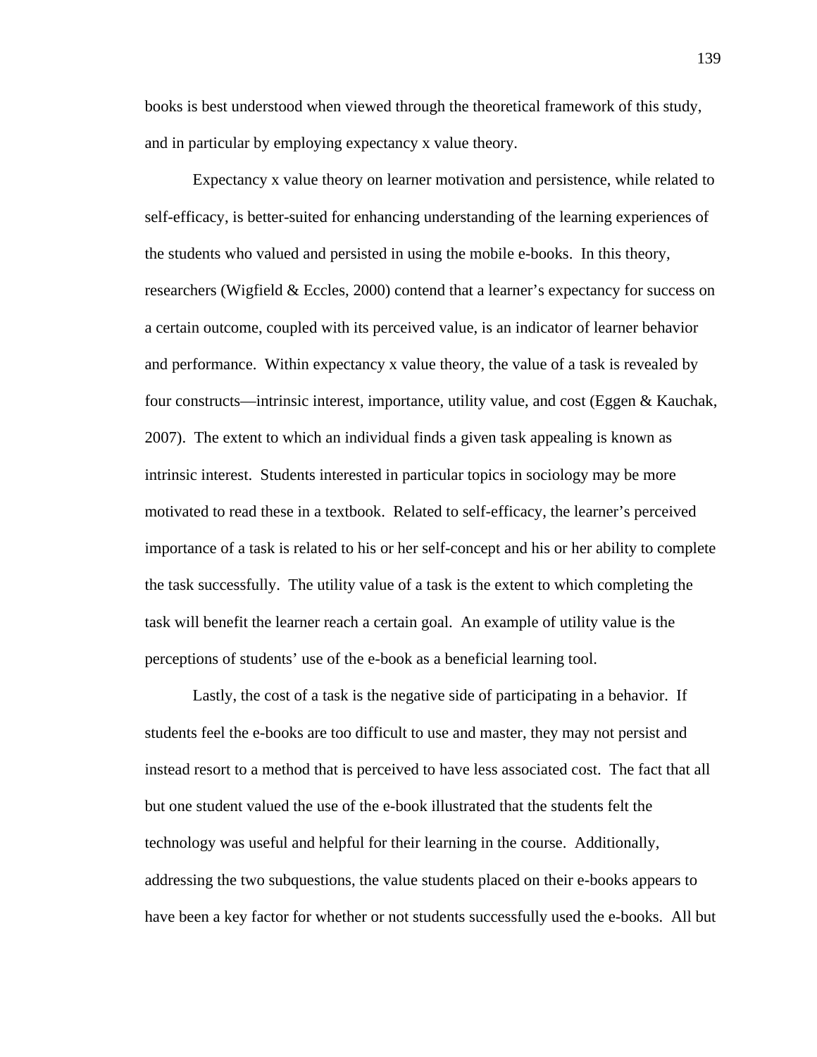books is best understood when viewed through the theoretical framework of this study, and in particular by employing expectancy x value theory.

Expectancy x value theory on learner motivation and persistence, while related to self-efficacy, is better-suited for enhancing understanding of the learning experiences of the students who valued and persisted in using the mobile e-books. In this theory, researchers (Wigfield & Eccles, 2000) contend that a learner's expectancy for success on a certain outcome, coupled with its perceived value, is an indicator of learner behavior and performance. Within expectancy x value theory, the value of a task is revealed by four constructs—intrinsic interest, importance, utility value, and cost (Eggen & Kauchak, 2007). The extent to which an individual finds a given task appealing is known as intrinsic interest. Students interested in particular topics in sociology may be more motivated to read these in a textbook. Related to self-efficacy, the learner's perceived importance of a task is related to his or her self-concept and his or her ability to complete the task successfully. The utility value of a task is the extent to which completing the task will benefit the learner reach a certain goal. An example of utility value is the perceptions of students' use of the e-book as a beneficial learning tool.

Lastly, the cost of a task is the negative side of participating in a behavior. If students feel the e-books are too difficult to use and master, they may not persist and instead resort to a method that is perceived to have less associated cost. The fact that all but one student valued the use of the e-book illustrated that the students felt the technology was useful and helpful for their learning in the course. Additionally, addressing the two subquestions, the value students placed on their e-books appears to have been a key factor for whether or not students successfully used the e-books. All but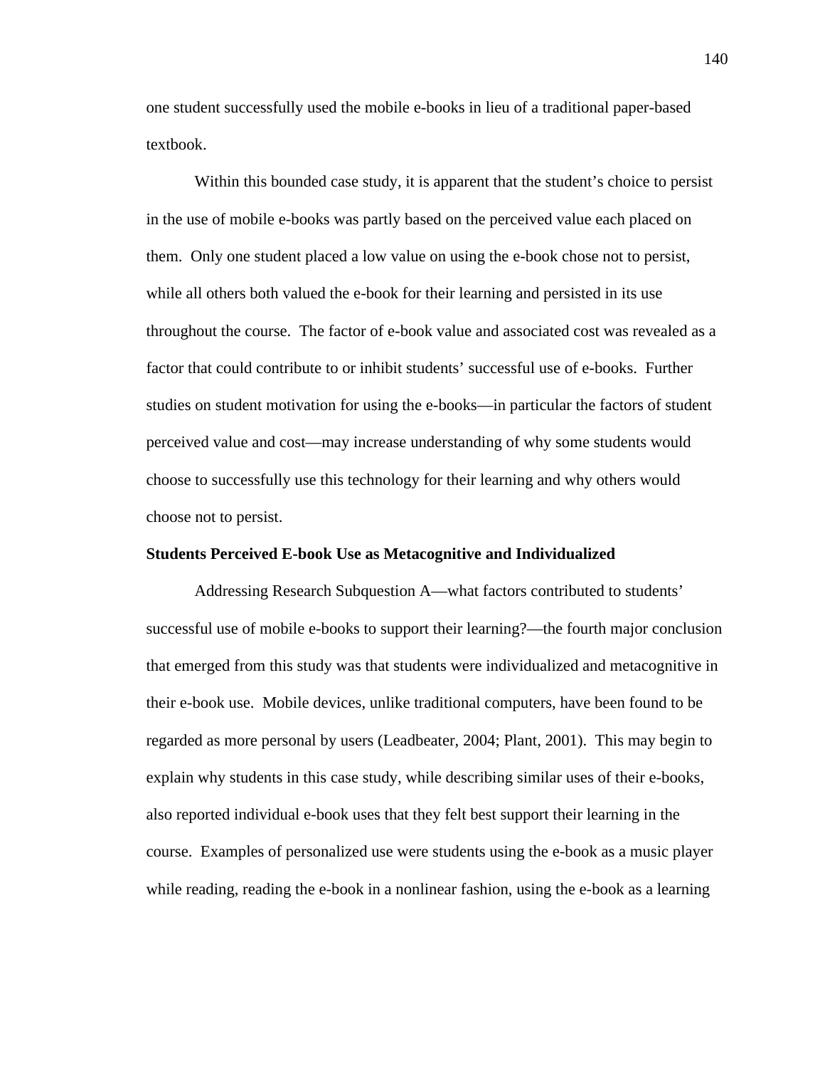one student successfully used the mobile e-books in lieu of a traditional paper-based textbook.

Within this bounded case study, it is apparent that the student’s choice to persist in the use of mobile e-books was partly based on the perceived value each placed on them. Only one student placed a low value on using the e-book chose not to persist, while all others both valued the e-book for their learning and persisted in its use throughout the course. The factor of e-book value and associated cost was revealed as a factor that could contribute to or inhibit students’ successful use of e-books. Further studies on student motivation for using the e-books—in particular the factors of student perceived value and cost—may increase understanding of why some students would choose to successfully use this technology for their learning and why others would choose not to persist.

**Students Perceived E-book Use as Metacognitive and Individualized**

Addressing Research Subquestion A—what factors contributed to students’ successful use of mobile e-books to support their learning?—the fourth major conclusion that emerged from this study was that students were individualized and metacognitive in their e-book use. Mobile devices, unlike traditional computers, have been found to be regarded as more personal by users (Leadbeater, 2004; Plant, 2001). This may begin to explain why students in this case study, while describing similar uses of their e-books, also reported individual e-book uses that they felt best support their learning in the course. Examples of personalized use were students using the e-book as a music player while reading, reading the e-book in a nonlinear fashion, using the e-book as a learning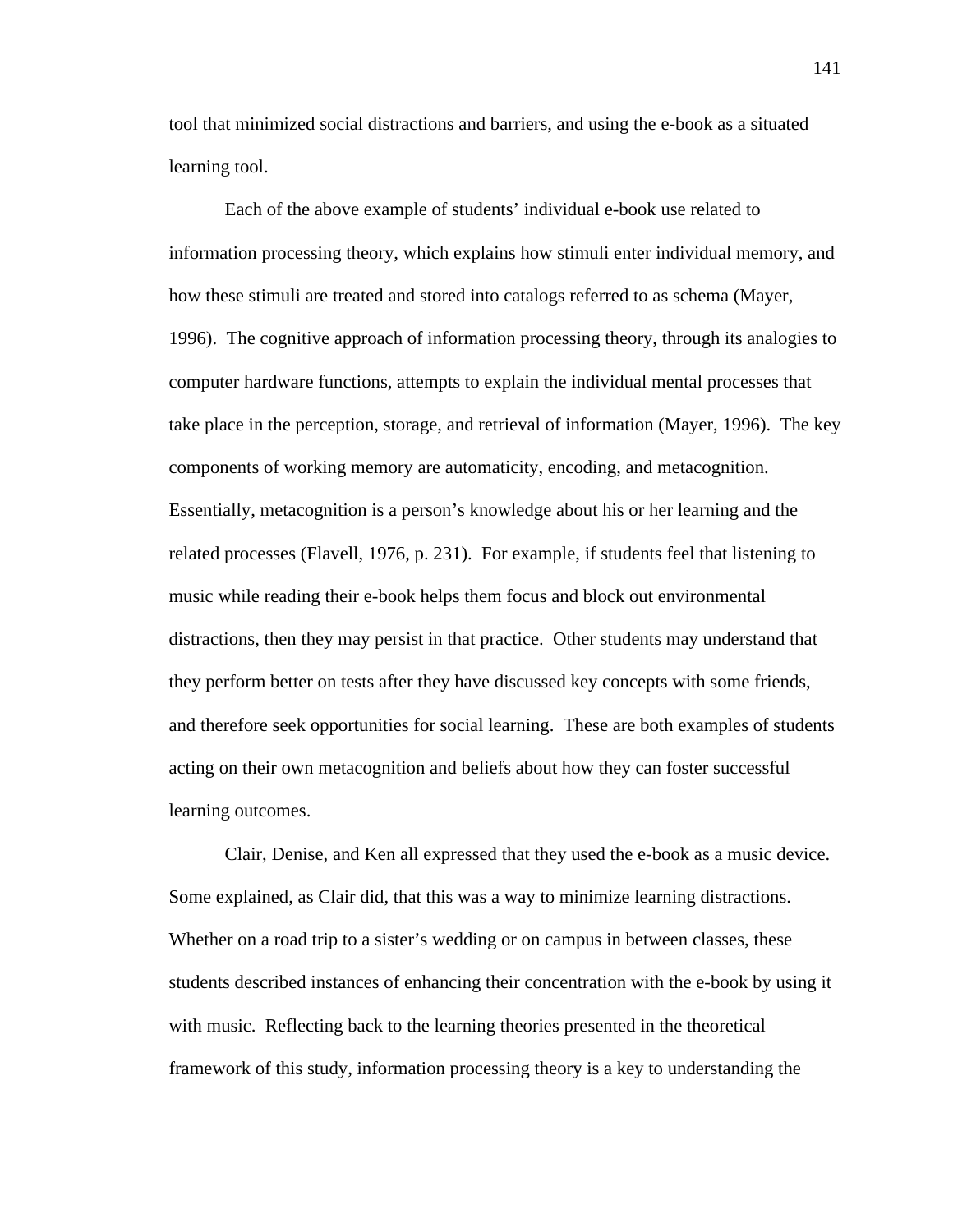tool that minimized social distractions and barriers, and using the e-book as a situated learning tool.

Each of the above example of students' individual e-book use related to information processing theory, which explains how stimuli enter individual memory, and how these stimuli are treated and stored into catalogs referred to as schema (Mayer, 1996). The cognitive approach of information processing theory, through its analogies to computer hardware functions, attempts to explain the individual mental processes that take place in the perception, storage, and retrieval of information (Mayer, 1996). The key components of working memory are automaticity, encoding, and metacognition. Essentially, metacognition is a person's knowledge about his or her learning and the related processes (Flavell, 1976, p. 231). For example, if students feel that listening to music while reading their e-book helps them focus and block out environmental distractions, then they may persist in that practice. Other students may understand that they perform better on tests after they have discussed key concepts with some friends, and therefore seek opportunities for social learning. These are both examples of students acting on their own metacognition and beliefs about how they can foster successful learning outcomes.

Clair, Denise, and Ken all expressed that they used the e-book as a music device. Some explained, as Clair did, that this was a way to minimize learning distractions. Whether on a road trip to a sister's wedding or on campus in between classes, these students described instances of enhancing their concentration with the e-book by using it with music. Reflecting back to the learning theories presented in the theoretical framework of this study, information processing theory is a key to understanding the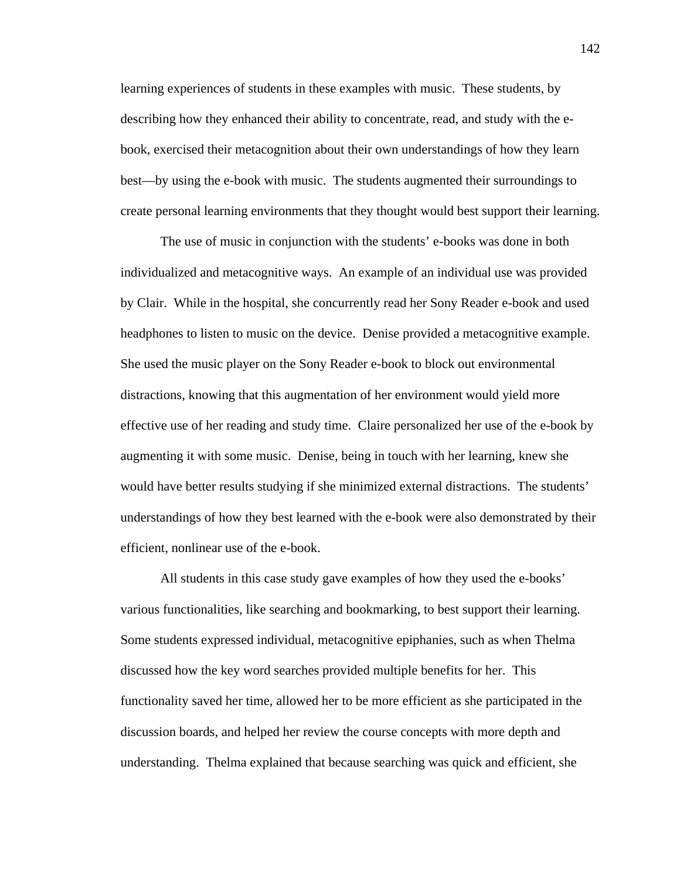learning experiences of students in these examples with music. These students, by describing how they enhanced their ability to concentrate, read, and study with the e-book, exercised their metacognition about their own understandings of how they learn best—by using the e-book with music. The students augmented their surroundings to create personal learning environments that they thought would best support their learning.

The use of music in conjunction with the students' e-books was done in both individualized and metacognitive ways. An example of an individual use was provided by Clair. While in the hospital, she concurrently read her Sony Reader e-book and used headphones to listen to music on the device. Denise provided a metacognitive example. She used the music player on the Sony Reader e-book to block out environmental distractions, knowing that this augmentation of her environment would yield more effective use of her reading and study time. Claire personalized her use of the e-book by augmenting it with some music. Denise, being in touch with her learning, knew she would have better results studying if she minimized external distractions. The students' understandings of how they best learned with the e-book were also demonstrated by their efficient, nonlinear use of the e-book.

All students in this case study gave examples of how they used the e-books' various functionalities, like searching and bookmarking, to best support their learning. Some students expressed individual, metacognitive epiphanies, such as when Thelma discussed how the key word searches provided multiple benefits for her. This functionality saved her time, allowed her to be more efficient as she participated in the discussion boards, and helped her review the course concepts with more depth and understanding. Thelma explained that because searching was quick and efficient, she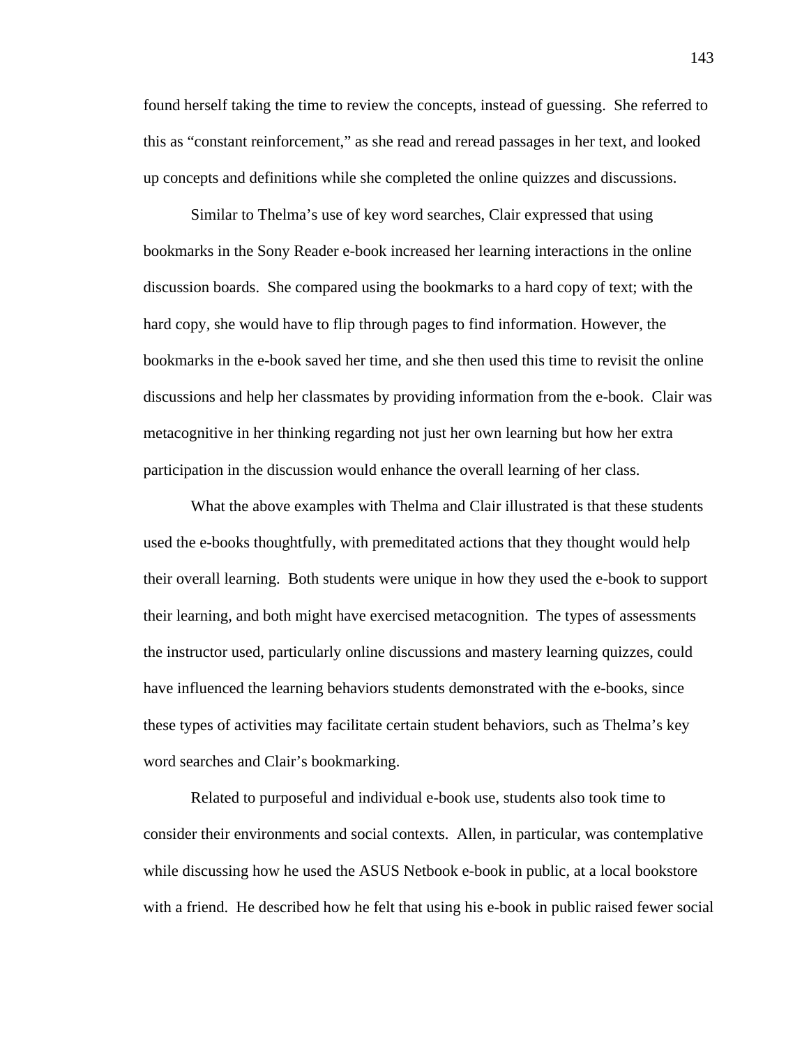found herself taking the time to review the concepts, instead of guessing. She referred to this as "constant reinforcement," as she read and reread passages in her text, and looked up concepts and definitions while she completed the online quizzes and discussions.

Similar to Thelma's use of key word searches, Clair expressed that using bookmarks in the Sony Reader e-book increased her learning interactions in the online discussion boards. She compared using the bookmarks to a hard copy of text; with the hard copy, she would have to flip through pages to find information. However, the bookmarks in the e-book saved her time, and she then used this time to revisit the online discussions and help her classmates by providing information from the e-book. Clair was metacognitive in her thinking regarding not just her own learning but how her extra participation in the discussion would enhance the overall learning of her class.

What the above examples with Thelma and Clair illustrated is that these students used the e-books thoughtfully, with premeditated actions that they thought would help their overall learning. Both students were unique in how they used the e-book to support their learning, and both might have exercised metacognition. The types of assessments the instructor used, particularly online discussions and mastery learning quizzes, could have influenced the learning behaviors students demonstrated with the e-books, since these types of activities may facilitate certain student behaviors, such as Thelma's key word searches and Clair's bookmarking.

Related to purposeful and individual e-book use, students also took time to consider their environments and social contexts. Allen, in particular, was contemplative while discussing how he used the ASUS Netbook e-book in public, at a local bookstore with a friend. He described how he felt that using his e-book in public raised fewer social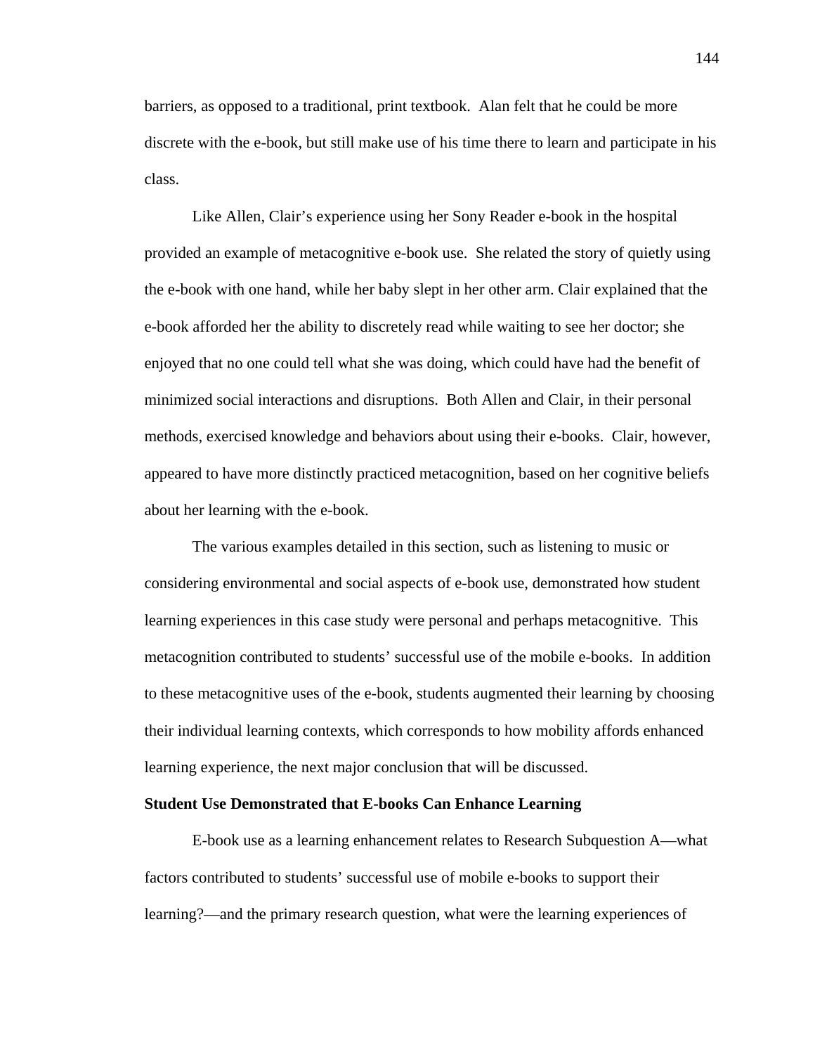barriers, as opposed to a traditional, print textbook.  Alan felt that he could be more discrete with the e-book, but still make use of his time there to learn and participate in his class.

Like Allen, Clair's experience using her Sony Reader e-book in the hospital provided an example of metacognitive e-book use.  She related the story of quietly using the e-book with one hand, while her baby slept in her other arm. Clair explained that the e-book afforded her the ability to discretely read while waiting to see her doctor; she enjoyed that no one could tell what she was doing, which could have had the benefit of minimized social interactions and disruptions.  Both Allen and Clair, in their personal methods, exercised knowledge and behaviors about using their e-books.  Clair, however, appeared to have more distinctly practiced metacognition, based on her cognitive beliefs about her learning with the e-book.

The various examples detailed in this section, such as listening to music or considering environmental and social aspects of e-book use, demonstrated how student learning experiences in this case study were personal and perhaps metacognitive.  This metacognition contributed to students' successful use of the mobile e-books.  In addition to these metacognitive uses of the e-book, students augmented their learning by choosing their individual learning contexts, which corresponds to how mobility affords enhanced learning experience, the next major conclusion that will be discussed.

**Student Use Demonstrated that E-books Can Enhance Learning**

E-book use as a learning enhancement relates to Research Subquestion A—what factors contributed to students' successful use of mobile e-books to support their learning?—and the primary research question, what were the learning experiences of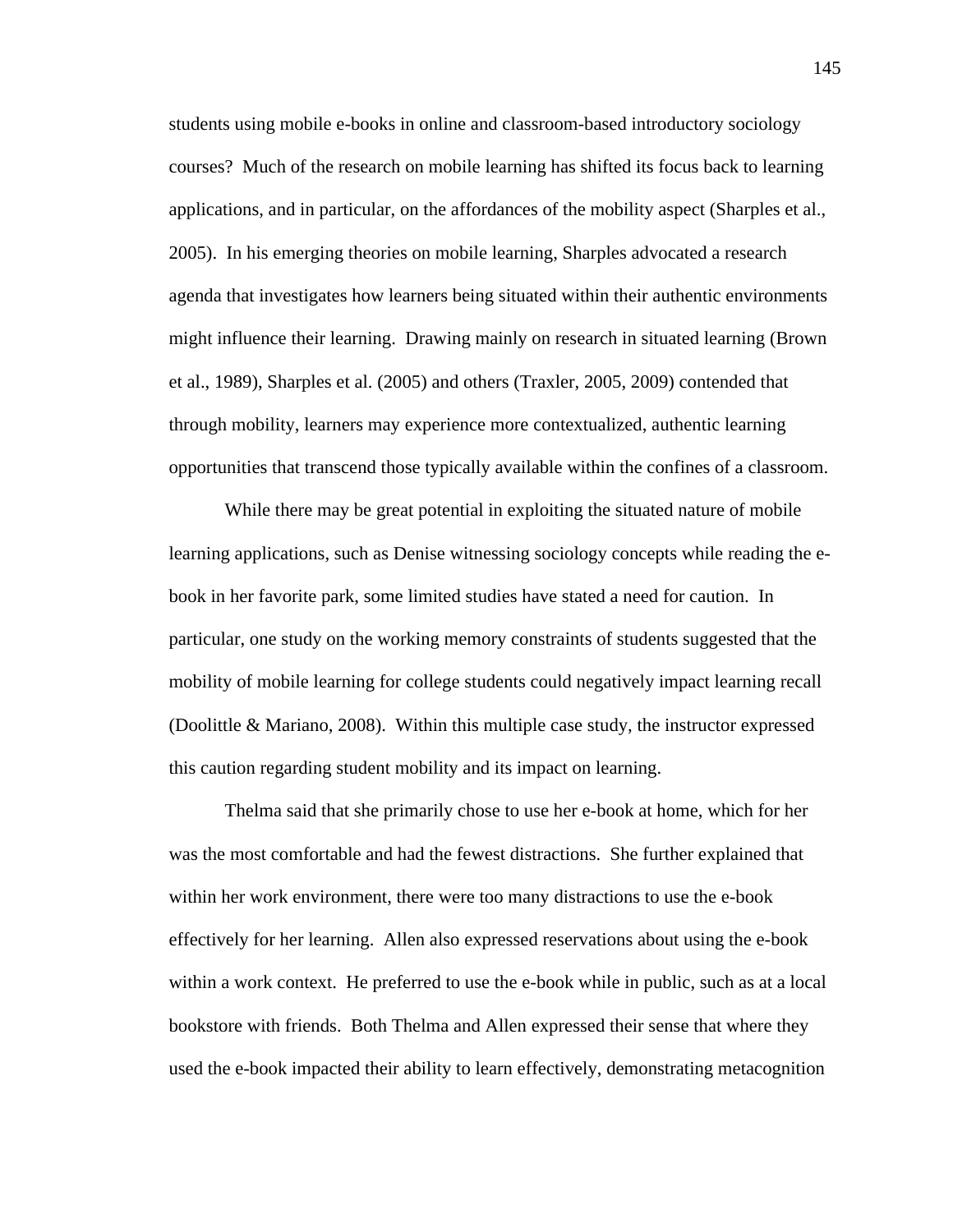students using mobile e-books in online and classroom-based introductory sociology courses? Much of the research on mobile learning has shifted its focus back to learning applications, and in particular, on the affordances of the mobility aspect (Sharples et al., 2005). In his emerging theories on mobile learning, Sharples advocated a research agenda that investigates how learners being situated within their authentic environments might influence their learning. Drawing mainly on research in situated learning (Brown et al., 1989), Sharples et al. (2005) and others (Traxler, 2005, 2009) contended that through mobility, learners may experience more contextualized, authentic learning opportunities that transcend those typically available within the confines of a classroom.

While there may be great potential in exploiting the situated nature of mobile learning applications, such as Denise witnessing sociology concepts while reading the e-book in her favorite park, some limited studies have stated a need for caution. In particular, one study on the working memory constraints of students suggested that the mobility of mobile learning for college students could negatively impact learning recall (Doolittle & Mariano, 2008). Within this multiple case study, the instructor expressed this caution regarding student mobility and its impact on learning.

Thelma said that she primarily chose to use her e-book at home, which for her was the most comfortable and had the fewest distractions. She further explained that within her work environment, there were too many distractions to use the e-book effectively for her learning. Allen also expressed reservations about using the e-book within a work context. He preferred to use the e-book while in public, such as at a local bookstore with friends. Both Thelma and Allen expressed their sense that where they used the e-book impacted their ability to learn effectively, demonstrating metacognition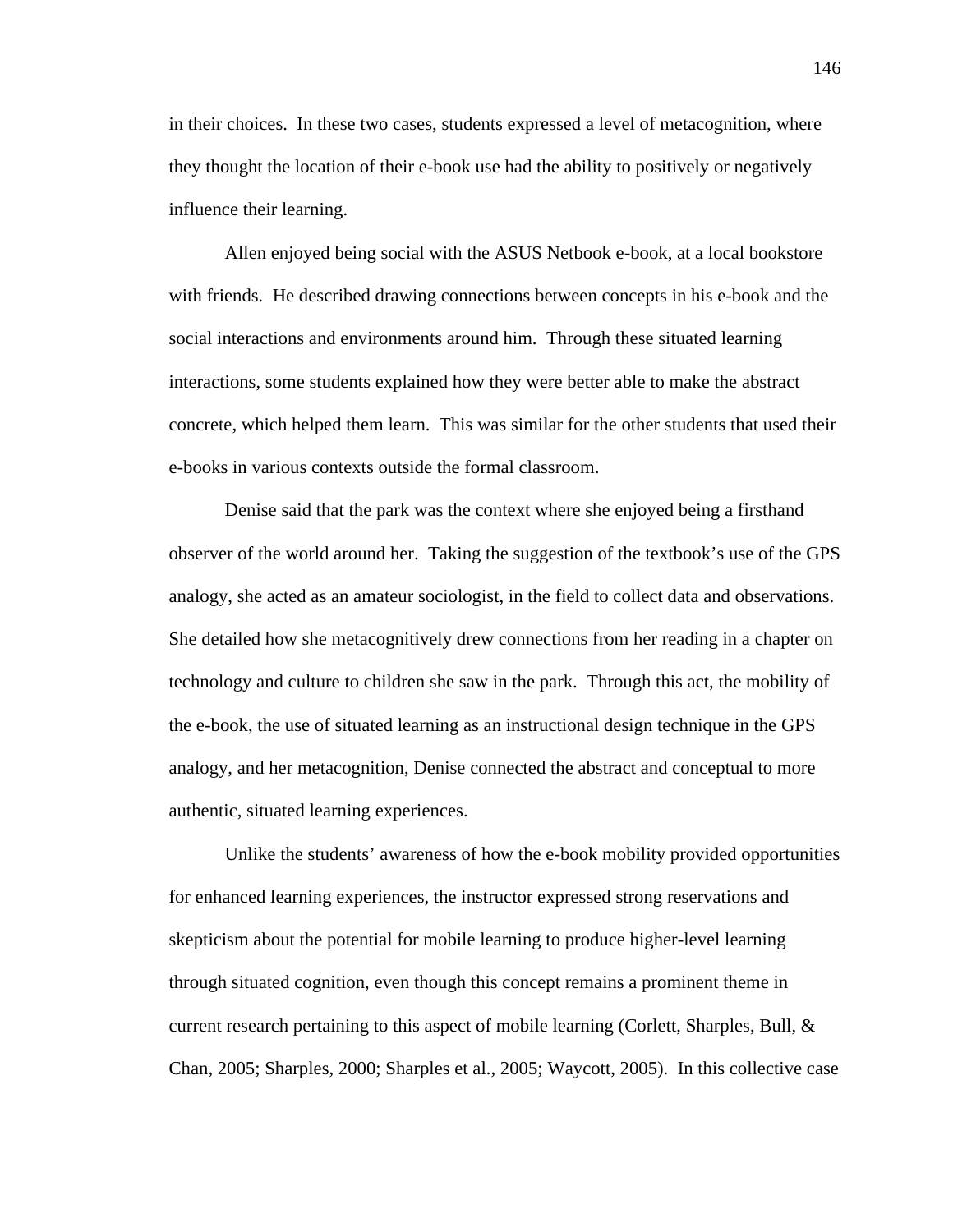in their choices. In these two cases, students expressed a level of metacognition, where they thought the location of their e-book use had the ability to positively or negatively influence their learning.

Allen enjoyed being social with the ASUS Netbook e-book, at a local bookstore with friends. He described drawing connections between concepts in his e-book and the social interactions and environments around him. Through these situated learning interactions, some students explained how they were better able to make the abstract concrete, which helped them learn. This was similar for the other students that used their e-books in various contexts outside the formal classroom.

Denise said that the park was the context where she enjoyed being a firsthand observer of the world around her. Taking the suggestion of the textbook's use of the GPS analogy, she acted as an amateur sociologist, in the field to collect data and observations. She detailed how she metacognitively drew connections from her reading in a chapter on technology and culture to children she saw in the park. Through this act, the mobility of the e-book, the use of situated learning as an instructional design technique in the GPS analogy, and her metacognition, Denise connected the abstract and conceptual to more authentic, situated learning experiences.

Unlike the students' awareness of how the e-book mobility provided opportunities for enhanced learning experiences, the instructor expressed strong reservations and skepticism about the potential for mobile learning to produce higher-level learning through situated cognition, even though this concept remains a prominent theme in current research pertaining to this aspect of mobile learning (Corlett, Sharples, Bull, & Chan, 2005; Sharples, 2000; Sharples et al., 2005; Waycott, 2005). In this collective case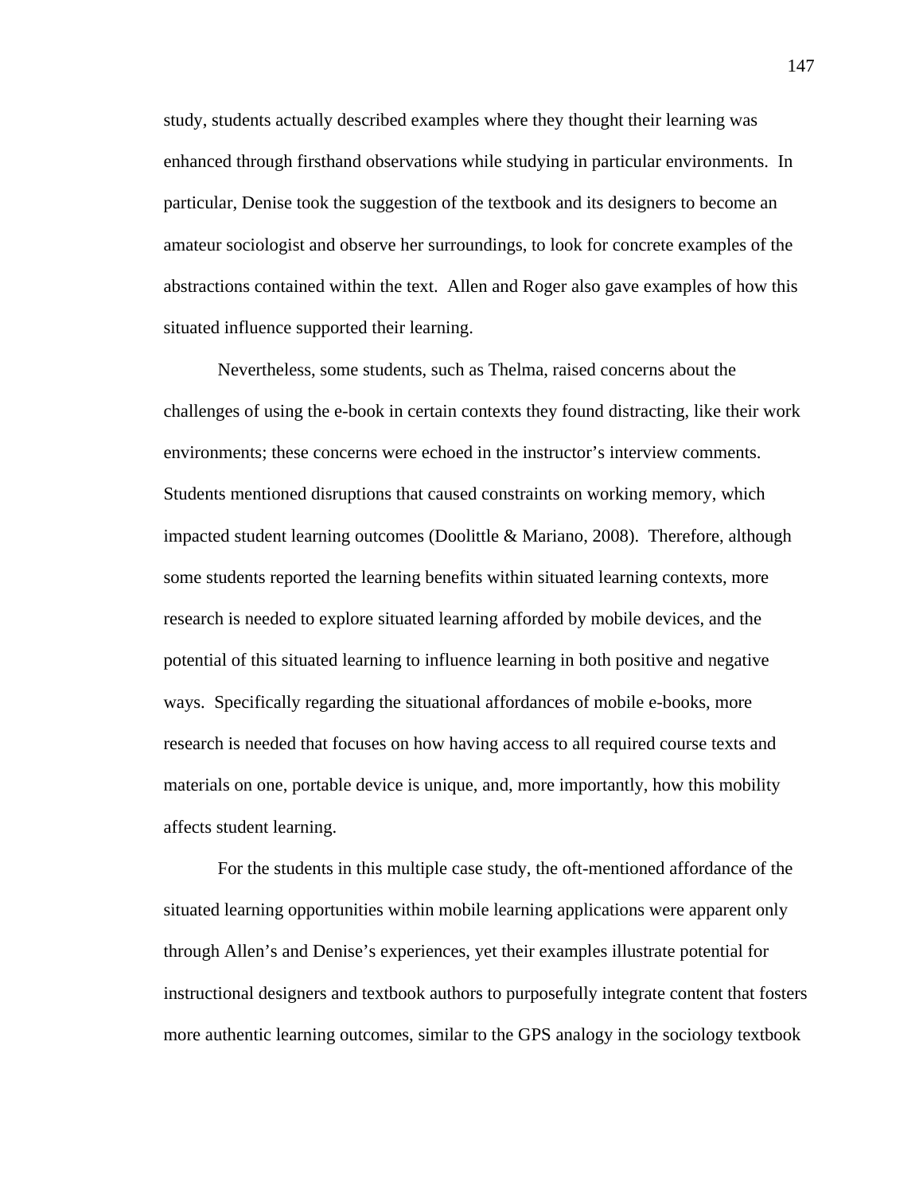study, students actually described examples where they thought their learning was enhanced through firsthand observations while studying in particular environments. In particular, Denise took the suggestion of the textbook and its designers to become an amateur sociologist and observe her surroundings, to look for concrete examples of the abstractions contained within the text. Allen and Roger also gave examples of how this situated influence supported their learning.

Nevertheless, some students, such as Thelma, raised concerns about the challenges of using the e-book in certain contexts they found distracting, like their work environments; these concerns were echoed in the instructor's interview comments. Students mentioned disruptions that caused constraints on working memory, which impacted student learning outcomes (Doolittle & Mariano, 2008). Therefore, although some students reported the learning benefits within situated learning contexts, more research is needed to explore situated learning afforded by mobile devices, and the potential of this situated learning to influence learning in both positive and negative ways. Specifically regarding the situational affordances of mobile e-books, more research is needed that focuses on how having access to all required course texts and materials on one, portable device is unique, and, more importantly, how this mobility affects student learning.

For the students in this multiple case study, the oft-mentioned affordance of the situated learning opportunities within mobile learning applications were apparent only through Allen's and Denise's experiences, yet their examples illustrate potential for instructional designers and textbook authors to purposefully integrate content that fosters more authentic learning outcomes, similar to the GPS analogy in the sociology textbook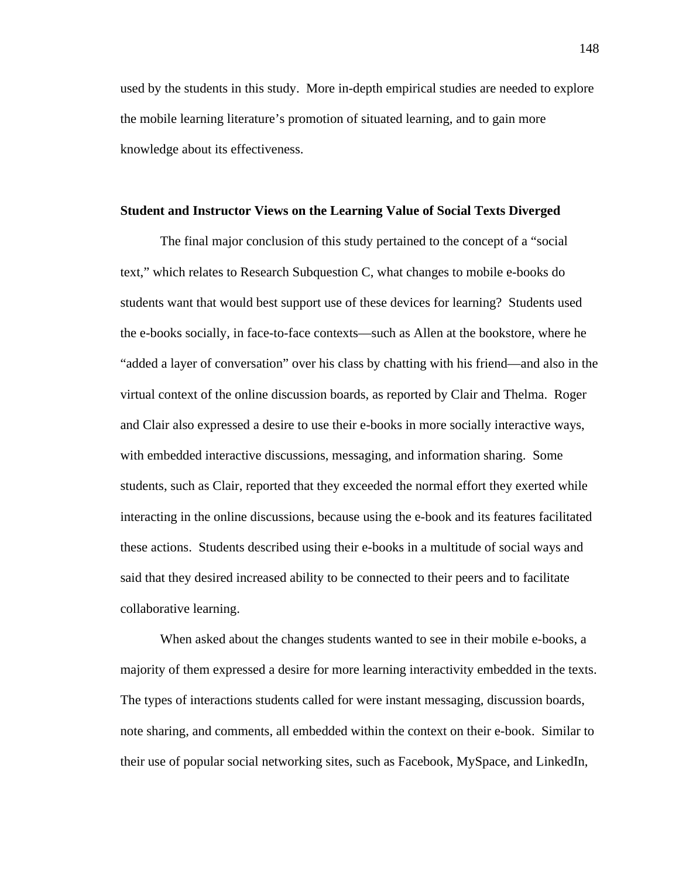used by the students in this study. More in-depth empirical studies are needed to explore the mobile learning literature's promotion of situated learning, and to gain more knowledge about its effectiveness.

**Student and Instructor Views on the Learning Value of Social Texts Diverged**

The final major conclusion of this study pertained to the concept of a "social text," which relates to Research Subquestion C, what changes to mobile e-books do students want that would best support use of these devices for learning? Students used the e-books socially, in face-to-face contexts—such as Allen at the bookstore, where he "added a layer of conversation" over his class by chatting with his friend—and also in the virtual context of the online discussion boards, as reported by Clair and Thelma. Roger and Clair also expressed a desire to use their e-books in more socially interactive ways, with embedded interactive discussions, messaging, and information sharing. Some students, such as Clair, reported that they exceeded the normal effort they exerted while interacting in the online discussions, because using the e-book and its features facilitated these actions. Students described using their e-books in a multitude of social ways and said that they desired increased ability to be connected to their peers and to facilitate collaborative learning.

When asked about the changes students wanted to see in their mobile e-books, a majority of them expressed a desire for more learning interactivity embedded in the texts. The types of interactions students called for were instant messaging, discussion boards, note sharing, and comments, all embedded within the context on their e-book. Similar to their use of popular social networking sites, such as Facebook, MySpace, and LinkedIn,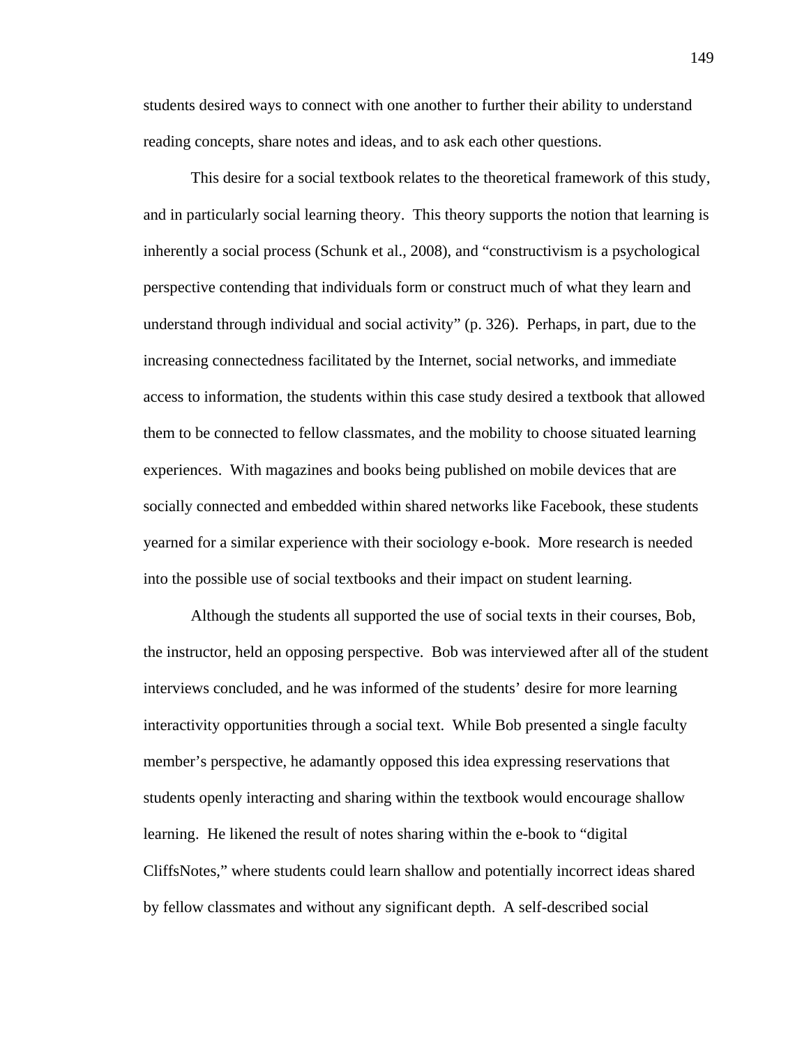students desired ways to connect with one another to further their ability to understand reading concepts, share notes and ideas, and to ask each other questions.

This desire for a social textbook relates to the theoretical framework of this study, and in particularly social learning theory.  This theory supports the notion that learning is inherently a social process (Schunk et al., 2008), and "constructivism is a psychological perspective contending that individuals form or construct much of what they learn and understand through individual and social activity" (p. 326).  Perhaps, in part, due to the increasing connectedness facilitated by the Internet, social networks, and immediate access to information, the students within this case study desired a textbook that allowed them to be connected to fellow classmates, and the mobility to choose situated learning experiences.  With magazines and books being published on mobile devices that are socially connected and embedded within shared networks like Facebook, these students yearned for a similar experience with their sociology e-book.  More research is needed into the possible use of social textbooks and their impact on student learning.

Although the students all supported the use of social texts in their courses, Bob, the instructor, held an opposing perspective.  Bob was interviewed after all of the student interviews concluded, and he was informed of the students' desire for more learning interactivity opportunities through a social text.  While Bob presented a single faculty member's perspective, he adamantly opposed this idea expressing reservations that students openly interacting and sharing within the textbook would encourage shallow learning.  He likened the result of notes sharing within the e-book to "digital CliffsNotes," where students could learn shallow and potentially incorrect ideas shared by fellow classmates and without any significant depth.  A self-described social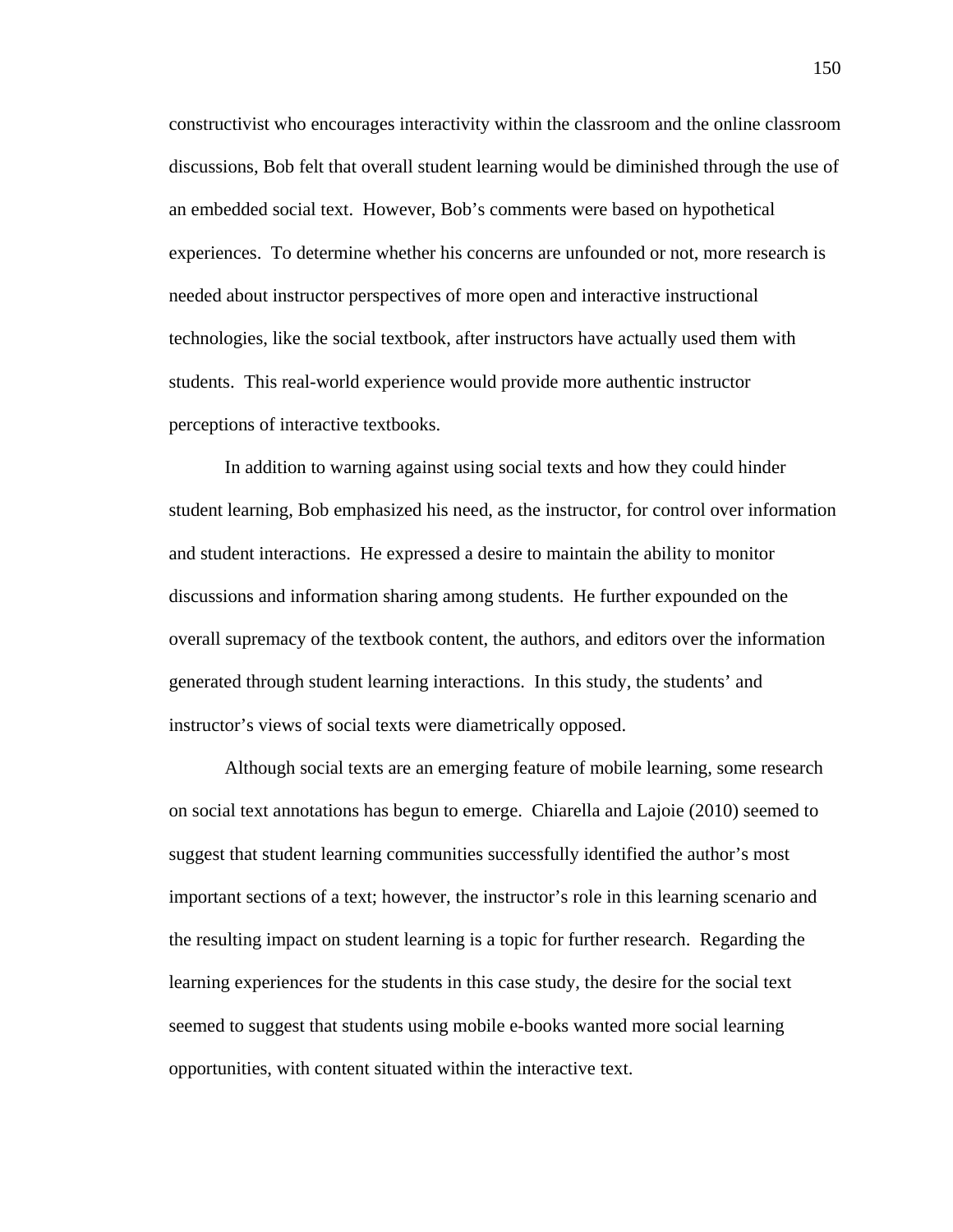constructivist who encourages interactivity within the classroom and the online classroom discussions, Bob felt that overall student learning would be diminished through the use of an embedded social text. However, Bob's comments were based on hypothetical experiences. To determine whether his concerns are unfounded or not, more research is needed about instructor perspectives of more open and interactive instructional technologies, like the social textbook, after instructors have actually used them with students. This real-world experience would provide more authentic instructor perceptions of interactive textbooks.

In addition to warning against using social texts and how they could hinder student learning, Bob emphasized his need, as the instructor, for control over information and student interactions. He expressed a desire to maintain the ability to monitor discussions and information sharing among students. He further expounded on the overall supremacy of the textbook content, the authors, and editors over the information generated through student learning interactions. In this study, the students' and instructor's views of social texts were diametrically opposed.

Although social texts are an emerging feature of mobile learning, some research on social text annotations has begun to emerge. Chiarella and Lajoie (2010) seemed to suggest that student learning communities successfully identified the author's most important sections of a text; however, the instructor's role in this learning scenario and the resulting impact on student learning is a topic for further research. Regarding the learning experiences for the students in this case study, the desire for the social text seemed to suggest that students using mobile e-books wanted more social learning opportunities, with content situated within the interactive text.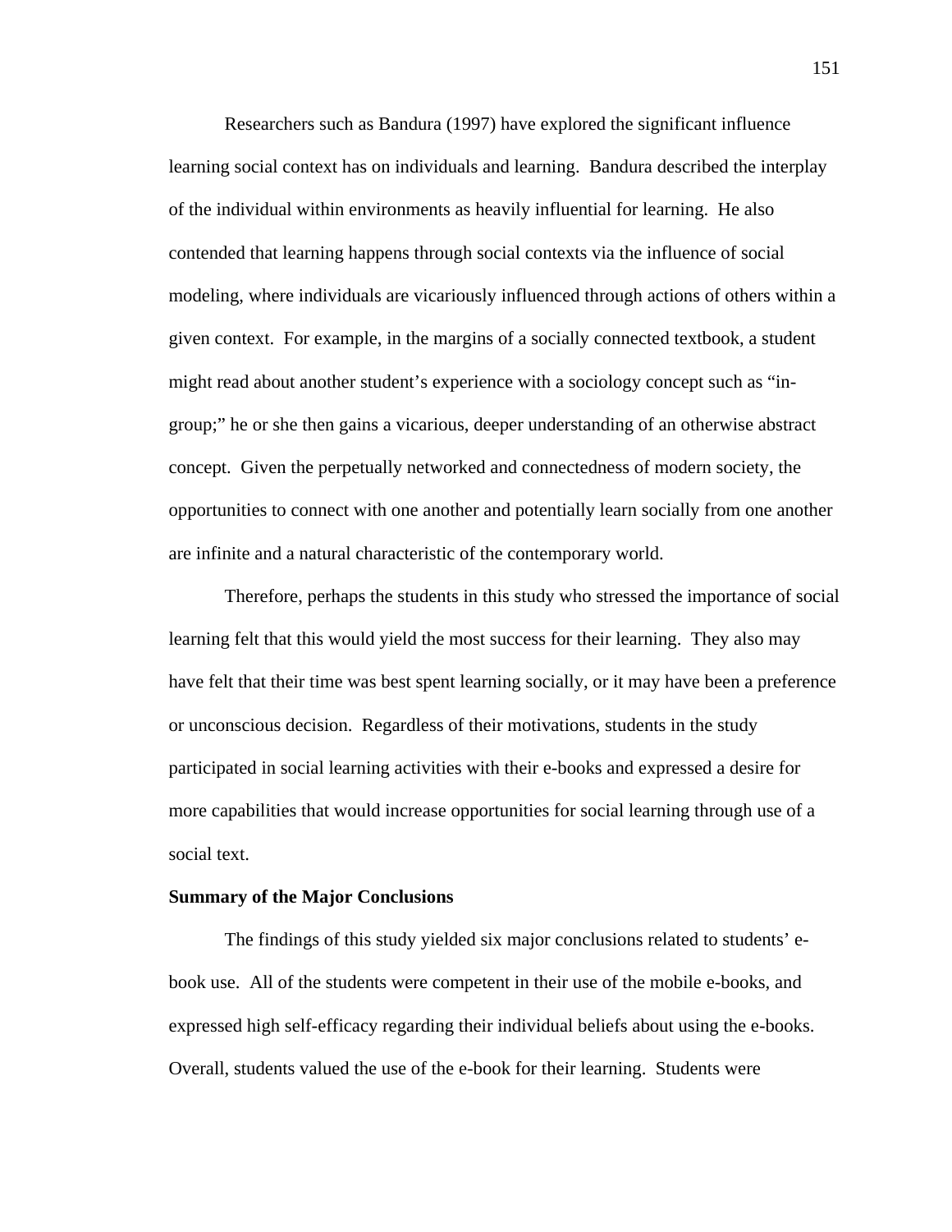Researchers such as Bandura (1997) have explored the significant influence learning social context has on individuals and learning. Bandura described the interplay of the individual within environments as heavily influential for learning. He also contended that learning happens through social contexts via the influence of social modeling, where individuals are vicariously influenced through actions of others within a given context. For example, in the margins of a socially connected textbook, a student might read about another student's experience with a sociology concept such as "in-group;" he or she then gains a vicarious, deeper understanding of an otherwise abstract concept. Given the perpetually networked and connectedness of modern society, the opportunities to connect with one another and potentially learn socially from one another are infinite and a natural characteristic of the contemporary world.

Therefore, perhaps the students in this study who stressed the importance of social learning felt that this would yield the most success for their learning. They also may have felt that their time was best spent learning socially, or it may have been a preference or unconscious decision. Regardless of their motivations, students in the study participated in social learning activities with their e-books and expressed a desire for more capabilities that would increase opportunities for social learning through use of a social text.

**Summary of the Major Conclusions**

The findings of this study yielded six major conclusions related to students' e-book use. All of the students were competent in their use of the mobile e-books, and expressed high self-efficacy regarding their individual beliefs about using the e-books. Overall, students valued the use of the e-book for their learning. Students were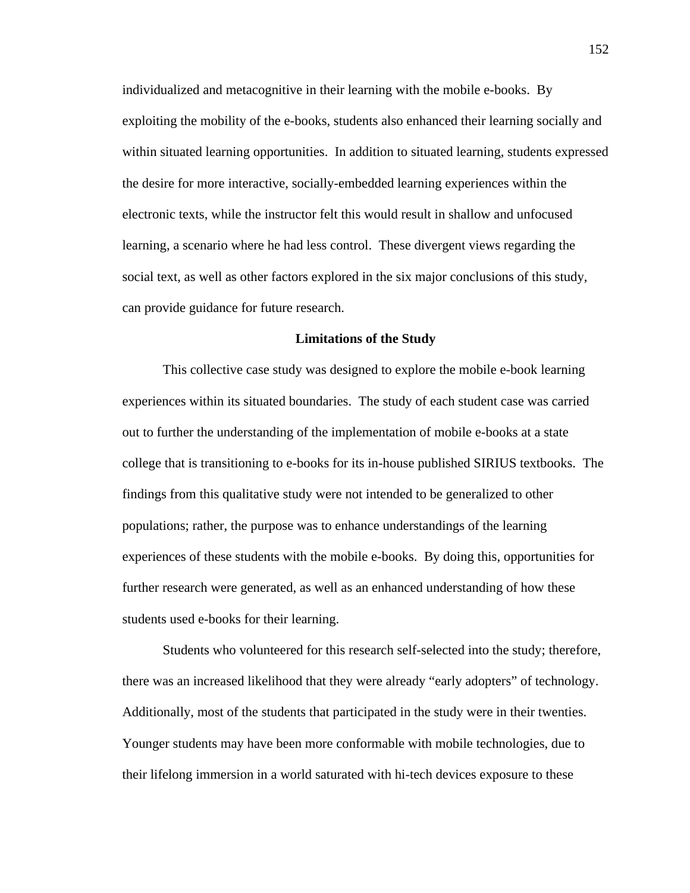individualized and metacognitive in their learning with the mobile e-books. By exploiting the mobility of the e-books, students also enhanced their learning socially and within situated learning opportunities. In addition to situated learning, students expressed the desire for more interactive, socially-embedded learning experiences within the electronic texts, while the instructor felt this would result in shallow and unfocused learning, a scenario where he had less control. These divergent views regarding the social text, as well as other factors explored in the six major conclusions of this study, can provide guidance for future research.

## Limitations of the Study

This collective case study was designed to explore the mobile e-book learning experiences within its situated boundaries. The study of each student case was carried out to further the understanding of the implementation of mobile e-books at a state college that is transitioning to e-books for its in-house published SIRIUS textbooks. The findings from this qualitative study were not intended to be generalized to other populations; rather, the purpose was to enhance understandings of the learning experiences of these students with the mobile e-books. By doing this, opportunities for further research were generated, as well as an enhanced understanding of how these students used e-books for their learning.

Students who volunteered for this research self-selected into the study; therefore, there was an increased likelihood that they were already "early adopters" of technology. Additionally, most of the students that participated in the study were in their twenties. Younger students may have been more conformable with mobile technologies, due to their lifelong immersion in a world saturated with hi-tech devices exposure to these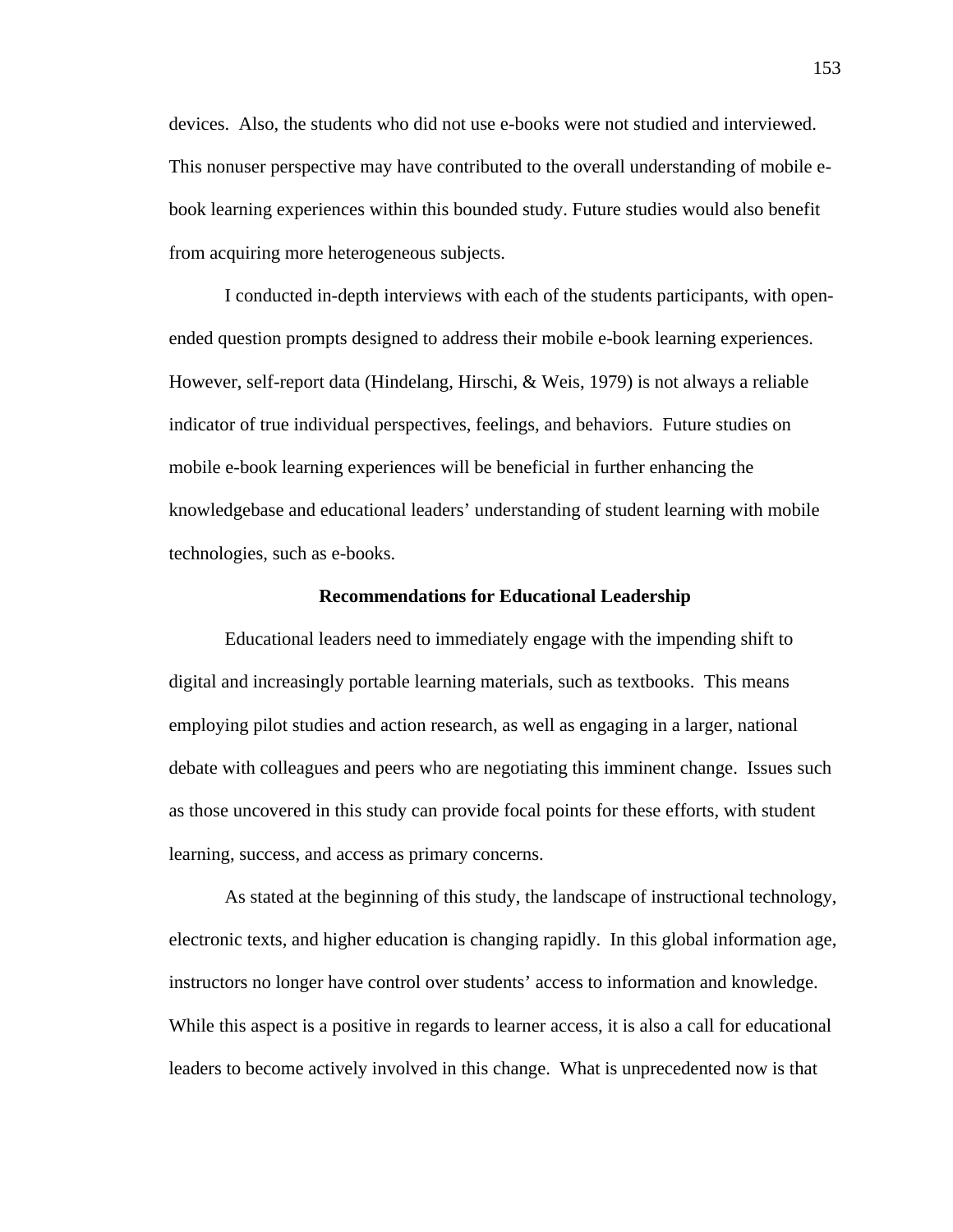devices. Also, the students who did not use e-books were not studied and interviewed. This nonuser perspective may have contributed to the overall understanding of mobile e-book learning experiences within this bounded study. Future studies would also benefit from acquiring more heterogeneous subjects.

I conducted in-depth interviews with each of the students participants, with open-ended question prompts designed to address their mobile e-book learning experiences. However, self-report data (Hindelang, Hirschi, & Weis, 1979) is not always a reliable indicator of true individual perspectives, feelings, and behaviors. Future studies on mobile e-book learning experiences will be beneficial in further enhancing the knowledgebase and educational leaders' understanding of student learning with mobile technologies, such as e-books.

## Recommendations for Educational Leadership

Educational leaders need to immediately engage with the impending shift to digital and increasingly portable learning materials, such as textbooks. This means employing pilot studies and action research, as well as engaging in a larger, national debate with colleagues and peers who are negotiating this imminent change. Issues such as those uncovered in this study can provide focal points for these efforts, with student learning, success, and access as primary concerns.

As stated at the beginning of this study, the landscape of instructional technology, electronic texts, and higher education is changing rapidly. In this global information age, instructors no longer have control over students' access to information and knowledge. While this aspect is a positive in regards to learner access, it is also a call for educational leaders to become actively involved in this change. What is unprecedented now is that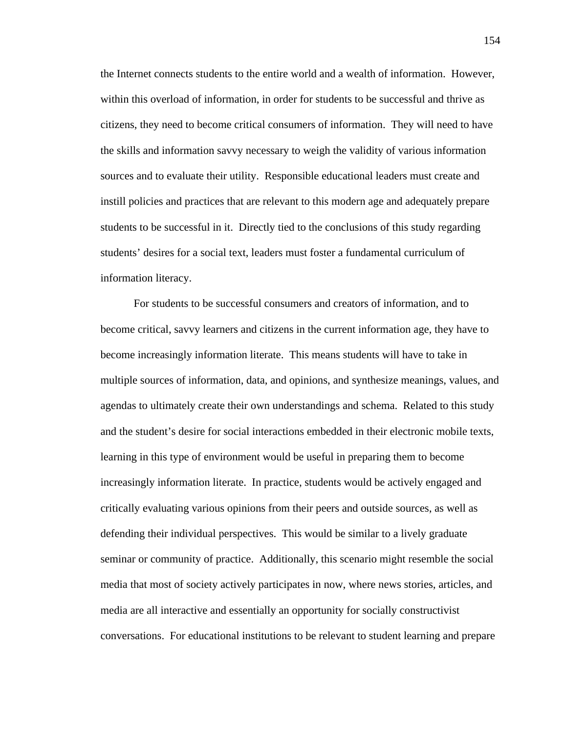the Internet connects students to the entire world and a wealth of information. However, within this overload of information, in order for students to be successful and thrive as citizens, they need to become critical consumers of information. They will need to have the skills and information savvy necessary to weigh the validity of various information sources and to evaluate their utility. Responsible educational leaders must create and instill policies and practices that are relevant to this modern age and adequately prepare students to be successful in it. Directly tied to the conclusions of this study regarding students' desires for a social text, leaders must foster a fundamental curriculum of information literacy.

For students to be successful consumers and creators of information, and to become critical, savvy learners and citizens in the current information age, they have to become increasingly information literate. This means students will have to take in multiple sources of information, data, and opinions, and synthesize meanings, values, and agendas to ultimately create their own understandings and schema. Related to this study and the student's desire for social interactions embedded in their electronic mobile texts, learning in this type of environment would be useful in preparing them to become increasingly information literate. In practice, students would be actively engaged and critically evaluating various opinions from their peers and outside sources, as well as defending their individual perspectives. This would be similar to a lively graduate seminar or community of practice. Additionally, this scenario might resemble the social media that most of society actively participates in now, where news stories, articles, and media are all interactive and essentially an opportunity for socially constructivist conversations. For educational institutions to be relevant to student learning and prepare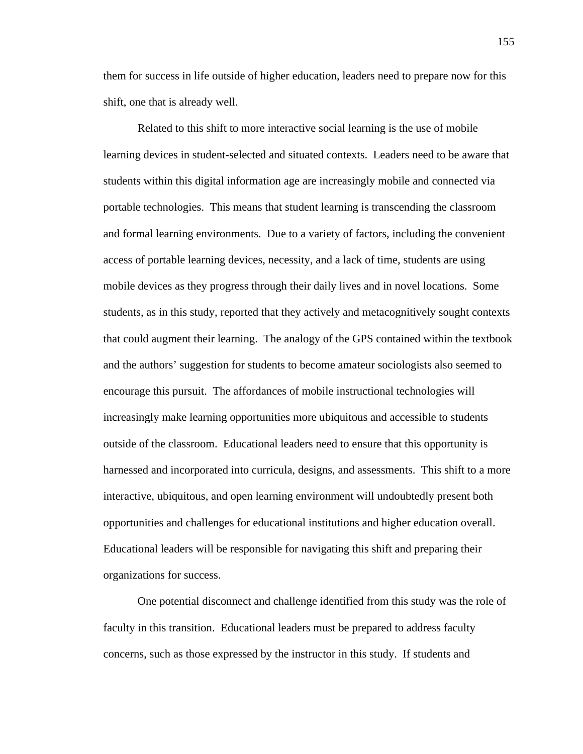them for success in life outside of higher education, leaders need to prepare now for this shift, one that is already well.

Related to this shift to more interactive social learning is the use of mobile learning devices in student-selected and situated contexts. Leaders need to be aware that students within this digital information age are increasingly mobile and connected via portable technologies. This means that student learning is transcending the classroom and formal learning environments. Due to a variety of factors, including the convenient access of portable learning devices, necessity, and a lack of time, students are using mobile devices as they progress through their daily lives and in novel locations. Some students, as in this study, reported that they actively and metacognitively sought contexts that could augment their learning. The analogy of the GPS contained within the textbook and the authors' suggestion for students to become amateur sociologists also seemed to encourage this pursuit. The affordances of mobile instructional technologies will increasingly make learning opportunities more ubiquitous and accessible to students outside of the classroom. Educational leaders need to ensure that this opportunity is harnessed and incorporated into curricula, designs, and assessments. This shift to a more interactive, ubiquitous, and open learning environment will undoubtedly present both opportunities and challenges for educational institutions and higher education overall. Educational leaders will be responsible for navigating this shift and preparing their organizations for success.

One potential disconnect and challenge identified from this study was the role of faculty in this transition. Educational leaders must be prepared to address faculty concerns, such as those expressed by the instructor in this study. If students and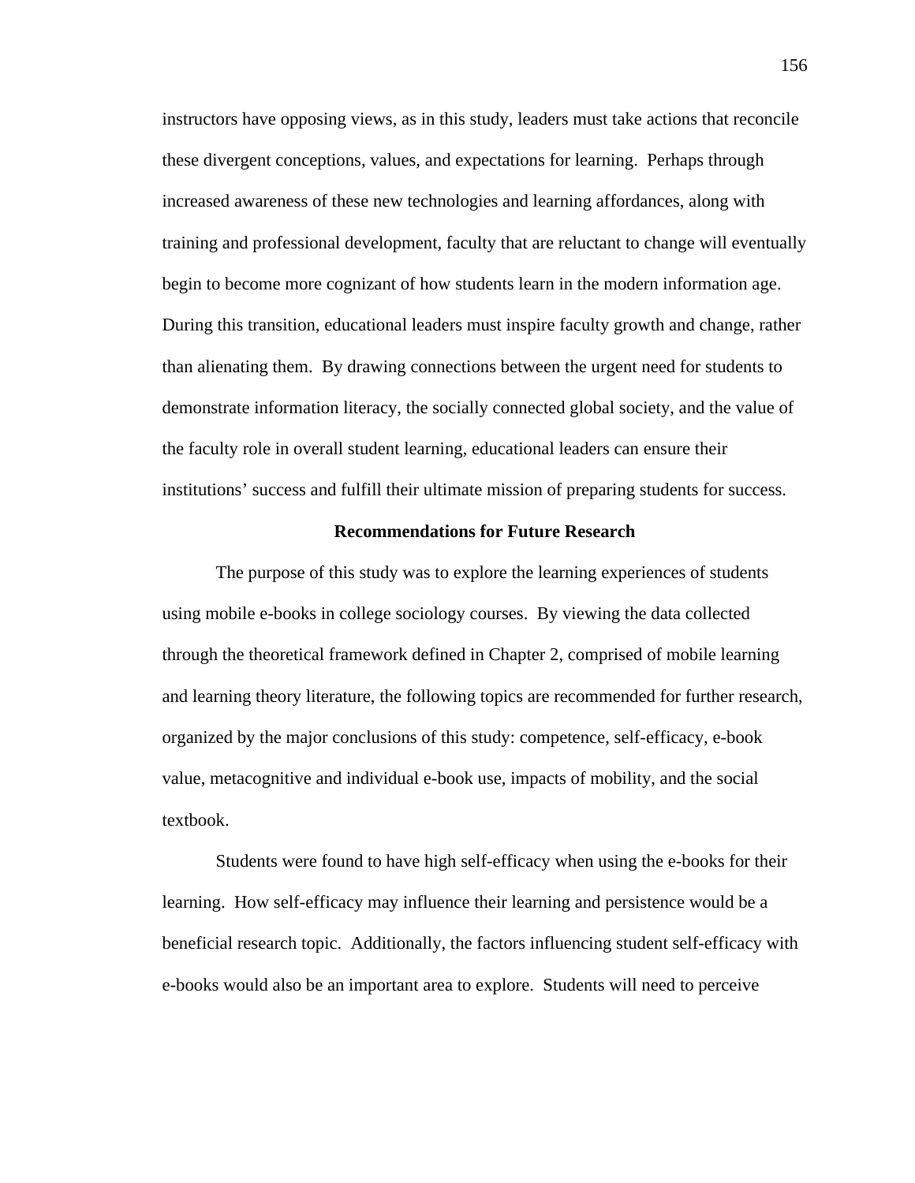instructors have opposing views, as in this study, leaders must take actions that reconcile these divergent conceptions, values, and expectations for learning. Perhaps through increased awareness of these new technologies and learning affordances, along with training and professional development, faculty that are reluctant to change will eventually begin to become more cognizant of how students learn in the modern information age. During this transition, educational leaders must inspire faculty growth and change, rather than alienating them. By drawing connections between the urgent need for students to demonstrate information literacy, the socially connected global society, and the value of the faculty role in overall student learning, educational leaders can ensure their institutions' success and fulfill their ultimate mission of preparing students for success.

## Recommendations for Future Research

The purpose of this study was to explore the learning experiences of students using mobile e-books in college sociology courses. By viewing the data collected through the theoretical framework defined in Chapter 2, comprised of mobile learning and learning theory literature, the following topics are recommended for further research, organized by the major conclusions of this study: competence, self-efficacy, e-book value, metacognitive and individual e-book use, impacts of mobility, and the social textbook.

Students were found to have high self-efficacy when using the e-books for their learning. How self-efficacy may influence their learning and persistence would be a beneficial research topic. Additionally, the factors influencing student self-efficacy with e-books would also be an important area to explore. Students will need to perceive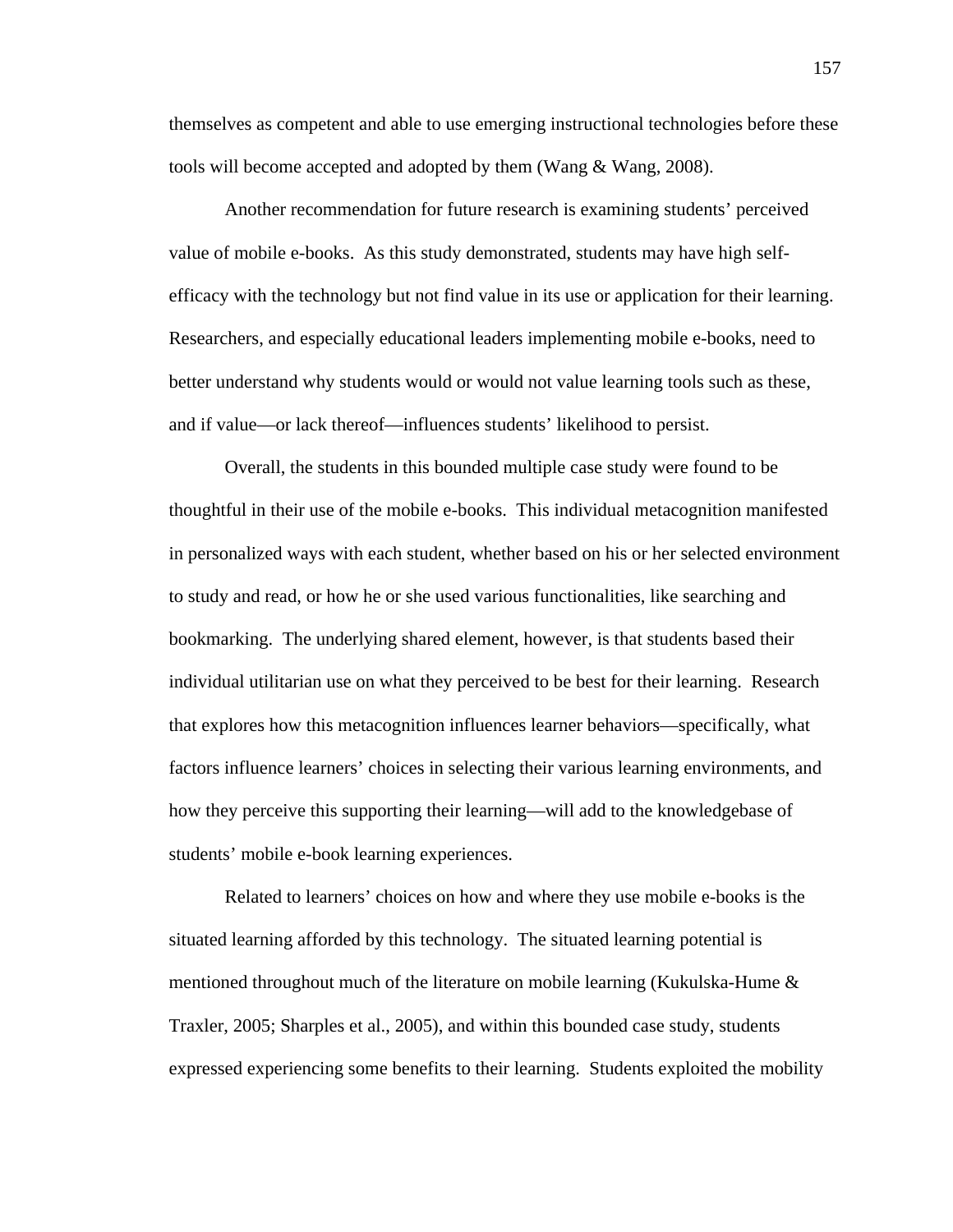themselves as competent and able to use emerging instructional technologies before these tools will become accepted and adopted by them (Wang & Wang, 2008).

Another recommendation for future research is examining students' perceived value of mobile e-books. As this study demonstrated, students may have high self-efficacy with the technology but not find value in its use or application for their learning. Researchers, and especially educational leaders implementing mobile e-books, need to better understand why students would or would not value learning tools such as these, and if value—or lack thereof—influences students' likelihood to persist.

Overall, the students in this bounded multiple case study were found to be thoughtful in their use of the mobile e-books. This individual metacognition manifested in personalized ways with each student, whether based on his or her selected environment to study and read, or how he or she used various functionalities, like searching and bookmarking. The underlying shared element, however, is that students based their individual utilitarian use on what they perceived to be best for their learning. Research that explores how this metacognition influences learner behaviors—specifically, what factors influence learners' choices in selecting their various learning environments, and how they perceive this supporting their learning—will add to the knowledgebase of students' mobile e-book learning experiences.

Related to learners' choices on how and where they use mobile e-books is the situated learning afforded by this technology. The situated learning potential is mentioned throughout much of the literature on mobile learning (Kukulska-Hume & Traxler, 2005; Sharples et al., 2005), and within this bounded case study, students expressed experiencing some benefits to their learning. Students exploited the mobility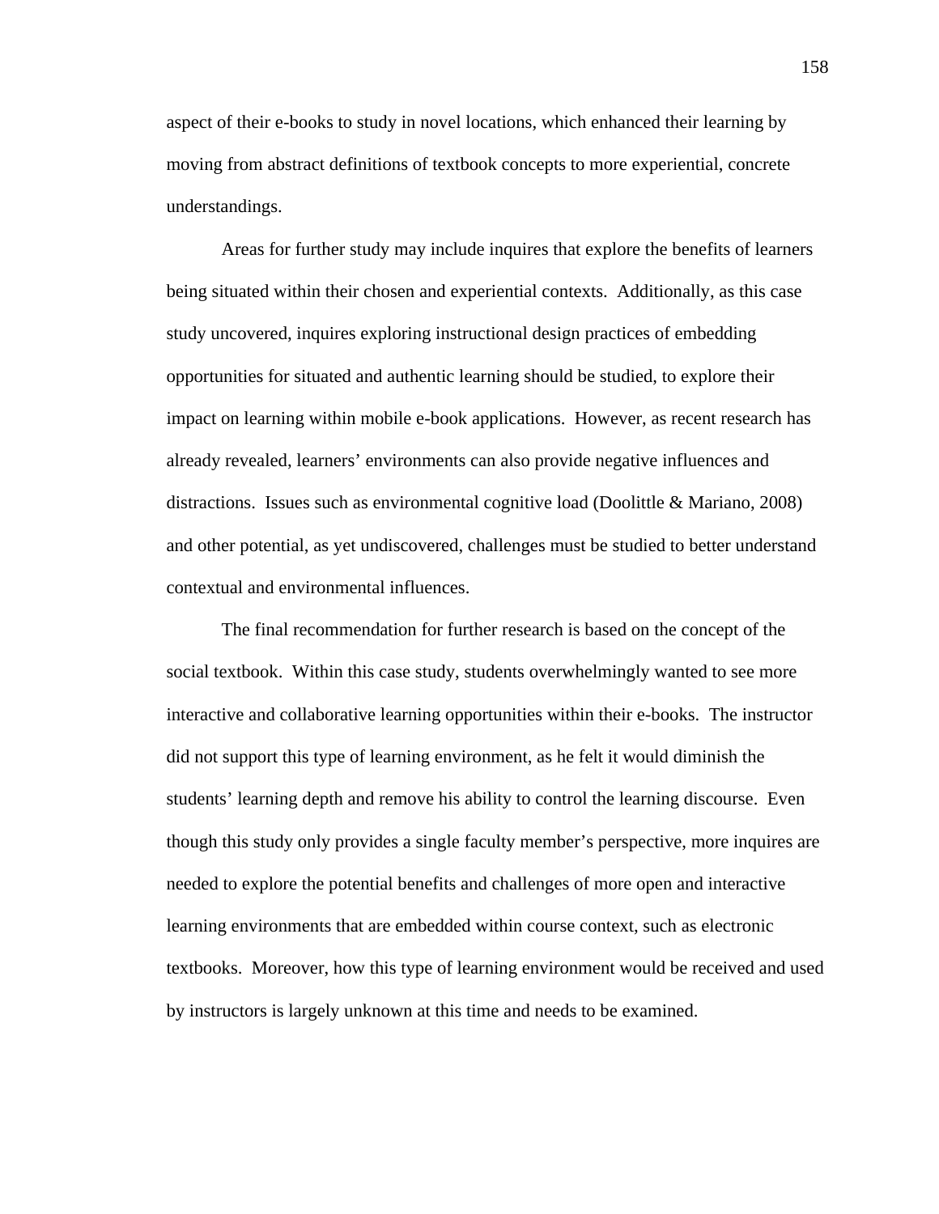aspect of their e-books to study in novel locations, which enhanced their learning by moving from abstract definitions of textbook concepts to more experiential, concrete understandings.

Areas for further study may include inquires that explore the benefits of learners being situated within their chosen and experiential contexts. Additionally, as this case study uncovered, inquires exploring instructional design practices of embedding opportunities for situated and authentic learning should be studied, to explore their impact on learning within mobile e-book applications. However, as recent research has already revealed, learners' environments can also provide negative influences and distractions. Issues such as environmental cognitive load (Doolittle & Mariano, 2008) and other potential, as yet undiscovered, challenges must be studied to better understand contextual and environmental influences.

The final recommendation for further research is based on the concept of the social textbook. Within this case study, students overwhelmingly wanted to see more interactive and collaborative learning opportunities within their e-books. The instructor did not support this type of learning environment, as he felt it would diminish the students' learning depth and remove his ability to control the learning discourse. Even though this study only provides a single faculty member's perspective, more inquires are needed to explore the potential benefits and challenges of more open and interactive learning environments that are embedded within course context, such as electronic textbooks. Moreover, how this type of learning environment would be received and used by instructors is largely unknown at this time and needs to be examined.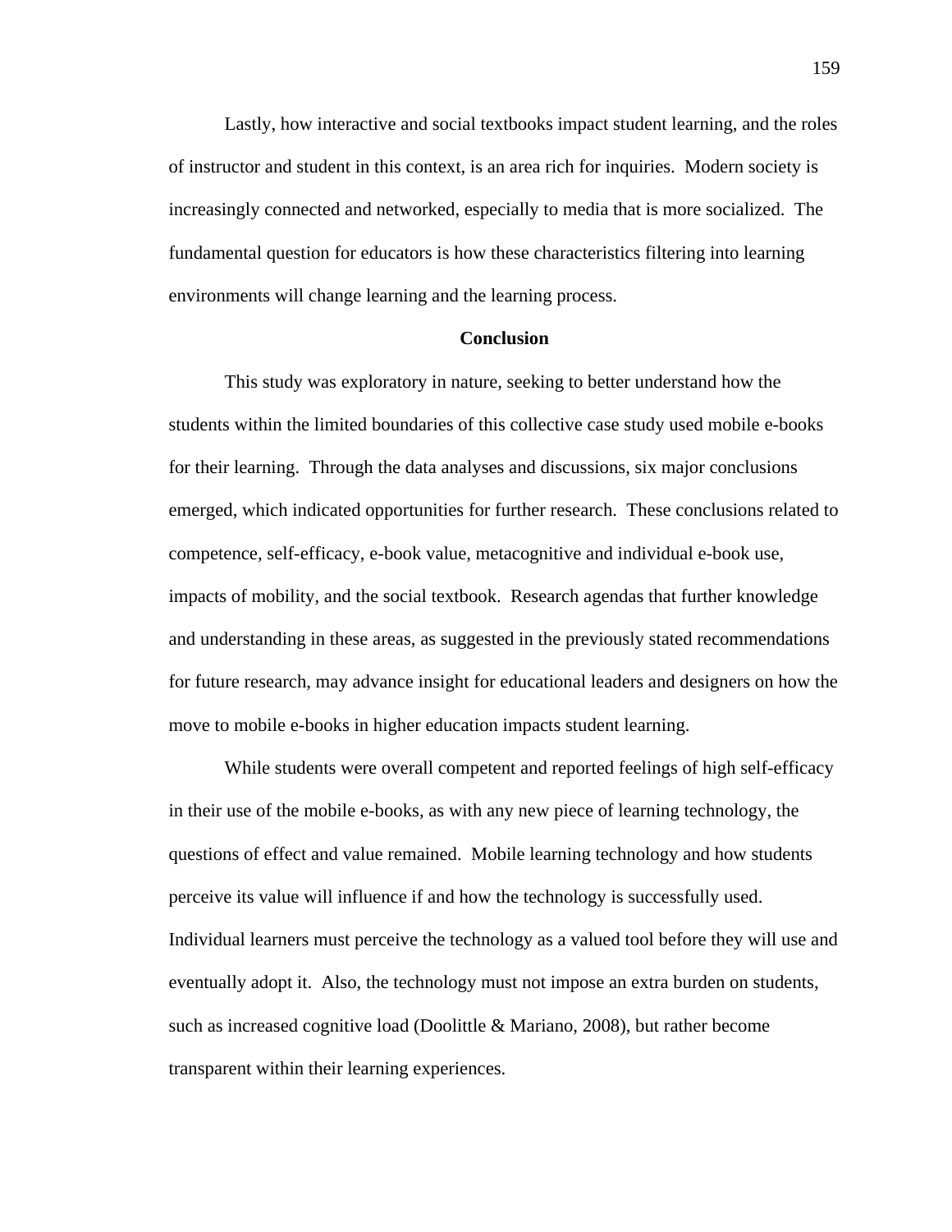Lastly, how interactive and social textbooks impact student learning, and the roles of instructor and student in this context, is an area rich for inquiries. Modern society is increasingly connected and networked, especially to media that is more socialized. The fundamental question for educators is how these characteristics filtering into learning environments will change learning and the learning process.

## Conclusion

This study was exploratory in nature, seeking to better understand how the students within the limited boundaries of this collective case study used mobile e-books for their learning. Through the data analyses and discussions, six major conclusions emerged, which indicated opportunities for further research. These conclusions related to competence, self-efficacy, e-book value, metacognitive and individual e-book use, impacts of mobility, and the social textbook. Research agendas that further knowledge and understanding in these areas, as suggested in the previously stated recommendations for future research, may advance insight for educational leaders and designers on how the move to mobile e-books in higher education impacts student learning.

While students were overall competent and reported feelings of high self-efficacy in their use of the mobile e-books, as with any new piece of learning technology, the questions of effect and value remained. Mobile learning technology and how students perceive its value will influence if and how the technology is successfully used. Individual learners must perceive the technology as a valued tool before they will use and eventually adopt it. Also, the technology must not impose an extra burden on students, such as increased cognitive load (Doolittle & Mariano, 2008), but rather become transparent within their learning experiences.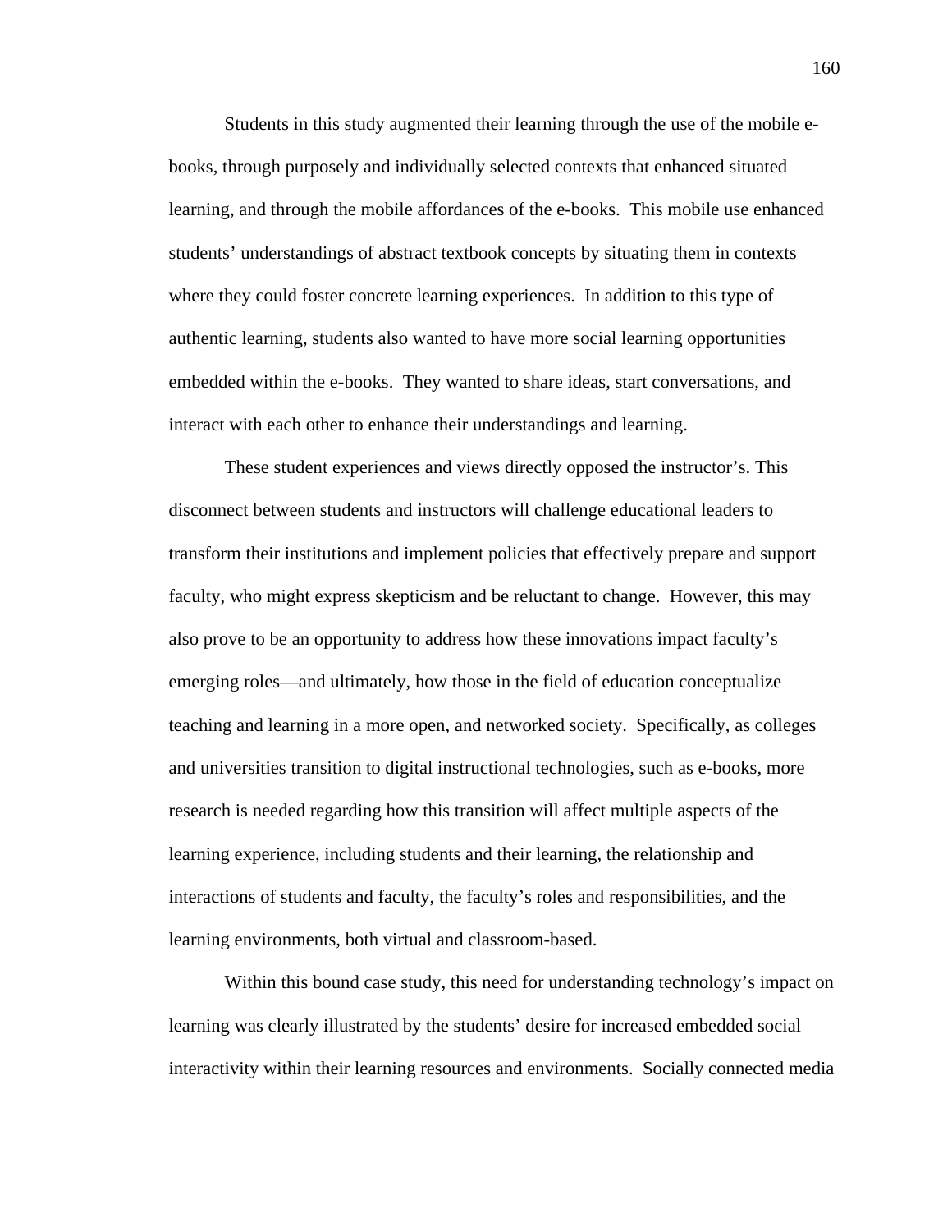Students in this study augmented their learning through the use of the mobile e-books, through purposely and individually selected contexts that enhanced situated learning, and through the mobile affordances of the e-books. This mobile use enhanced students' understandings of abstract textbook concepts by situating them in contexts where they could foster concrete learning experiences. In addition to this type of authentic learning, students also wanted to have more social learning opportunities embedded within the e-books. They wanted to share ideas, start conversations, and interact with each other to enhance their understandings and learning.

These student experiences and views directly opposed the instructor's. This disconnect between students and instructors will challenge educational leaders to transform their institutions and implement policies that effectively prepare and support faculty, who might express skepticism and be reluctant to change. However, this may also prove to be an opportunity to address how these innovations impact faculty's emerging roles—and ultimately, how those in the field of education conceptualize teaching and learning in a more open, and networked society. Specifically, as colleges and universities transition to digital instructional technologies, such as e-books, more research is needed regarding how this transition will affect multiple aspects of the learning experience, including students and their learning, the relationship and interactions of students and faculty, the faculty's roles and responsibilities, and the learning environments, both virtual and classroom-based.

Within this bound case study, this need for understanding technology's impact on learning was clearly illustrated by the students' desire for increased embedded social interactivity within their learning resources and environments. Socially connected media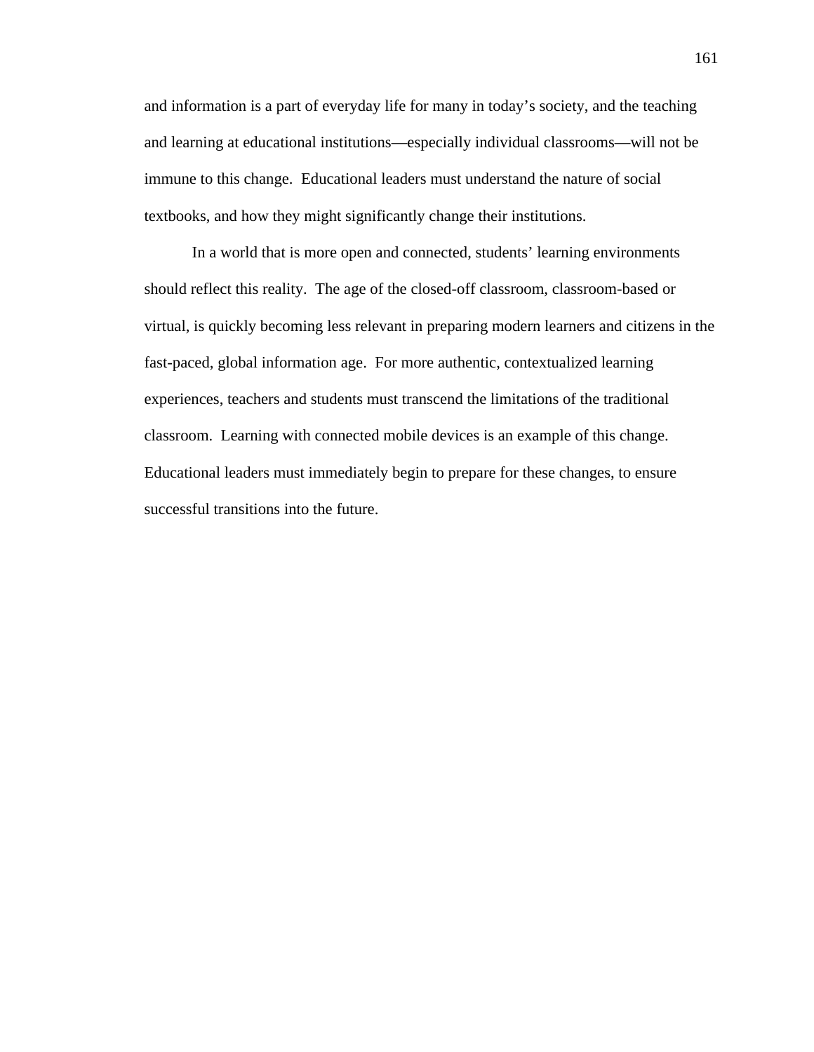and information is a part of everyday life for many in today's society, and the teaching and learning at educational institutions—especially individual classrooms—will not be immune to this change. Educational leaders must understand the nature of social textbooks, and how they might significantly change their institutions.

In a world that is more open and connected, students' learning environments should reflect this reality. The age of the closed-off classroom, classroom-based or virtual, is quickly becoming less relevant in preparing modern learners and citizens in the fast-paced, global information age. For more authentic, contextualized learning experiences, teachers and students must transcend the limitations of the traditional classroom. Learning with connected mobile devices is an example of this change. Educational leaders must immediately begin to prepare for these changes, to ensure successful transitions into the future.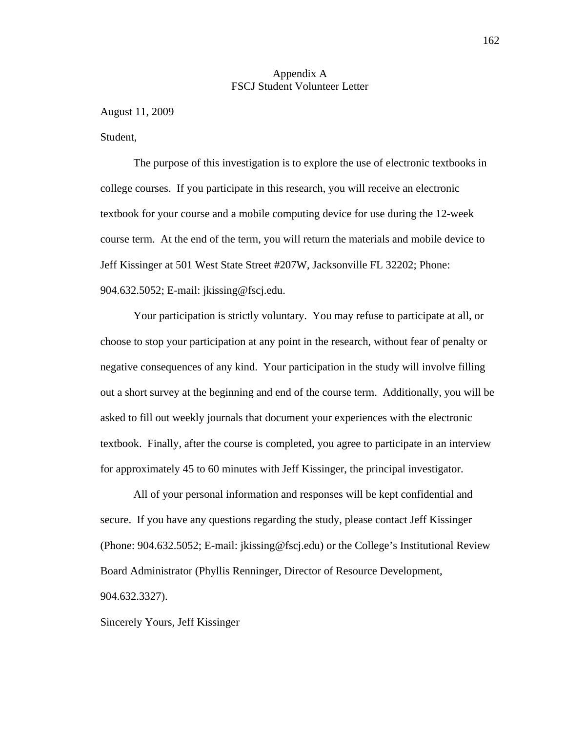# Appendix A
## FSCJ Student Volunteer Letter

August 11, 2009

Student,

The purpose of this investigation is to explore the use of electronic textbooks in college courses. If you participate in this research, you will receive an electronic textbook for your course and a mobile computing device for use during the 12-week course term. At the end of the term, you will return the materials and mobile device to Jeff Kissinger at 501 West State Street #207W, Jacksonville FL 32202; Phone: 904.632.5052; E-mail: jkissing@fscj.edu.

Your participation is strictly voluntary. You may refuse to participate at all, or choose to stop your participation at any point in the research, without fear of penalty or negative consequences of any kind. Your participation in the study will involve filling out a short survey at the beginning and end of the course term. Additionally, you will be asked to fill out weekly journals that document your experiences with the electronic textbook. Finally, after the course is completed, you agree to participate in an interview for approximately 45 to 60 minutes with Jeff Kissinger, the principal investigator.

All of your personal information and responses will be kept confidential and secure. If you have any questions regarding the study, please contact Jeff Kissinger (Phone: 904.632.5052; E-mail: jkissing@fscj.edu) or the College's Institutional Review Board Administrator (Phyllis Renninger, Director of Resource Development, 904.632.3327).

Sincerely Yours, Jeff Kissinger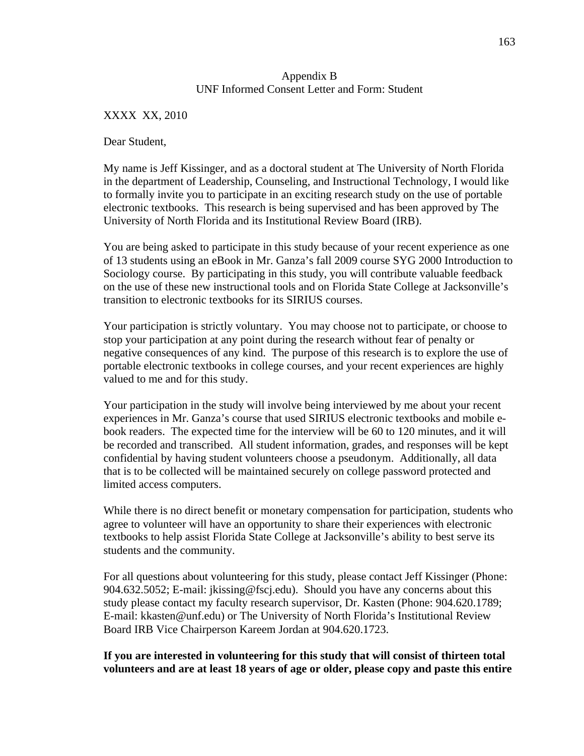## Appendix B
## UNF Informed Consent Letter and Form: Student

XXXX XX, 2010

Dear Student,

My name is Jeff Kissinger, and as a doctoral student at The University of North Florida in the department of Leadership, Counseling, and Instructional Technology, I would like to formally invite you to participate in an exciting research study on the use of portable electronic textbooks. This research is being supervised and has been approved by The University of North Florida and its Institutional Review Board (IRB).

You are being asked to participate in this study because of your recent experience as one of 13 students using an eBook in Mr. Ganza's fall 2009 course SYG 2000 Introduction to Sociology course. By participating in this study, you will contribute valuable feedback on the use of these new instructional tools and on Florida State College at Jacksonville's transition to electronic textbooks for its SIRIUS courses.

Your participation is strictly voluntary. You may choose not to participate, or choose to stop your participation at any point during the research without fear of penalty or negative consequences of any kind. The purpose of this research is to explore the use of portable electronic textbooks in college courses, and your recent experiences are highly valued to me and for this study.

Your participation in the study will involve being interviewed by me about your recent experiences in Mr. Ganza's course that used SIRIUS electronic textbooks and mobile e-book readers. The expected time for the interview will be 60 to 120 minutes, and it will be recorded and transcribed. All student information, grades, and responses will be kept confidential by having student volunteers choose a pseudonym. Additionally, all data that is to be collected will be maintained securely on college password protected and limited access computers.

While there is no direct benefit or monetary compensation for participation, students who agree to volunteer will have an opportunity to share their experiences with electronic textbooks to help assist Florida State College at Jacksonville's ability to best serve its students and the community.

For all questions about volunteering for this study, please contact Jeff Kissinger (Phone: 904.632.5052; E-mail: jkissing@fscj.edu). Should you have any concerns about this study please contact my faculty research supervisor, Dr. Kasten (Phone: 904.620.1789; E-mail: kkasten@unf.edu) or The University of North Florida's Institutional Review Board IRB Vice Chairperson Kareem Jordan at 904.620.1723.

**If you are interested in volunteering for this study that will consist of thirteen total volunteers and are at least 18 years of age or older, please copy and paste this entire**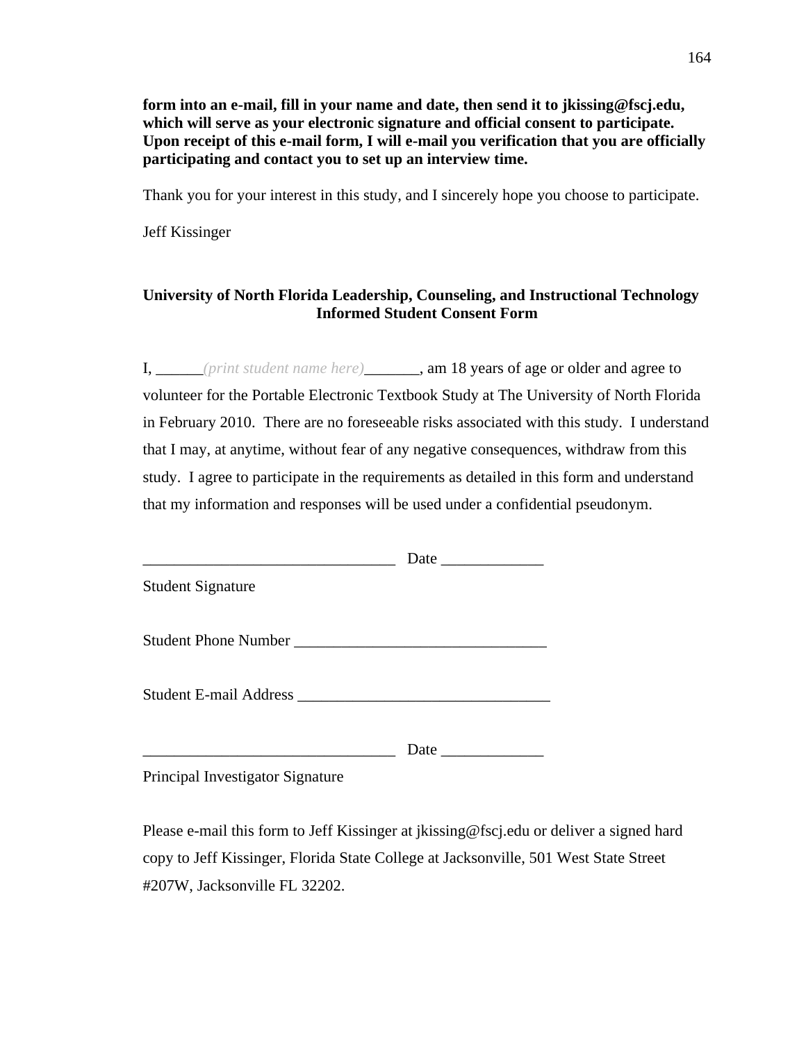**form into an e-mail, fill in your name and date, then send it to jkissing@fscj.edu, which will serve as your electronic signature and official consent to participate. Upon receipt of this e-mail form, I will e-mail you verification that you are officially participating and contact you to set up an interview time.**

Thank you for your interest in this study, and I sincerely hope you choose to participate.

Jeff Kissinger

**University of North Florida Leadership, Counseling, and Instructional Technology Informed Student Consent Form**

I, ______*(print student name here)*_______, am 18 years of age or older and agree to volunteer for the Portable Electronic Textbook Study at The University of North Florida in February 2010. There are no foreseeable risks associated with this study. I understand that I may, at anytime, without fear of any negative consequences, withdraw from this study. I agree to participate in the requirements as detailed in this form and understand that my information and responses will be used under a confidential pseudonym.

________________________________ Date _____________

Student Signature

Student Phone Number ________________________________

Student E-mail Address ________________________________

________________________________ Date _____________

Principal Investigator Signature

Please e-mail this form to Jeff Kissinger at jkissing@fscj.edu or deliver a signed hard copy to Jeff Kissinger, Florida State College at Jacksonville, 501 West State Street #207W, Jacksonville FL 32202.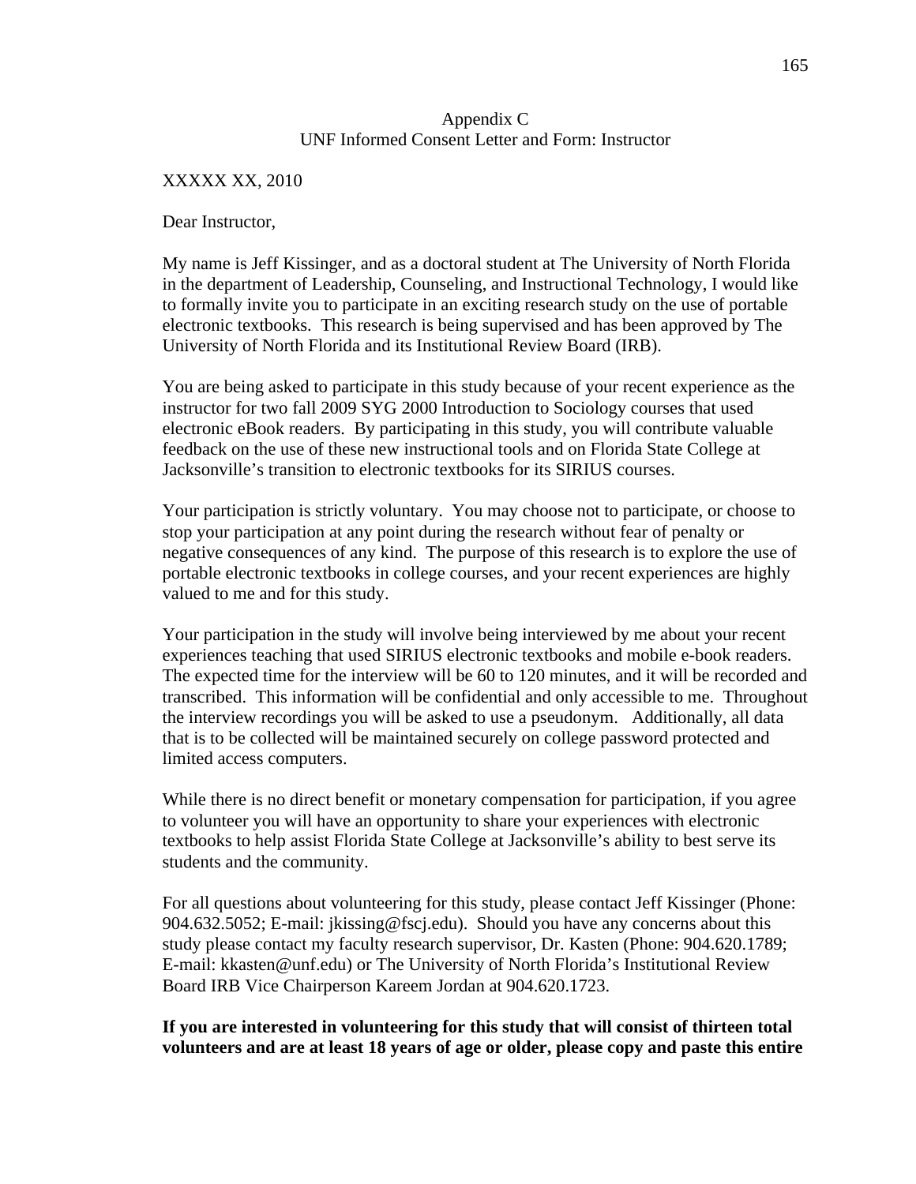Appendix C
UNF Informed Consent Letter and Form: Instructor

XXXXX XX, 2010

Dear Instructor,

My name is Jeff Kissinger, and as a doctoral student at The University of North Florida in the department of Leadership, Counseling, and Instructional Technology, I would like to formally invite you to participate in an exciting research study on the use of portable electronic textbooks. This research is being supervised and has been approved by The University of North Florida and its Institutional Review Board (IRB).

You are being asked to participate in this study because of your recent experience as the instructor for two fall 2009 SYG 2000 Introduction to Sociology courses that used electronic eBook readers. By participating in this study, you will contribute valuable feedback on the use of these new instructional tools and on Florida State College at Jacksonville's transition to electronic textbooks for its SIRIUS courses.

Your participation is strictly voluntary. You may choose not to participate, or choose to stop your participation at any point during the research without fear of penalty or negative consequences of any kind. The purpose of this research is to explore the use of portable electronic textbooks in college courses, and your recent experiences are highly valued to me and for this study.

Your participation in the study will involve being interviewed by me about your recent experiences teaching that used SIRIUS electronic textbooks and mobile e-book readers. The expected time for the interview will be 60 to 120 minutes, and it will be recorded and transcribed. This information will be confidential and only accessible to me. Throughout the interview recordings you will be asked to use a pseudonym. Additionally, all data that is to be collected will be maintained securely on college password protected and limited access computers.

While there is no direct benefit or monetary compensation for participation, if you agree to volunteer you will have an opportunity to share your experiences with electronic textbooks to help assist Florida State College at Jacksonville's ability to best serve its students and the community.

For all questions about volunteering for this study, please contact Jeff Kissinger (Phone: 904.632.5052; E-mail: jkissing@fscj.edu). Should you have any concerns about this study please contact my faculty research supervisor, Dr. Kasten (Phone: 904.620.1789; E-mail: kkasten@unf.edu) or The University of North Florida's Institutional Review Board IRB Vice Chairperson Kareem Jordan at 904.620.1723.

**If you are interested in volunteering for this study that will consist of thirteen total volunteers and are at least 18 years of age or older, please copy and paste this entire**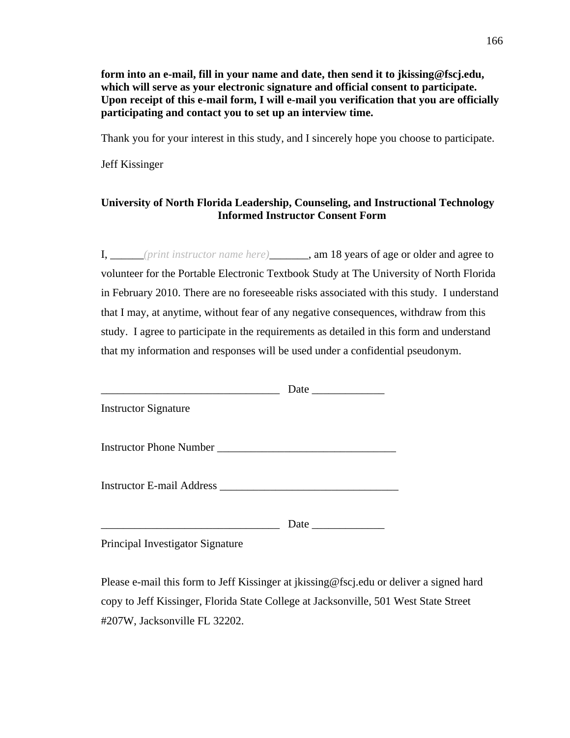**form into an e-mail, fill in your name and date, then send it to jkissing@fscj.edu, which will serve as your electronic signature and official consent to participate. Upon receipt of this e-mail form, I will e-mail you verification that you are officially participating and contact you to set up an interview time.**

Thank you for your interest in this study, and I sincerely hope you choose to participate.

Jeff Kissinger

**University of North Florida Leadership, Counseling, and Instructional Technology**
**Informed Instructor Consent Form**

I, ______*(print instructor name here)*_______, am 18 years of age or older and agree to volunteer for the Portable Electronic Textbook Study at The University of North Florida in February 2010. There are no foreseeable risks associated with this study. I understand that I may, at anytime, without fear of any negative consequences, withdraw from this study. I agree to participate in the requirements as detailed in this form and understand that my information and responses will be used under a confidential pseudonym.

________________________________ Date _____________

Instructor Signature

Instructor Phone Number ________________________________

Instructor E-mail Address ________________________________

________________________________ Date _____________

Principal Investigator Signature

Please e-mail this form to Jeff Kissinger at jkissing@fscj.edu or deliver a signed hard copy to Jeff Kissinger, Florida State College at Jacksonville, 501 West State Street #207W, Jacksonville FL 32202.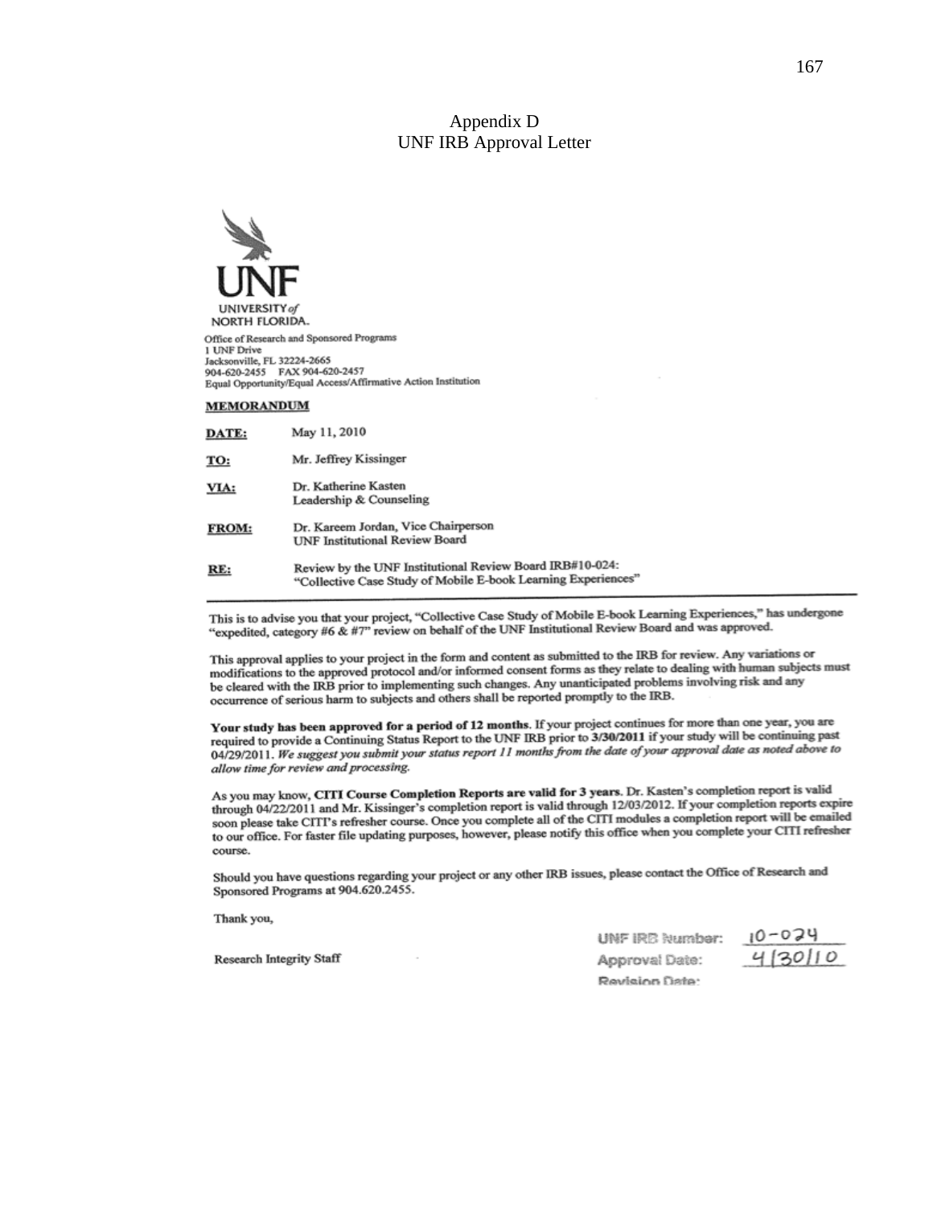# Appendix D
## UNF IRB Approval Letter

UNF
UNIVERSITY *of* NORTH FLORIDA.

Office of Research and Sponsored Programs
1 UNF Drive
Jacksonville, FL 32224-2665
904-620-2455 FAX 904-620-2457
Equal Opportunity/Equal Access/Affirmative Action Institution

**MEMORANDUM**

| | |
|---|---|
| **DATE:** | May 11, 2010 |
| **TO:** | Mr. Jeffrey Kissinger |
| **VIA:** | Dr. Katherine Kasten<br>Leadership & Counseling |
| **FROM:** | Dr. Kareem Jordan, Vice Chairperson<br>UNF Institutional Review Board |
| **RE:** | Review by the UNF Institutional Review Board IRB#10-024:<br>"Collective Case Study of Mobile E-book Learning Experiences" |

---

This is to advise you that your project, "Collective Case Study of Mobile E-book Learning Experiences," has undergone "expedited, category #6 & #7" review on behalf of the UNF Institutional Review Board and was approved.

This approval applies to your project in the form and content as submitted to the IRB for review. Any variations or modifications to the approved protocol and/or informed consent forms as they relate to dealing with human subjects must be cleared with the IRB prior to implementing such changes. Any unanticipated problems involving risk and any occurrence of serious harm to subjects and others shall be reported promptly to the IRB.

**Your study has been approved for a period of 12 months**. If your project continues for more than one year, you are required to provide a Continuing Status Report to the UNF IRB prior to **3/30/2011** if your study will be continuing past 04/29/2011. *We suggest you submit your status report 11 months from the date of your approval date as noted above to allow time for review and processing.*

As you may know, **CITI Course Completion Reports are valid for 3 years**. Dr. Kasten's completion report is valid through 04/22/2011 and Mr. Kissinger's completion report is valid through 12/03/2012. If your completion reports expire soon please take CITI's refresher course. Once you complete all of the CITI modules a completion report will be emailed to our office. For faster file updating purposes, however, please notify this office when you complete your CITI refresher course.

Should you have questions regarding your project or any other IRB issues, please contact the Office of Research and Sponsored Programs at 904.620.2455.

Thank you,

Research Integrity Staff

UNF IRB Number: 10-024
Approval Date: 4/30/10
Revision Date: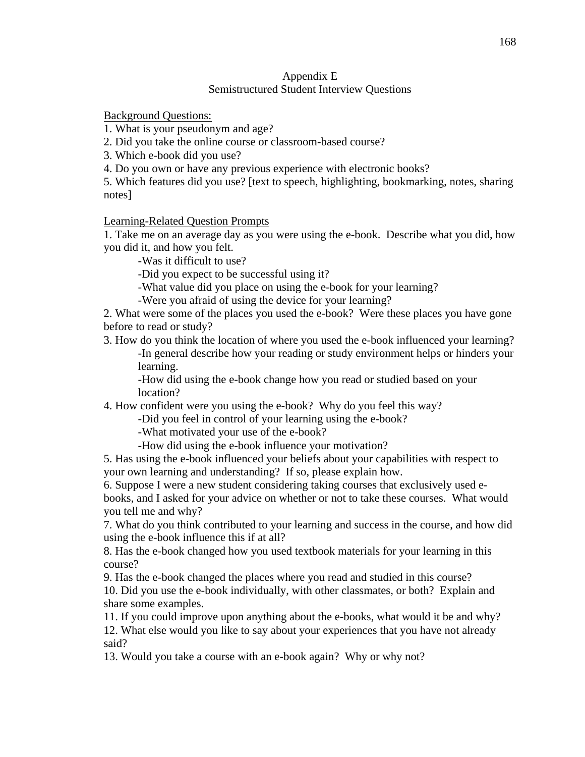# Appendix E
## Semistructured Student Interview Questions

<u>Background Questions:</u>

1. What is your pseudonym and age?
2. Did you take the online course or classroom-based course?
3. Which e-book did you use?
4. Do you own or have any previous experience with electronic books?
5. Which features did you use? [text to speech, highlighting, bookmarking, notes, sharing notes]

<u>Learning-Related Question Prompts</u>

1. Take me on an average day as you were using the e-book. Describe what you did, how you did it, and how you felt.
   - -Was it difficult to use?
   - -Did you expect to be successful using it?
   - -What value did you place on using the e-book for your learning?
   - -Were you afraid of using the device for your learning?
2. What were some of the places you used the e-book? Were these places you have gone before to read or study?
3. How do you think the location of where you used the e-book influenced your learning?
   - -In general describe how your reading or study environment helps or hinders your learning.
   - -How did using the e-book change how you read or studied based on your location?
4. How confident were you using the e-book? Why do you feel this way?
   - -Did you feel in control of your learning using the e-book?
   - -What motivated your use of the e-book?
   - -How did using the e-book influence your motivation?
5. Has using the e-book influenced your beliefs about your capabilities with respect to your own learning and understanding? If so, please explain how.
6. Suppose I were a new student considering taking courses that exclusively used e-books, and I asked for your advice on whether or not to take these courses. What would you tell me and why?
7. What do you think contributed to your learning and success in the course, and how did using the e-book influence this if at all?
8. Has the e-book changed how you used textbook materials for your learning in this course?
9. Has the e-book changed the places where you read and studied in this course?
10. Did you use the e-book individually, with other classmates, or both? Explain and share some examples.
11. If you could improve upon anything about the e-books, what would it be and why?
12. What else would you like to say about your experiences that you have not already said?
13. Would you take a course with an e-book again? Why or why not?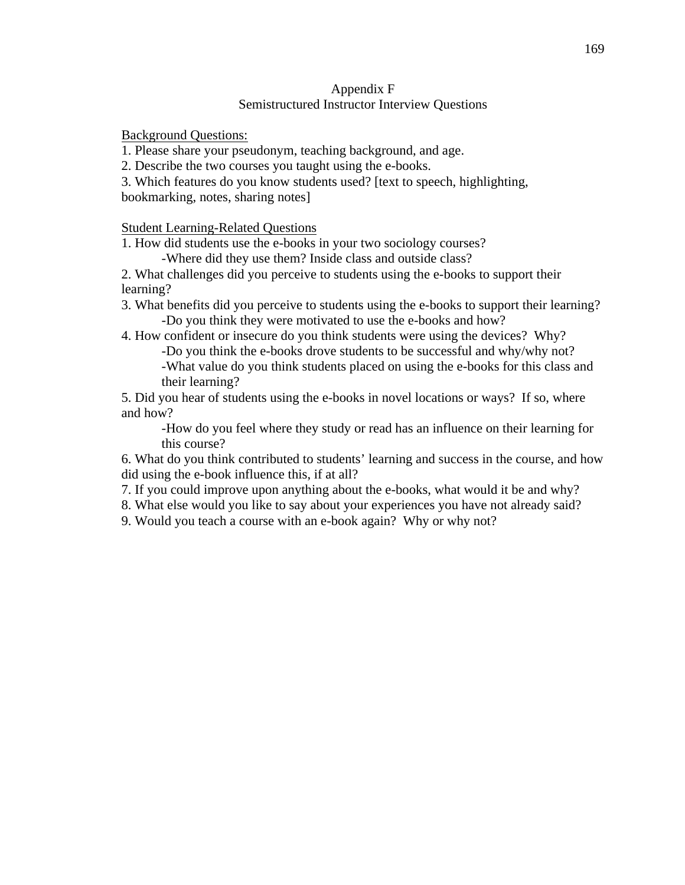# Appendix F
## Semistructured Instructor Interview Questions

<u>Background Questions:</u>

1. Please share your pseudonym, teaching background, and age.
2. Describe the two courses you taught using the e-books.
3. Which features do you know students used? [text to speech, highlighting, bookmarking, notes, sharing notes]

<u>Student Learning-Related Questions</u>

1. How did students use the e-books in your two sociology courses?
    - -Where did they use them? Inside class and outside class?
2. What challenges did you perceive to students using the e-books to support their learning?
3. What benefits did you perceive to students using the e-books to support their learning?
    - -Do you think they were motivated to use the e-books and how?
4. How confident or insecure do you think students were using the devices? Why?
    - -Do you think the e-books drove students to be successful and why/why not?
    - -What value do you think students placed on using the e-books for this class and their learning?
5. Did you hear of students using the e-books in novel locations or ways? If so, where and how?
    - -How do you feel where they study or read has an influence on their learning for this course?
6. What do you think contributed to students' learning and success in the course, and how did using the e-book influence this, if at all?
7. If you could improve upon anything about the e-books, what would it be and why?
8. What else would you like to say about your experiences you have not already said?
9. Would you teach a course with an e-book again? Why or why not?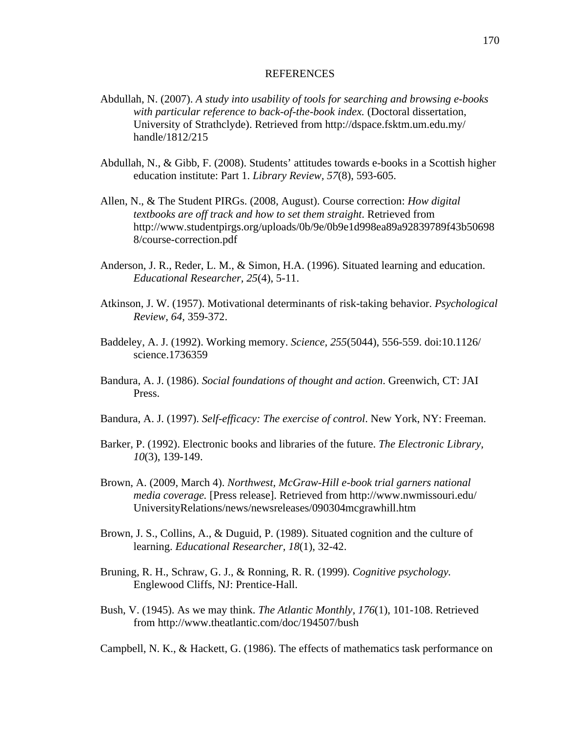# REFERENCES

Abdullah, N. (2007). *A study into usability of tools for searching and browsing e-books with particular reference to back-of-the-book index.* (Doctoral dissertation, University of Strathclyde). Retrieved from http://dspace.fsktm.um.edu.my/ handle/1812/215

Abdullah, N., & Gibb, F. (2008). Students' attitudes towards e-books in a Scottish higher education institute: Part 1. *Library Review*, *57*(8), 593-605.

Allen, N., & The Student PIRGs. (2008, August). Course correction: *How digital textbooks are off track and how to set them straight*. Retrieved from http://www.studentpirgs.org/uploads/0b/9e/0b9e1d998ea89a92839789f43b50698 8/course-correction.pdf

Anderson, J. R., Reder, L. M., & Simon, H.A. (1996). Situated learning and education. *Educational Researcher, 25*(4), 5-11.

Atkinson, J. W. (1957). Motivational determinants of risk-taking behavior. *Psychological Review, 64,* 359-372.

Baddeley, A. J. (1992). Working memory. *Science, 255*(5044), 556-559. doi:10.1126/ science.1736359

Bandura, A. J. (1986). *Social foundations of thought and action*. Greenwich, CT: JAI Press.

Bandura, A. J. (1997). *Self-efficacy: The exercise of control*. New York, NY: Freeman.

Barker, P. (1992). Electronic books and libraries of the future. *The Electronic Library*, *10*(3), 139-149.

Brown, A. (2009, March 4). *Northwest, McGraw-Hill e-book trial garners national media coverage.* [Press release]. Retrieved from http://www.nwmissouri.edu/ UniversityRelations/news/newsreleases/090304mcgrawhill.htm

Brown, J. S., Collins, A., & Duguid, P. (1989). Situated cognition and the culture of learning. *Educational Researcher, 18*(1), 32-42.

Bruning, R. H., Schraw, G. J., & Ronning, R. R. (1999). *Cognitive psychology.* Englewood Cliffs, NJ: Prentice-Hall.

Bush, V. (1945). As we may think. *The Atlantic Monthly, 176*(1), 101-108. Retrieved from http://www.theatlantic.com/doc/194507/bush

Campbell, N. K., & Hackett, G. (1986). The effects of mathematics task performance on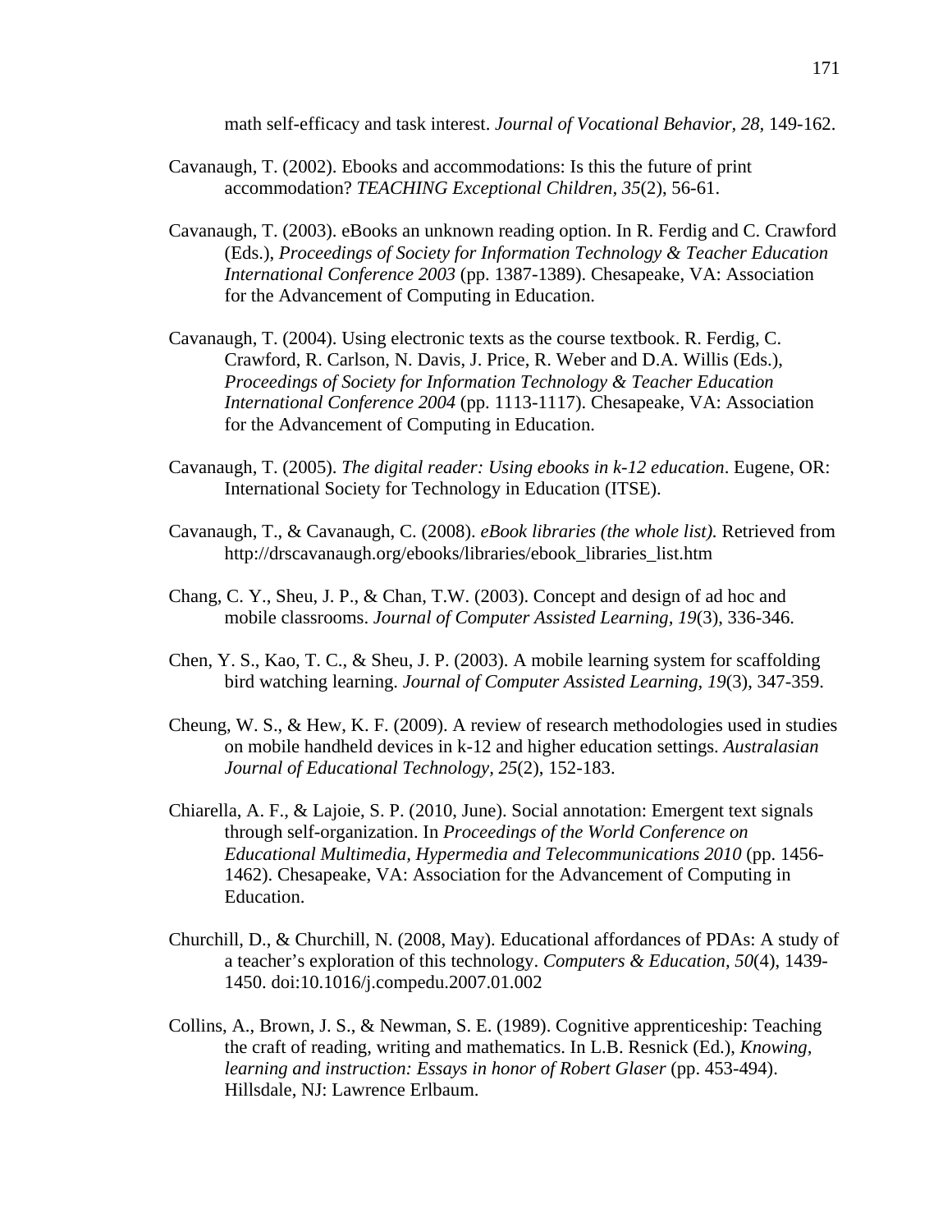math self-efficacy and task interest. *Journal of Vocational Behavior, 28,* 149-162.

Cavanaugh, T. (2002). Ebooks and accommodations: Is this the future of print accommodation? *TEACHING Exceptional Children*, *35*(2), 56-61.

Cavanaugh, T. (2003). eBooks an unknown reading option. In R. Ferdig and C. Crawford (Eds.), *Proceedings of Society for Information Technology & Teacher Education International Conference 2003* (pp. 1387-1389). Chesapeake, VA: Association for the Advancement of Computing in Education.

Cavanaugh, T. (2004). Using electronic texts as the course textbook. R. Ferdig, C. Crawford, R. Carlson, N. Davis, J. Price, R. Weber and D.A. Willis (Eds.), *Proceedings of Society for Information Technology & Teacher Education International Conference 2004* (pp. 1113-1117). Chesapeake, VA: Association for the Advancement of Computing in Education.

Cavanaugh, T. (2005). *The digital reader: Using ebooks in k-12 education*. Eugene, OR: International Society for Technology in Education (ITSE).

Cavanaugh, T., & Cavanaugh, C. (2008). *eBook libraries (the whole list).* Retrieved from http://drscavanaugh.org/ebooks/libraries/ebook_libraries_list.htm

Chang, C. Y., Sheu, J. P., & Chan, T.W. (2003). Concept and design of ad hoc and mobile classrooms. *Journal of Computer Assisted Learning, 19*(3), 336-346.

Chen, Y. S., Kao, T. C., & Sheu, J. P. (2003). A mobile learning system for scaffolding bird watching learning. *Journal of Computer Assisted Learning, 19*(3), 347-359.

Cheung, W. S., & Hew, K. F. (2009). A review of research methodologies used in studies on mobile handheld devices in k-12 and higher education settings. *Australasian Journal of Educational Technology, 25*(2), 152-183.

Chiarella, A. F., & Lajoie, S. P. (2010, June). Social annotation: Emergent text signals through self-organization. In *Proceedings of the World Conference on Educational Multimedia, Hypermedia and Telecommunications 2010* (pp. 1456-1462). Chesapeake, VA: Association for the Advancement of Computing in Education.

Churchill, D., & Churchill, N. (2008, May). Educational affordances of PDAs: A study of a teacher's exploration of this technology. *Computers & Education, 50*(4), 1439-1450. doi:10.1016/j.compedu.2007.01.002

Collins, A., Brown, J. S., & Newman, S. E. (1989). Cognitive apprenticeship: Teaching the craft of reading, writing and mathematics. In L.B. Resnick (Ed.), *Knowing, learning and instruction: Essays in honor of Robert Glaser* (pp. 453-494). Hillsdale, NJ: Lawrence Erlbaum.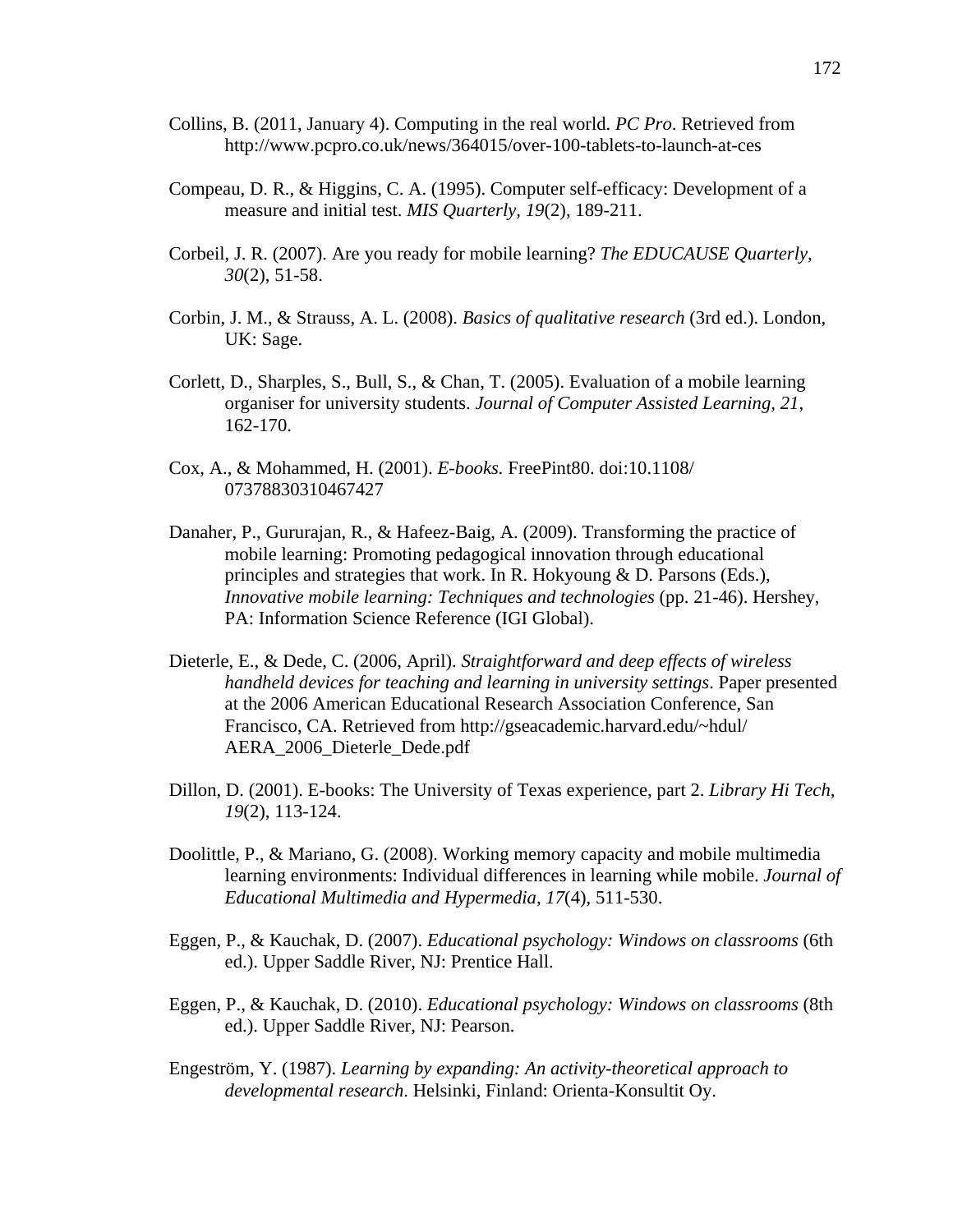Collins, B. (2011, January 4). Computing in the real world. *PC Pro*. Retrieved from http://www.pcpro.co.uk/news/364015/over-100-tablets-to-launch-at-ces

Compeau, D. R., & Higgins, C. A. (1995). Computer self-efficacy: Development of a measure and initial test. *MIS Quarterly, 19*(2), 189-211.

Corbeil, J. R. (2007). Are you ready for mobile learning? *The EDUCAUSE Quarterly, 30*(2), 51-58.

Corbin, J. M., & Strauss, A. L. (2008). *Basics of qualitative research* (3rd ed.). London, UK: Sage.

Corlett, D., Sharples, S., Bull, S., & Chan, T. (2005). Evaluation of a mobile learning organiser for university students. *Journal of Computer Assisted Learning, 21*, 162-170.

Cox, A., & Mohammed, H. (2001). *E-books.* FreePint80. doi:10.1108/07378830310467427

Danaher, P., Gururajan, R., & Hafeez-Baig, A. (2009). Transforming the practice of mobile learning: Promoting pedagogical innovation through educational principles and strategies that work. In R. Hokyoung & D. Parsons (Eds.), *Innovative mobile learning: Techniques and technologies* (pp. 21-46). Hershey, PA: Information Science Reference (IGI Global).

Dieterle, E., & Dede, C. (2006, April). *Straightforward and deep effects of wireless handheld devices for teaching and learning in university settings*. Paper presented at the 2006 American Educational Research Association Conference, San Francisco, CA. Retrieved from http://gseacademic.harvard.edu/~hdul/AERA_2006_Dieterle_Dede.pdf

Dillon, D. (2001). E-books: The University of Texas experience, part 2. *Library Hi Tech, 19*(2), 113-124.

Doolittle, P., & Mariano, G. (2008). Working memory capacity and mobile multimedia learning environments: Individual differences in learning while mobile. *Journal of Educational Multimedia and Hypermedia, 17*(4), 511-530.

Eggen, P., & Kauchak, D. (2007). *Educational psychology: Windows on classrooms* (6th ed.). Upper Saddle River, NJ: Prentice Hall.

Eggen, P., & Kauchak, D. (2010). *Educational psychology: Windows on classrooms* (8th ed.). Upper Saddle River, NJ: Pearson.

Engeström, Y. (1987). *Learning by expanding: An activity-theoretical approach to developmental research*. Helsinki, Finland: Orienta-Konsultit Oy.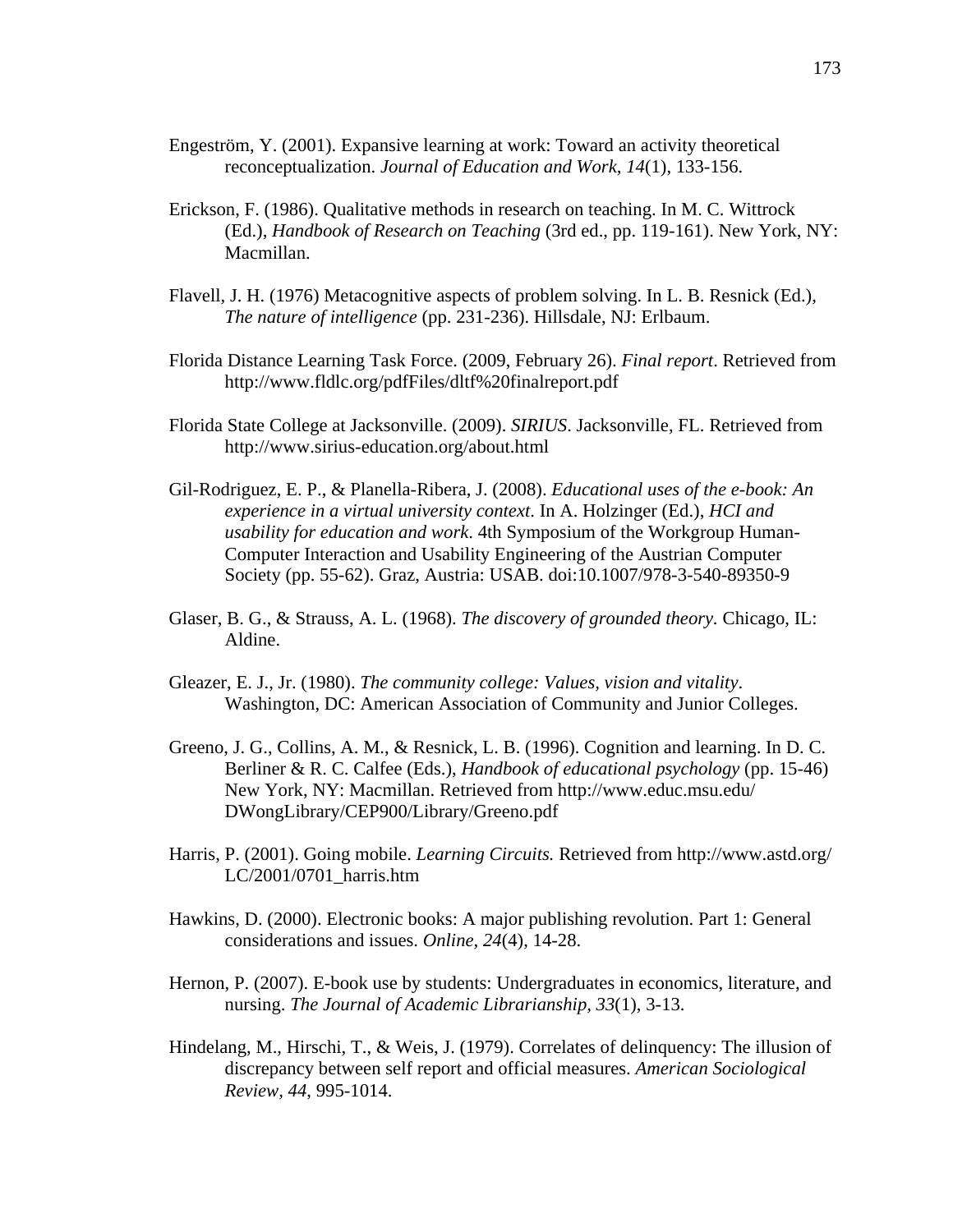Engeström, Y. (2001). Expansive learning at work: Toward an activity theoretical reconceptualization. *Journal of Education and Work, 14*(1), 133-156.

Erickson, F. (1986). Qualitative methods in research on teaching. In M. C. Wittrock (Ed.), *Handbook of Research on Teaching* (3rd ed., pp. 119-161). New York, NY: Macmillan.

Flavell, J. H. (1976) Metacognitive aspects of problem solving. In L. B. Resnick (Ed.), *The nature of intelligence* (pp. 231-236). Hillsdale, NJ: Erlbaum.

Florida Distance Learning Task Force. (2009, February 26). *Final report*. Retrieved from http://www.fldlc.org/pdfFiles/dltf%20finalreport.pdf

Florida State College at Jacksonville. (2009). *SIRIUS*. Jacksonville, FL. Retrieved from http://www.sirius-education.org/about.html

Gil-Rodriguez, E. P., & Planella-Ribera, J. (2008). *Educational uses of the e-book: An experience in a virtual university context*. In A. Holzinger (Ed.), *HCI and usability for education and work*. 4th Symposium of the Workgroup Human-Computer Interaction and Usability Engineering of the Austrian Computer Society (pp. 55-62). Graz, Austria: USAB. doi:10.1007/978-3-540-89350-9

Glaser, B. G., & Strauss, A. L. (1968). *The discovery of grounded theory*. Chicago, IL: Aldine.

Gleazer, E. J., Jr. (1980). *The community college: Values, vision and vitality*. Washington, DC: American Association of Community and Junior Colleges.

Greeno, J. G., Collins, A. M., & Resnick, L. B. (1996). Cognition and learning. In D. C. Berliner & R. C. Calfee (Eds.), *Handbook of educational psychology* (pp. 15-46) New York, NY: Macmillan. Retrieved from http://www.educ.msu.edu/DWongLibrary/CEP900/Library/Greeno.pdf

Harris, P. (2001). Going mobile. *Learning Circuits.* Retrieved from http://www.astd.org/LC/2001/0701_harris.htm

Hawkins, D. (2000). Electronic books: A major publishing revolution. Part 1: General considerations and issues. *Online*, *24*(4), 14-28.

Hernon, P. (2007). E-book use by students: Undergraduates in economics, literature, and nursing. *The Journal of Academic Librarianship*, *33*(1), 3-13.

Hindelang, M., Hirschi, T., & Weis, J. (1979). Correlates of delinquency: The illusion of discrepancy between self report and official measures. *American Sociological Review, 44*, 995-1014.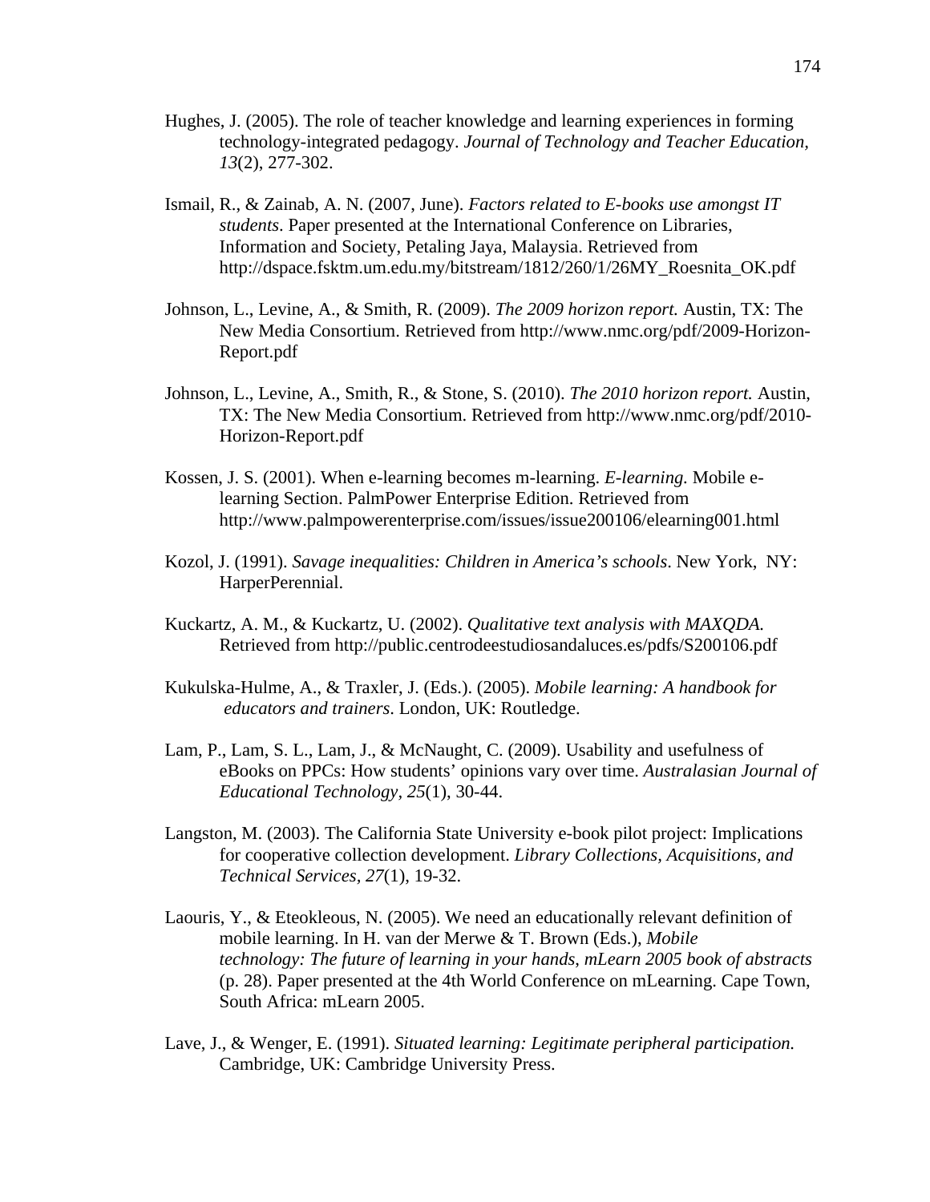Hughes, J. (2005). The role of teacher knowledge and learning experiences in forming technology-integrated pedagogy. *Journal of Technology and Teacher Education, 13*(2), 277-302.

Ismail, R., & Zainab, A. N. (2007, June). *Factors related to E-books use amongst IT students*. Paper presented at the International Conference on Libraries, Information and Society, Petaling Jaya, Malaysia. Retrieved from http://dspace.fsktm.um.edu.my/bitstream/1812/260/1/26MY_Roesnita_OK.pdf

Johnson, L., Levine, A., & Smith, R. (2009). *The 2009 horizon report.* Austin, TX: The New Media Consortium. Retrieved from http://www.nmc.org/pdf/2009-Horizon-Report.pdf

Johnson, L., Levine, A., Smith, R., & Stone, S. (2010). *The 2010 horizon report.* Austin, TX: The New Media Consortium. Retrieved from http://www.nmc.org/pdf/2010-Horizon-Report.pdf

Kossen, J. S. (2001). When e-learning becomes m-learning. *E-learning.* Mobile e-learning Section. PalmPower Enterprise Edition. Retrieved from http://www.palmpowerenterprise.com/issues/issue200106/elearning001.html

Kozol, J. (1991). *Savage inequalities: Children in America's schools*. New York, NY: HarperPerennial.

Kuckartz, A. M., & Kuckartz, U. (2002). *Qualitative text analysis with MAXQDA.* Retrieved from http://public.centrodeestudiosandaluces.es/pdfs/S200106.pdf

Kukulska-Hulme, A., & Traxler, J. (Eds.). (2005). *Mobile learning: A handbook for educators and trainers*. London, UK: Routledge.

Lam, P., Lam, S. L., Lam, J., & McNaught, C. (2009). Usability and usefulness of eBooks on PPCs: How students' opinions vary over time. *Australasian Journal of Educational Technology, 25*(1), 30-44.

Langston, M. (2003). The California State University e-book pilot project: Implications for cooperative collection development. *Library Collections, Acquisitions, and Technical Services, 27*(1), 19-32.

Laouris, Y., & Eteokleous, N. (2005). We need an educationally relevant definition of mobile learning. In H. van der Merwe & T. Brown (Eds.), *Mobile technology: The future of learning in your hands, mLearn 2005 book of abstracts* (p. 28). Paper presented at the 4th World Conference on mLearning. Cape Town, South Africa: mLearn 2005.

Lave, J., & Wenger, E. (1991). *Situated learning: Legitimate peripheral participation.* Cambridge, UK: Cambridge University Press.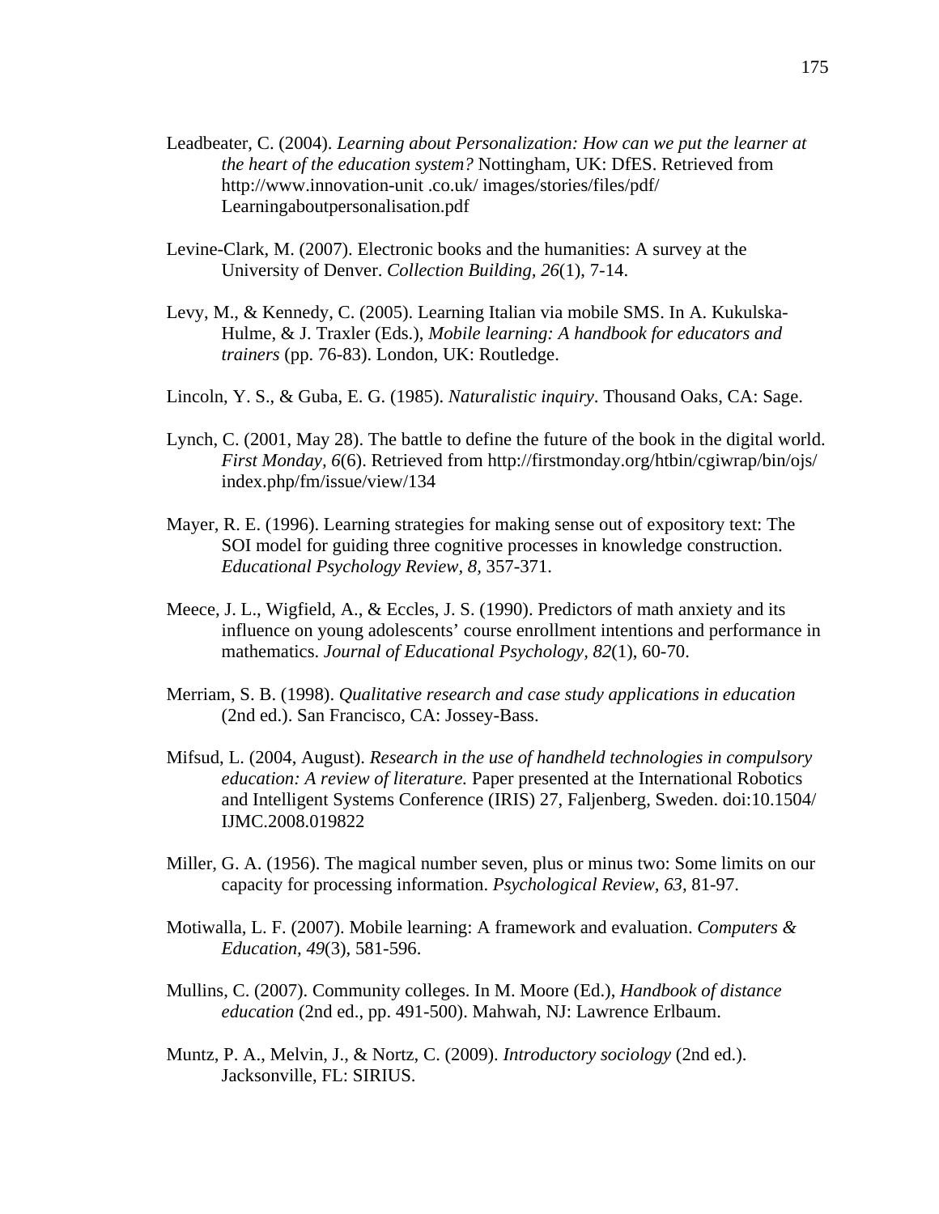Leadbeater, C. (2004). *Learning about Personalization: How can we put the learner at the heart of the education system?* Nottingham, UK: DfES. Retrieved from http://www.innovation-unit .co.uk/ images/stories/files/pdf/ Learningaboutpersonalisation.pdf

Levine-Clark, M. (2007). Electronic books and the humanities: A survey at the University of Denver. *Collection Building, 26*(1), 7-14.

Levy, M., & Kennedy, C. (2005). Learning Italian via mobile SMS. In A. Kukulska-Hulme, & J. Traxler (Eds.), *Mobile learning: A handbook for educators and trainers* (pp. 76-83). London, UK: Routledge.

Lincoln, Y. S., & Guba, E. G. (1985). *Naturalistic inquiry*. Thousand Oaks, CA: Sage.

Lynch, C. (2001, May 28). The battle to define the future of the book in the digital world. *First Monday, 6*(6). Retrieved from http://firstmonday.org/htbin/cgiwrap/bin/ojs/ index.php/fm/issue/view/134

Mayer, R. E. (1996). Learning strategies for making sense out of expository text: The SOI model for guiding three cognitive processes in knowledge construction. *Educational Psychology Review, 8*, 357-371.

Meece, J. L., Wigfield, A., & Eccles, J. S. (1990). Predictors of math anxiety and its influence on young adolescents' course enrollment intentions and performance in mathematics. *Journal of Educational Psychology, 82*(1), 60-70.

Merriam, S. B. (1998). *Qualitative research and case study applications in education* (2nd ed.). San Francisco, CA: Jossey-Bass.

Mifsud, L. (2004, August). *Research in the use of handheld technologies in compulsory education: A review of literature.* Paper presented at the International Robotics and Intelligent Systems Conference (IRIS) 27, Faljenberg, Sweden. doi:10.1504/ IJMC.2008.019822

Miller, G. A. (1956). The magical number seven, plus or minus two: Some limits on our capacity for processing information. *Psychological Review, 63*, 81-97.

Motiwalla, L. F. (2007). Mobile learning: A framework and evaluation. *Computers & Education, 49*(3), 581-596.

Mullins, C. (2007). Community colleges. In M. Moore (Ed.), *Handbook of distance education* (2nd ed., pp. 491-500). Mahwah, NJ: Lawrence Erlbaum.

Muntz, P. A., Melvin, J., & Nortz, C. (2009). *Introductory sociology* (2nd ed.). Jacksonville, FL: SIRIUS.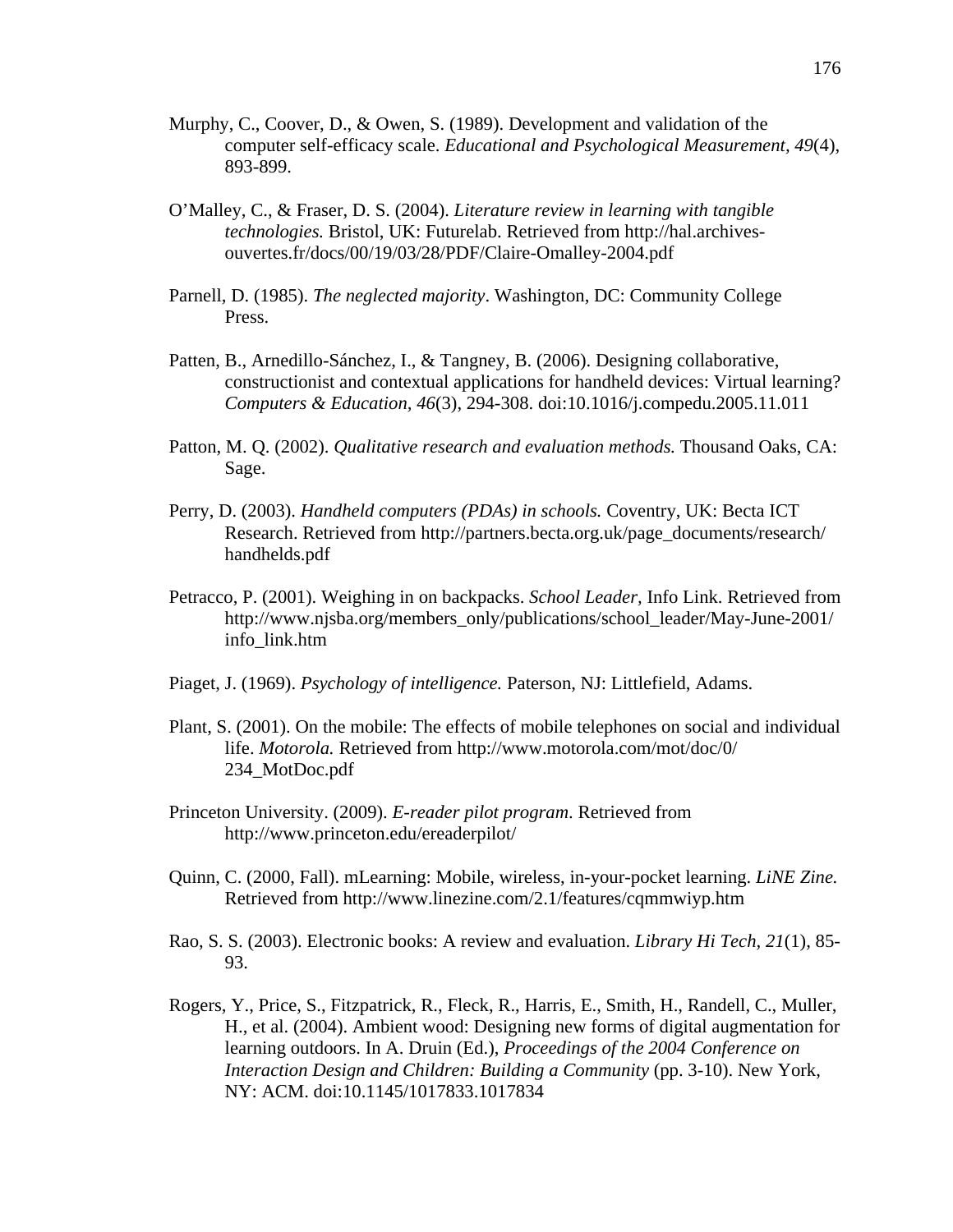Murphy, C., Coover, D., & Owen, S. (1989). Development and validation of the computer self-efficacy scale. *Educational and Psychological Measurement, 49*(4), 893-899.

O'Malley, C., & Fraser, D. S. (2004). *Literature review in learning with tangible technologies.* Bristol, UK: Futurelab. Retrieved from http://hal.archives-ouvertes.fr/docs/00/19/03/28/PDF/Claire-Omalley-2004.pdf

Parnell, D. (1985). *The neglected majority*. Washington, DC: Community College Press.

Patten, B., Arnedillo-Sánchez, I., & Tangney, B. (2006). Designing collaborative, constructionist and contextual applications for handheld devices: Virtual learning? *Computers & Education, 46*(3), 294-308. doi:10.1016/j.compedu.2005.11.011

Patton, M. Q. (2002). *Qualitative research and evaluation methods.* Thousand Oaks, CA: Sage.

Perry, D. (2003). *Handheld computers (PDAs) in schools.* Coventry, UK: Becta ICT Research. Retrieved from http://partners.becta.org.uk/page_documents/research/handhelds.pdf

Petracco, P. (2001). Weighing in on backpacks. *School Leader*, Info Link. Retrieved from http://www.njsba.org/members_only/publications/school_leader/May-June-2001/info_link.htm

Piaget, J. (1969). *Psychology of intelligence.* Paterson, NJ: Littlefield, Adams.

Plant, S. (2001). On the mobile: The effects of mobile telephones on social and individual life. *Motorola.* Retrieved from http://www.motorola.com/mot/doc/0/234_MotDoc.pdf

Princeton University. (2009). *E-reader pilot program*. Retrieved from http://www.princeton.edu/ereaderpilot/

Quinn, C. (2000, Fall). mLearning: Mobile, wireless, in-your-pocket learning. *LiNE Zine.* Retrieved from http://www.linezine.com/2.1/features/cqmmwiyp.htm

Rao, S. S. (2003). Electronic books: A review and evaluation. *Library Hi Tech, 21*(1), 85-93.

Rogers, Y., Price, S., Fitzpatrick, R., Fleck, R., Harris, E., Smith, H., Randell, C., Muller, H., et al. (2004). Ambient wood: Designing new forms of digital augmentation for learning outdoors. In A. Druin (Ed.), *Proceedings of the 2004 Conference on Interaction Design and Children: Building a Community* (pp. 3-10). New York, NY: ACM. doi:10.1145/1017833.1017834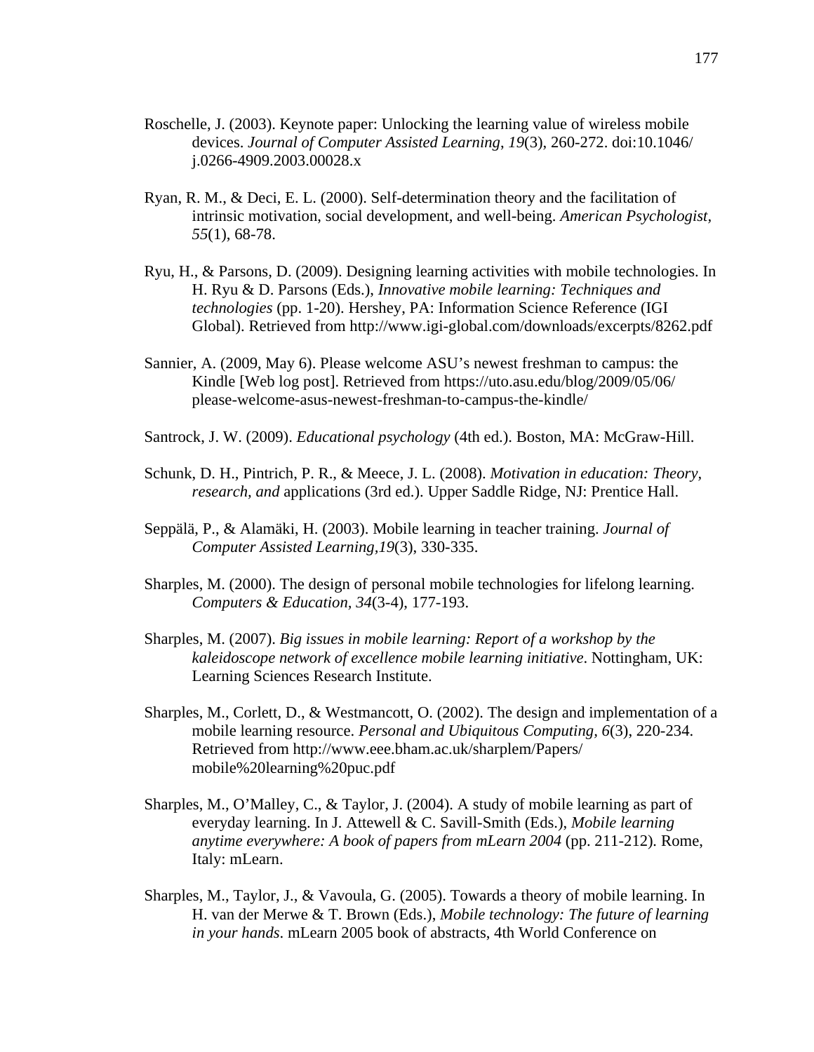Roschelle, J. (2003). Keynote paper: Unlocking the learning value of wireless mobile devices. *Journal of Computer Assisted Learning, 19*(3), 260-272. doi:10.1046/j.0266-4909.2003.00028.x

Ryan, R. M., & Deci, E. L. (2000). Self-determination theory and the facilitation of intrinsic motivation, social development, and well-being. *American Psychologist, 55*(1), 68-78.

Ryu, H., & Parsons, D. (2009). Designing learning activities with mobile technologies. In H. Ryu & D. Parsons (Eds.), *Innovative mobile learning: Techniques and technologies* (pp. 1-20). Hershey, PA: Information Science Reference (IGI Global). Retrieved from http://www.igi-global.com/downloads/excerpts/8262.pdf

Sannier, A. (2009, May 6). Please welcome ASU's newest freshman to campus: the Kindle [Web log post]. Retrieved from https://uto.asu.edu/blog/2009/05/06/please-welcome-asus-newest-freshman-to-campus-the-kindle/

Santrock, J. W. (2009). *Educational psychology* (4th ed.). Boston, MA: McGraw-Hill.

Schunk, D. H., Pintrich, P. R., & Meece, J. L. (2008). *Motivation in education: Theory, research, and* applications (3rd ed.). Upper Saddle Ridge, NJ: Prentice Hall.

Seppälä, P., & Alamäki, H. (2003). Mobile learning in teacher training. *Journal of Computer Assisted Learning,19*(3), 330-335.

Sharples, M. (2000). The design of personal mobile technologies for lifelong learning. *Computers & Education, 34*(3-4), 177-193.

Sharples, M. (2007). *Big issues in mobile learning: Report of a workshop by the kaleidoscope network of excellence mobile learning initiative*. Nottingham, UK: Learning Sciences Research Institute.

Sharples, M., Corlett, D., & Westmancott, O. (2002). The design and implementation of a mobile learning resource. *Personal and Ubiquitous Computing, 6*(3), 220-234. Retrieved from http://www.eee.bham.ac.uk/sharplem/Papers/mobile%20learning%20puc.pdf

Sharples, M., O'Malley, C., & Taylor, J. (2004). A study of mobile learning as part of everyday learning. In J. Attewell & C. Savill-Smith (Eds.), *Mobile learning anytime everywhere: A book of papers from mLearn 2004* (pp. 211-212). Rome, Italy: mLearn.

Sharples, M., Taylor, J., & Vavoula, G. (2005). Towards a theory of mobile learning. In H. van der Merwe & T. Brown (Eds.), *Mobile technology: The future of learning in your hands*. mLearn 2005 book of abstracts, 4th World Conference on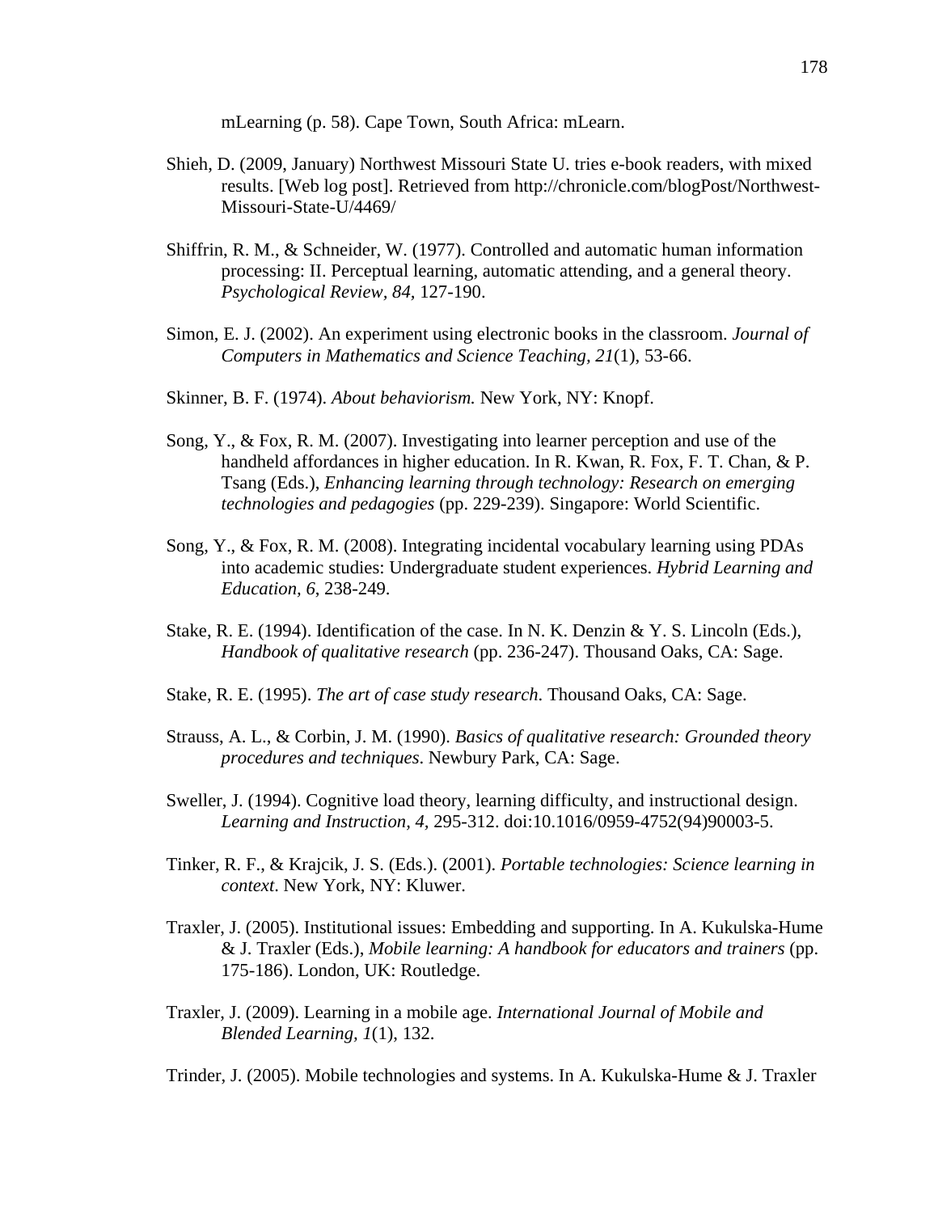mLearning (p. 58). Cape Town, South Africa: mLearn.

Shieh, D. (2009, January) Northwest Missouri State U. tries e-book readers, with mixed results. [Web log post]. Retrieved from http://chronicle.com/blogPost/Northwest-Missouri-State-U/4469/

Shiffrin, R. M., & Schneider, W. (1977). Controlled and automatic human information processing: II. Perceptual learning, automatic attending, and a general theory. *Psychological Review, 84*, 127-190.

Simon, E. J. (2002). An experiment using electronic books in the classroom. *Journal of Computers in Mathematics and Science Teaching, 21*(1), 53-66.

Skinner, B. F. (1974). *About behaviorism.* New York, NY: Knopf.

Song, Y., & Fox, R. M. (2007). Investigating into learner perception and use of the handheld affordances in higher education. In R. Kwan, R. Fox, F. T. Chan, & P. Tsang (Eds.), *Enhancing learning through technology: Research on emerging technologies and pedagogies* (pp. 229-239). Singapore: World Scientific.

Song, Y., & Fox, R. M. (2008). Integrating incidental vocabulary learning using PDAs into academic studies: Undergraduate student experiences. *Hybrid Learning and Education, 6*, 238-249.

Stake, R. E. (1994). Identification of the case. In N. K. Denzin & Y. S. Lincoln (Eds.), *Handbook of qualitative research* (pp. 236-247). Thousand Oaks, CA: Sage.

Stake, R. E. (1995). *The art of case study research*. Thousand Oaks, CA: Sage.

Strauss, A. L., & Corbin, J. M. (1990). *Basics of qualitative research: Grounded theory procedures and techniques*. Newbury Park, CA: Sage.

Sweller, J. (1994). Cognitive load theory, learning difficulty, and instructional design. *Learning and Instruction, 4,* 295-312. doi:10.1016/0959-4752(94)90003-5.

Tinker, R. F., & Krajcik, J. S. (Eds.). (2001). *Portable technologies: Science learning in context*. New York, NY: Kluwer.

Traxler, J. (2005). Institutional issues: Embedding and supporting. In A. Kukulska-Hume & J. Traxler (Eds.), *Mobile learning: A handbook for educators and trainers* (pp. 175-186). London, UK: Routledge.

Traxler, J. (2009). Learning in a mobile age. *International Journal of Mobile and Blended Learning, 1*(1), 132.

Trinder, J. (2005). Mobile technologies and systems. In A. Kukulska-Hume & J. Traxler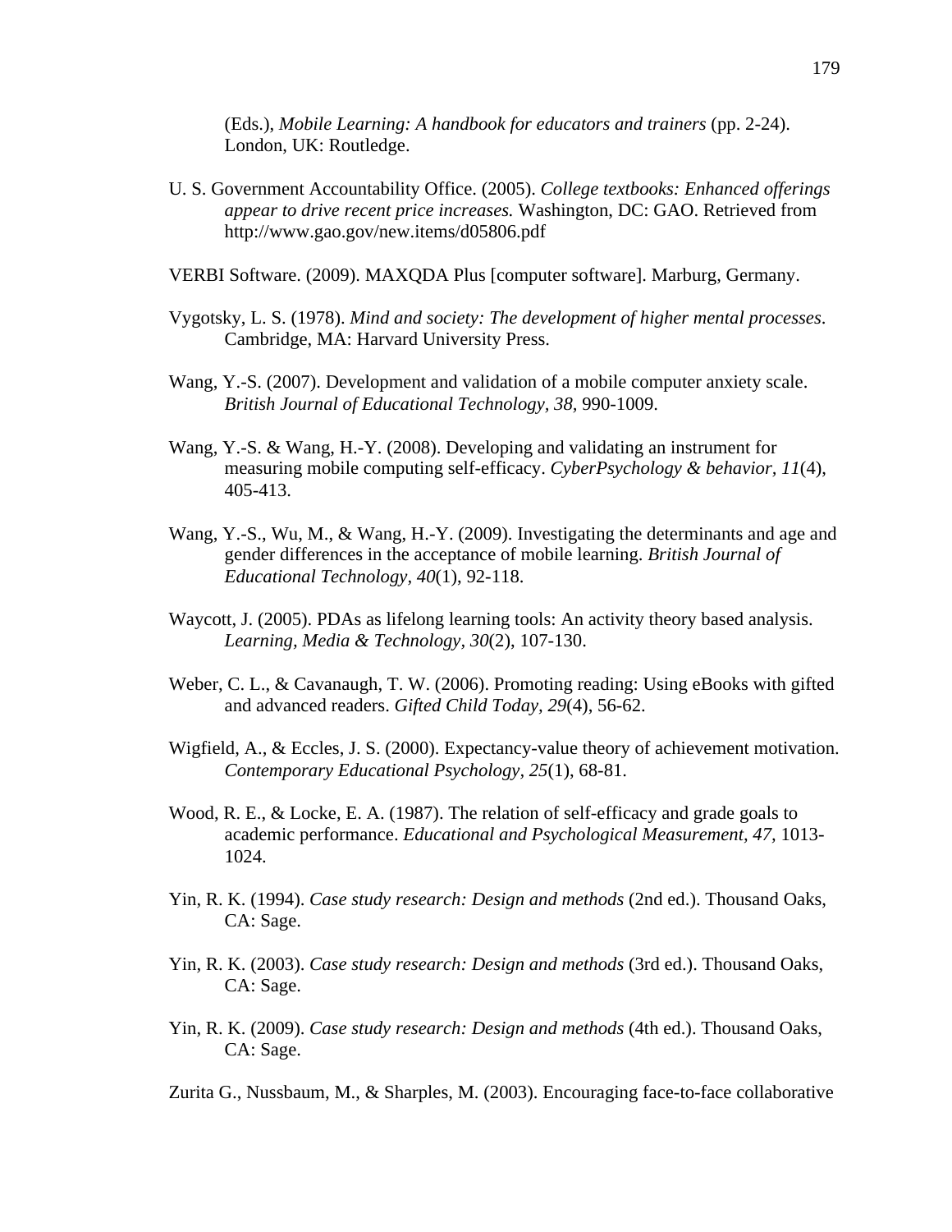(Eds.), *Mobile Learning: A handbook for educators and trainers* (pp. 2-24). London, UK: Routledge.

U. S. Government Accountability Office. (2005). *College textbooks: Enhanced offerings appear to drive recent price increases.* Washington, DC: GAO. Retrieved from http://www.gao.gov/new.items/d05806.pdf

VERBI Software. (2009). MAXQDA Plus [computer software]. Marburg, Germany.

Vygotsky, L. S. (1978). *Mind and society: The development of higher mental processes*. Cambridge, MA: Harvard University Press.

Wang, Y.-S. (2007). Development and validation of a mobile computer anxiety scale. *British Journal of Educational Technology, 38,* 990-1009.

Wang, Y.-S. & Wang, H.-Y. (2008). Developing and validating an instrument for measuring mobile computing self-efficacy. *CyberPsychology & behavior, 11*(4), 405-413.

Wang, Y.-S., Wu, M., & Wang, H.-Y. (2009). Investigating the determinants and age and gender differences in the acceptance of mobile learning. *British Journal of Educational Technology, 40*(1), 92-118.

Waycott, J. (2005). PDAs as lifelong learning tools: An activity theory based analysis. *Learning, Media & Technology, 30*(2), 107-130.

Weber, C. L., & Cavanaugh, T. W. (2006). Promoting reading: Using eBooks with gifted and advanced readers. *Gifted Child Today, 29*(4), 56-62.

Wigfield, A., & Eccles, J. S. (2000). Expectancy-value theory of achievement motivation. *Contemporary Educational Psychology, 25*(1), 68-81.

Wood, R. E., & Locke, E. A. (1987). The relation of self-efficacy and grade goals to academic performance. *Educational and Psychological Measurement, 47,* 1013-1024.

Yin, R. K. (1994). *Case study research: Design and methods* (2nd ed.). Thousand Oaks, CA: Sage.

Yin, R. K. (2003). *Case study research: Design and methods* (3rd ed.). Thousand Oaks, CA: Sage.

Yin, R. K. (2009). *Case study research: Design and methods* (4th ed.). Thousand Oaks, CA: Sage.

Zurita G., Nussbaum, M., & Sharples, M. (2003). Encouraging face-to-face collaborative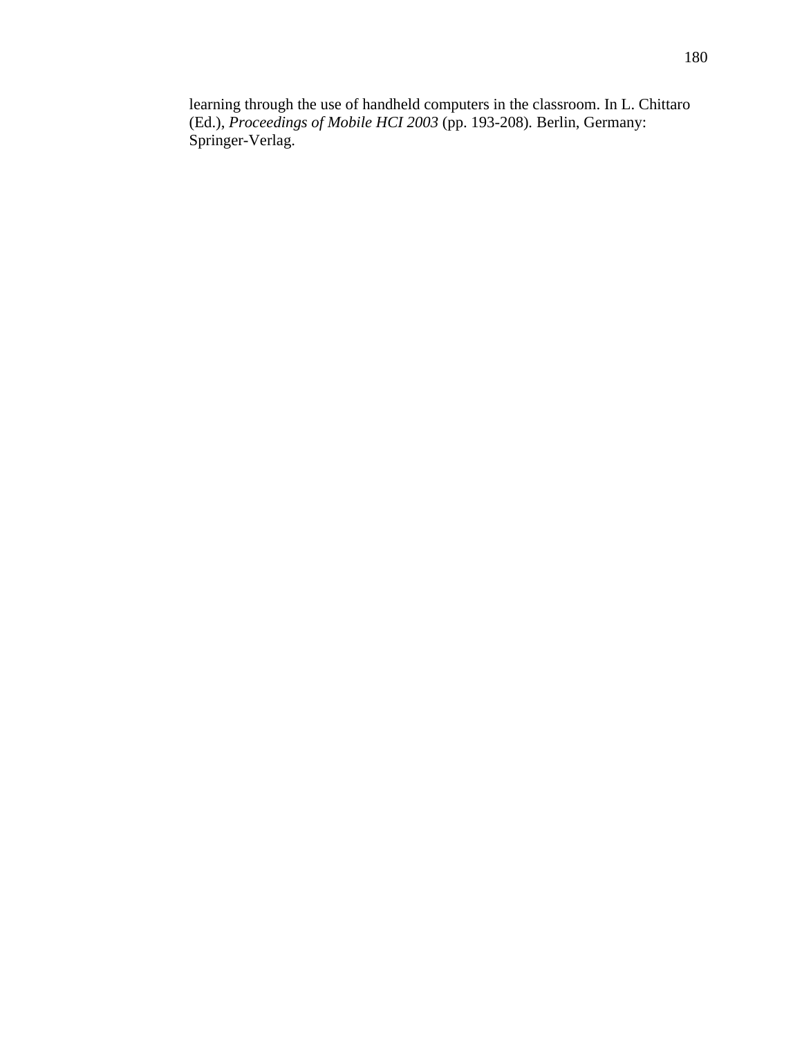learning through the use of handheld computers in the classroom. In L. Chittaro (Ed.), *Proceedings of Mobile HCI 2003* (pp. 193-208). Berlin, Germany: Springer-Verlag.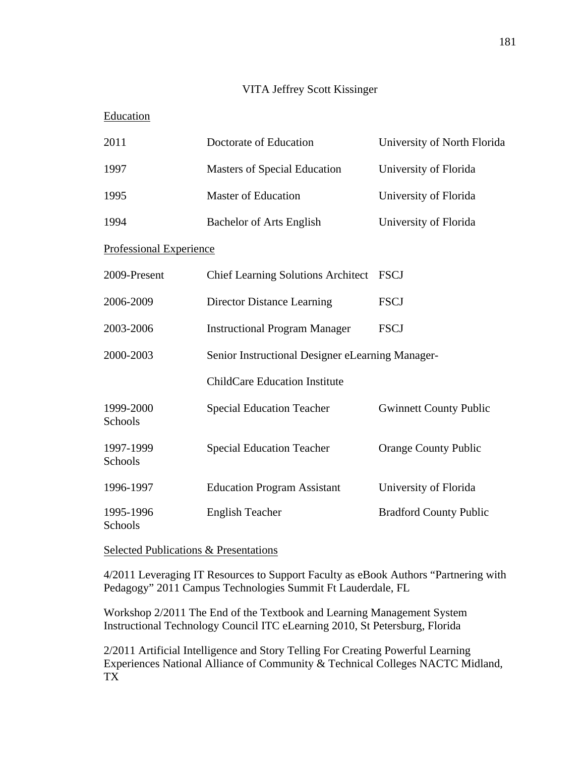# VITA Jeffrey Scott Kissinger

## Education

| | | |
|---|---|---|
| 2011 | Doctorate of Education | University of North Florida |
| 1997 | Masters of Special Education | University of Florida |
| 1995 | Master of Education | University of Florida |
| 1994 | Bachelor of Arts English | University of Florida |

## Professional Experience

| | | |
|---|---|---|
| 2009-Present | Chief Learning Solutions Architect | FSCJ |
| 2006-2009 | Director Distance Learning | FSCJ |
| 2003-2006 | Instructional Program Manager | FSCJ |
| 2000-2003 | Senior Instructional Designer eLearning Manager-ChildCare Education Institute | |
| 1999-2000 | Special Education Teacher | Gwinnett County Public Schools |
| 1997-1999 | Special Education Teacher | Orange County Public Schools |
| 1996-1997 | Education Program Assistant | University of Florida |
| 1995-1996 | English Teacher | Bradford County Public Schools |

## Selected Publications & Presentations

4/2011 Leveraging IT Resources to Support Faculty as eBook Authors "Partnering with Pedagogy" 2011 Campus Technologies Summit Ft Lauderdale, FL

Workshop 2/2011 The End of the Textbook and Learning Management System Instructional Technology Council ITC eLearning 2010, St Petersburg, Florida

2/2011 Artificial Intelligence and Story Telling For Creating Powerful Learning Experiences National Alliance of Community & Technical Colleges NACTC Midland, TX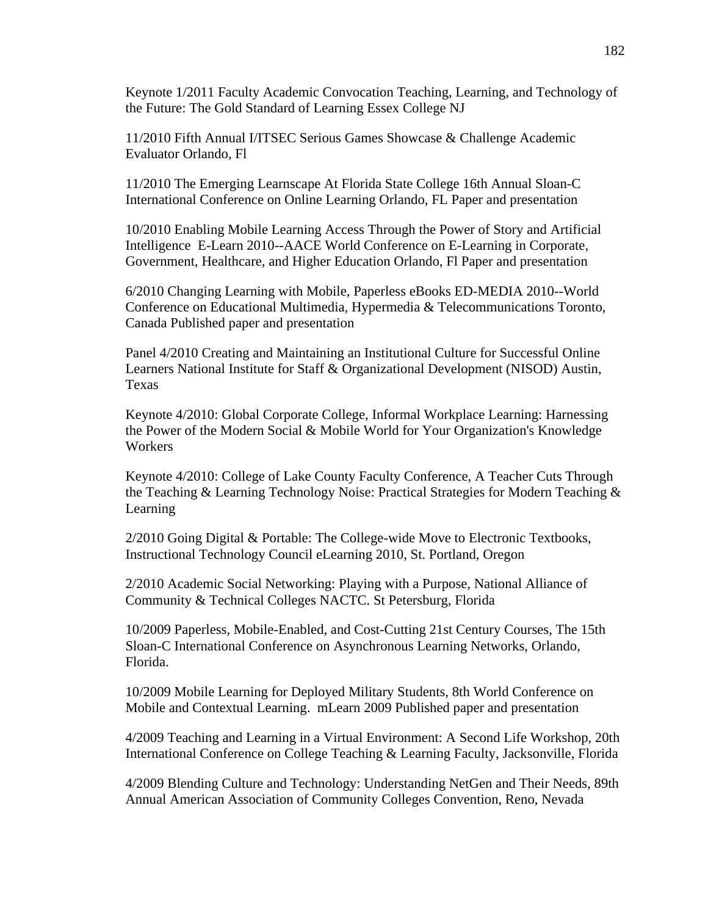Keynote 1/2011 Faculty Academic Convocation Teaching, Learning, and Technology of the Future: The Gold Standard of Learning Essex College NJ

11/2010 Fifth Annual I/ITSEC Serious Games Showcase & Challenge Academic Evaluator Orlando, Fl

11/2010 The Emerging Learnscape At Florida State College 16th Annual Sloan-C International Conference on Online Learning Orlando, FL Paper and presentation

10/2010 Enabling Mobile Learning Access Through the Power of Story and Artificial Intelligence E-Learn 2010--AACE World Conference on E-Learning in Corporate, Government, Healthcare, and Higher Education Orlando, Fl Paper and presentation

6/2010 Changing Learning with Mobile, Paperless eBooks ED-MEDIA 2010--World Conference on Educational Multimedia, Hypermedia & Telecommunications Toronto, Canada Published paper and presentation

Panel 4/2010 Creating and Maintaining an Institutional Culture for Successful Online Learners National Institute for Staff & Organizational Development (NISOD) Austin, Texas

Keynote 4/2010: Global Corporate College, Informal Workplace Learning: Harnessing the Power of the Modern Social & Mobile World for Your Organization's Knowledge Workers

Keynote 4/2010: College of Lake County Faculty Conference, A Teacher Cuts Through the Teaching & Learning Technology Noise: Practical Strategies for Modern Teaching & Learning

2/2010 Going Digital & Portable: The College-wide Move to Electronic Textbooks, Instructional Technology Council eLearning 2010, St. Portland, Oregon

2/2010 Academic Social Networking: Playing with a Purpose, National Alliance of Community & Technical Colleges NACTC. St Petersburg, Florida

10/2009 Paperless, Mobile-Enabled, and Cost-Cutting 21st Century Courses, The 15th Sloan-C International Conference on Asynchronous Learning Networks, Orlando, Florida.

10/2009 Mobile Learning for Deployed Military Students, 8th World Conference on Mobile and Contextual Learning. mLearn 2009 Published paper and presentation

4/2009 Teaching and Learning in a Virtual Environment: A Second Life Workshop, 20th International Conference on College Teaching & Learning Faculty, Jacksonville, Florida

4/2009 Blending Culture and Technology: Understanding NetGen and Their Needs, 89th Annual American Association of Community Colleges Convention, Reno, Nevada